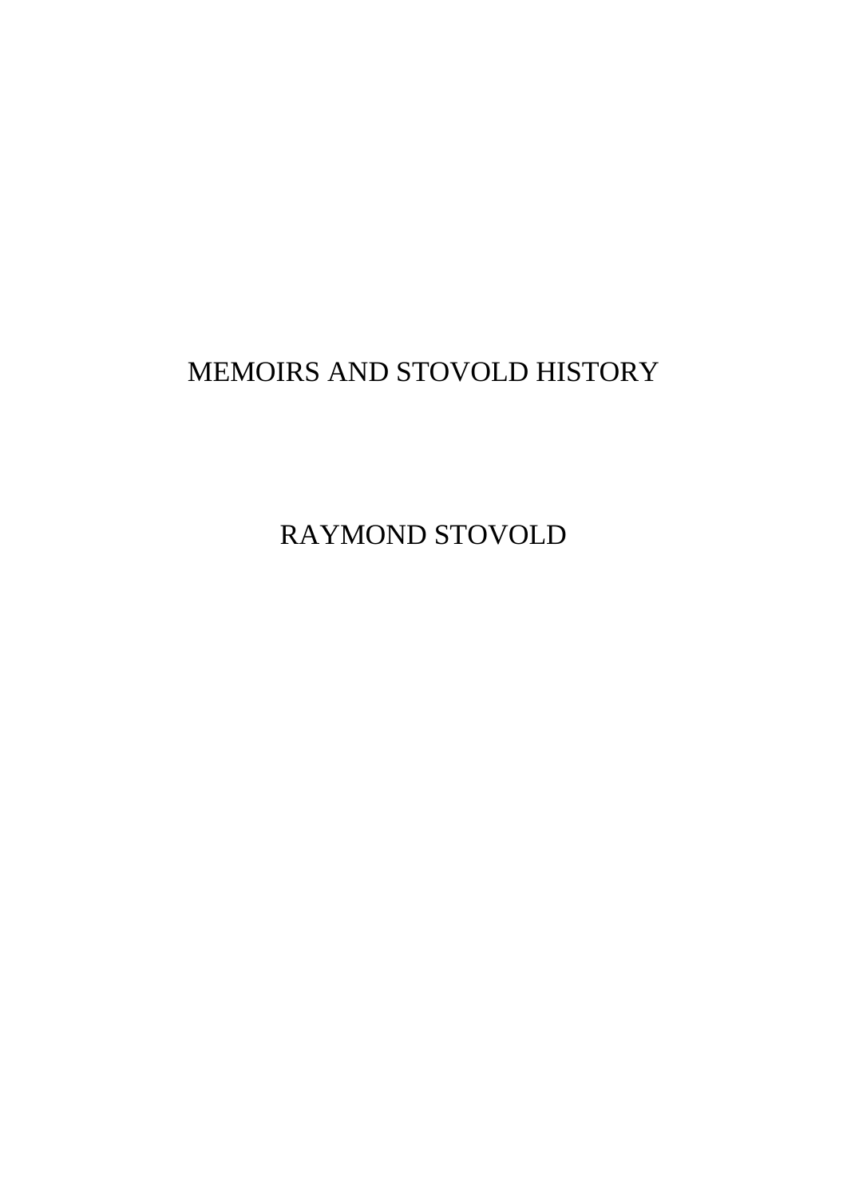# MEMOIRS AND STOVOLD HISTORY

RAYMOND STOVOLD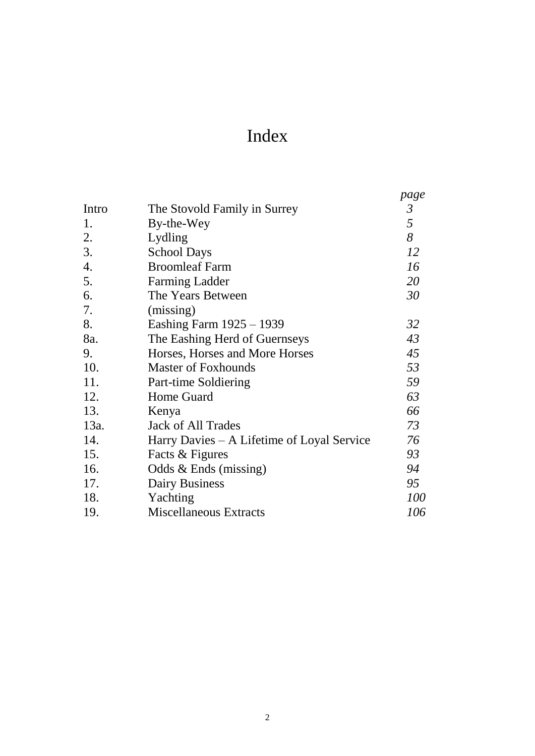# Index

| | | *page* |
|---|---|---|
| Intro | The Stovold Family in Surrey | *3* |
| 1. | By-the-Wey | *5* |
| 2. | Lydling | *8* |
| 3. | School Days | *12* |
| 4. | Broomleaf Farm | *16* |
| 5. | Farming Ladder | *20* |
| 6. | The Years Between | *30* |
| 7. | (missing) | |
| 8. | Eashing Farm 1925 – 1939 | *32* |
| 8a. | The Eashing Herd of Guernseys | *43* |
| 9. | Horses, Horses and More Horses | *45* |
| 10. | Master of Foxhounds | *53* |
| 11. | Part-time Soldiering | *59* |
| 12. | Home Guard | *63* |
| 13. | Kenya | *66* |
| 13a. | Jack of All Trades | *73* |
| 14. | Harry Davies – A Lifetime of Loyal Service | *76* |
| 15. | Facts & Figures | *93* |
| 16. | Odds & Ends (missing) | *94* |
| 17. | Dairy Business | *95* |
| 18. | Yachting | *100* |
| 19. | Miscellaneous Extracts | *106* |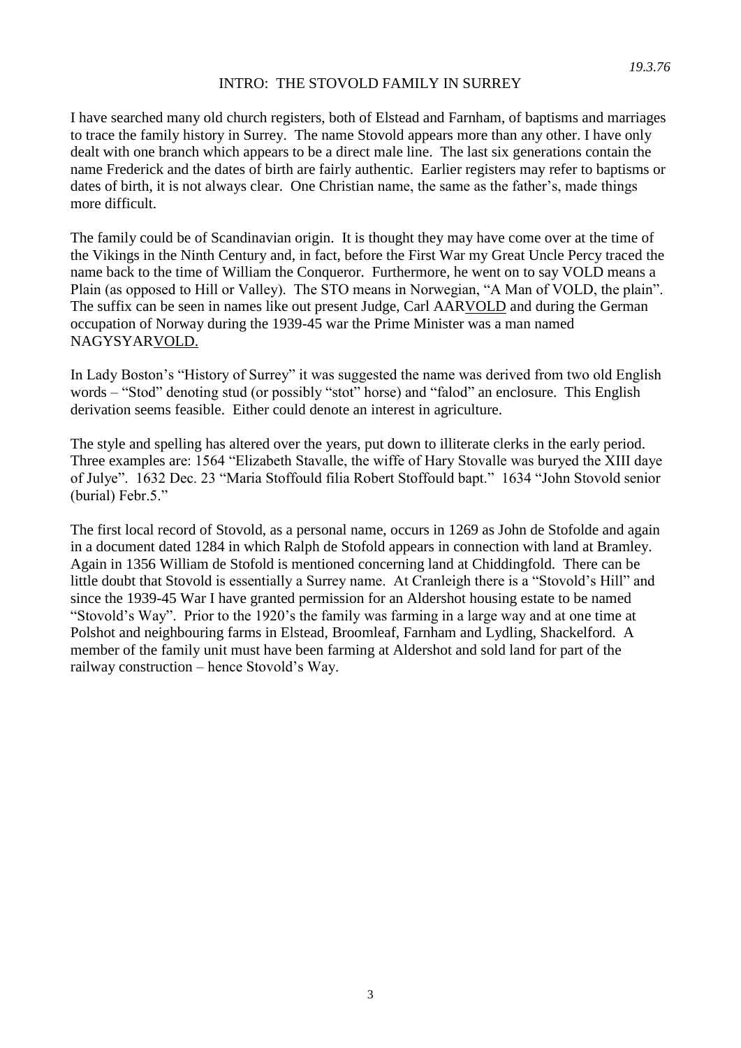*19.3.76*

# INTRO: THE STOVOLD FAMILY IN SURREY

I have searched many old church registers, both of Elstead and Farnham, of baptisms and marriages to trace the family history in Surrey. The name Stovold appears more than any other. I have only dealt with one branch which appears to be a direct male line. The last six generations contain the name Frederick and the dates of birth are fairly authentic. Earlier registers may refer to baptisms or dates of birth, it is not always clear. One Christian name, the same as the father's, made things more difficult.

The family could be of Scandinavian origin. It is thought they may have come over at the time of the Vikings in the Ninth Century and, in fact, before the First War my Great Uncle Percy traced the name back to the time of William the Conqueror. Furthermore, he went on to say VOLD means a Plain (as opposed to Hill or Valley). The STO means in Norwegian, "A Man of VOLD, the plain". The suffix can be seen in names like out present Judge, Carl AARVOLD and during the German occupation of Norway during the 1939-45 war the Prime Minister was a man named NAGYSYARVOLD.

In Lady Boston's "History of Surrey" it was suggested the name was derived from two old English words – "Stod" denoting stud (or possibly "stot" horse) and "falod" an enclosure. This English derivation seems feasible. Either could denote an interest in agriculture.

The style and spelling has altered over the years, put down to illiterate clerks in the early period. Three examples are: 1564 "Elizabeth Stavalle, the wiffe of Hary Stovalle was buryed the XIII daye of Julye". 1632 Dec. 23 "Maria Stoffould filia Robert Stoffould bapt." 1634 "John Stovold senior (burial) Febr.5."

The first local record of Stovold, as a personal name, occurs in 1269 as John de Stofolde and again in a document dated 1284 in which Ralph de Stofold appears in connection with land at Bramley. Again in 1356 William de Stofold is mentioned concerning land at Chiddingfold. There can be little doubt that Stovold is essentially a Surrey name. At Cranleigh there is a "Stovold's Hill" and since the 1939-45 War I have granted permission for an Aldershot housing estate to be named "Stovold's Way". Prior to the 1920's the family was farming in a large way and at one time at Polshot and neighbouring farms in Elstead, Broomleaf, Farnham and Lydling, Shackelford. A member of the family unit must have been farming at Aldershot and sold land for part of the railway construction – hence Stovold's Way.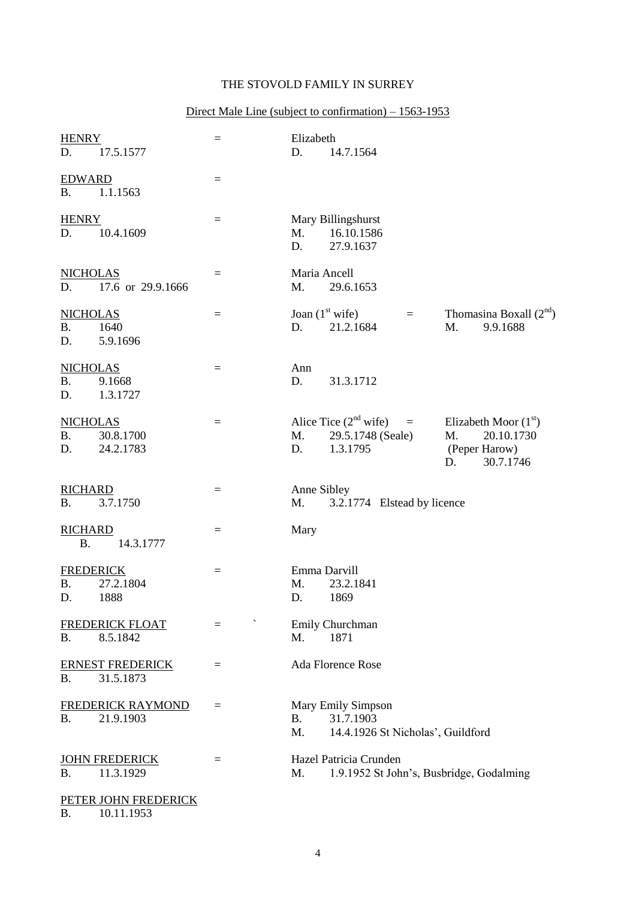# THE STOVOLD FAMILY IN SURREY

## Direct Male Line (subject to confirmation) – 1563-1953

| | | | | |
|---|---|---|---|---|
| HENRY<br>D. 17.5.1577 | = | Elizabeth<br>D. 14.7.1564 | | |
| EDWARD<br>B. 1.1.1563 | = | | | |
| HENRY<br>D. 10.4.1609 | = | Mary Billingshurst<br>M. 16.10.1586<br>D. 27.9.1637 | | |
| NICHOLAS<br>D. 17.6 or 29.9.1666 | = | Maria Ancell<br>M. 29.6.1653 | | |
| NICHOLAS<br>B. 1640<br>D. 5.9.1696 | = | Joan (1st wife)<br>D. 21.2.1684 | = | Thomasina Boxall (2nd)<br>M. 9.9.1688 |
| NICHOLAS<br>B. 9.1668<br>D. 1.3.1727 | = | Ann<br>D. 31.3.1712 | | |
| NICHOLAS<br>B. 30.8.1700<br>D. 24.2.1783 | = | Alice Tice (2nd wife)<br>M. 29.5.1748 (Seale)<br>D. 1.3.1795 | = | Elizabeth Moor (1st)<br>M. 20.10.1730<br>(Peper Harow)<br>D. 30.7.1746 |
| RICHARD<br>B. 3.7.1750 | = | Anne Sibley<br>M. 3.2.1774 Elstead by licence | | |
| RICHARD<br>B. 14.3.1777 | = | Mary | | |
| FREDERICK<br>B. 27.2.1804<br>D. 1888 | = | Emma Darvill<br>M. 23.2.1841<br>D. 1869 | | |
| FREDERICK FLOAT<br>B. 8.5.1842 | = | Emily Churchman<br>M. 1871 | | |
| ERNEST FREDERICK<br>B. 31.5.1873 | = | Ada Florence Rose | | |
| FREDERICK RAYMOND<br>B. 21.9.1903 | = | Mary Emily Simpson<br>B. 31.7.1903<br>M. 14.4.1926 St Nicholas', Guildford | | |
| JOHN FREDERICK<br>B. 11.3.1929 | = | Hazel Patricia Crunden<br>M. 1.9.1952 St John's, Busbridge, Godalming | | |
| PETER JOHN FREDERICK<br>B. 10.11.1953 | | | | |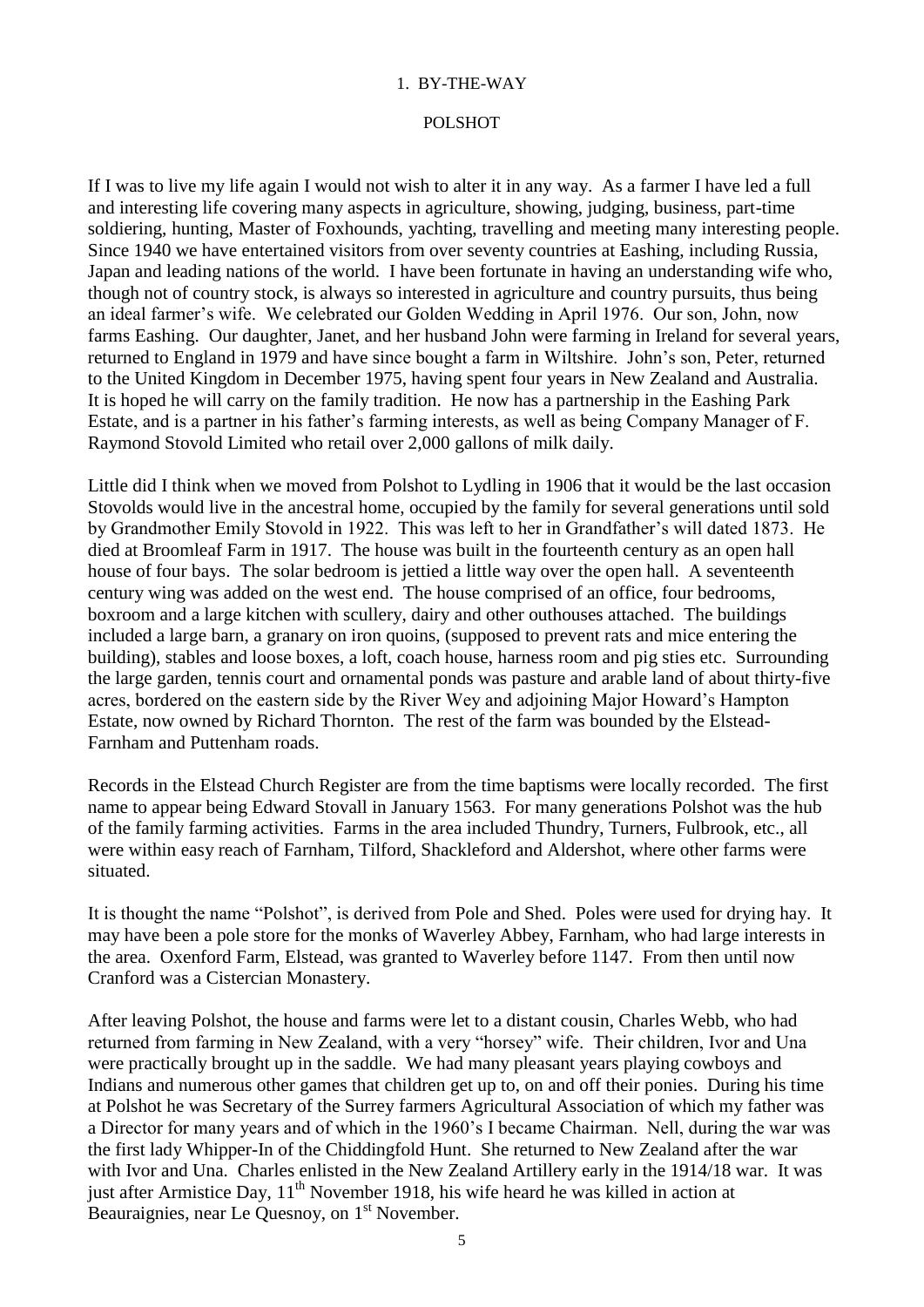# 1. BY-THE-WAY

## POLSHOT

If I was to live my life again I would not wish to alter it in any way. As a farmer I have led a full and interesting life covering many aspects in agriculture, showing, judging, business, part-time soldiering, hunting, Master of Foxhounds, yachting, travelling and meeting many interesting people. Since 1940 we have entertained visitors from over seventy countries at Eashing, including Russia, Japan and leading nations of the world. I have been fortunate in having an understanding wife who, though not of country stock, is always so interested in agriculture and country pursuits, thus being an ideal farmer's wife. We celebrated our Golden Wedding in April 1976. Our son, John, now farms Eashing. Our daughter, Janet, and her husband John were farming in Ireland for several years, returned to England in 1979 and have since bought a farm in Wiltshire. John's son, Peter, returned to the United Kingdom in December 1975, having spent four years in New Zealand and Australia. It is hoped he will carry on the family tradition. He now has a partnership in the Eashing Park Estate, and is a partner in his father's farming interests, as well as being Company Manager of F. Raymond Stovold Limited who retail over 2,000 gallons of milk daily.

Little did I think when we moved from Polshot to Lydling in 1906 that it would be the last occasion Stovolds would live in the ancestral home, occupied by the family for several generations until sold by Grandmother Emily Stovold in 1922. This was left to her in Grandfather's will dated 1873. He died at Broomleaf Farm in 1917. The house was built in the fourteenth century as an open hall house of four bays. The solar bedroom is jettied a little way over the open hall. A seventeenth century wing was added on the west end. The house comprised of an office, four bedrooms, boxroom and a large kitchen with scullery, dairy and other outhouses attached. The buildings included a large barn, a granary on iron quoins, (supposed to prevent rats and mice entering the building), stables and loose boxes, a loft, coach house, harness room and pig sties etc. Surrounding the large garden, tennis court and ornamental ponds was pasture and arable land of about thirty-five acres, bordered on the eastern side by the River Wey and adjoining Major Howard's Hampton Estate, now owned by Richard Thornton. The rest of the farm was bounded by the Elstead-Farnham and Puttenham roads.

Records in the Elstead Church Register are from the time baptisms were locally recorded. The first name to appear being Edward Stovall in January 1563. For many generations Polshot was the hub of the family farming activities. Farms in the area included Thundry, Turners, Fulbrook, etc., all were within easy reach of Farnham, Tilford, Shackleford and Aldershot, where other farms were situated.

It is thought the name "Polshot", is derived from Pole and Shed. Poles were used for drying hay. It may have been a pole store for the monks of Waverley Abbey, Farnham, who had large interests in the area. Oxenford Farm, Elstead, was granted to Waverley before 1147. From then until now Cranford was a Cistercian Monastery.

After leaving Polshot, the house and farms were let to a distant cousin, Charles Webb, who had returned from farming in New Zealand, with a very "horsey" wife. Their children, Ivor and Una were practically brought up in the saddle. We had many pleasant years playing cowboys and Indians and numerous other games that children get up to, on and off their ponies. During his time at Polshot he was Secretary of the Surrey farmers Agricultural Association of which my father was a Director for many years and of which in the 1960's I became Chairman. Nell, during the war was the first lady Whipper-In of the Chiddingfold Hunt. She returned to New Zealand after the war with Ivor and Una. Charles enlisted in the New Zealand Artillery early in the 1914/18 war. It was just after Armistice Day, 11th November 1918, his wife heard he was killed in action at Beauraignies, near Le Quesnoy, on 1st November.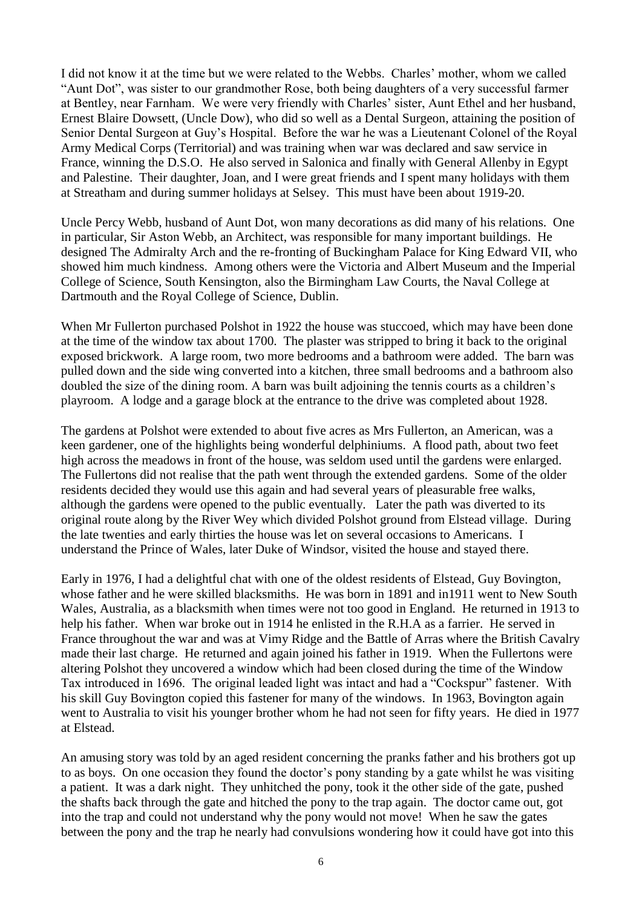I did not know it at the time but we were related to the Webbs. Charles' mother, whom we called "Aunt Dot", was sister to our grandmother Rose, both being daughters of a very successful farmer at Bentley, near Farnham. We were very friendly with Charles' sister, Aunt Ethel and her husband, Ernest Blaire Dowsett, (Uncle Dow), who did so well as a Dental Surgeon, attaining the position of Senior Dental Surgeon at Guy's Hospital. Before the war he was a Lieutenant Colonel of the Royal Army Medical Corps (Territorial) and was training when war was declared and saw service in France, winning the D.S.O. He also served in Salonica and finally with General Allenby in Egypt and Palestine. Their daughter, Joan, and I were great friends and I spent many holidays with them at Streatham and during summer holidays at Selsey. This must have been about 1919-20.

Uncle Percy Webb, husband of Aunt Dot, won many decorations as did many of his relations. One in particular, Sir Aston Webb, an Architect, was responsible for many important buildings. He designed The Admiralty Arch and the re-fronting of Buckingham Palace for King Edward VII, who showed him much kindness. Among others were the Victoria and Albert Museum and the Imperial College of Science, South Kensington, also the Birmingham Law Courts, the Naval College at Dartmouth and the Royal College of Science, Dublin.

When Mr Fullerton purchased Polshot in 1922 the house was stuccoed, which may have been done at the time of the window tax about 1700. The plaster was stripped to bring it back to the original exposed brickwork. A large room, two more bedrooms and a bathroom were added. The barn was pulled down and the side wing converted into a kitchen, three small bedrooms and a bathroom also doubled the size of the dining room. A barn was built adjoining the tennis courts as a children's playroom. A lodge and a garage block at the entrance to the drive was completed about 1928.

The gardens at Polshot were extended to about five acres as Mrs Fullerton, an American, was a keen gardener, one of the highlights being wonderful delphiniums. A flood path, about two feet high across the meadows in front of the house, was seldom used until the gardens were enlarged. The Fullertons did not realise that the path went through the extended gardens. Some of the older residents decided they would use this again and had several years of pleasurable free walks, although the gardens were opened to the public eventually. Later the path was diverted to its original route along by the River Wey which divided Polshot ground from Elstead village. During the late twenties and early thirties the house was let on several occasions to Americans. I understand the Prince of Wales, later Duke of Windsor, visited the house and stayed there.

Early in 1976, I had a delightful chat with one of the oldest residents of Elstead, Guy Bovington, whose father and he were skilled blacksmiths. He was born in 1891 and in1911 went to New South Wales, Australia, as a blacksmith when times were not too good in England. He returned in 1913 to help his father. When war broke out in 1914 he enlisted in the R.H.A as a farrier. He served in France throughout the war and was at Vimy Ridge and the Battle of Arras where the British Cavalry made their last charge. He returned and again joined his father in 1919. When the Fullertons were altering Polshot they uncovered a window which had been closed during the time of the Window Tax introduced in 1696. The original leaded light was intact and had a "Cockspur" fastener. With his skill Guy Bovington copied this fastener for many of the windows. In 1963, Bovington again went to Australia to visit his younger brother whom he had not seen for fifty years. He died in 1977 at Elstead.

An amusing story was told by an aged resident concerning the pranks father and his brothers got up to as boys. On one occasion they found the doctor's pony standing by a gate whilst he was visiting a patient. It was a dark night. They unhitched the pony, took it the other side of the gate, pushed the shafts back through the gate and hitched the pony to the trap again. The doctor came out, got into the trap and could not understand why the pony would not move! When he saw the gates between the pony and the trap he nearly had convulsions wondering how it could have got into this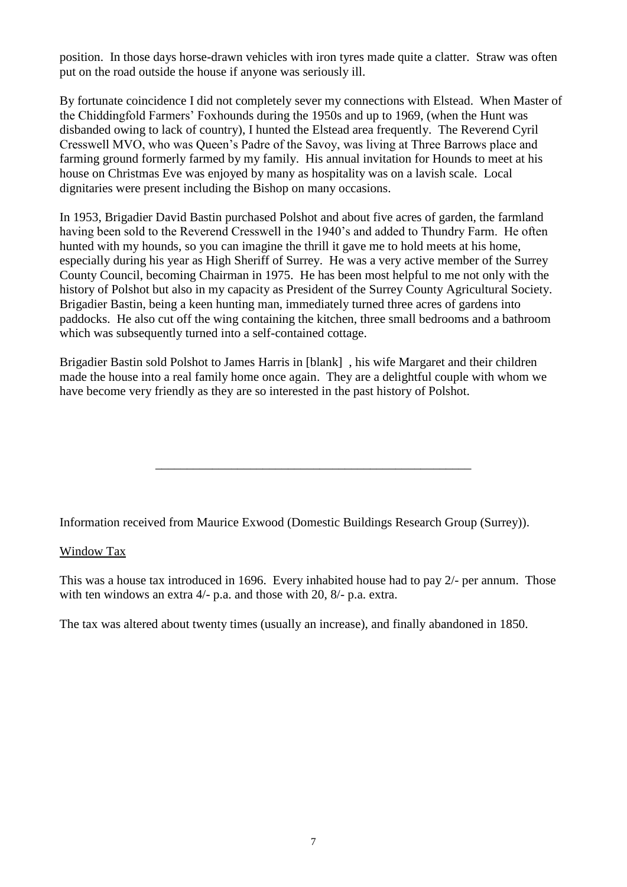position. In those days horse-drawn vehicles with iron tyres made quite a clatter. Straw was often put on the road outside the house if anyone was seriously ill.

By fortunate coincidence I did not completely sever my connections with Elstead. When Master of the Chiddingfold Farmers' Foxhounds during the 1950s and up to 1969, (when the Hunt was disbanded owing to lack of country), I hunted the Elstead area frequently. The Reverend Cyril Cresswell MVO, who was Queen's Padre of the Savoy, was living at Three Barrows place and farming ground formerly farmed by my family. His annual invitation for Hounds to meet at his house on Christmas Eve was enjoyed by many as hospitality was on a lavish scale. Local dignitaries were present including the Bishop on many occasions.

In 1953, Brigadier David Bastin purchased Polshot and about five acres of garden, the farmland having been sold to the Reverend Cresswell in the 1940's and added to Thundry Farm. He often hunted with my hounds, so you can imagine the thrill it gave me to hold meets at his home, especially during his year as High Sheriff of Surrey. He was a very active member of the Surrey County Council, becoming Chairman in 1975. He has been most helpful to me not only with the history of Polshot but also in my capacity as President of the Surrey County Agricultural Society. Brigadier Bastin, being a keen hunting man, immediately turned three acres of gardens into paddocks. He also cut off the wing containing the kitchen, three small bedrooms and a bathroom which was subsequently turned into a self-contained cottage.

Brigadier Bastin sold Polshot to James Harris in [blank] , his wife Margaret and their children made the house into a real family home once again. They are a delightful couple with whom we have become very friendly as they are so interested in the past history of Polshot.

---

Information received from Maurice Exwood (Domestic Buildings Research Group (Surrey)).

<u>Window Tax</u>

This was a house tax introduced in 1696. Every inhabited house had to pay 2/- per annum. Those with ten windows an extra 4/- p.a. and those with 20, 8/- p.a. extra.

The tax was altered about twenty times (usually an increase), and finally abandoned in 1850.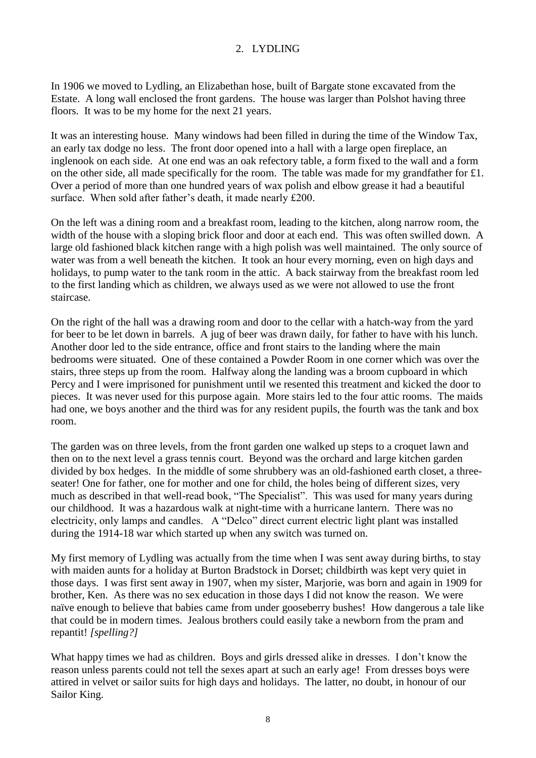## 2. LYDLING

In 1906 we moved to Lydling, an Elizabethan hose, built of Bargate stone excavated from the Estate. A long wall enclosed the front gardens. The house was larger than Polshot having three floors. It was to be my home for the next 21 years.

It was an interesting house. Many windows had been filled in during the time of the Window Tax, an early tax dodge no less. The front door opened into a hall with a large open fireplace, an inglenook on each side. At one end was an oak refectory table, a form fixed to the wall and a form on the other side, all made specifically for the room. The table was made for my grandfather for £1. Over a period of more than one hundred years of wax polish and elbow grease it had a beautiful surface. When sold after father's death, it made nearly £200.

On the left was a dining room and a breakfast room, leading to the kitchen, along narrow room, the width of the house with a sloping brick floor and door at each end. This was often swilled down. A large old fashioned black kitchen range with a high polish was well maintained. The only source of water was from a well beneath the kitchen. It took an hour every morning, even on high days and holidays, to pump water to the tank room in the attic. A back stairway from the breakfast room led to the first landing which as children, we always used as we were not allowed to use the front staircase.

On the right of the hall was a drawing room and door to the cellar with a hatch-way from the yard for beer to be let down in barrels. A jug of beer was drawn daily, for father to have with his lunch. Another door led to the side entrance, office and front stairs to the landing where the main bedrooms were situated. One of these contained a Powder Room in one corner which was over the stairs, three steps up from the room. Halfway along the landing was a broom cupboard in which Percy and I were imprisoned for punishment until we resented this treatment and kicked the door to pieces. It was never used for this purpose again. More stairs led to the four attic rooms. The maids had one, we boys another and the third was for any resident pupils, the fourth was the tank and box room.

The garden was on three levels, from the front garden one walked up steps to a croquet lawn and then on to the next level a grass tennis court. Beyond was the orchard and large kitchen garden divided by box hedges. In the middle of some shrubbery was an old-fashioned earth closet, a three-seater! One for father, one for mother and one for child, the holes being of different sizes, very much as described in that well-read book, "The Specialist". This was used for many years during our childhood. It was a hazardous walk at night-time with a hurricane lantern. There was no electricity, only lamps and candles. A "Delco" direct current electric light plant was installed during the 1914-18 war which started up when any switch was turned on.

My first memory of Lydling was actually from the time when I was sent away during births, to stay with maiden aunts for a holiday at Burton Bradstock in Dorset; childbirth was kept very quiet in those days. I was first sent away in 1907, when my sister, Marjorie, was born and again in 1909 for brother, Ken. As there was no sex education in those days I did not know the reason. We were naïve enough to believe that babies came from under gooseberry bushes! How dangerous a tale like that could be in modern times. Jealous brothers could easily take a newborn from the pram and repantit! *[spelling?]*

What happy times we had as children. Boys and girls dressed alike in dresses. I don't know the reason unless parents could not tell the sexes apart at such an early age! From dresses boys were attired in velvet or sailor suits for high days and holidays. The latter, no doubt, in honour of our Sailor King.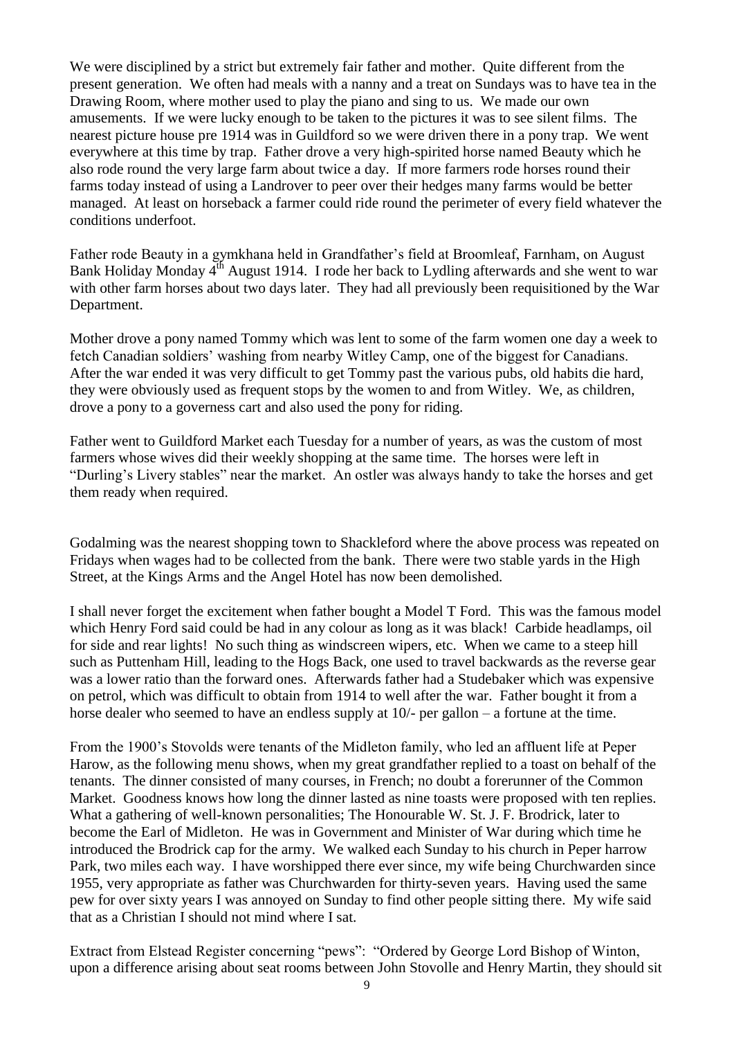We were disciplined by a strict but extremely fair father and mother. Quite different from the present generation. We often had meals with a nanny and a treat on Sundays was to have tea in the Drawing Room, where mother used to play the piano and sing to us. We made our own amusements. If we were lucky enough to be taken to the pictures it was to see silent films. The nearest picture house pre 1914 was in Guildford so we were driven there in a pony trap. We went everywhere at this time by trap. Father drove a very high-spirited horse named Beauty which he also rode round the very large farm about twice a day. If more farmers rode horses round their farms today instead of using a Landrover to peer over their hedges many farms would be better managed. At least on horseback a farmer could ride round the perimeter of every field whatever the conditions underfoot.

Father rode Beauty in a gymkhana held in Grandfather's field at Broomleaf, Farnham, on August Bank Holiday Monday 4th August 1914. I rode her back to Lydling afterwards and she went to war with other farm horses about two days later. They had all previously been requisitioned by the War Department.

Mother drove a pony named Tommy which was lent to some of the farm women one day a week to fetch Canadian soldiers' washing from nearby Witley Camp, one of the biggest for Canadians. After the war ended it was very difficult to get Tommy past the various pubs, old habits die hard, they were obviously used as frequent stops by the women to and from Witley. We, as children, drove a pony to a governess cart and also used the pony for riding.

Father went to Guildford Market each Tuesday for a number of years, as was the custom of most farmers whose wives did their weekly shopping at the same time. The horses were left in "Durling's Livery stables" near the market. An ostler was always handy to take the horses and get them ready when required.

Godalming was the nearest shopping town to Shackleford where the above process was repeated on Fridays when wages had to be collected from the bank. There were two stable yards in the High Street, at the Kings Arms and the Angel Hotel has now been demolished.

I shall never forget the excitement when father bought a Model T Ford. This was the famous model which Henry Ford said could be had in any colour as long as it was black! Carbide headlamps, oil for side and rear lights! No such thing as windscreen wipers, etc. When we came to a steep hill such as Puttenham Hill, leading to the Hogs Back, one used to travel backwards as the reverse gear was a lower ratio than the forward ones. Afterwards father had a Studebaker which was expensive on petrol, which was difficult to obtain from 1914 to well after the war. Father bought it from a horse dealer who seemed to have an endless supply at 10/- per gallon – a fortune at the time.

From the 1900's Stovolds were tenants of the Midleton family, who led an affluent life at Peper Harow, as the following menu shows, when my great grandfather replied to a toast on behalf of the tenants. The dinner consisted of many courses, in French; no doubt a forerunner of the Common Market. Goodness knows how long the dinner lasted as nine toasts were proposed with ten replies. What a gathering of well-known personalities; The Honourable W. St. J. F. Brodrick, later to become the Earl of Midleton. He was in Government and Minister of War during which time he introduced the Brodrick cap for the army. We walked each Sunday to his church in Peper harrow Park, two miles each way. I have worshipped there ever since, my wife being Churchwarden since 1955, very appropriate as father was Churchwarden for thirty-seven years. Having used the same pew for over sixty years I was annoyed on Sunday to find other people sitting there. My wife said that as a Christian I should not mind where I sat.

Extract from Elstead Register concerning "pews": "Ordered by George Lord Bishop of Winton, upon a difference arising about seat rooms between John Stovolle and Henry Martin, they should sit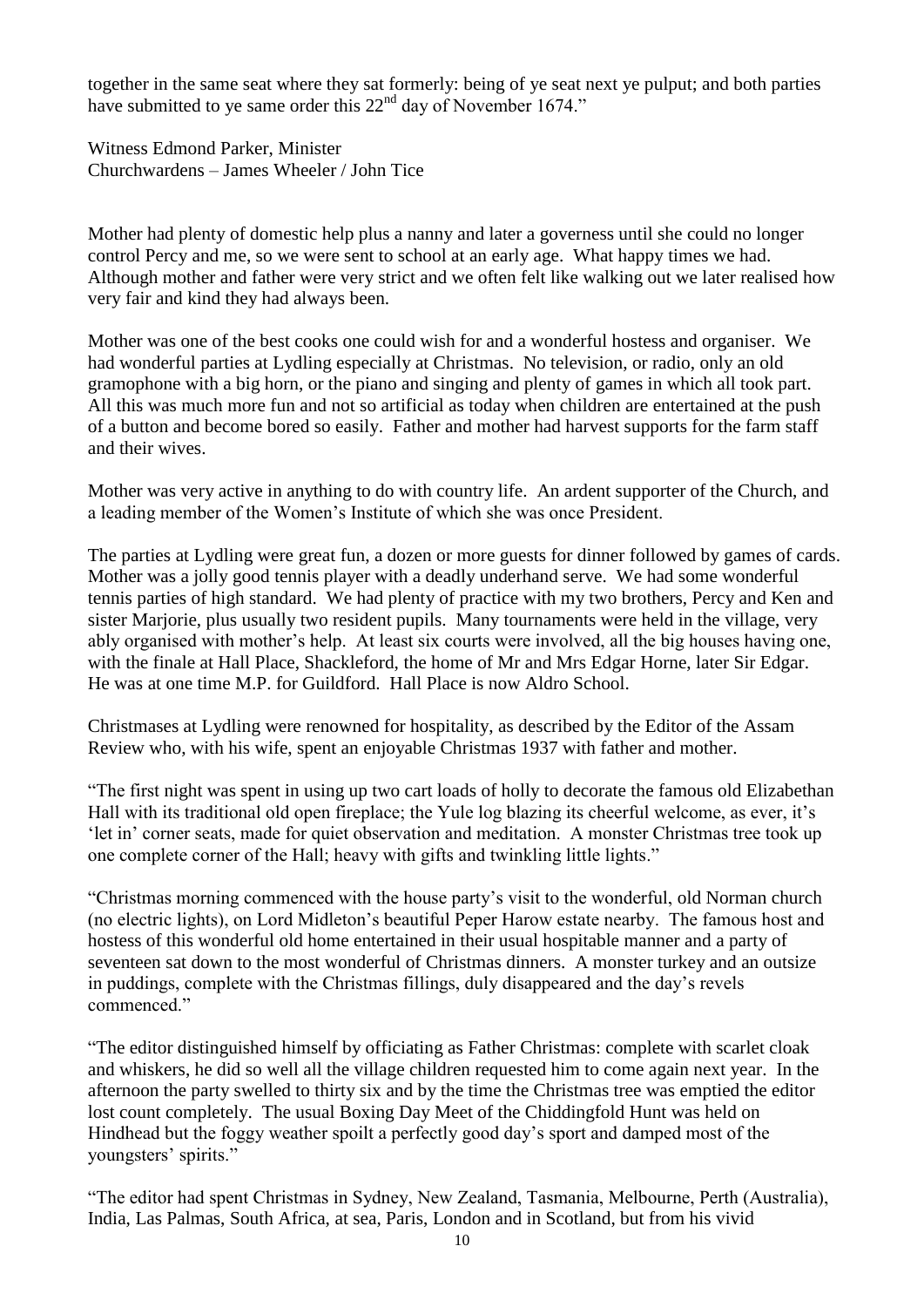together in the same seat where they sat formerly: being of ye seat next ye pulput; and both parties have submitted to ye same order this 22nd day of November 1674."

Witness Edmond Parker, Minister
Churchwardens – James Wheeler / John Tice

Mother had plenty of domestic help plus a nanny and later a governess until she could no longer control Percy and me, so we were sent to school at an early age. What happy times we had. Although mother and father were very strict and we often felt like walking out we later realised how very fair and kind they had always been.

Mother was one of the best cooks one could wish for and a wonderful hostess and organiser. We had wonderful parties at Lydling especially at Christmas. No television, or radio, only an old gramophone with a big horn, or the piano and singing and plenty of games in which all took part. All this was much more fun and not so artificial as today when children are entertained at the push of a button and become bored so easily. Father and mother had harvest supports for the farm staff and their wives.

Mother was very active in anything to do with country life. An ardent supporter of the Church, and a leading member of the Women's Institute of which she was once President.

The parties at Lydling were great fun, a dozen or more guests for dinner followed by games of cards. Mother was a jolly good tennis player with a deadly underhand serve. We had some wonderful tennis parties of high standard. We had plenty of practice with my two brothers, Percy and Ken and sister Marjorie, plus usually two resident pupils. Many tournaments were held in the village, very ably organised with mother's help. At least six courts were involved, all the big houses having one, with the finale at Hall Place, Shackleford, the home of Mr and Mrs Edgar Horne, later Sir Edgar. He was at one time M.P. for Guildford. Hall Place is now Aldro School.

Christmases at Lydling were renowned for hospitality, as described by the Editor of the Assam Review who, with his wife, spent an enjoyable Christmas 1937 with father and mother.

"The first night was spent in using up two cart loads of holly to decorate the famous old Elizabethan Hall with its traditional old open fireplace; the Yule log blazing its cheerful welcome, as ever, it's 'let in' corner seats, made for quiet observation and meditation. A monster Christmas tree took up one complete corner of the Hall; heavy with gifts and twinkling little lights."

"Christmas morning commenced with the house party's visit to the wonderful, old Norman church (no electric lights), on Lord Midleton's beautiful Peper Harow estate nearby. The famous host and hostess of this wonderful old home entertained in their usual hospitable manner and a party of seventeen sat down to the most wonderful of Christmas dinners. A monster turkey and an outsize in puddings, complete with the Christmas fillings, duly disappeared and the day's revels commenced."

"The editor distinguished himself by officiating as Father Christmas: complete with scarlet cloak and whiskers, he did so well all the village children requested him to come again next year. In the afternoon the party swelled to thirty six and by the time the Christmas tree was emptied the editor lost count completely. The usual Boxing Day Meet of the Chiddingfold Hunt was held on Hindhead but the foggy weather spoilt a perfectly good day's sport and damped most of the youngsters' spirits."

"The editor had spent Christmas in Sydney, New Zealand, Tasmania, Melbourne, Perth (Australia), India, Las Palmas, South Africa, at sea, Paris, London and in Scotland, but from his vivid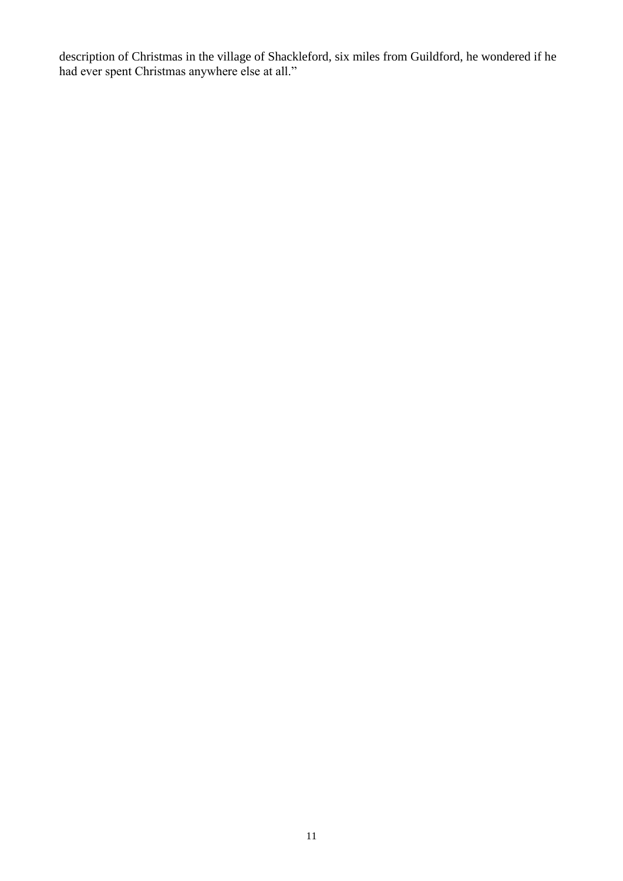description of Christmas in the village of Shackleford, six miles from Guildford, he wondered if he had ever spent Christmas anywhere else at all."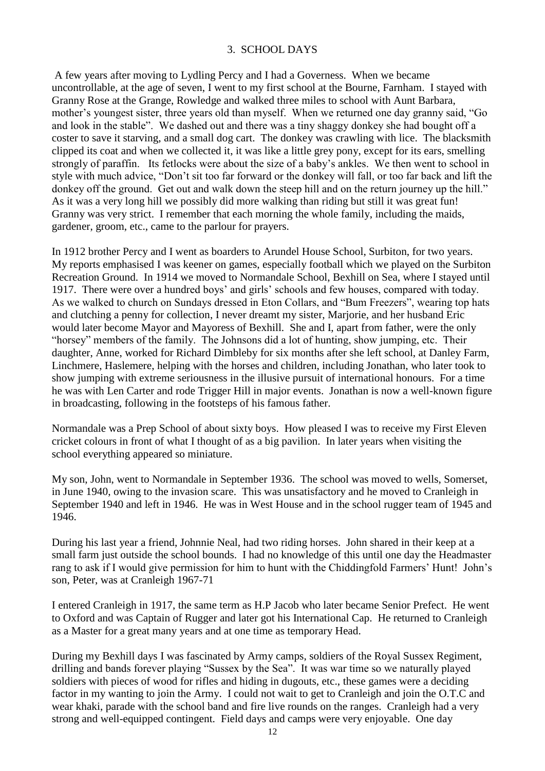## 3. SCHOOL DAYS

A few years after moving to Lydling Percy and I had a Governess. When we became uncontrollable, at the age of seven, I went to my first school at the Bourne, Farnham. I stayed with Granny Rose at the Grange, Rowledge and walked three miles to school with Aunt Barbara, mother's youngest sister, three years old than myself. When we returned one day granny said, "Go and look in the stable". We dashed out and there was a tiny shaggy donkey she had bought off a coster to save it starving, and a small dog cart. The donkey was crawling with lice. The blacksmith clipped its coat and when we collected it, it was like a little grey pony, except for its ears, smelling strongly of paraffin. Its fetlocks were about the size of a baby's ankles. We then went to school in style with much advice, "Don't sit too far forward or the donkey will fall, or too far back and lift the donkey off the ground. Get out and walk down the steep hill and on the return journey up the hill." As it was a very long hill we possibly did more walking than riding but still it was great fun! Granny was very strict. I remember that each morning the whole family, including the maids, gardener, groom, etc., came to the parlour for prayers.

In 1912 brother Percy and I went as boarders to Arundel House School, Surbiton, for two years. My reports emphasised I was keener on games, especially football which we played on the Surbiton Recreation Ground. In 1914 we moved to Normandale School, Bexhill on Sea, where I stayed until 1917. There were over a hundred boys' and girls' schools and few houses, compared with today. As we walked to church on Sundays dressed in Eton Collars, and "Bum Freezers", wearing top hats and clutching a penny for collection, I never dreamt my sister, Marjorie, and her husband Eric would later become Mayor and Mayoress of Bexhill. She and I, apart from father, were the only "horsey" members of the family. The Johnsons did a lot of hunting, show jumping, etc. Their daughter, Anne, worked for Richard Dimbleby for six months after she left school, at Danley Farm, Linchmere, Haslemere, helping with the horses and children, including Jonathan, who later took to show jumping with extreme seriousness in the illusive pursuit of international honours. For a time he was with Len Carter and rode Trigger Hill in major events. Jonathan is now a well-known figure in broadcasting, following in the footsteps of his famous father.

Normandale was a Prep School of about sixty boys. How pleased I was to receive my First Eleven cricket colours in front of what I thought of as a big pavilion. In later years when visiting the school everything appeared so miniature.

My son, John, went to Normandale in September 1936. The school was moved to wells, Somerset, in June 1940, owing to the invasion scare. This was unsatisfactory and he moved to Cranleigh in September 1940 and left in 1946. He was in West House and in the school rugger team of 1945 and 1946.

During his last year a friend, Johnnie Neal, had two riding horses. John shared in their keep at a small farm just outside the school bounds. I had no knowledge of this until one day the Headmaster rang to ask if I would give permission for him to hunt with the Chiddingfold Farmers' Hunt! John's son, Peter, was at Cranleigh 1967-71

I entered Cranleigh in 1917, the same term as H.P Jacob who later became Senior Prefect. He went to Oxford and was Captain of Rugger and later got his International Cap. He returned to Cranleigh as a Master for a great many years and at one time as temporary Head.

During my Bexhill days I was fascinated by Army camps, soldiers of the Royal Sussex Regiment, drilling and bands forever playing "Sussex by the Sea". It was war time so we naturally played soldiers with pieces of wood for rifles and hiding in dugouts, etc., these games were a deciding factor in my wanting to join the Army. I could not wait to get to Cranleigh and join the O.T.C and wear khaki, parade with the school band and fire live rounds on the ranges. Cranleigh had a very strong and well-equipped contingent. Field days and camps were very enjoyable. One day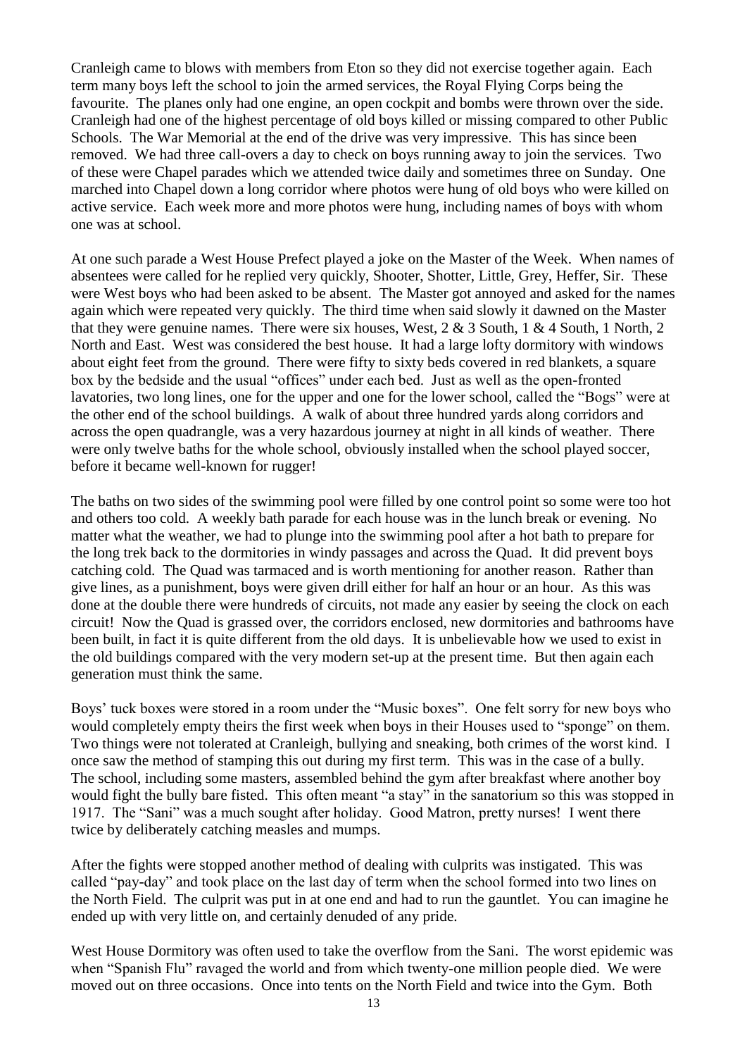Cranleigh came to blows with members from Eton so they did not exercise together again. Each term many boys left the school to join the armed services, the Royal Flying Corps being the favourite. The planes only had one engine, an open cockpit and bombs were thrown over the side. Cranleigh had one of the highest percentage of old boys killed or missing compared to other Public Schools. The War Memorial at the end of the drive was very impressive. This has since been removed. We had three call-overs a day to check on boys running away to join the services. Two of these were Chapel parades which we attended twice daily and sometimes three on Sunday. One marched into Chapel down a long corridor where photos were hung of old boys who were killed on active service. Each week more and more photos were hung, including names of boys with whom one was at school.

At one such parade a West House Prefect played a joke on the Master of the Week. When names of absentees were called for he replied very quickly, Shooter, Shotter, Little, Grey, Heffer, Sir. These were West boys who had been asked to be absent. The Master got annoyed and asked for the names again which were repeated very quickly. The third time when said slowly it dawned on the Master that they were genuine names. There were six houses, West, 2 & 3 South, 1 & 4 South, 1 North, 2 North and East. West was considered the best house. It had a large lofty dormitory with windows about eight feet from the ground. There were fifty to sixty beds covered in red blankets, a square box by the bedside and the usual "offices" under each bed. Just as well as the open-fronted lavatories, two long lines, one for the upper and one for the lower school, called the "Bogs" were at the other end of the school buildings. A walk of about three hundred yards along corridors and across the open quadrangle, was a very hazardous journey at night in all kinds of weather. There were only twelve baths for the whole school, obviously installed when the school played soccer, before it became well-known for rugger!

The baths on two sides of the swimming pool were filled by one control point so some were too hot and others too cold. A weekly bath parade for each house was in the lunch break or evening. No matter what the weather, we had to plunge into the swimming pool after a hot bath to prepare for the long trek back to the dormitories in windy passages and across the Quad. It did prevent boys catching cold. The Quad was tarmaced and is worth mentioning for another reason. Rather than give lines, as a punishment, boys were given drill either for half an hour or an hour. As this was done at the double there were hundreds of circuits, not made any easier by seeing the clock on each circuit! Now the Quad is grassed over, the corridors enclosed, new dormitories and bathrooms have been built, in fact it is quite different from the old days. It is unbelievable how we used to exist in the old buildings compared with the very modern set-up at the present time. But then again each generation must think the same.

Boys' tuck boxes were stored in a room under the "Music boxes". One felt sorry for new boys who would completely empty theirs the first week when boys in their Houses used to "sponge" on them. Two things were not tolerated at Cranleigh, bullying and sneaking, both crimes of the worst kind. I once saw the method of stamping this out during my first term. This was in the case of a bully. The school, including some masters, assembled behind the gym after breakfast where another boy would fight the bully bare fisted. This often meant "a stay" in the sanatorium so this was stopped in 1917. The "Sani" was a much sought after holiday. Good Matron, pretty nurses! I went there twice by deliberately catching measles and mumps.

After the fights were stopped another method of dealing with culprits was instigated. This was called "pay-day" and took place on the last day of term when the school formed into two lines on the North Field. The culprit was put in at one end and had to run the gauntlet. You can imagine he ended up with very little on, and certainly denuded of any pride.

West House Dormitory was often used to take the overflow from the Sani. The worst epidemic was when "Spanish Flu" ravaged the world and from which twenty-one million people died. We were moved out on three occasions. Once into tents on the North Field and twice into the Gym. Both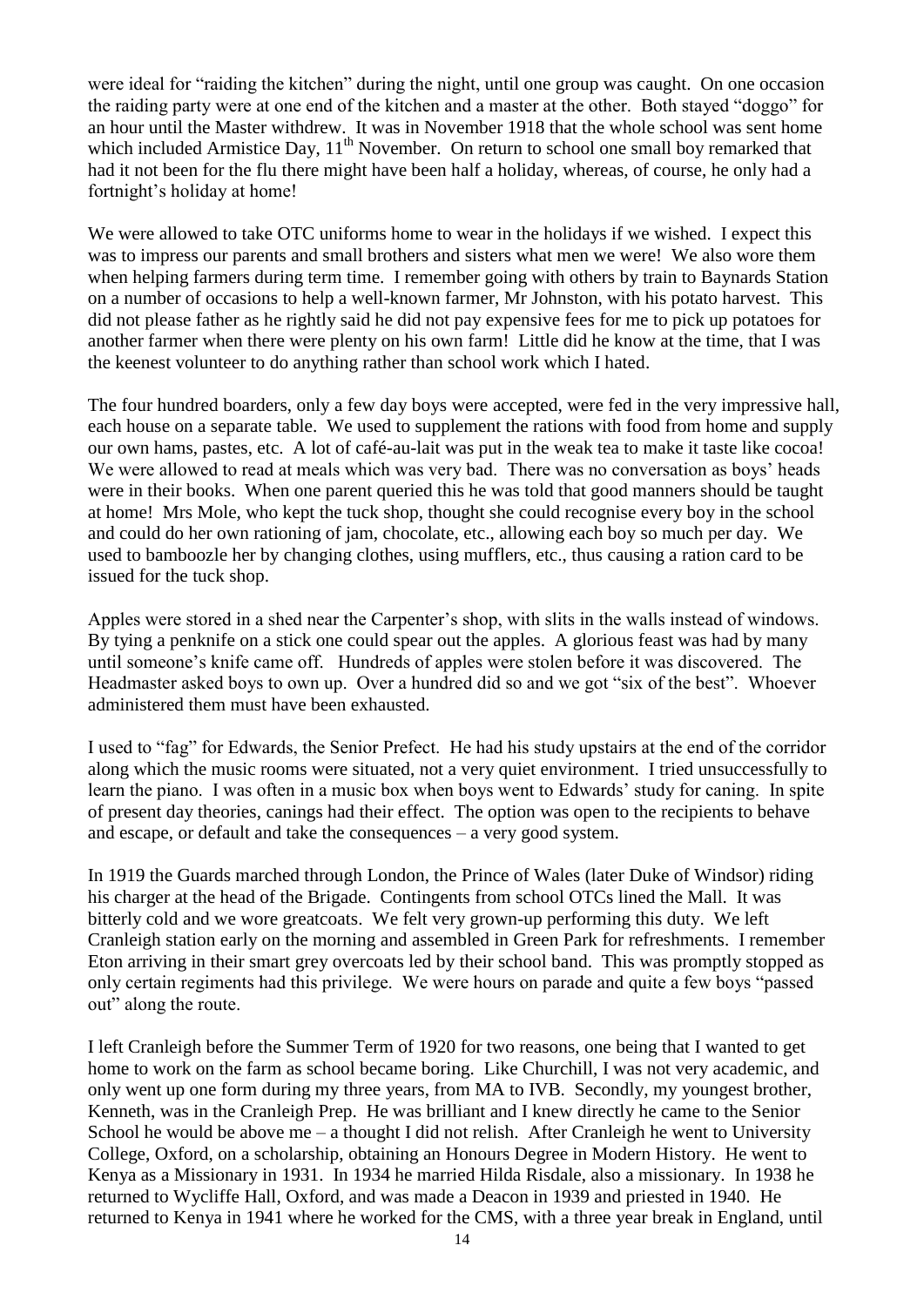were ideal for "raiding the kitchen" during the night, until one group was caught. On one occasion the raiding party were at one end of the kitchen and a master at the other. Both stayed "doggo" for an hour until the Master withdrew. It was in November 1918 that the whole school was sent home which included Armistice Day, 11th November. On return to school one small boy remarked that had it not been for the flu there might have been half a holiday, whereas, of course, he only had a fortnight's holiday at home!

We were allowed to take OTC uniforms home to wear in the holidays if we wished. I expect this was to impress our parents and small brothers and sisters what men we were! We also wore them when helping farmers during term time. I remember going with others by train to Baynards Station on a number of occasions to help a well-known farmer, Mr Johnston, with his potato harvest. This did not please father as he rightly said he did not pay expensive fees for me to pick up potatoes for another farmer when there were plenty on his own farm! Little did he know at the time, that I was the keenest volunteer to do anything rather than school work which I hated.

The four hundred boarders, only a few day boys were accepted, were fed in the very impressive hall, each house on a separate table. We used to supplement the rations with food from home and supply our own hams, pastes, etc. A lot of café-au-lait was put in the weak tea to make it taste like cocoa! We were allowed to read at meals which was very bad. There was no conversation as boys' heads were in their books. When one parent queried this he was told that good manners should be taught at home! Mrs Mole, who kept the tuck shop, thought she could recognise every boy in the school and could do her own rationing of jam, chocolate, etc., allowing each boy so much per day. We used to bamboozle her by changing clothes, using mufflers, etc., thus causing a ration card to be issued for the tuck shop.

Apples were stored in a shed near the Carpenter's shop, with slits in the walls instead of windows. By tying a penknife on a stick one could spear out the apples. A glorious feast was had by many until someone's knife came off. Hundreds of apples were stolen before it was discovered. The Headmaster asked boys to own up. Over a hundred did so and we got "six of the best". Whoever administered them must have been exhausted.

I used to "fag" for Edwards, the Senior Prefect. He had his study upstairs at the end of the corridor along which the music rooms were situated, not a very quiet environment. I tried unsuccessfully to learn the piano. I was often in a music box when boys went to Edwards' study for caning. In spite of present day theories, canings had their effect. The option was open to the recipients to behave and escape, or default and take the consequences – a very good system.

In 1919 the Guards marched through London, the Prince of Wales (later Duke of Windsor) riding his charger at the head of the Brigade. Contingents from school OTCs lined the Mall. It was bitterly cold and we wore greatcoats. We felt very grown-up performing this duty. We left Cranleigh station early on the morning and assembled in Green Park for refreshments. I remember Eton arriving in their smart grey overcoats led by their school band. This was promptly stopped as only certain regiments had this privilege. We were hours on parade and quite a few boys "passed out" along the route.

I left Cranleigh before the Summer Term of 1920 for two reasons, one being that I wanted to get home to work on the farm as school became boring. Like Churchill, I was not very academic, and only went up one form during my three years, from MA to IVB. Secondly, my youngest brother, Kenneth, was in the Cranleigh Prep. He was brilliant and I knew directly he came to the Senior School he would be above me – a thought I did not relish. After Cranleigh he went to University College, Oxford, on a scholarship, obtaining an Honours Degree in Modern History. He went to Kenya as a Missionary in 1931. In 1934 he married Hilda Risdale, also a missionary. In 1938 he returned to Wycliffe Hall, Oxford, and was made a Deacon in 1939 and priested in 1940. He returned to Kenya in 1941 where he worked for the CMS, with a three year break in England, until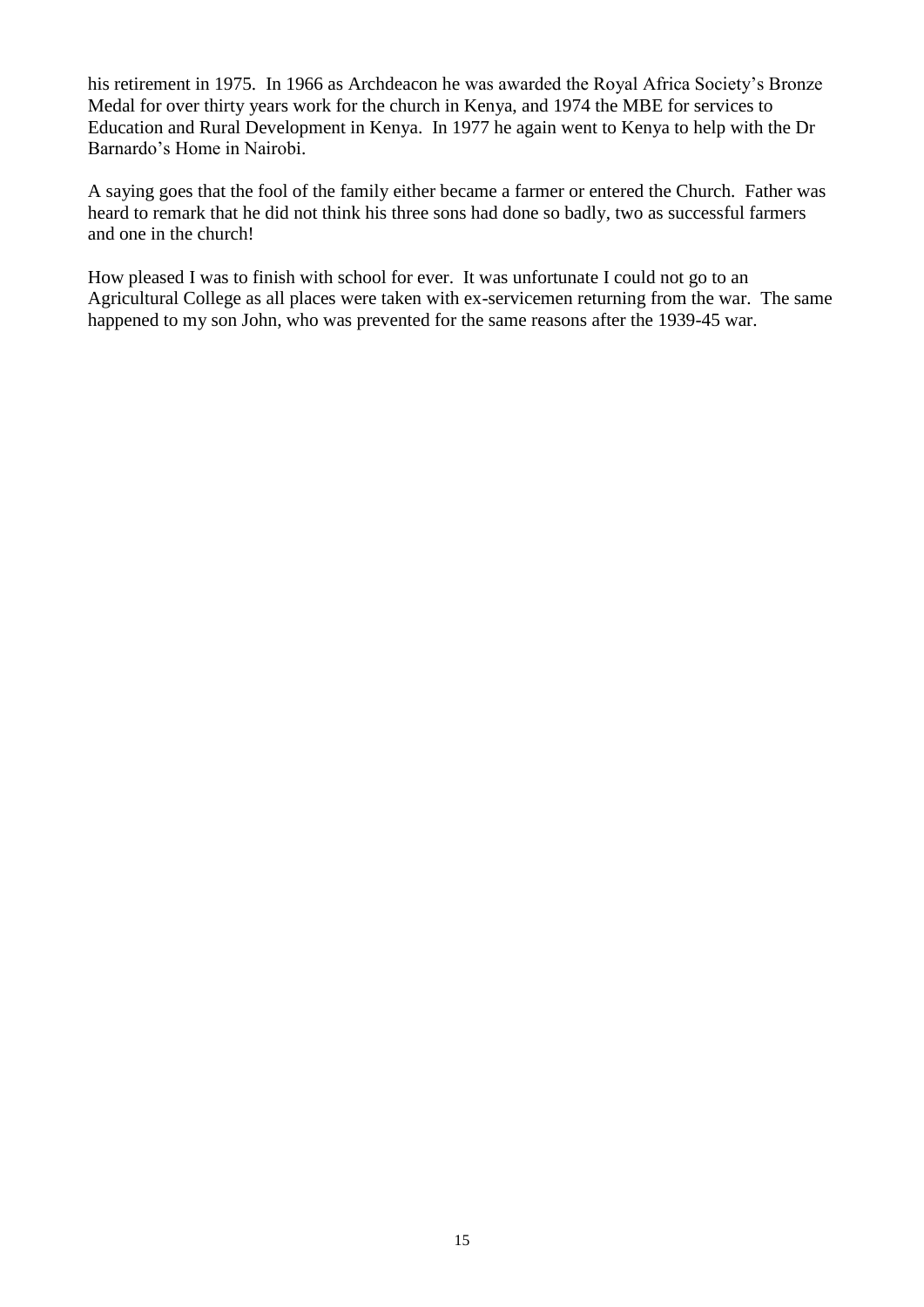his retirement in 1975. In 1966 as Archdeacon he was awarded the Royal Africa Society's Bronze Medal for over thirty years work for the church in Kenya, and 1974 the MBE for services to Education and Rural Development in Kenya. In 1977 he again went to Kenya to help with the Dr Barnardo's Home in Nairobi.

A saying goes that the fool of the family either became a farmer or entered the Church. Father was heard to remark that he did not think his three sons had done so badly, two as successful farmers and one in the church!

How pleased I was to finish with school for ever. It was unfortunate I could not go to an Agricultural College as all places were taken with ex-servicemen returning from the war. The same happened to my son John, who was prevented for the same reasons after the 1939-45 war.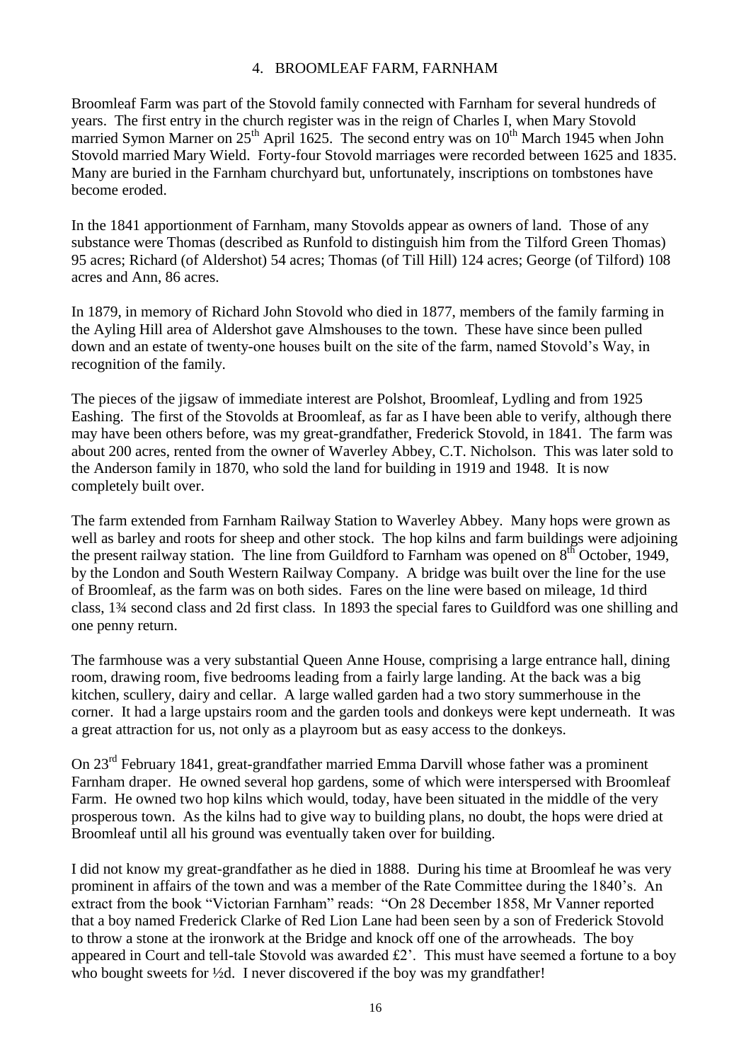## 4. BROOMLEAF FARM, FARNHAM

Broomleaf Farm was part of the Stovold family connected with Farnham for several hundreds of years. The first entry in the church register was in the reign of Charles I, when Mary Stovold married Symon Marner on 25th April 1625. The second entry was on 10th March 1945 when John Stovold married Mary Wield. Forty-four Stovold marriages were recorded between 1625 and 1835. Many are buried in the Farnham churchyard but, unfortunately, inscriptions on tombstones have become eroded.

In the 1841 apportionment of Farnham, many Stovolds appear as owners of land. Those of any substance were Thomas (described as Runfold to distinguish him from the Tilford Green Thomas) 95 acres; Richard (of Aldershot) 54 acres; Thomas (of Till Hill) 124 acres; George (of Tilford) 108 acres and Ann, 86 acres.

In 1879, in memory of Richard John Stovold who died in 1877, members of the family farming in the Ayling Hill area of Aldershot gave Almshouses to the town. These have since been pulled down and an estate of twenty-one houses built on the site of the farm, named Stovold's Way, in recognition of the family.

The pieces of the jigsaw of immediate interest are Polshot, Broomleaf, Lydling and from 1925 Eashing. The first of the Stovolds at Broomleaf, as far as I have been able to verify, although there may have been others before, was my great-grandfather, Frederick Stovold, in 1841. The farm was about 200 acres, rented from the owner of Waverley Abbey, C.T. Nicholson. This was later sold to the Anderson family in 1870, who sold the land for building in 1919 and 1948. It is now completely built over.

The farm extended from Farnham Railway Station to Waverley Abbey. Many hops were grown as well as barley and roots for sheep and other stock. The hop kilns and farm buildings were adjoining the present railway station. The line from Guildford to Farnham was opened on 8th October, 1949, by the London and South Western Railway Company. A bridge was built over the line for the use of Broomleaf, as the farm was on both sides. Fares on the line were based on mileage, 1d third class, 1¾ second class and 2d first class. In 1893 the special fares to Guildford was one shilling and one penny return.

The farmhouse was a very substantial Queen Anne House, comprising a large entrance hall, dining room, drawing room, five bedrooms leading from a fairly large landing. At the back was a big kitchen, scullery, dairy and cellar. A large walled garden had a two story summerhouse in the corner. It had a large upstairs room and the garden tools and donkeys were kept underneath. It was a great attraction for us, not only as a playroom but as easy access to the donkeys.

On 23rd February 1841, great-grandfather married Emma Darvill whose father was a prominent Farnham draper. He owned several hop gardens, some of which were interspersed with Broomleaf Farm. He owned two hop kilns which would, today, have been situated in the middle of the very prosperous town. As the kilns had to give way to building plans, no doubt, the hops were dried at Broomleaf until all his ground was eventually taken over for building.

I did not know my great-grandfather as he died in 1888. During his time at Broomleaf he was very prominent in affairs of the town and was a member of the Rate Committee during the 1840's. An extract from the book "Victorian Farnham" reads: "On 28 December 1858, Mr Vanner reported that a boy named Frederick Clarke of Red Lion Lane had been seen by a son of Frederick Stovold to throw a stone at the ironwork at the Bridge and knock off one of the arrowheads. The boy appeared in Court and tell-tale Stovold was awarded £2'. This must have seemed a fortune to a boy who bought sweets for ½d. I never discovered if the boy was my grandfather!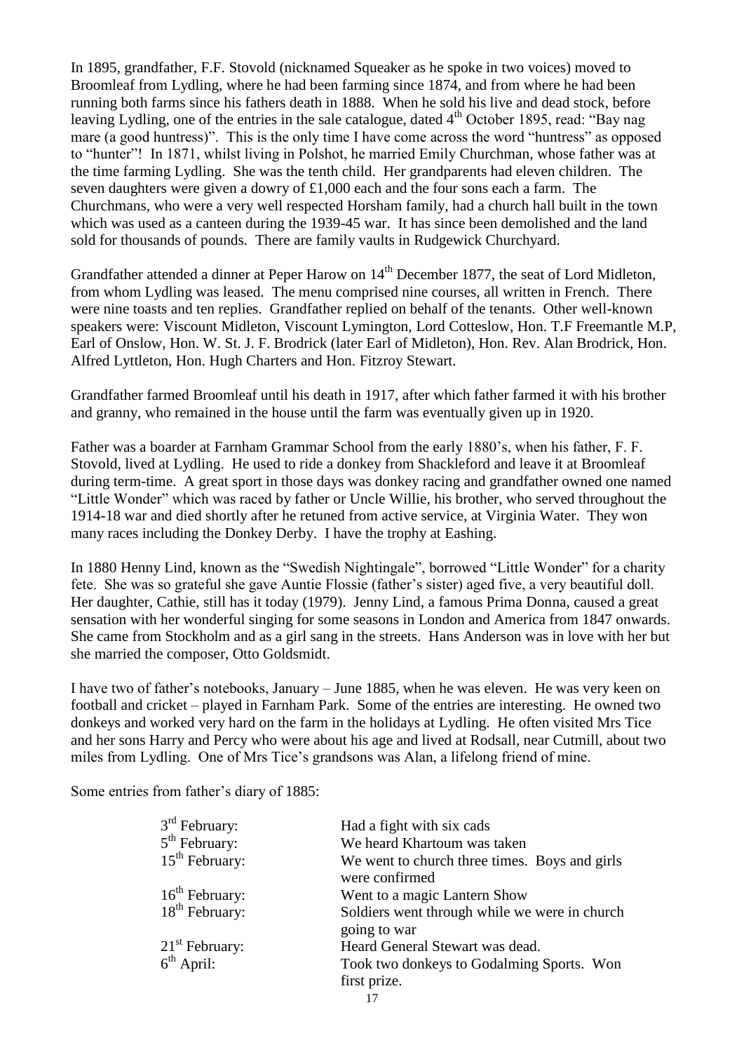In 1895, grandfather, F.F. Stovold (nicknamed Squeaker as he spoke in two voices) moved to Broomleaf from Lydling, where he had been farming since 1874, and from where he had been running both farms since his fathers death in 1888. When he sold his live and dead stock, before leaving Lydling, one of the entries in the sale catalogue, dated 4th October 1895, read: "Bay nag mare (a good huntress)". This is the only time I have come across the word "huntress" as opposed to "hunter"! In 1871, whilst living in Polshot, he married Emily Churchman, whose father was at the time farming Lydling. She was the tenth child. Her grandparents had eleven children. The seven daughters were given a dowry of £1,000 each and the four sons each a farm. The Churchmans, who were a very well respected Horsham family, had a church hall built in the town which was used as a canteen during the 1939-45 war. It has since been demolished and the land sold for thousands of pounds. There are family vaults in Rudgewick Churchyard.

Grandfather attended a dinner at Peper Harow on 14th December 1877, the seat of Lord Midleton, from whom Lydling was leased. The menu comprised nine courses, all written in French. There were nine toasts and ten replies. Grandfather replied on behalf of the tenants. Other well-known speakers were: Viscount Midleton, Viscount Lymington, Lord Cotteslow, Hon. T.F Freemantle M.P, Earl of Onslow, Hon. W. St. J. F. Brodrick (later Earl of Midleton), Hon. Rev. Alan Brodrick, Hon. Alfred Lyttleton, Hon. Hugh Charters and Hon. Fitzroy Stewart.

Grandfather farmed Broomleaf until his death in 1917, after which father farmed it with his brother and granny, who remained in the house until the farm was eventually given up in 1920.

Father was a boarder at Farnham Grammar School from the early 1880's, when his father, F. F. Stovold, lived at Lydling. He used to ride a donkey from Shackleford and leave it at Broomleaf during term-time. A great sport in those days was donkey racing and grandfather owned one named "Little Wonder" which was raced by father or Uncle Willie, his brother, who served throughout the 1914-18 war and died shortly after he retuned from active service, at Virginia Water. They won many races including the Donkey Derby. I have the trophy at Eashing.

In 1880 Henny Lind, known as the "Swedish Nightingale", borrowed "Little Wonder" for a charity fete. She was so grateful she gave Auntie Flossie (father's sister) aged five, a very beautiful doll. Her daughter, Cathie, still has it today (1979). Jenny Lind, a famous Prima Donna, caused a great sensation with her wonderful singing for some seasons in London and America from 1847 onwards. She came from Stockholm and as a girl sang in the streets. Hans Anderson was in love with her but she married the composer, Otto Goldsmidt.

I have two of father's notebooks, January – June 1885, when he was eleven. He was very keen on football and cricket – played in Farnham Park. Some of the entries are interesting. He owned two donkeys and worked very hard on the farm in the holidays at Lydling. He often visited Mrs Tice and her sons Harry and Percy who were about his age and lived at Rodsall, near Cutmill, about two miles from Lydling. One of Mrs Tice's grandsons was Alan, a lifelong friend of mine.

Some entries from father's diary of 1885:

| | |
|---|---|
| 3rd February: | Had a fight with six cads |
| 5th February: | We heard Khartoum was taken |
| 15th February: | We went to church three times. Boys and girls were confirmed |
| 16th February: | Went to a magic Lantern Show |
| 18th February: | Soldiers went through while we were in church going to war |
| 21st February: | Heard General Stewart was dead. |
| 6th April: | Took two donkeys to Godalming Sports. Won first prize. |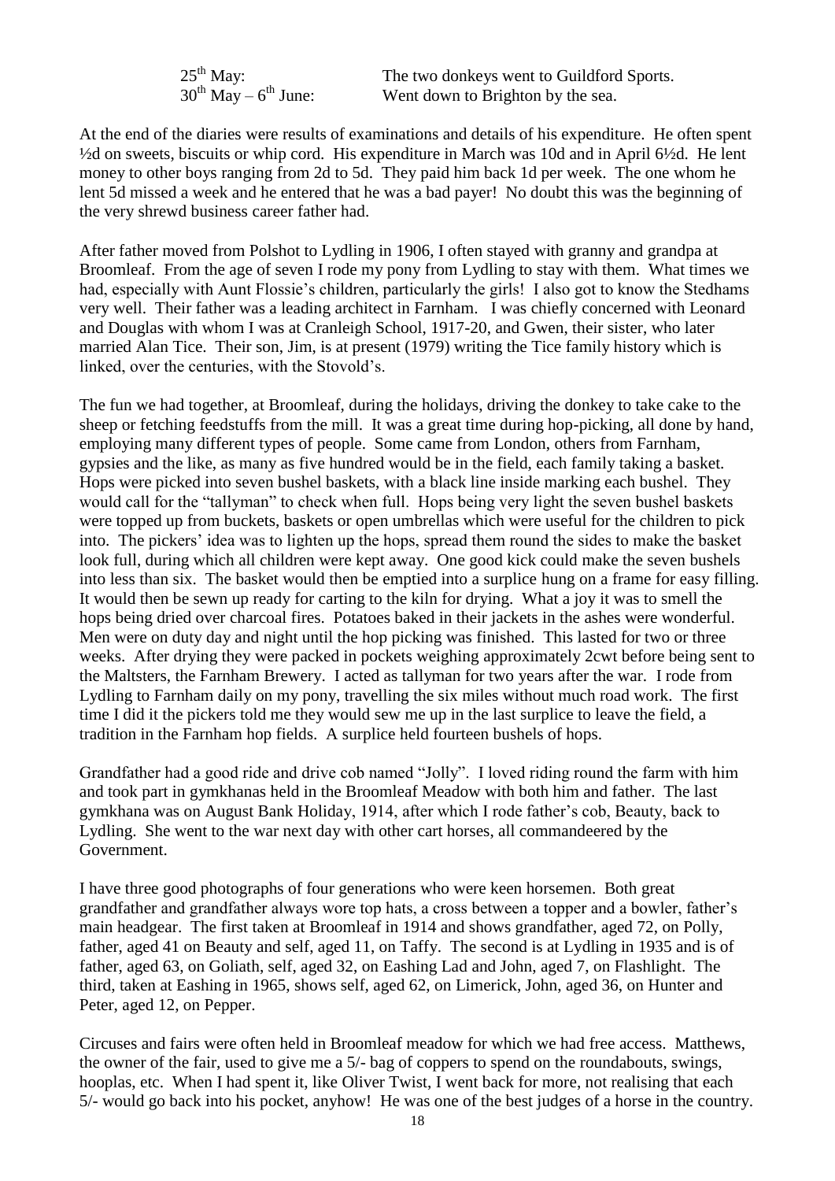25th May: The two donkeys went to Guildford Sports.
30th May – 6th June: Went down to Brighton by the sea.

At the end of the diaries were results of examinations and details of his expenditure. He often spent ½d on sweets, biscuits or whip cord. His expenditure in March was 10d and in April 6½d. He lent money to other boys ranging from 2d to 5d. They paid him back 1d per week. The one whom he lent 5d missed a week and he entered that he was a bad payer! No doubt this was the beginning of the very shrewd business career father had.

After father moved from Polshot to Lydling in 1906, I often stayed with granny and grandpa at Broomleaf. From the age of seven I rode my pony from Lydling to stay with them. What times we had, especially with Aunt Flossie's children, particularly the girls! I also got to know the Stedhams very well. Their father was a leading architect in Farnham. I was chiefly concerned with Leonard and Douglas with whom I was at Cranleigh School, 1917-20, and Gwen, their sister, who later married Alan Tice. Their son, Jim, is at present (1979) writing the Tice family history which is linked, over the centuries, with the Stovold's.

The fun we had together, at Broomleaf, during the holidays, driving the donkey to take cake to the sheep or fetching feedstuffs from the mill. It was a great time during hop-picking, all done by hand, employing many different types of people. Some came from London, others from Farnham, gypsies and the like, as many as five hundred would be in the field, each family taking a basket. Hops were picked into seven bushel baskets, with a black line inside marking each bushel. They would call for the "tallyman" to check when full. Hops being very light the seven bushel baskets were topped up from buckets, baskets or open umbrellas which were useful for the children to pick into. The pickers' idea was to lighten up the hops, spread them round the sides to make the basket look full, during which all children were kept away. One good kick could make the seven bushels into less than six. The basket would then be emptied into a surplice hung on a frame for easy filling. It would then be sewn up ready for carting to the kiln for drying. What a joy it was to smell the hops being dried over charcoal fires. Potatoes baked in their jackets in the ashes were wonderful. Men were on duty day and night until the hop picking was finished. This lasted for two or three weeks. After drying they were packed in pockets weighing approximately 2cwt before being sent to the Maltsters, the Farnham Brewery. I acted as tallyman for two years after the war. I rode from Lydling to Farnham daily on my pony, travelling the six miles without much road work. The first time I did it the pickers told me they would sew me up in the last surplice to leave the field, a tradition in the Farnham hop fields. A surplice held fourteen bushels of hops.

Grandfather had a good ride and drive cob named "Jolly". I loved riding round the farm with him and took part in gymkhanas held in the Broomleaf Meadow with both him and father. The last gymkhana was on August Bank Holiday, 1914, after which I rode father's cob, Beauty, back to Lydling. She went to the war next day with other cart horses, all commandeered by the Government.

I have three good photographs of four generations who were keen horsemen. Both great grandfather and grandfather always wore top hats, a cross between a topper and a bowler, father's main headgear. The first taken at Broomleaf in 1914 and shows grandfather, aged 72, on Polly, father, aged 41 on Beauty and self, aged 11, on Taffy. The second is at Lydling in 1935 and is of father, aged 63, on Goliath, self, aged 32, on Eashing Lad and John, aged 7, on Flashlight. The third, taken at Eashing in 1965, shows self, aged 62, on Limerick, John, aged 36, on Hunter and Peter, aged 12, on Pepper.

Circuses and fairs were often held in Broomleaf meadow for which we had free access. Matthews, the owner of the fair, used to give me a 5/- bag of coppers to spend on the roundabouts, swings, hooplas, etc. When I had spent it, like Oliver Twist, I went back for more, not realising that each 5/- would go back into his pocket, anyhow! He was one of the best judges of a horse in the country.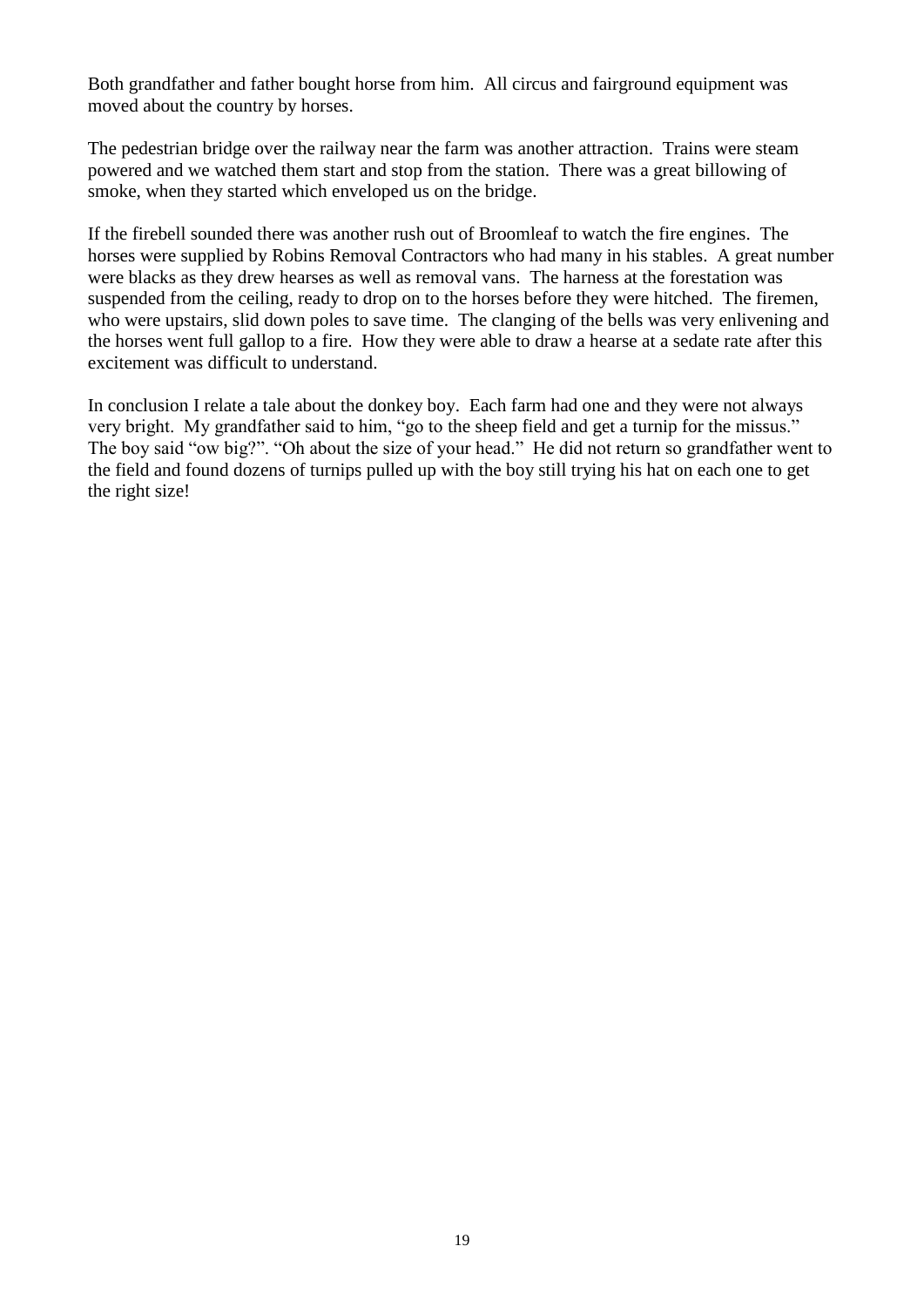Both grandfather and father bought horse from him. All circus and fairground equipment was moved about the country by horses.

The pedestrian bridge over the railway near the farm was another attraction. Trains were steam powered and we watched them start and stop from the station. There was a great billowing of smoke, when they started which enveloped us on the bridge.

If the firebell sounded there was another rush out of Broomleaf to watch the fire engines. The horses were supplied by Robins Removal Contractors who had many in his stables. A great number were blacks as they drew hearses as well as removal vans. The harness at the forestation was suspended from the ceiling, ready to drop on to the horses before they were hitched. The firemen, who were upstairs, slid down poles to save time. The clanging of the bells was very enlivening and the horses went full gallop to a fire. How they were able to draw a hearse at a sedate rate after this excitement was difficult to understand.

In conclusion I relate a tale about the donkey boy. Each farm had one and they were not always very bright. My grandfather said to him, "go to the sheep field and get a turnip for the missus." The boy said "ow big?". "Oh about the size of your head." He did not return so grandfather went to the field and found dozens of turnips pulled up with the boy still trying his hat on each one to get the right size!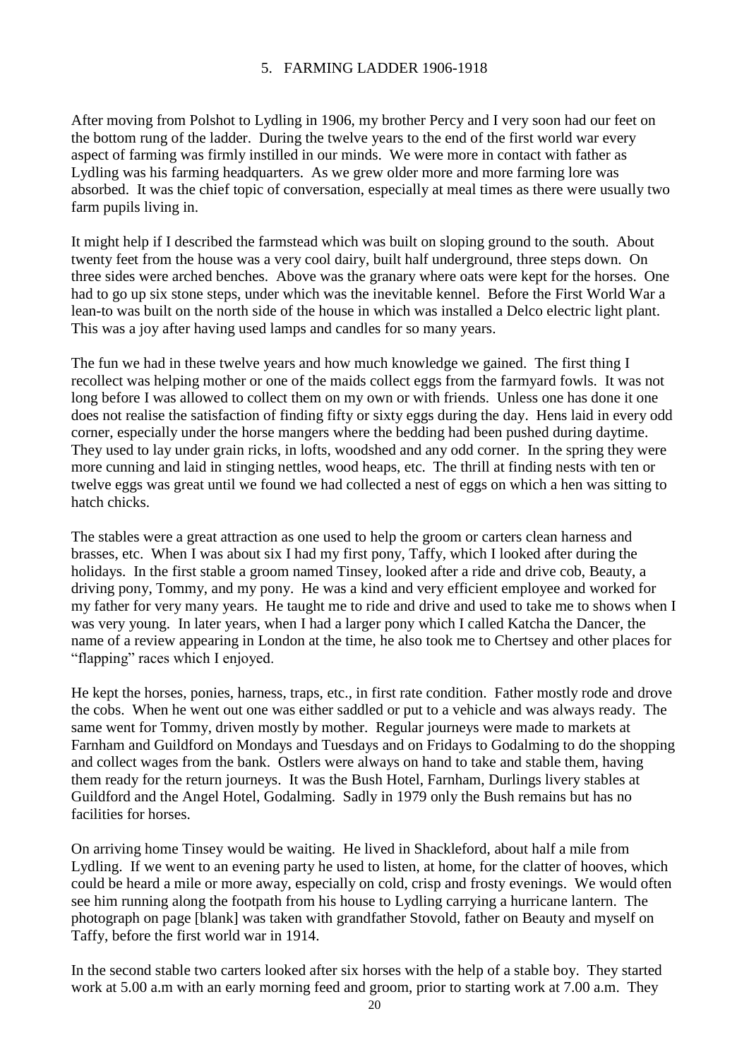## 5. FARMING LADDER 1906-1918

After moving from Polshot to Lydling in 1906, my brother Percy and I very soon had our feet on the bottom rung of the ladder. During the twelve years to the end of the first world war every aspect of farming was firmly instilled in our minds. We were more in contact with father as Lydling was his farming headquarters. As we grew older more and more farming lore was absorbed. It was the chief topic of conversation, especially at meal times as there were usually two farm pupils living in.

It might help if I described the farmstead which was built on sloping ground to the south. About twenty feet from the house was a very cool dairy, built half underground, three steps down. On three sides were arched benches. Above was the granary where oats were kept for the horses. One had to go up six stone steps, under which was the inevitable kennel. Before the First World War a lean-to was built on the north side of the house in which was installed a Delco electric light plant. This was a joy after having used lamps and candles for so many years.

The fun we had in these twelve years and how much knowledge we gained. The first thing I recollect was helping mother or one of the maids collect eggs from the farmyard fowls. It was not long before I was allowed to collect them on my own or with friends. Unless one has done it one does not realise the satisfaction of finding fifty or sixty eggs during the day. Hens laid in every odd corner, especially under the horse mangers where the bedding had been pushed during daytime. They used to lay under grain ricks, in lofts, woodshed and any odd corner. In the spring they were more cunning and laid in stinging nettles, wood heaps, etc. The thrill at finding nests with ten or twelve eggs was great until we found we had collected a nest of eggs on which a hen was sitting to hatch chicks.

The stables were a great attraction as one used to help the groom or carters clean harness and brasses, etc. When I was about six I had my first pony, Taffy, which I looked after during the holidays. In the first stable a groom named Tinsey, looked after a ride and drive cob, Beauty, a driving pony, Tommy, and my pony. He was a kind and very efficient employee and worked for my father for very many years. He taught me to ride and drive and used to take me to shows when I was very young. In later years, when I had a larger pony which I called Katcha the Dancer, the name of a review appearing in London at the time, he also took me to Chertsey and other places for "flapping" races which I enjoyed.

He kept the horses, ponies, harness, traps, etc., in first rate condition. Father mostly rode and drove the cobs. When he went out one was either saddled or put to a vehicle and was always ready. The same went for Tommy, driven mostly by mother. Regular journeys were made to markets at Farnham and Guildford on Mondays and Tuesdays and on Fridays to Godalming to do the shopping and collect wages from the bank. Ostlers were always on hand to take and stable them, having them ready for the return journeys. It was the Bush Hotel, Farnham, Durlings livery stables at Guildford and the Angel Hotel, Godalming. Sadly in 1979 only the Bush remains but has no facilities for horses.

On arriving home Tinsey would be waiting. He lived in Shackleford, about half a mile from Lydling. If we went to an evening party he used to listen, at home, for the clatter of hooves, which could be heard a mile or more away, especially on cold, crisp and frosty evenings. We would often see him running along the footpath from his house to Lydling carrying a hurricane lantern. The photograph on page [blank] was taken with grandfather Stovold, father on Beauty and myself on Taffy, before the first world war in 1914.

In the second stable two carters looked after six horses with the help of a stable boy. They started work at 5.00 a.m with an early morning feed and groom, prior to starting work at 7.00 a.m. They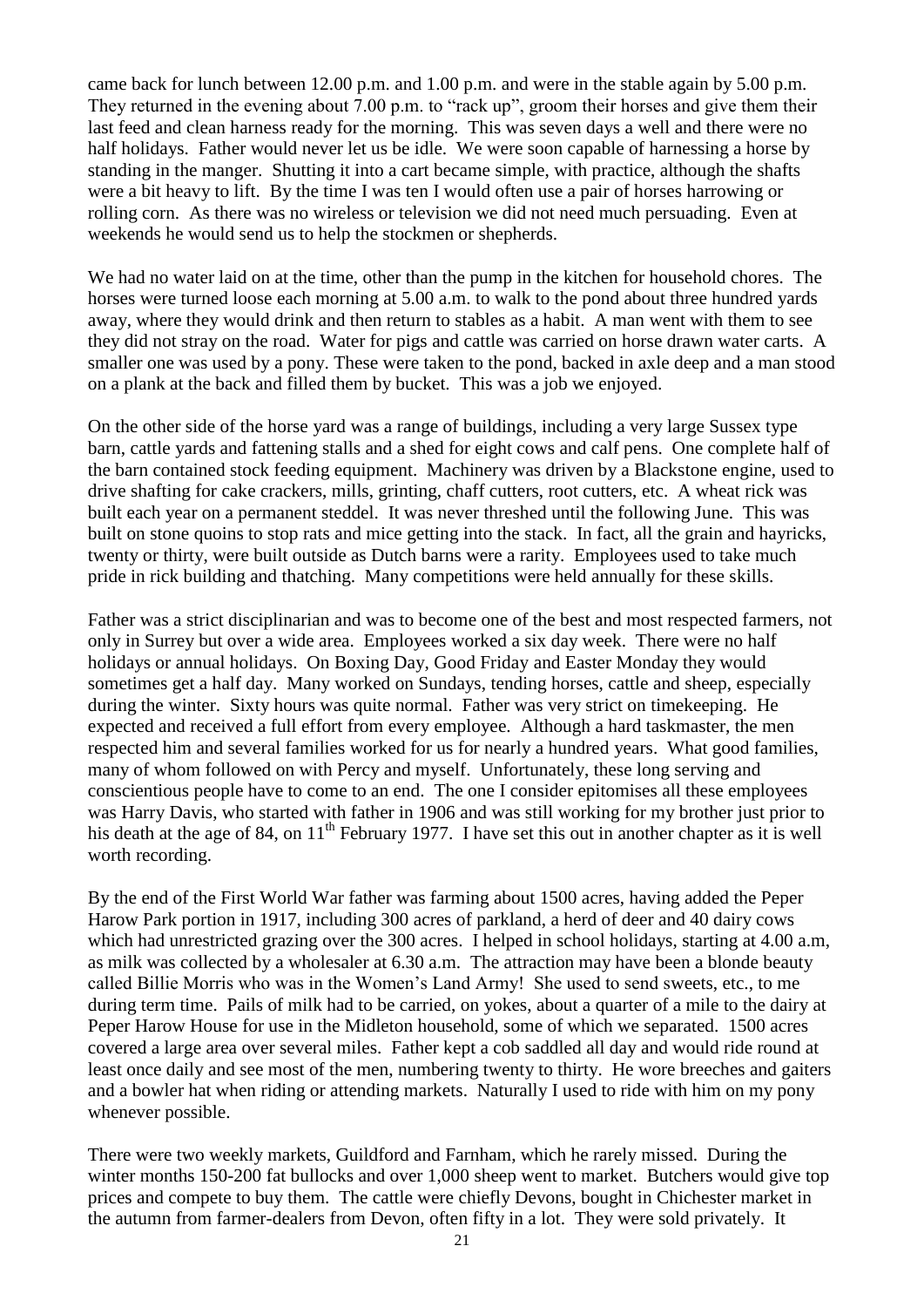came back for lunch between 12.00 p.m. and 1.00 p.m. and were in the stable again by 5.00 p.m. They returned in the evening about 7.00 p.m. to "rack up", groom their horses and give them their last feed and clean harness ready for the morning. This was seven days a well and there were no half holidays. Father would never let us be idle. We were soon capable of harnessing a horse by standing in the manger. Shutting it into a cart became simple, with practice, although the shafts were a bit heavy to lift. By the time I was ten I would often use a pair of horses harrowing or rolling corn. As there was no wireless or television we did not need much persuading. Even at weekends he would send us to help the stockmen or shepherds.

We had no water laid on at the time, other than the pump in the kitchen for household chores. The horses were turned loose each morning at 5.00 a.m. to walk to the pond about three hundred yards away, where they would drink and then return to stables as a habit. A man went with them to see they did not stray on the road. Water for pigs and cattle was carried on horse drawn water carts. A smaller one was used by a pony. These were taken to the pond, backed in axle deep and a man stood on a plank at the back and filled them by bucket. This was a job we enjoyed.

On the other side of the horse yard was a range of buildings, including a very large Sussex type barn, cattle yards and fattening stalls and a shed for eight cows and calf pens. One complete half of the barn contained stock feeding equipment. Machinery was driven by a Blackstone engine, used to drive shafting for cake crackers, mills, grinting, chaff cutters, root cutters, etc. A wheat rick was built each year on a permanent steddel. It was never threshed until the following June. This was built on stone quoins to stop rats and mice getting into the stack. In fact, all the grain and hayricks, twenty or thirty, were built outside as Dutch barns were a rarity. Employees used to take much pride in rick building and thatching. Many competitions were held annually for these skills.

Father was a strict disciplinarian and was to become one of the best and most respected farmers, not only in Surrey but over a wide area. Employees worked a six day week. There were no half holidays or annual holidays. On Boxing Day, Good Friday and Easter Monday they would sometimes get a half day. Many worked on Sundays, tending horses, cattle and sheep, especially during the winter. Sixty hours was quite normal. Father was very strict on timekeeping. He expected and received a full effort from every employee. Although a hard taskmaster, the men respected him and several families worked for us for nearly a hundred years. What good families, many of whom followed on with Percy and myself. Unfortunately, these long serving and conscientious people have to come to an end. The one I consider epitomises all these employees was Harry Davis, who started with father in 1906 and was still working for my brother just prior to his death at the age of 84, on 11th February 1977. I have set this out in another chapter as it is well worth recording.

By the end of the First World War father was farming about 1500 acres, having added the Peper Harow Park portion in 1917, including 300 acres of parkland, a herd of deer and 40 dairy cows which had unrestricted grazing over the 300 acres. I helped in school holidays, starting at 4.00 a.m, as milk was collected by a wholesaler at 6.30 a.m. The attraction may have been a blonde beauty called Billie Morris who was in the Women's Land Army! She used to send sweets, etc., to me during term time. Pails of milk had to be carried, on yokes, about a quarter of a mile to the dairy at Peper Harow House for use in the Midleton household, some of which we separated. 1500 acres covered a large area over several miles. Father kept a cob saddled all day and would ride round at least once daily and see most of the men, numbering twenty to thirty. He wore breeches and gaiters and a bowler hat when riding or attending markets. Naturally I used to ride with him on my pony whenever possible.

There were two weekly markets, Guildford and Farnham, which he rarely missed. During the winter months 150-200 fat bullocks and over 1,000 sheep went to market. Butchers would give top prices and compete to buy them. The cattle were chiefly Devons, bought in Chichester market in the autumn from farmer-dealers from Devon, often fifty in a lot. They were sold privately. It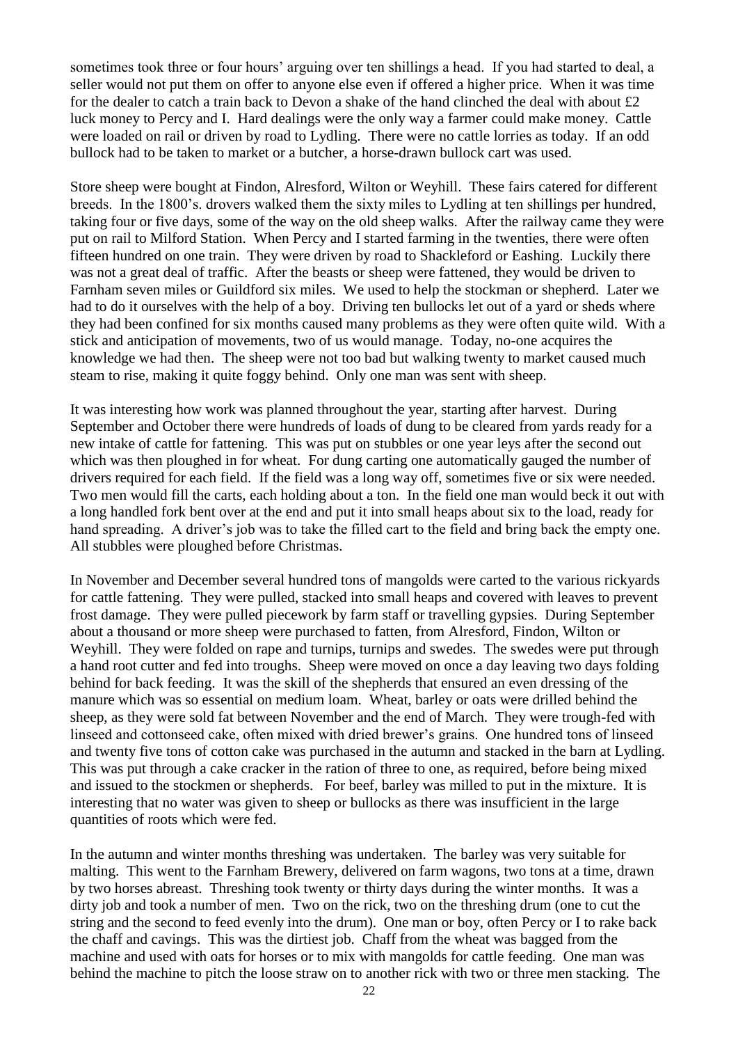sometimes took three or four hours' arguing over ten shillings a head. If you had started to deal, a seller would not put them on offer to anyone else even if offered a higher price. When it was time for the dealer to catch a train back to Devon a shake of the hand clinched the deal with about £2 luck money to Percy and I. Hard dealings were the only way a farmer could make money. Cattle were loaded on rail or driven by road to Lydling. There were no cattle lorries as today. If an odd bullock had to be taken to market or a butcher, a horse-drawn bullock cart was used.

Store sheep were bought at Findon, Alresford, Wilton or Weyhill. These fairs catered for different breeds. In the 1800's. drovers walked them the sixty miles to Lydling at ten shillings per hundred, taking four or five days, some of the way on the old sheep walks. After the railway came they were put on rail to Milford Station. When Percy and I started farming in the twenties, there were often fifteen hundred on one train. They were driven by road to Shackleford or Eashing. Luckily there was not a great deal of traffic. After the beasts or sheep were fattened, they would be driven to Farnham seven miles or Guildford six miles. We used to help the stockman or shepherd. Later we had to do it ourselves with the help of a boy. Driving ten bullocks let out of a yard or sheds where they had been confined for six months caused many problems as they were often quite wild. With a stick and anticipation of movements, two of us would manage. Today, no-one acquires the knowledge we had then. The sheep were not too bad but walking twenty to market caused much steam to rise, making it quite foggy behind. Only one man was sent with sheep.

It was interesting how work was planned throughout the year, starting after harvest. During September and October there were hundreds of loads of dung to be cleared from yards ready for a new intake of cattle for fattening. This was put on stubbles or one year leys after the second out which was then ploughed in for wheat. For dung carting one automatically gauged the number of drivers required for each field. If the field was a long way off, sometimes five or six were needed. Two men would fill the carts, each holding about a ton. In the field one man would beck it out with a long handled fork bent over at the end and put it into small heaps about six to the load, ready for hand spreading. A driver's job was to take the filled cart to the field and bring back the empty one. All stubbles were ploughed before Christmas.

In November and December several hundred tons of mangolds were carted to the various rickyards for cattle fattening. They were pulled, stacked into small heaps and covered with leaves to prevent frost damage. They were pulled piecework by farm staff or travelling gypsies. During September about a thousand or more sheep were purchased to fatten, from Alresford, Findon, Wilton or Weyhill. They were folded on rape and turnips, turnips and swedes. The swedes were put through a hand root cutter and fed into troughs. Sheep were moved on once a day leaving two days folding behind for back feeding. It was the skill of the shepherds that ensured an even dressing of the manure which was so essential on medium loam. Wheat, barley or oats were drilled behind the sheep, as they were sold fat between November and the end of March. They were trough-fed with linseed and cottonseed cake, often mixed with dried brewer's grains. One hundred tons of linseed and twenty five tons of cotton cake was purchased in the autumn and stacked in the barn at Lydling. This was put through a cake cracker in the ration of three to one, as required, before being mixed and issued to the stockmen or shepherds. For beef, barley was milled to put in the mixture. It is interesting that no water was given to sheep or bullocks as there was insufficient in the large quantities of roots which were fed.

In the autumn and winter months threshing was undertaken. The barley was very suitable for malting. This went to the Farnham Brewery, delivered on farm wagons, two tons at a time, drawn by two horses abreast. Threshing took twenty or thirty days during the winter months. It was a dirty job and took a number of men. Two on the rick, two on the threshing drum (one to cut the string and the second to feed evenly into the drum). One man or boy, often Percy or I to rake back the chaff and cavings. This was the dirtiest job. Chaff from the wheat was bagged from the machine and used with oats for horses or to mix with mangolds for cattle feeding. One man was behind the machine to pitch the loose straw on to another rick with two or three men stacking. The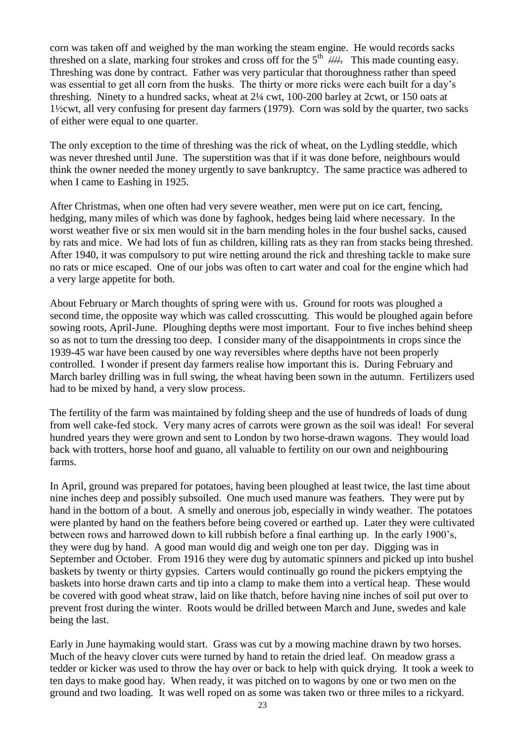corn was taken off and weighed by the man working the steam engine. He would records sacks threshed on a slate, marking four strokes and cross off for the 5th ~~////~~. This made counting easy. Threshing was done by contract. Father was very particular that thoroughness rather than speed was essential to get all corn from the husks. The thirty or more ricks were each built for a day's threshing. Ninety to a hundred sacks, wheat at 2¼ cwt, 100-200 barley at 2cwt, or 150 oats at 1½cwt, all very confusing for present day farmers (1979). Corn was sold by the quarter, two sacks of either were equal to one quarter.

The only exception to the time of threshing was the rick of wheat, on the Lydling steddle, which was never threshed until June. The superstition was that if it was done before, neighbours would think the owner needed the money urgently to save bankruptcy. The same practice was adhered to when I came to Eashing in 1925.

After Christmas, when one often had very severe weather, men were put on ice cart, fencing, hedging, many miles of which was done by faghook, hedges being laid where necessary. In the worst weather five or six men would sit in the barn mending holes in the four bushel sacks, caused by rats and mice. We had lots of fun as children, killing rats as they ran from stacks being threshed. After 1940, it was compulsory to put wire netting around the rick and threshing tackle to make sure no rats or mice escaped. One of our jobs was often to cart water and coal for the engine which had a very large appetite for both.

About February or March thoughts of spring were with us. Ground for roots was ploughed a second time, the opposite way which was called crosscutting. This would be ploughed again before sowing roots, April-June. Ploughing depths were most important. Four to five inches behind sheep so as not to turn the dressing too deep. I consider many of the disappointments in crops since the 1939-45 war have been caused by one way reversibles where depths have not been properly controlled. I wonder if present day farmers realise how important this is. During February and March barley drilling was in full swing, the wheat having been sown in the autumn. Fertilizers used had to be mixed by hand, a very slow process.

The fertility of the farm was maintained by folding sheep and the use of hundreds of loads of dung from well cake-fed stock. Very many acres of carrots were grown as the soil was ideal! For several hundred years they were grown and sent to London by two horse-drawn wagons. They would load back with trotters, horse hoof and guano, all valuable to fertility on our own and neighbouring farms.

In April, ground was prepared for potatoes, having been ploughed at least twice, the last time about nine inches deep and possibly subsoiled. One much used manure was feathers. They were put by hand in the bottom of a bout. A smelly and onerous job, especially in windy weather. The potatoes were planted by hand on the feathers before being covered or earthed up. Later they were cultivated between rows and harrowed down to kill rubbish before a final earthing up. In the early 1900's, they were dug by hand. A good man would dig and weigh one ton per day. Digging was in September and October. From 1916 they were dug by automatic spinners and picked up into bushel baskets by twenty or thirty gypsies. Carters would continually go round the pickers emptying the baskets into horse drawn carts and tip into a clamp to make them into a vertical heap. These would be covered with good wheat straw, laid on like thatch, before having nine inches of soil put over to prevent frost during the winter. Roots would be drilled between March and June, swedes and kale being the last.

Early in June haymaking would start. Grass was cut by a mowing machine drawn by two horses. Much of the heavy clover cuts were turned by hand to retain the dried leaf. On meadow grass a tedder or kicker was used to throw the hay over or back to help with quick drying. It took a week to ten days to make good hay. When ready, it was pitched on to wagons by one or two men on the ground and two loading. It was well roped on as some was taken two or three miles to a rickyard.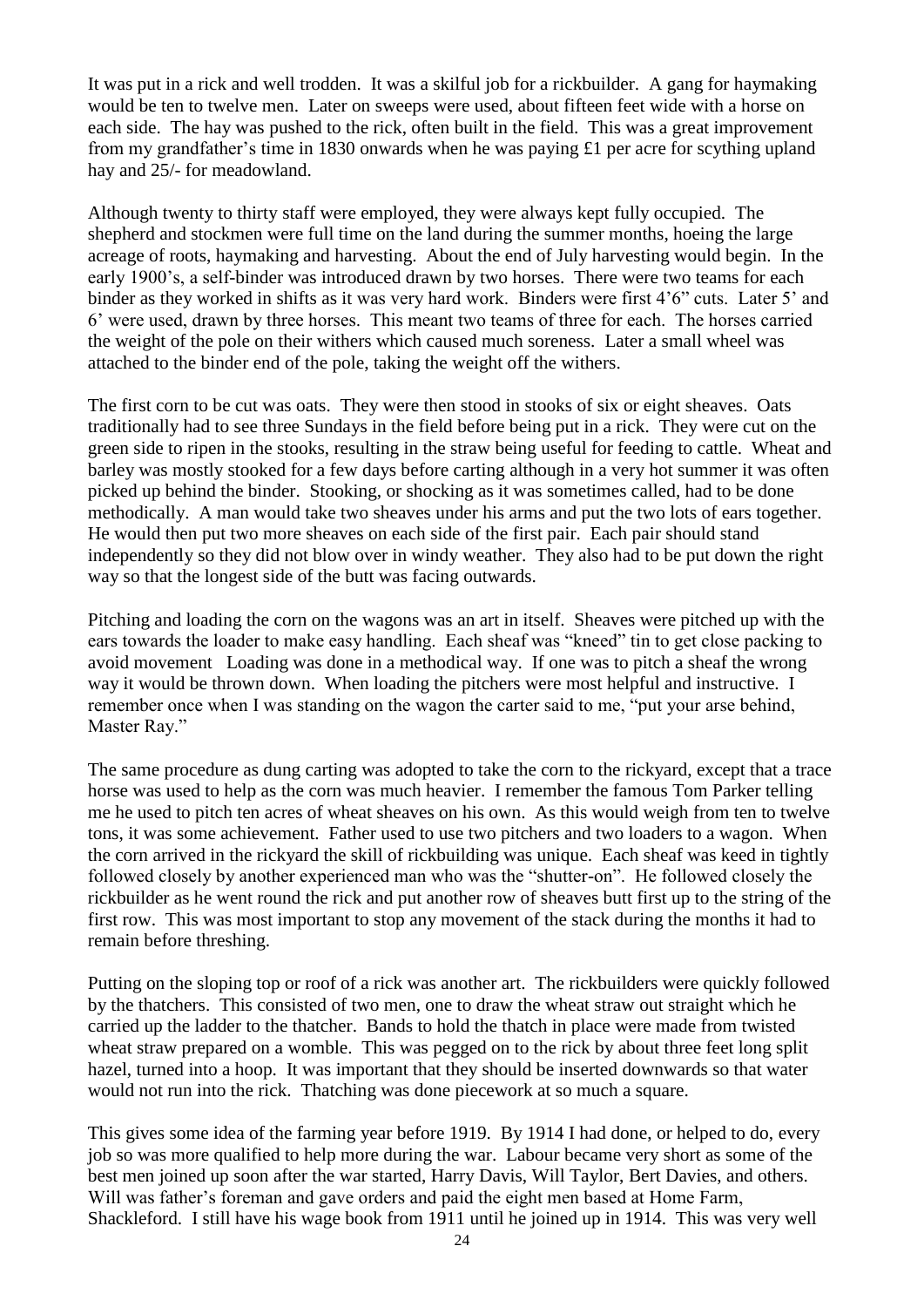It was put in a rick and well trodden. It was a skilful job for a rickbuilder. A gang for haymaking would be ten to twelve men. Later on sweeps were used, about fifteen feet wide with a horse on each side. The hay was pushed to the rick, often built in the field. This was a great improvement from my grandfather's time in 1830 onwards when he was paying £1 per acre for scything upland hay and 25/- for meadowland.

Although twenty to thirty staff were employed, they were always kept fully occupied. The shepherd and stockmen were full time on the land during the summer months, hoeing the large acreage of roots, haymaking and harvesting. About the end of July harvesting would begin. In the early 1900's, a self-binder was introduced drawn by two horses. There were two teams for each binder as they worked in shifts as it was very hard work. Binders were first 4'6" cuts. Later 5' and 6' were used, drawn by three horses. This meant two teams of three for each. The horses carried the weight of the pole on their withers which caused much soreness. Later a small wheel was attached to the binder end of the pole, taking the weight off the withers.

The first corn to be cut was oats. They were then stood in stooks of six or eight sheaves. Oats traditionally had to see three Sundays in the field before being put in a rick. They were cut on the green side to ripen in the stooks, resulting in the straw being useful for feeding to cattle. Wheat and barley was mostly stooked for a few days before carting although in a very hot summer it was often picked up behind the binder. Stooking, or shocking as it was sometimes called, had to be done methodically. A man would take two sheaves under his arms and put the two lots of ears together. He would then put two more sheaves on each side of the first pair. Each pair should stand independently so they did not blow over in windy weather. They also had to be put down the right way so that the longest side of the butt was facing outwards.

Pitching and loading the corn on the wagons was an art in itself. Sheaves were pitched up with the ears towards the loader to make easy handling. Each sheaf was "kneed" tin to get close packing to avoid movement Loading was done in a methodical way. If one was to pitch a sheaf the wrong way it would be thrown down. When loading the pitchers were most helpful and instructive. I remember once when I was standing on the wagon the carter said to me, "put your arse behind, Master Ray."

The same procedure as dung carting was adopted to take the corn to the rickyard, except that a trace horse was used to help as the corn was much heavier. I remember the famous Tom Parker telling me he used to pitch ten acres of wheat sheaves on his own. As this would weigh from ten to twelve tons, it was some achievement. Father used to use two pitchers and two loaders to a wagon. When the corn arrived in the rickyard the skill of rickbuilding was unique. Each sheaf was keed in tightly followed closely by another experienced man who was the "shutter-on". He followed closely the rickbuilder as he went round the rick and put another row of sheaves butt first up to the string of the first row. This was most important to stop any movement of the stack during the months it had to remain before threshing.

Putting on the sloping top or roof of a rick was another art. The rickbuilders were quickly followed by the thatchers. This consisted of two men, one to draw the wheat straw out straight which he carried up the ladder to the thatcher. Bands to hold the thatch in place were made from twisted wheat straw prepared on a womble. This was pegged on to the rick by about three feet long split hazel, turned into a hoop. It was important that they should be inserted downwards so that water would not run into the rick. Thatching was done piecework at so much a square.

This gives some idea of the farming year before 1919. By 1914 I had done, or helped to do, every job so was more qualified to help more during the war. Labour became very short as some of the best men joined up soon after the war started, Harry Davis, Will Taylor, Bert Davies, and others. Will was father's foreman and gave orders and paid the eight men based at Home Farm, Shackleford. I still have his wage book from 1911 until he joined up in 1914. This was very well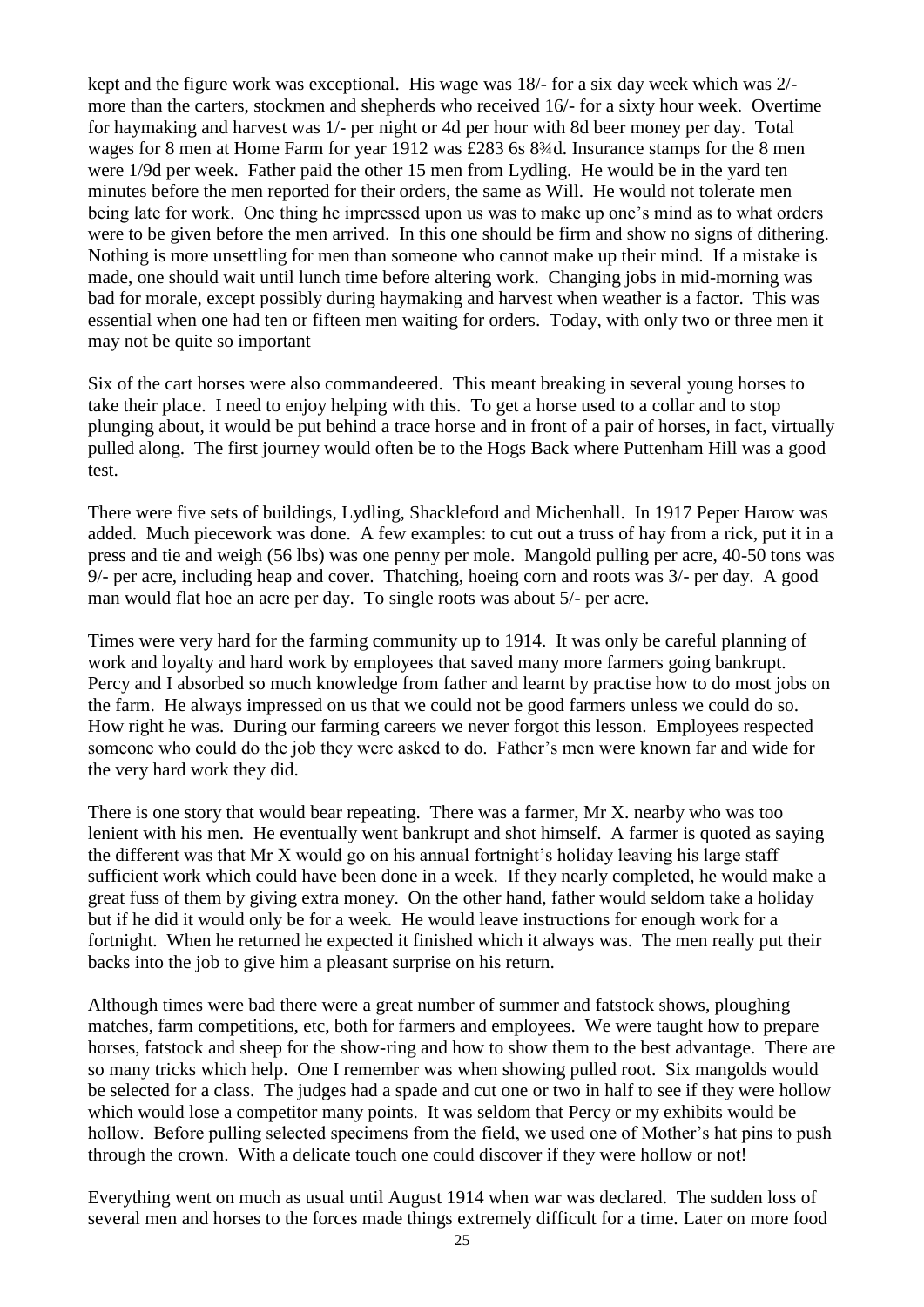kept and the figure work was exceptional. His wage was 18/- for a six day week which was 2/- more than the carters, stockmen and shepherds who received 16/- for a sixty hour week. Overtime for haymaking and harvest was 1/- per night or 4d per hour with 8d beer money per day. Total wages for 8 men at Home Farm for year 1912 was £283 6s 8¾d. Insurance stamps for the 8 men were 1/9d per week. Father paid the other 15 men from Lydling. He would be in the yard ten minutes before the men reported for their orders, the same as Will. He would not tolerate men being late for work. One thing he impressed upon us was to make up one's mind as to what orders were to be given before the men arrived. In this one should be firm and show no signs of dithering. Nothing is more unsettling for men than someone who cannot make up their mind. If a mistake is made, one should wait until lunch time before altering work. Changing jobs in mid-morning was bad for morale, except possibly during haymaking and harvest when weather is a factor. This was essential when one had ten or fifteen men waiting for orders. Today, with only two or three men it may not be quite so important

Six of the cart horses were also commandeered. This meant breaking in several young horses to take their place. I need to enjoy helping with this. To get a horse used to a collar and to stop plunging about, it would be put behind a trace horse and in front of a pair of horses, in fact, virtually pulled along. The first journey would often be to the Hogs Back where Puttenham Hill was a good test.

There were five sets of buildings, Lydling, Shackleford and Michenhall. In 1917 Peper Harow was added. Much piecework was done. A few examples: to cut out a truss of hay from a rick, put it in a press and tie and weigh (56 lbs) was one penny per mole. Mangold pulling per acre, 40-50 tons was 9/- per acre, including heap and cover. Thatching, hoeing corn and roots was 3/- per day. A good man would flat hoe an acre per day. To single roots was about 5/- per acre.

Times were very hard for the farming community up to 1914. It was only be careful planning of work and loyalty and hard work by employees that saved many more farmers going bankrupt. Percy and I absorbed so much knowledge from father and learnt by practise how to do most jobs on the farm. He always impressed on us that we could not be good farmers unless we could do so. How right he was. During our farming careers we never forgot this lesson. Employees respected someone who could do the job they were asked to do. Father's men were known far and wide for the very hard work they did.

There is one story that would bear repeating. There was a farmer, Mr X. nearby who was too lenient with his men. He eventually went bankrupt and shot himself. A farmer is quoted as saying the different was that Mr X would go on his annual fortnight's holiday leaving his large staff sufficient work which could have been done in a week. If they nearly completed, he would make a great fuss of them by giving extra money. On the other hand, father would seldom take a holiday but if he did it would only be for a week. He would leave instructions for enough work for a fortnight. When he returned he expected it finished which it always was. The men really put their backs into the job to give him a pleasant surprise on his return.

Although times were bad there were a great number of summer and fatstock shows, ploughing matches, farm competitions, etc, both for farmers and employees. We were taught how to prepare horses, fatstock and sheep for the show-ring and how to show them to the best advantage. There are so many tricks which help. One I remember was when showing pulled root. Six mangolds would be selected for a class. The judges had a spade and cut one or two in half to see if they were hollow which would lose a competitor many points. It was seldom that Percy or my exhibits would be hollow. Before pulling selected specimens from the field, we used one of Mother's hat pins to push through the crown. With a delicate touch one could discover if they were hollow or not!

Everything went on much as usual until August 1914 when war was declared. The sudden loss of several men and horses to the forces made things extremely difficult for a time. Later on more food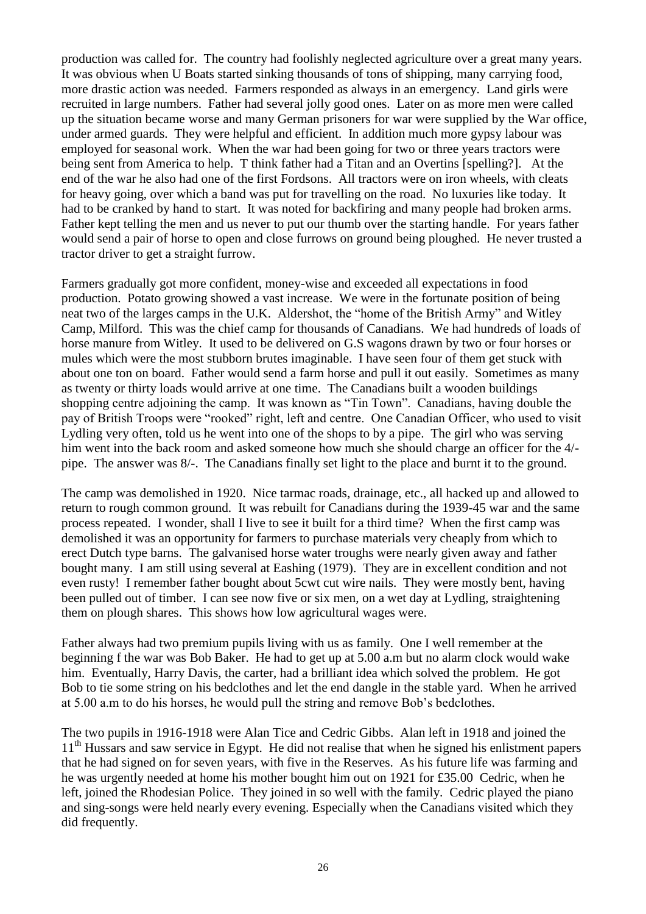production was called for. The country had foolishly neglected agriculture over a great many years. It was obvious when U Boats started sinking thousands of tons of shipping, many carrying food, more drastic action was needed. Farmers responded as always in an emergency. Land girls were recruited in large numbers. Father had several jolly good ones. Later on as more men were called up the situation became worse and many German prisoners for war were supplied by the War office, under armed guards. They were helpful and efficient. In addition much more gypsy labour was employed for seasonal work. When the war had been going for two or three years tractors were being sent from America to help. T think father had a Titan and an Overtins [spelling?]. At the end of the war he also had one of the first Fordsons. All tractors were on iron wheels, with cleats for heavy going, over which a band was put for travelling on the road. No luxuries like today. It had to be cranked by hand to start. It was noted for backfiring and many people had broken arms. Father kept telling the men and us never to put our thumb over the starting handle. For years father would send a pair of horse to open and close furrows on ground being ploughed. He never trusted a tractor driver to get a straight furrow.

Farmers gradually got more confident, money-wise and exceeded all expectations in food production. Potato growing showed a vast increase. We were in the fortunate position of being neat two of the larges camps in the U.K. Aldershot, the "home of the British Army" and Witley Camp, Milford. This was the chief camp for thousands of Canadians. We had hundreds of loads of horse manure from Witley. It used to be delivered on G.S wagons drawn by two or four horses or mules which were the most stubborn brutes imaginable. I have seen four of them get stuck with about one ton on board. Father would send a farm horse and pull it out easily. Sometimes as many as twenty or thirty loads would arrive at one time. The Canadians built a wooden buildings shopping centre adjoining the camp. It was known as "Tin Town". Canadians, having double the pay of British Troops were "rooked" right, left and centre. One Canadian Officer, who used to visit Lydling very often, told us he went into one of the shops to by a pipe. The girl who was serving him went into the back room and asked someone how much she should charge an officer for the 4/- pipe. The answer was 8/-. The Canadians finally set light to the place and burnt it to the ground.

The camp was demolished in 1920. Nice tarmac roads, drainage, etc., all hacked up and allowed to return to rough common ground. It was rebuilt for Canadians during the 1939-45 war and the same process repeated. I wonder, shall I live to see it built for a third time? When the first camp was demolished it was an opportunity for farmers to purchase materials very cheaply from which to erect Dutch type barns. The galvanised horse water troughs were nearly given away and father bought many. I am still using several at Eashing (1979). They are in excellent condition and not even rusty! I remember father bought about 5cwt cut wire nails. They were mostly bent, having been pulled out of timber. I can see now five or six men, on a wet day at Lydling, straightening them on plough shares. This shows how low agricultural wages were.

Father always had two premium pupils living with us as family. One I well remember at the beginning f the war was Bob Baker. He had to get up at 5.00 a.m but no alarm clock would wake him. Eventually, Harry Davis, the carter, had a brilliant idea which solved the problem. He got Bob to tie some string on his bedclothes and let the end dangle in the stable yard. When he arrived at 5.00 a.m to do his horses, he would pull the string and remove Bob's bedclothes.

The two pupils in 1916-1918 were Alan Tice and Cedric Gibbs. Alan left in 1918 and joined the 11th Hussars and saw service in Egypt. He did not realise that when he signed his enlistment papers that he had signed on for seven years, with five in the Reserves. As his future life was farming and he was urgently needed at home his mother bought him out on 1921 for £35.00 Cedric, when he left, joined the Rhodesian Police. They joined in so well with the family. Cedric played the piano and sing-songs were held nearly every evening. Especially when the Canadians visited which they did frequently.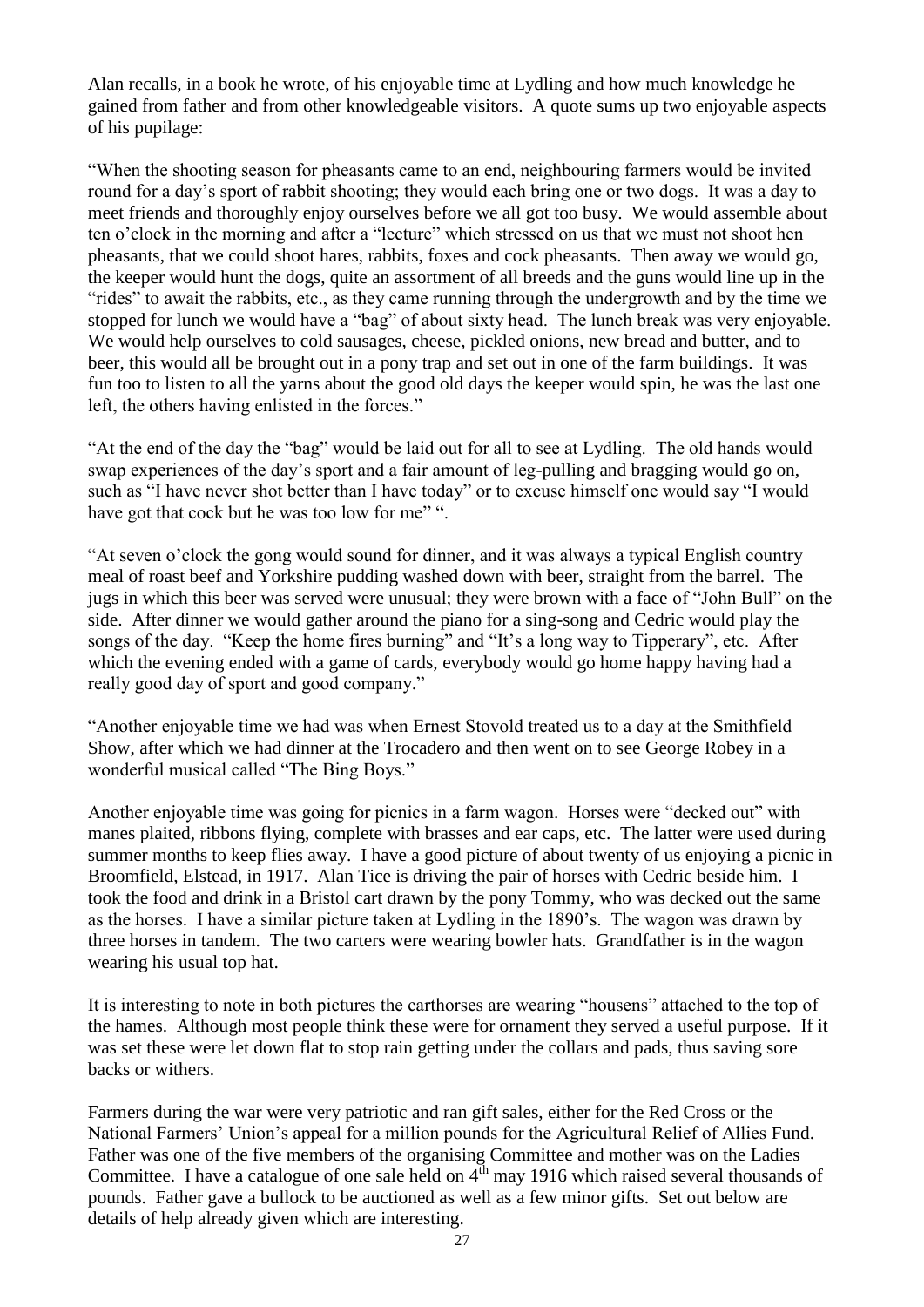Alan recalls, in a book he wrote, of his enjoyable time at Lydling and how much knowledge he gained from father and from other knowledgeable visitors. A quote sums up two enjoyable aspects of his pupilage:

"When the shooting season for pheasants came to an end, neighbouring farmers would be invited round for a day's sport of rabbit shooting; they would each bring one or two dogs. It was a day to meet friends and thoroughly enjoy ourselves before we all got too busy. We would assemble about ten o'clock in the morning and after a "lecture" which stressed on us that we must not shoot hen pheasants, that we could shoot hares, rabbits, foxes and cock pheasants. Then away we would go, the keeper would hunt the dogs, quite an assortment of all breeds and the guns would line up in the "rides" to await the rabbits, etc., as they came running through the undergrowth and by the time we stopped for lunch we would have a "bag" of about sixty head. The lunch break was very enjoyable. We would help ourselves to cold sausages, cheese, pickled onions, new bread and butter, and to beer, this would all be brought out in a pony trap and set out in one of the farm buildings. It was fun too to listen to all the yarns about the good old days the keeper would spin, he was the last one left, the others having enlisted in the forces."

"At the end of the day the "bag" would be laid out for all to see at Lydling. The old hands would swap experiences of the day's sport and a fair amount of leg-pulling and bragging would go on, such as "I have never shot better than I have today" or to excuse himself one would say "I would have got that cock but he was too low for me" ".

"At seven o'clock the gong would sound for dinner, and it was always a typical English country meal of roast beef and Yorkshire pudding washed down with beer, straight from the barrel. The jugs in which this beer was served were unusual; they were brown with a face of "John Bull" on the side. After dinner we would gather around the piano for a sing-song and Cedric would play the songs of the day. "Keep the home fires burning" and "It's a long way to Tipperary", etc. After which the evening ended with a game of cards, everybody would go home happy having had a really good day of sport and good company."

"Another enjoyable time we had was when Ernest Stovold treated us to a day at the Smithfield Show, after which we had dinner at the Trocadero and then went on to see George Robey in a wonderful musical called "The Bing Boys."

Another enjoyable time was going for picnics in a farm wagon. Horses were "decked out" with manes plaited, ribbons flying, complete with brasses and ear caps, etc. The latter were used during summer months to keep flies away. I have a good picture of about twenty of us enjoying a picnic in Broomfield, Elstead, in 1917. Alan Tice is driving the pair of horses with Cedric beside him. I took the food and drink in a Bristol cart drawn by the pony Tommy, who was decked out the same as the horses. I have a similar picture taken at Lydling in the 1890's. The wagon was drawn by three horses in tandem. The two carters were wearing bowler hats. Grandfather is in the wagon wearing his usual top hat.

It is interesting to note in both pictures the carthorses are wearing "housens" attached to the top of the hames. Although most people think these were for ornament they served a useful purpose. If it was set these were let down flat to stop rain getting under the collars and pads, thus saving sore backs or withers.

Farmers during the war were very patriotic and ran gift sales, either for the Red Cross or the National Farmers' Union's appeal for a million pounds for the Agricultural Relief of Allies Fund. Father was one of the five members of the organising Committee and mother was on the Ladies Committee. I have a catalogue of one sale held on 4th may 1916 which raised several thousands of pounds. Father gave a bullock to be auctioned as well as a few minor gifts. Set out below are details of help already given which are interesting.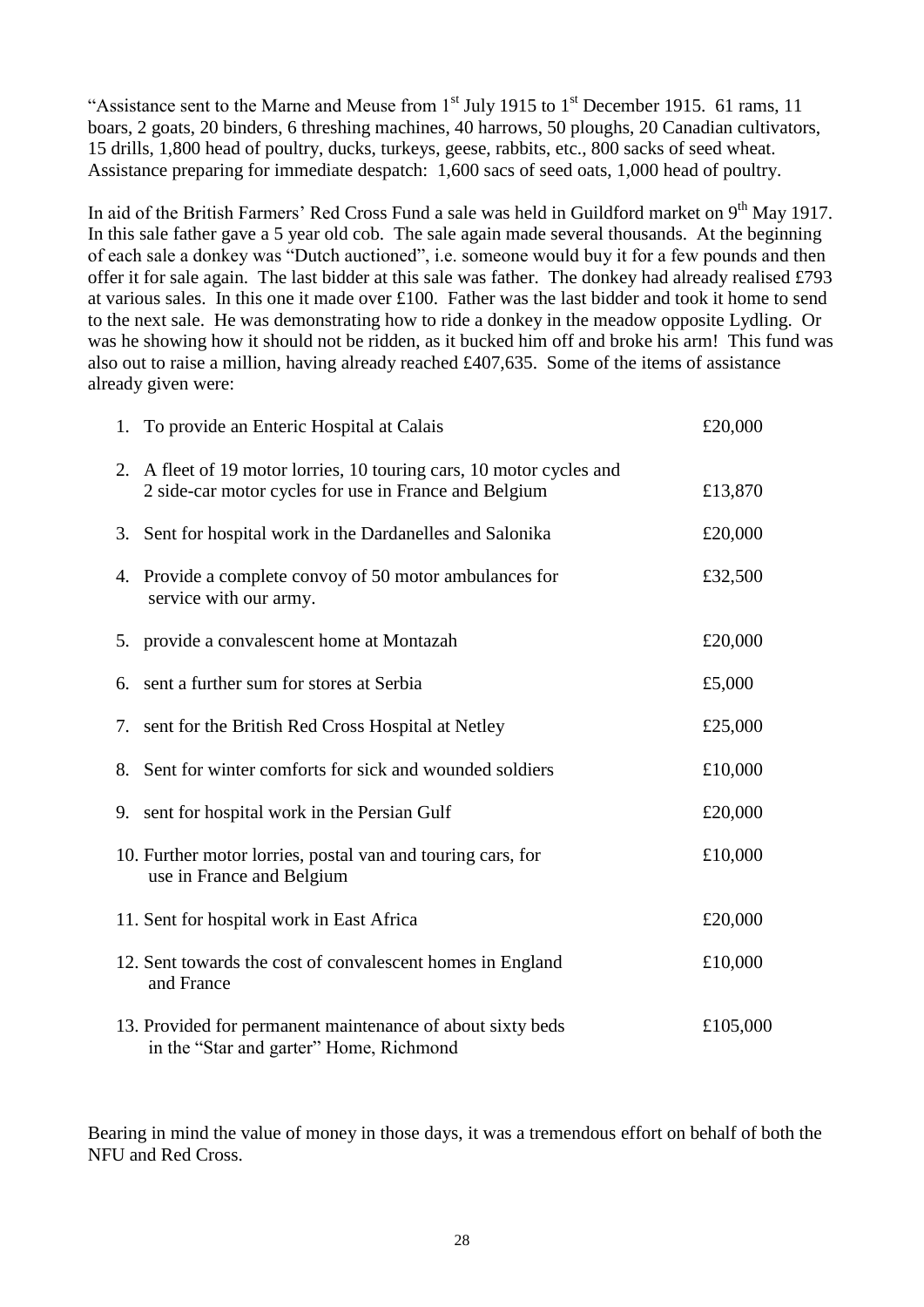"Assistance sent to the Marne and Meuse from 1st July 1915 to 1st December 1915. 61 rams, 11 boars, 2 goats, 20 binders, 6 threshing machines, 40 harrows, 50 ploughs, 20 Canadian cultivators, 15 drills, 1,800 head of poultry, ducks, turkeys, geese, rabbits, etc., 800 sacks of seed wheat. Assistance preparing for immediate despatch: 1,600 sacs of seed oats, 1,000 head of poultry.

In aid of the British Farmers' Red Cross Fund a sale was held in Guildford market on 9th May 1917. In this sale father gave a 5 year old cob. The sale again made several thousands. At the beginning of each sale a donkey was "Dutch auctioned", i.e. someone would buy it for a few pounds and then offer it for sale again. The last bidder at this sale was father. The donkey had already realised £793 at various sales. In this one it made over £100. Father was the last bidder and took it home to send to the next sale. He was demonstrating how to ride a donkey in the meadow opposite Lydling. Or was he showing how it should not be ridden, as it bucked him off and broke his arm! This fund was also out to raise a million, having already reached £407,635. Some of the items of assistance already given were:

| | |
|---|---|
| 1. To provide an Enteric Hospital at Calais | £20,000 |
| 2. A fleet of 19 motor lorries, 10 touring cars, 10 motor cycles and 2 side-car motor cycles for use in France and Belgium | £13,870 |
| 3. Sent for hospital work in the Dardanelles and Salonika | £20,000 |
| 4. Provide a complete convoy of 50 motor ambulances for service with our army. | £32,500 |
| 5. provide a convalescent home at Montazah | £20,000 |
| 6. sent a further sum for stores at Serbia | £5,000 |
| 7. sent for the British Red Cross Hospital at Netley | £25,000 |
| 8. Sent for winter comforts for sick and wounded soldiers | £10,000 |
| 9. sent for hospital work in the Persian Gulf | £20,000 |
| 10. Further motor lorries, postal van and touring cars, for use in France and Belgium | £10,000 |
| 11. Sent for hospital work in East Africa | £20,000 |
| 12. Sent towards the cost of convalescent homes in England and France | £10,000 |
| 13. Provided for permanent maintenance of about sixty beds in the "Star and garter" Home, Richmond | £105,000 |

Bearing in mind the value of money in those days, it was a tremendous effort on behalf of both the NFU and Red Cross.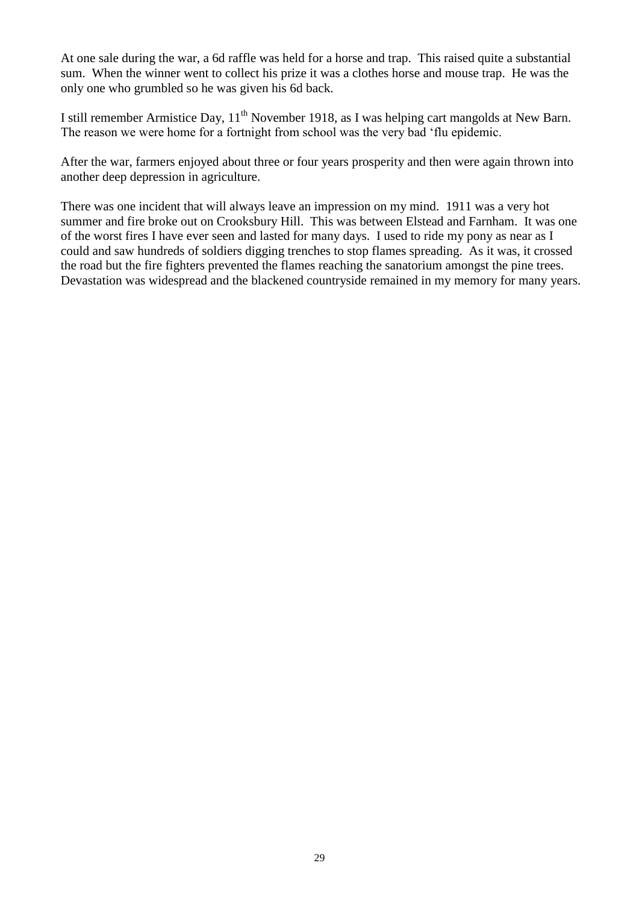At one sale during the war, a 6d raffle was held for a horse and trap. This raised quite a substantial sum. When the winner went to collect his prize it was a clothes horse and mouse trap. He was the only one who grumbled so he was given his 6d back.

I still remember Armistice Day, 11th November 1918, as I was helping cart mangolds at New Barn. The reason we were home for a fortnight from school was the very bad 'flu epidemic.

After the war, farmers enjoyed about three or four years prosperity and then were again thrown into another deep depression in agriculture.

There was one incident that will always leave an impression on my mind. 1911 was a very hot summer and fire broke out on Crooksbury Hill. This was between Elstead and Farnham. It was one of the worst fires I have ever seen and lasted for many days. I used to ride my pony as near as I could and saw hundreds of soldiers digging trenches to stop flames spreading. As it was, it crossed the road but the fire fighters prevented the flames reaching the sanatorium amongst the pine trees. Devastation was widespread and the blackened countryside remained in my memory for many years.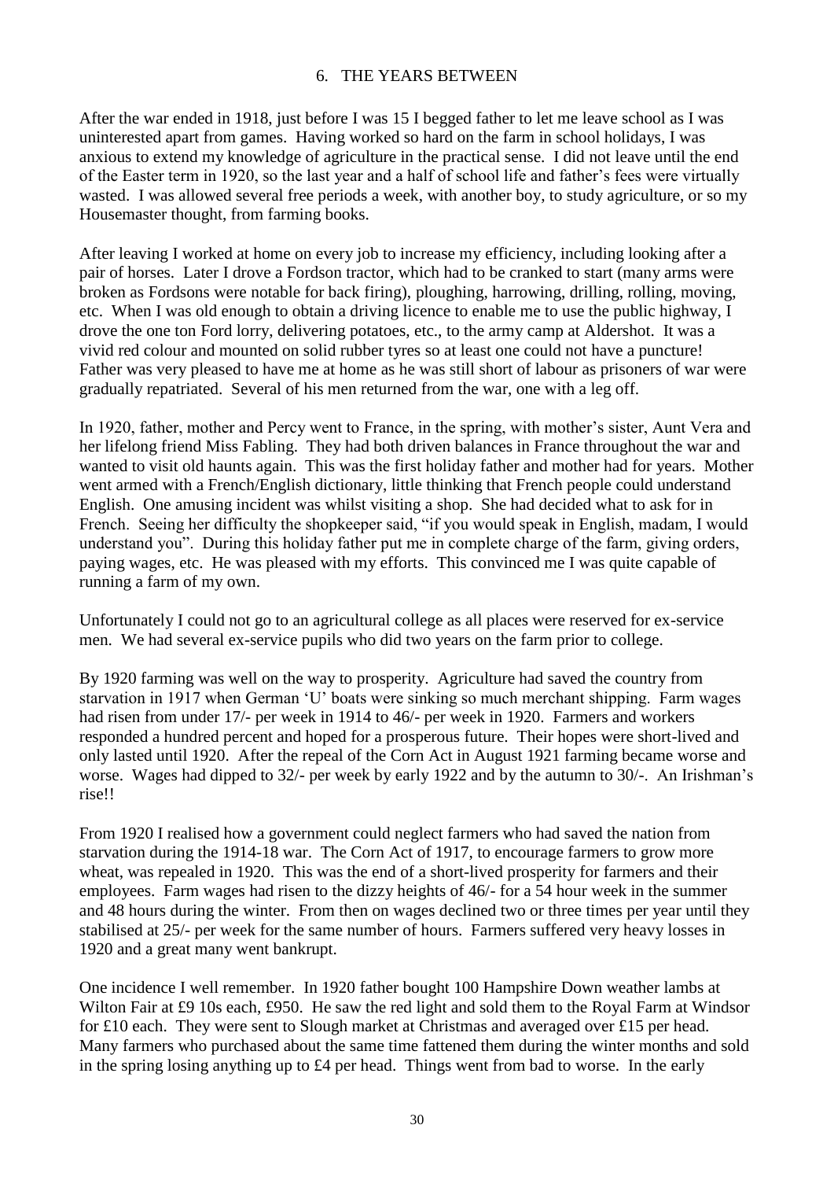## 6. THE YEARS BETWEEN

After the war ended in 1918, just before I was 15 I begged father to let me leave school as I was uninterested apart from games. Having worked so hard on the farm in school holidays, I was anxious to extend my knowledge of agriculture in the practical sense. I did not leave until the end of the Easter term in 1920, so the last year and a half of school life and father's fees were virtually wasted. I was allowed several free periods a week, with another boy, to study agriculture, or so my Housemaster thought, from farming books.

After leaving I worked at home on every job to increase my efficiency, including looking after a pair of horses. Later I drove a Fordson tractor, which had to be cranked to start (many arms were broken as Fordsons were notable for back firing), ploughing, harrowing, drilling, rolling, moving, etc. When I was old enough to obtain a driving licence to enable me to use the public highway, I drove the one ton Ford lorry, delivering potatoes, etc., to the army camp at Aldershot. It was a vivid red colour and mounted on solid rubber tyres so at least one could not have a puncture! Father was very pleased to have me at home as he was still short of labour as prisoners of war were gradually repatriated. Several of his men returned from the war, one with a leg off.

In 1920, father, mother and Percy went to France, in the spring, with mother's sister, Aunt Vera and her lifelong friend Miss Fabling. They had both driven balances in France throughout the war and wanted to visit old haunts again. This was the first holiday father and mother had for years. Mother went armed with a French/English dictionary, little thinking that French people could understand English. One amusing incident was whilst visiting a shop. She had decided what to ask for in French. Seeing her difficulty the shopkeeper said, "if you would speak in English, madam, I would understand you". During this holiday father put me in complete charge of the farm, giving orders, paying wages, etc. He was pleased with my efforts. This convinced me I was quite capable of running a farm of my own.

Unfortunately I could not go to an agricultural college as all places were reserved for ex-service men. We had several ex-service pupils who did two years on the farm prior to college.

By 1920 farming was well on the way to prosperity. Agriculture had saved the country from starvation in 1917 when German 'U' boats were sinking so much merchant shipping. Farm wages had risen from under 17/- per week in 1914 to 46/- per week in 1920. Farmers and workers responded a hundred percent and hoped for a prosperous future. Their hopes were short-lived and only lasted until 1920. After the repeal of the Corn Act in August 1921 farming became worse and worse. Wages had dipped to 32/- per week by early 1922 and by the autumn to 30/-. An Irishman's rise!!

From 1920 I realised how a government could neglect farmers who had saved the nation from starvation during the 1914-18 war. The Corn Act of 1917, to encourage farmers to grow more wheat, was repealed in 1920. This was the end of a short-lived prosperity for farmers and their employees. Farm wages had risen to the dizzy heights of 46/- for a 54 hour week in the summer and 48 hours during the winter. From then on wages declined two or three times per year until they stabilised at 25/- per week for the same number of hours. Farmers suffered very heavy losses in 1920 and a great many went bankrupt.

One incidence I well remember. In 1920 father bought 100 Hampshire Down weather lambs at Wilton Fair at £9 10s each, £950. He saw the red light and sold them to the Royal Farm at Windsor for £10 each. They were sent to Slough market at Christmas and averaged over £15 per head. Many farmers who purchased about the same time fattened them during the winter months and sold in the spring losing anything up to £4 per head. Things went from bad to worse. In the early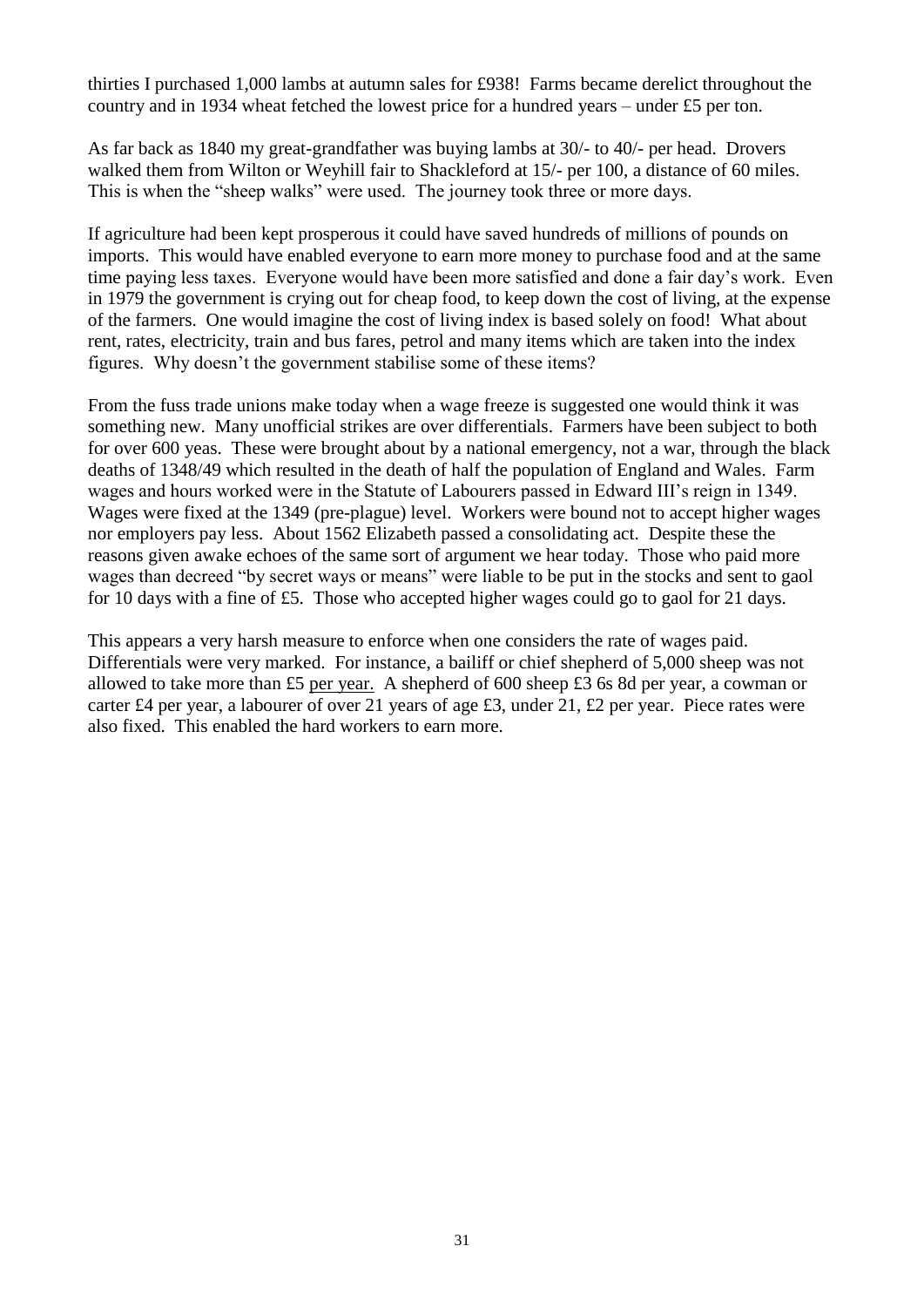thirties I purchased 1,000 lambs at autumn sales for £938! Farms became derelict throughout the country and in 1934 wheat fetched the lowest price for a hundred years – under £5 per ton.

As far back as 1840 my great-grandfather was buying lambs at 30/- to 40/- per head. Drovers walked them from Wilton or Weyhill fair to Shackleford at 15/- per 100, a distance of 60 miles. This is when the "sheep walks" were used. The journey took three or more days.

If agriculture had been kept prosperous it could have saved hundreds of millions of pounds on imports. This would have enabled everyone to earn more money to purchase food and at the same time paying less taxes. Everyone would have been more satisfied and done a fair day's work. Even in 1979 the government is crying out for cheap food, to keep down the cost of living, at the expense of the farmers. One would imagine the cost of living index is based solely on food! What about rent, rates, electricity, train and bus fares, petrol and many items which are taken into the index figures. Why doesn't the government stabilise some of these items?

From the fuss trade unions make today when a wage freeze is suggested one would think it was something new. Many unofficial strikes are over differentials. Farmers have been subject to both for over 600 yeas. These were brought about by a national emergency, not a war, through the black deaths of 1348/49 which resulted in the death of half the population of England and Wales. Farm wages and hours worked were in the Statute of Labourers passed in Edward III's reign in 1349. Wages were fixed at the 1349 (pre-plague) level. Workers were bound not to accept higher wages nor employers pay less. About 1562 Elizabeth passed a consolidating act. Despite these the reasons given awake echoes of the same sort of argument we hear today. Those who paid more wages than decreed "by secret ways or means" were liable to be put in the stocks and sent to gaol for 10 days with a fine of £5. Those who accepted higher wages could go to gaol for 21 days.

This appears a very harsh measure to enforce when one considers the rate of wages paid. Differentials were very marked. For instance, a bailiff or chief shepherd of 5,000 sheep was not allowed to take more than £5 <u>per year.</u> A shepherd of 600 sheep £3 6s 8d per year, a cowman or carter £4 per year, a labourer of over 21 years of age £3, under 21, £2 per year. Piece rates were also fixed. This enabled the hard workers to earn more.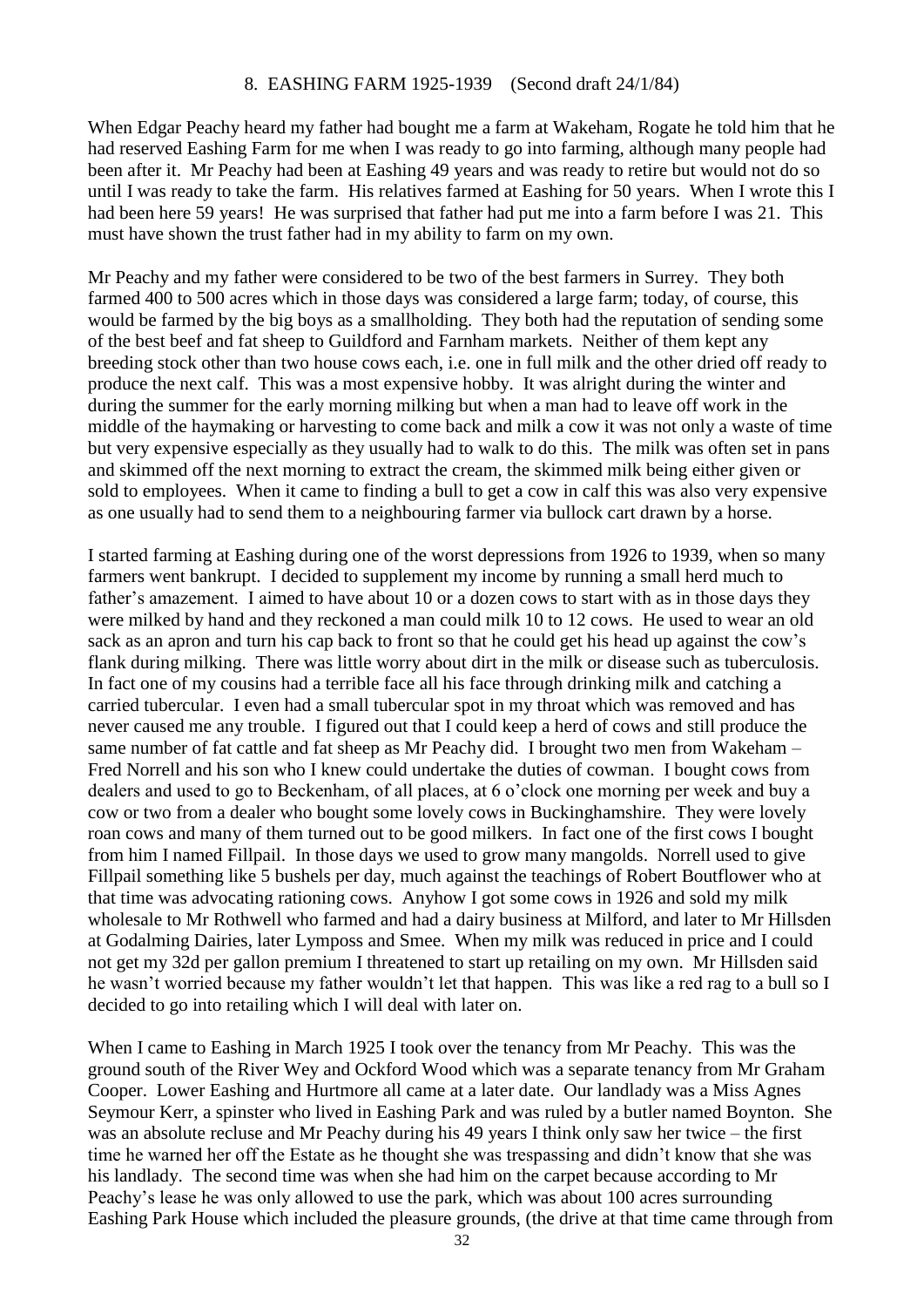## 8. EASHING FARM 1925-1939 (Second draft 24/1/84)

When Edgar Peachy heard my father had bought me a farm at Wakeham, Rogate he told him that he had reserved Eashing Farm for me when I was ready to go into farming, although many people had been after it. Mr Peachy had been at Eashing 49 years and was ready to retire but would not do so until I was ready to take the farm. His relatives farmed at Eashing for 50 years. When I wrote this I had been here 59 years! He was surprised that father had put me into a farm before I was 21. This must have shown the trust father had in my ability to farm on my own.

Mr Peachy and my father were considered to be two of the best farmers in Surrey. They both farmed 400 to 500 acres which in those days was considered a large farm; today, of course, this would be farmed by the big boys as a smallholding. They both had the reputation of sending some of the best beef and fat sheep to Guildford and Farnham markets. Neither of them kept any breeding stock other than two house cows each, i.e. one in full milk and the other dried off ready to produce the next calf. This was a most expensive hobby. It was alright during the winter and during the summer for the early morning milking but when a man had to leave off work in the middle of the haymaking or harvesting to come back and milk a cow it was not only a waste of time but very expensive especially as they usually had to walk to do this. The milk was often set in pans and skimmed off the next morning to extract the cream, the skimmed milk being either given or sold to employees. When it came to finding a bull to get a cow in calf this was also very expensive as one usually had to send them to a neighbouring farmer via bullock cart drawn by a horse.

I started farming at Eashing during one of the worst depressions from 1926 to 1939, when so many farmers went bankrupt. I decided to supplement my income by running a small herd much to father's amazement. I aimed to have about 10 or a dozen cows to start with as in those days they were milked by hand and they reckoned a man could milk 10 to 12 cows. He used to wear an old sack as an apron and turn his cap back to front so that he could get his head up against the cow's flank during milking. There was little worry about dirt in the milk or disease such as tuberculosis. In fact one of my cousins had a terrible face all his face through drinking milk and catching a carried tubercular. I even had a small tubercular spot in my throat which was removed and has never caused me any trouble. I figured out that I could keep a herd of cows and still produce the same number of fat cattle and fat sheep as Mr Peachy did. I brought two men from Wakeham – Fred Norrell and his son who I knew could undertake the duties of cowman. I bought cows from dealers and used to go to Beckenham, of all places, at 6 o'clock one morning per week and buy a cow or two from a dealer who bought some lovely cows in Buckinghamshire. They were lovely roan cows and many of them turned out to be good milkers. In fact one of the first cows I bought from him I named Fillpail. In those days we used to grow many mangolds. Norrell used to give Fillpail something like 5 bushels per day, much against the teachings of Robert Boutflower who at that time was advocating rationing cows. Anyhow I got some cows in 1926 and sold my milk wholesale to Mr Rothwell who farmed and had a dairy business at Milford, and later to Mr Hillsden at Godalming Dairies, later Lymposs and Smee. When my milk was reduced in price and I could not get my 32d per gallon premium I threatened to start up retailing on my own. Mr Hillsden said he wasn't worried because my father wouldn't let that happen. This was like a red rag to a bull so I decided to go into retailing which I will deal with later on.

When I came to Eashing in March 1925 I took over the tenancy from Mr Peachy. This was the ground south of the River Wey and Ockford Wood which was a separate tenancy from Mr Graham Cooper. Lower Eashing and Hurtmore all came at a later date. Our landlady was a Miss Agnes Seymour Kerr, a spinster who lived in Eashing Park and was ruled by a butler named Boynton. She was an absolute recluse and Mr Peachy during his 49 years I think only saw her twice – the first time he warned her off the Estate as he thought she was trespassing and didn't know that she was his landlady. The second time was when she had him on the carpet because according to Mr Peachy's lease he was only allowed to use the park, which was about 100 acres surrounding Eashing Park House which included the pleasure grounds, (the drive at that time came through from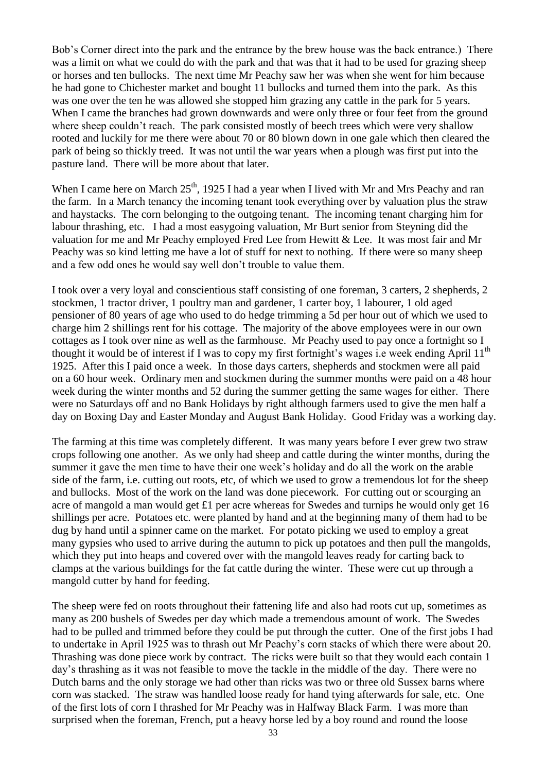Bob's Corner direct into the park and the entrance by the brew house was the back entrance.) There was a limit on what we could do with the park and that was that it had to be used for grazing sheep or horses and ten bullocks. The next time Mr Peachy saw her was when she went for him because he had gone to Chichester market and bought 11 bullocks and turned them into the park. As this was one over the ten he was allowed she stopped him grazing any cattle in the park for 5 years. When I came the branches had grown downwards and were only three or four feet from the ground where sheep couldn't reach. The park consisted mostly of beech trees which were very shallow rooted and luckily for me there were about 70 or 80 blown down in one gale which then cleared the park of being so thickly treed. It was not until the war years when a plough was first put into the pasture land. There will be more about that later.

When I came here on March 25th, 1925 I had a year when I lived with Mr and Mrs Peachy and ran the farm. In a March tenancy the incoming tenant took everything over by valuation plus the straw and haystacks. The corn belonging to the outgoing tenant. The incoming tenant charging him for labour thrashing, etc. I had a most easygoing valuation, Mr Burt senior from Steyning did the valuation for me and Mr Peachy employed Fred Lee from Hewitt & Lee. It was most fair and Mr Peachy was so kind letting me have a lot of stuff for next to nothing. If there were so many sheep and a few odd ones he would say well don't trouble to value them.

I took over a very loyal and conscientious staff consisting of one foreman, 3 carters, 2 shepherds, 2 stockmen, 1 tractor driver, 1 poultry man and gardener, 1 carter boy, 1 labourer, 1 old aged pensioner of 80 years of age who used to do hedge trimming a 5d per hour out of which we used to charge him 2 shillings rent for his cottage. The majority of the above employees were in our own cottages as I took over nine as well as the farmhouse. Mr Peachy used to pay once a fortnight so I thought it would be of interest if I was to copy my first fortnight's wages i.e week ending April 11th 1925. After this I paid once a week. In those days carters, shepherds and stockmen were all paid on a 60 hour week. Ordinary men and stockmen during the summer months were paid on a 48 hour week during the winter months and 52 during the summer getting the same wages for either. There were no Saturdays off and no Bank Holidays by right although farmers used to give the men half a day on Boxing Day and Easter Monday and August Bank Holiday. Good Friday was a working day.

The farming at this time was completely different. It was many years before I ever grew two straw crops following one another. As we only had sheep and cattle during the winter months, during the summer it gave the men time to have their one week's holiday and do all the work on the arable side of the farm, i.e. cutting out roots, etc, of which we used to grow a tremendous lot for the sheep and bullocks. Most of the work on the land was done piecework. For cutting out or scourging an acre of mangold a man would get £1 per acre whereas for Swedes and turnips he would only get 16 shillings per acre. Potatoes etc. were planted by hand and at the beginning many of them had to be dug by hand until a spinner came on the market. For potato picking we used to employ a great many gypsies who used to arrive during the autumn to pick up potatoes and then pull the mangolds, which they put into heaps and covered over with the mangold leaves ready for carting back to clamps at the various buildings for the fat cattle during the winter. These were cut up through a mangold cutter by hand for feeding.

The sheep were fed on roots throughout their fattening life and also had roots cut up, sometimes as many as 200 bushels of Swedes per day which made a tremendous amount of work. The Swedes had to be pulled and trimmed before they could be put through the cutter. One of the first jobs I had to undertake in April 1925 was to thrash out Mr Peachy's corn stacks of which there were about 20. Thrashing was done piece work by contract. The ricks were built so that they would each contain 1 day's thrashing as it was not feasible to move the tackle in the middle of the day. There were no Dutch barns and the only storage we had other than ricks was two or three old Sussex barns where corn was stacked. The straw was handled loose ready for hand tying afterwards for sale, etc. One of the first lots of corn I thrashed for Mr Peachy was in Halfway Black Farm. I was more than surprised when the foreman, French, put a heavy horse led by a boy round and round the loose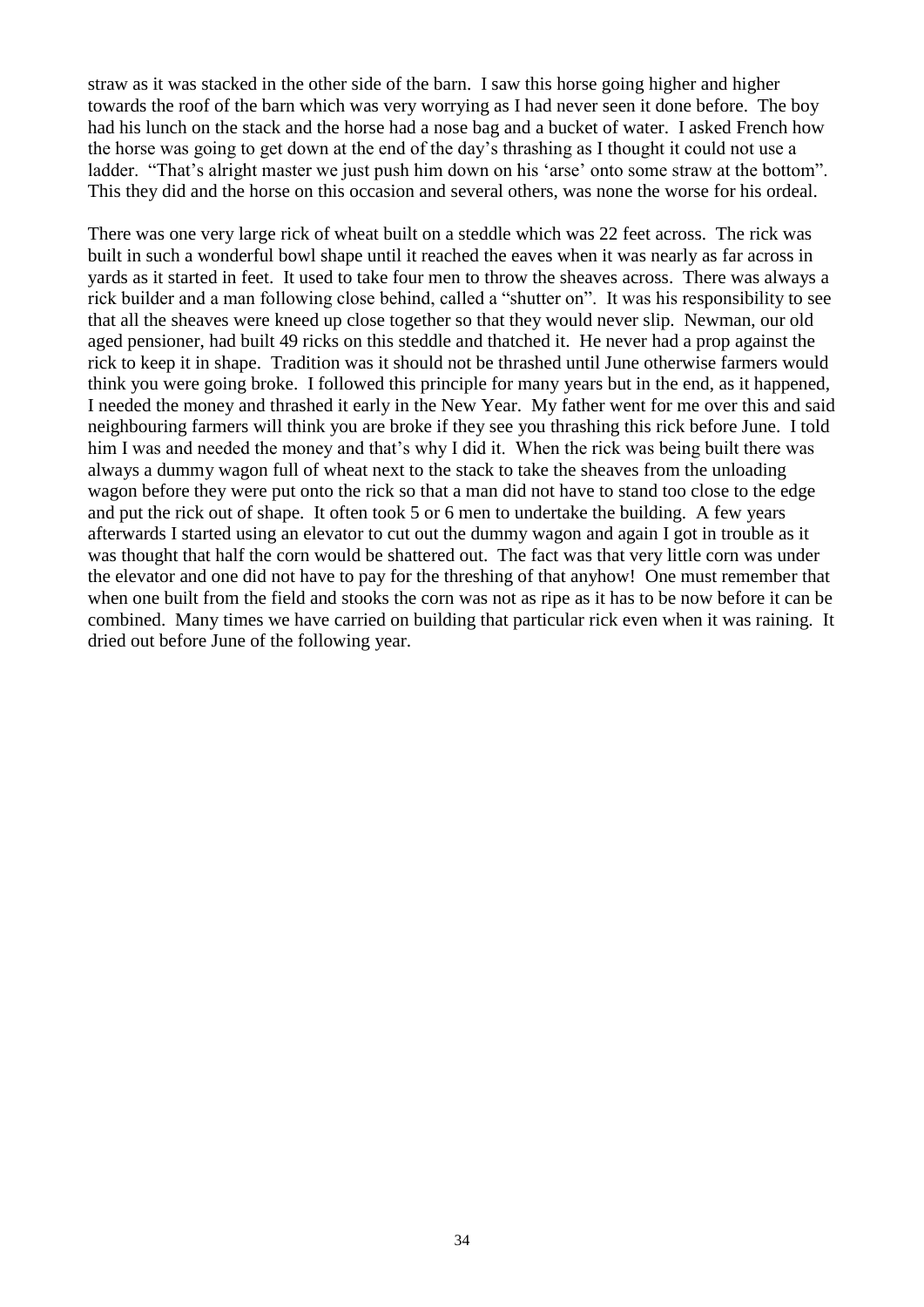straw as it was stacked in the other side of the barn. I saw this horse going higher and higher towards the roof of the barn which was very worrying as I had never seen it done before. The boy had his lunch on the stack and the horse had a nose bag and a bucket of water. I asked French how the horse was going to get down at the end of the day's thrashing as I thought it could not use a ladder. "That's alright master we just push him down on his 'arse' onto some straw at the bottom". This they did and the horse on this occasion and several others, was none the worse for his ordeal.

There was one very large rick of wheat built on a steddle which was 22 feet across. The rick was built in such a wonderful bowl shape until it reached the eaves when it was nearly as far across in yards as it started in feet. It used to take four men to throw the sheaves across. There was always a rick builder and a man following close behind, called a "shutter on". It was his responsibility to see that all the sheaves were kneed up close together so that they would never slip. Newman, our old aged pensioner, had built 49 ricks on this steddle and thatched it. He never had a prop against the rick to keep it in shape. Tradition was it should not be thrashed until June otherwise farmers would think you were going broke. I followed this principle for many years but in the end, as it happened, I needed the money and thrashed it early in the New Year. My father went for me over this and said neighbouring farmers will think you are broke if they see you thrashing this rick before June. I told him I was and needed the money and that's why I did it. When the rick was being built there was always a dummy wagon full of wheat next to the stack to take the sheaves from the unloading wagon before they were put onto the rick so that a man did not have to stand too close to the edge and put the rick out of shape. It often took 5 or 6 men to undertake the building. A few years afterwards I started using an elevator to cut out the dummy wagon and again I got in trouble as it was thought that half the corn would be shattered out. The fact was that very little corn was under the elevator and one did not have to pay for the threshing of that anyhow! One must remember that when one built from the field and stooks the corn was not as ripe as it has to be now before it can be combined. Many times we have carried on building that particular rick even when it was raining. It dried out before June of the following year.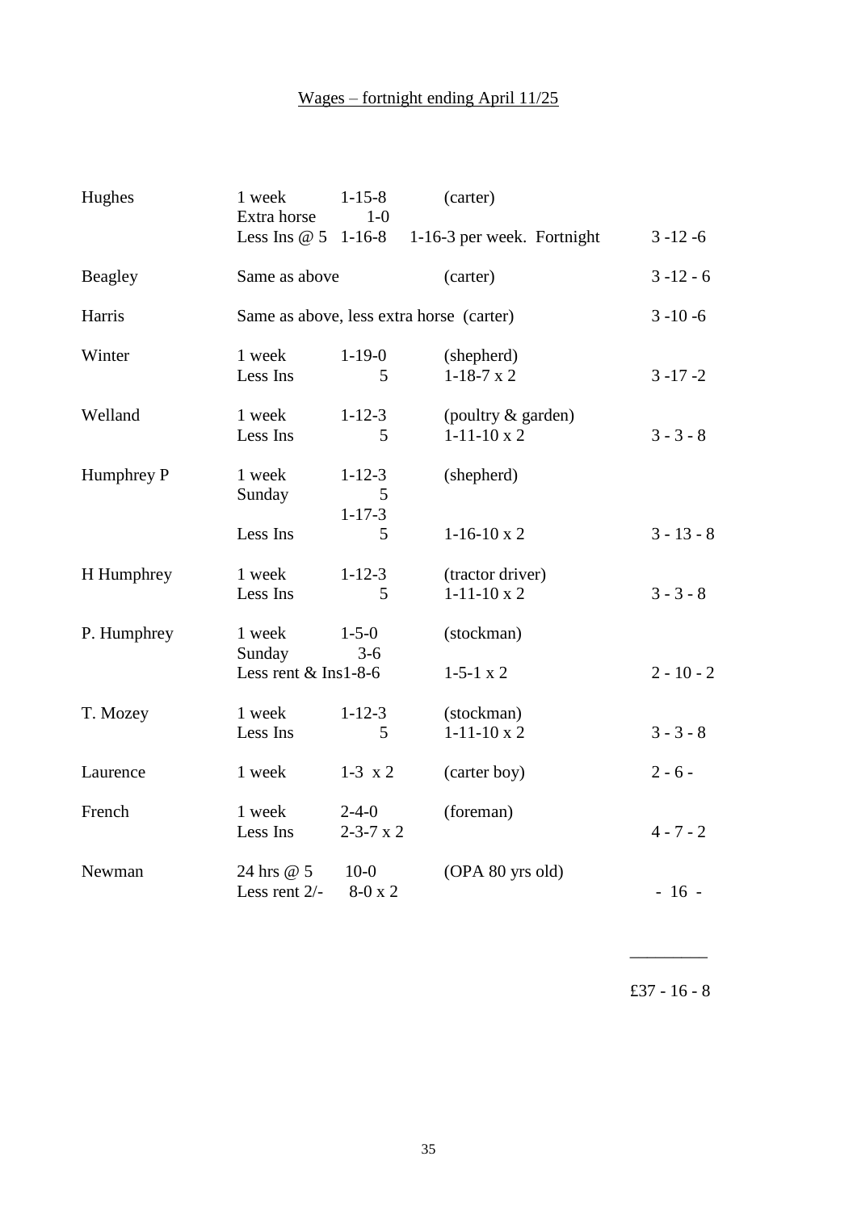<u>Wages – fortnight ending April 11/25</u>

| | | | | |
|---|---|---|---|---|
| Hughes | 1 week | 1-15-8 | (carter) | |
| | Extra horse | 1-0 | | |
| | Less Ins @ 5 | 1-16-8 | 1-16-3 per week. Fortnight | 3 -12 -6 |
| Beagley | Same as above | | (carter) | 3 -12 - 6 |
| Harris | Same as above, less extra horse | | (carter) | 3 -10 -6 |
| Winter | 1 week | 1-19-0 | (shepherd) | |
| | Less Ins | 5 | 1-18-7 x 2 | 3 -17 -2 |
| Welland | 1 week | 1-12-3 | (poultry & garden) | |
| | Less Ins | 5 | 1-11-10 x 2 | 3 - 3 - 8 |
| Humphrey P | 1 week | 1-12-3 | (shepherd) | |
| | Sunday | 5 | | |
| | | 1-17-3 | | |
| | Less Ins | 5 | 1-16-10 x 2 | 3 - 13 - 8 |
| H Humphrey | 1 week | 1-12-3 | (tractor driver) | |
| | Less Ins | 5 | 1-11-10 x 2 | 3 - 3 - 8 |
| P. Humphrey | 1 week | 1-5-0 | (stockman) | |
| | Sunday | 3-6 | | |
| | Less rent & Ins | 1-8-6 | 1-5-1 x 2 | 2 - 10 - 2 |
| T. Mozey | 1 week | 1-12-3 | (stockman) | |
| | Less Ins | 5 | 1-11-10 x 2 | 3 - 3 - 8 |
| Laurence | 1 week | 1-3 x 2 | (carter boy) | 2 - 6 - |
| French | 1 week | 2-4-0 | (foreman) | |
| | Less Ins | 2-3-7 x 2 | | 4 - 7 - 2 |
| Newman | 24 hrs @ 5 | 10-0 | (OPA 80 yrs old) | |
| | Less rent 2/- | 8-0 x 2 | | - 16 - |
| | | | | £37 - 16 - 8 |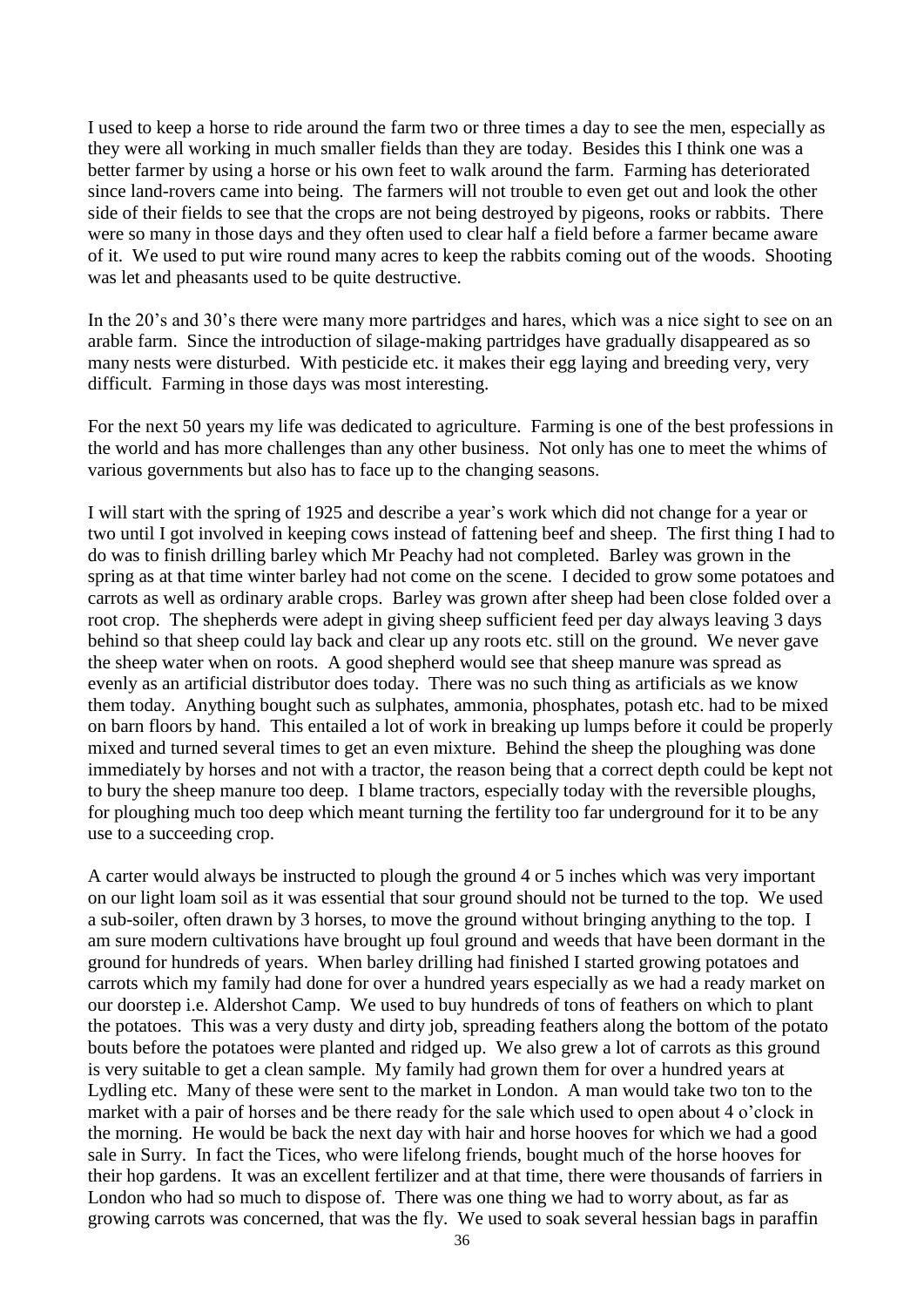I used to keep a horse to ride around the farm two or three times a day to see the men, especially as they were all working in much smaller fields than they are today. Besides this I think one was a better farmer by using a horse or his own feet to walk around the farm. Farming has deteriorated since land-rovers came into being. The farmers will not trouble to even get out and look the other side of their fields to see that the crops are not being destroyed by pigeons, rooks or rabbits. There were so many in those days and they often used to clear half a field before a farmer became aware of it. We used to put wire round many acres to keep the rabbits coming out of the woods. Shooting was let and pheasants used to be quite destructive.

In the 20's and 30's there were many more partridges and hares, which was a nice sight to see on an arable farm. Since the introduction of silage-making partridges have gradually disappeared as so many nests were disturbed. With pesticide etc. it makes their egg laying and breeding very, very difficult. Farming in those days was most interesting.

For the next 50 years my life was dedicated to agriculture. Farming is one of the best professions in the world and has more challenges than any other business. Not only has one to meet the whims of various governments but also has to face up to the changing seasons.

I will start with the spring of 1925 and describe a year's work which did not change for a year or two until I got involved in keeping cows instead of fattening beef and sheep. The first thing I had to do was to finish drilling barley which Mr Peachy had not completed. Barley was grown in the spring as at that time winter barley had not come on the scene. I decided to grow some potatoes and carrots as well as ordinary arable crops. Barley was grown after sheep had been close folded over a root crop. The shepherds were adept in giving sheep sufficient feed per day always leaving 3 days behind so that sheep could lay back and clear up any roots etc. still on the ground. We never gave the sheep water when on roots. A good shepherd would see that sheep manure was spread as evenly as an artificial distributor does today. There was no such thing as artificials as we know them today. Anything bought such as sulphates, ammonia, phosphates, potash etc. had to be mixed on barn floors by hand. This entailed a lot of work in breaking up lumps before it could be properly mixed and turned several times to get an even mixture. Behind the sheep the ploughing was done immediately by horses and not with a tractor, the reason being that a correct depth could be kept not to bury the sheep manure too deep. I blame tractors, especially today with the reversible ploughs, for ploughing much too deep which meant turning the fertility too far underground for it to be any use to a succeeding crop.

A carter would always be instructed to plough the ground 4 or 5 inches which was very important on our light loam soil as it was essential that sour ground should not be turned to the top. We used a sub-soiler, often drawn by 3 horses, to move the ground without bringing anything to the top. I am sure modern cultivations have brought up foul ground and weeds that have been dormant in the ground for hundreds of years. When barley drilling had finished I started growing potatoes and carrots which my family had done for over a hundred years especially as we had a ready market on our doorstep i.e. Aldershot Camp. We used to buy hundreds of tons of feathers on which to plant the potatoes. This was a very dusty and dirty job, spreading feathers along the bottom of the potato bouts before the potatoes were planted and ridged up. We also grew a lot of carrots as this ground is very suitable to get a clean sample. My family had grown them for over a hundred years at Lydling etc. Many of these were sent to the market in London. A man would take two ton to the market with a pair of horses and be there ready for the sale which used to open about 4 o'clock in the morning. He would be back the next day with hair and horse hooves for which we had a good sale in Surry. In fact the Tices, who were lifelong friends, bought much of the horse hooves for their hop gardens. It was an excellent fertilizer and at that time, there were thousands of farriers in London who had so much to dispose of. There was one thing we had to worry about, as far as growing carrots was concerned, that was the fly. We used to soak several hessian bags in paraffin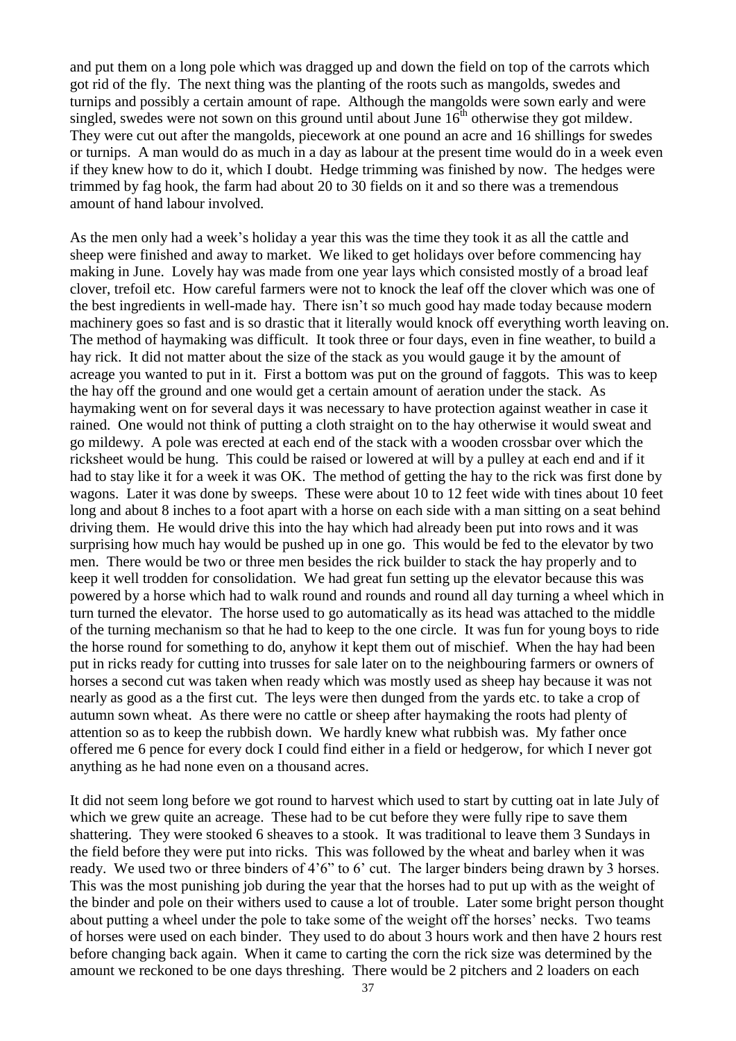and put them on a long pole which was dragged up and down the field on top of the carrots which got rid of the fly. The next thing was the planting of the roots such as mangolds, swedes and turnips and possibly a certain amount of rape. Although the mangolds were sown early and were singled, swedes were not sown on this ground until about June 16th otherwise they got mildew. They were cut out after the mangolds, piecework at one pound an acre and 16 shillings for swedes or turnips. A man would do as much in a day as labour at the present time would do in a week even if they knew how to do it, which I doubt. Hedge trimming was finished by now. The hedges were trimmed by fag hook, the farm had about 20 to 30 fields on it and so there was a tremendous amount of hand labour involved.

As the men only had a week's holiday a year this was the time they took it as all the cattle and sheep were finished and away to market. We liked to get holidays over before commencing hay making in June. Lovely hay was made from one year lays which consisted mostly of a broad leaf clover, trefoil etc. How careful farmers were not to knock the leaf off the clover which was one of the best ingredients in well-made hay. There isn't so much good hay made today because modern machinery goes so fast and is so drastic that it literally would knock off everything worth leaving on. The method of haymaking was difficult. It took three or four days, even in fine weather, to build a hay rick. It did not matter about the size of the stack as you would gauge it by the amount of acreage you wanted to put in it. First a bottom was put on the ground of faggots. This was to keep the hay off the ground and one would get a certain amount of aeration under the stack. As haymaking went on for several days it was necessary to have protection against weather in case it rained. One would not think of putting a cloth straight on to the hay otherwise it would sweat and go mildewy. A pole was erected at each end of the stack with a wooden crossbar over which the ricksheet would be hung. This could be raised or lowered at will by a pulley at each end and if it had to stay like it for a week it was OK. The method of getting the hay to the rick was first done by wagons. Later it was done by sweeps. These were about 10 to 12 feet wide with tines about 10 feet long and about 8 inches to a foot apart with a horse on each side with a man sitting on a seat behind driving them. He would drive this into the hay which had already been put into rows and it was surprising how much hay would be pushed up in one go. This would be fed to the elevator by two men. There would be two or three men besides the rick builder to stack the hay properly and to keep it well trodden for consolidation. We had great fun setting up the elevator because this was powered by a horse which had to walk round and rounds and round all day turning a wheel which in turn turned the elevator. The horse used to go automatically as its head was attached to the middle of the turning mechanism so that he had to keep to the one circle. It was fun for young boys to ride the horse round for something to do, anyhow it kept them out of mischief. When the hay had been put in ricks ready for cutting into trusses for sale later on to the neighbouring farmers or owners of horses a second cut was taken when ready which was mostly used as sheep hay because it was not nearly as good as a the first cut. The leys were then dunged from the yards etc. to take a crop of autumn sown wheat. As there were no cattle or sheep after haymaking the roots had plenty of attention so as to keep the rubbish down. We hardly knew what rubbish was. My father once offered me 6 pence for every dock I could find either in a field or hedgerow, for which I never got anything as he had none even on a thousand acres.

It did not seem long before we got round to harvest which used to start by cutting oat in late July of which we grew quite an acreage. These had to be cut before they were fully ripe to save them shattering. They were stooked 6 sheaves to a stook. It was traditional to leave them 3 Sundays in the field before they were put into ricks. This was followed by the wheat and barley when it was ready. We used two or three binders of 4'6" to 6' cut. The larger binders being drawn by 3 horses. This was the most punishing job during the year that the horses had to put up with as the weight of the binder and pole on their withers used to cause a lot of trouble. Later some bright person thought about putting a wheel under the pole to take some of the weight off the horses' necks. Two teams of horses were used on each binder. They used to do about 3 hours work and then have 2 hours rest before changing back again. When it came to carting the corn the rick size was determined by the amount we reckoned to be one days threshing. There would be 2 pitchers and 2 loaders on each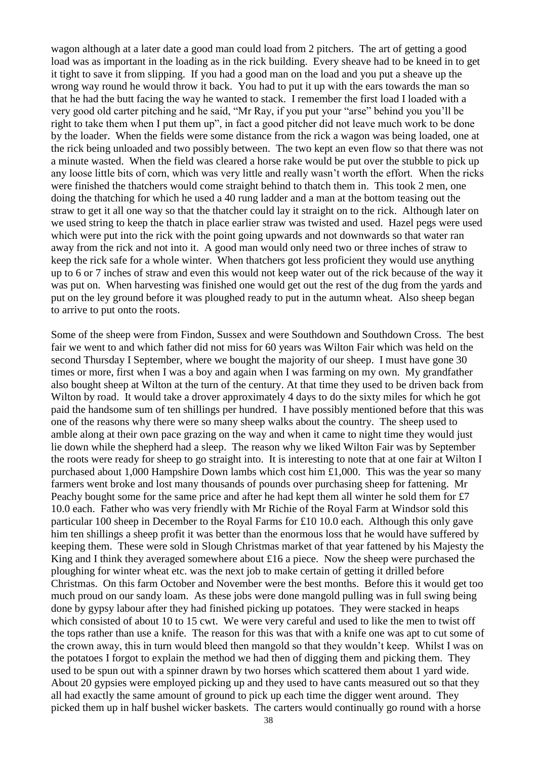wagon although at a later date a good man could load from 2 pitchers. The art of getting a good load was as important in the loading as in the rick building. Every sheave had to be kneed in to get it tight to save it from slipping. If you had a good man on the load and you put a sheave up the wrong way round he would throw it back. You had to put it up with the ears towards the man so that he had the butt facing the way he wanted to stack. I remember the first load I loaded with a very good old carter pitching and he said, "Mr Ray, if you put your "arse" behind you you'll be right to take them when I put them up", in fact a good pitcher did not leave much work to be done by the loader. When the fields were some distance from the rick a wagon was being loaded, one at the rick being unloaded and two possibly between. The two kept an even flow so that there was not a minute wasted. When the field was cleared a horse rake would be put over the stubble to pick up any loose little bits of corn, which was very little and really wasn't worth the effort. When the ricks were finished the thatchers would come straight behind to thatch them in. This took 2 men, one doing the thatching for which he used a 40 rung ladder and a man at the bottom teasing out the straw to get it all one way so that the thatcher could lay it straight on to the rick. Although later on we used string to keep the thatch in place earlier straw was twisted and used. Hazel pegs were used which were put into the rick with the point going upwards and not downwards so that water ran away from the rick and not into it. A good man would only need two or three inches of straw to keep the rick safe for a whole winter. When thatchers got less proficient they would use anything up to 6 or 7 inches of straw and even this would not keep water out of the rick because of the way it was put on. When harvesting was finished one would get out the rest of the dug from the yards and put on the ley ground before it was ploughed ready to put in the autumn wheat. Also sheep began to arrive to put onto the roots.

Some of the sheep were from Findon, Sussex and were Southdown and Southdown Cross. The best fair we went to and which father did not miss for 60 years was Wilton Fair which was held on the second Thursday I September, where we bought the majority of our sheep. I must have gone 30 times or more, first when I was a boy and again when I was farming on my own. My grandfather also bought sheep at Wilton at the turn of the century. At that time they used to be driven back from Wilton by road. It would take a drover approximately 4 days to do the sixty miles for which he got paid the handsome sum of ten shillings per hundred. I have possibly mentioned before that this was one of the reasons why there were so many sheep walks about the country. The sheep used to amble along at their own pace grazing on the way and when it came to night time they would just lie down while the shepherd had a sleep. The reason why we liked Wilton Fair was by September the roots were ready for sheep to go straight into. It is interesting to note that at one fair at Wilton I purchased about 1,000 Hampshire Down lambs which cost him £1,000. This was the year so many farmers went broke and lost many thousands of pounds over purchasing sheep for fattening. Mr Peachy bought some for the same price and after he had kept them all winter he sold them for £7 10.0 each. Father who was very friendly with Mr Richie of the Royal Farm at Windsor sold this particular 100 sheep in December to the Royal Farms for £10 10.0 each. Although this only gave him ten shillings a sheep profit it was better than the enormous loss that he would have suffered by keeping them. These were sold in Slough Christmas market of that year fattened by his Majesty the King and I think they averaged somewhere about £16 a piece. Now the sheep were purchased the ploughing for winter wheat etc. was the next job to make certain of getting it drilled before Christmas. On this farm October and November were the best months. Before this it would get too much proud on our sandy loam. As these jobs were done mangold pulling was in full swing being done by gypsy labour after they had finished picking up potatoes. They were stacked in heaps which consisted of about 10 to 15 cwt. We were very careful and used to like the men to twist off the tops rather than use a knife. The reason for this was that with a knife one was apt to cut some of the crown away, this in turn would bleed then mangold so that they wouldn't keep. Whilst I was on the potatoes I forgot to explain the method we had then of digging them and picking them. They used to be spun out with a spinner drawn by two horses which scattered them about 1 yard wide. About 20 gypsies were employed picking up and they used to have cants measured out so that they all had exactly the same amount of ground to pick up each time the digger went around. They picked them up in half bushel wicker baskets. The carters would continually go round with a horse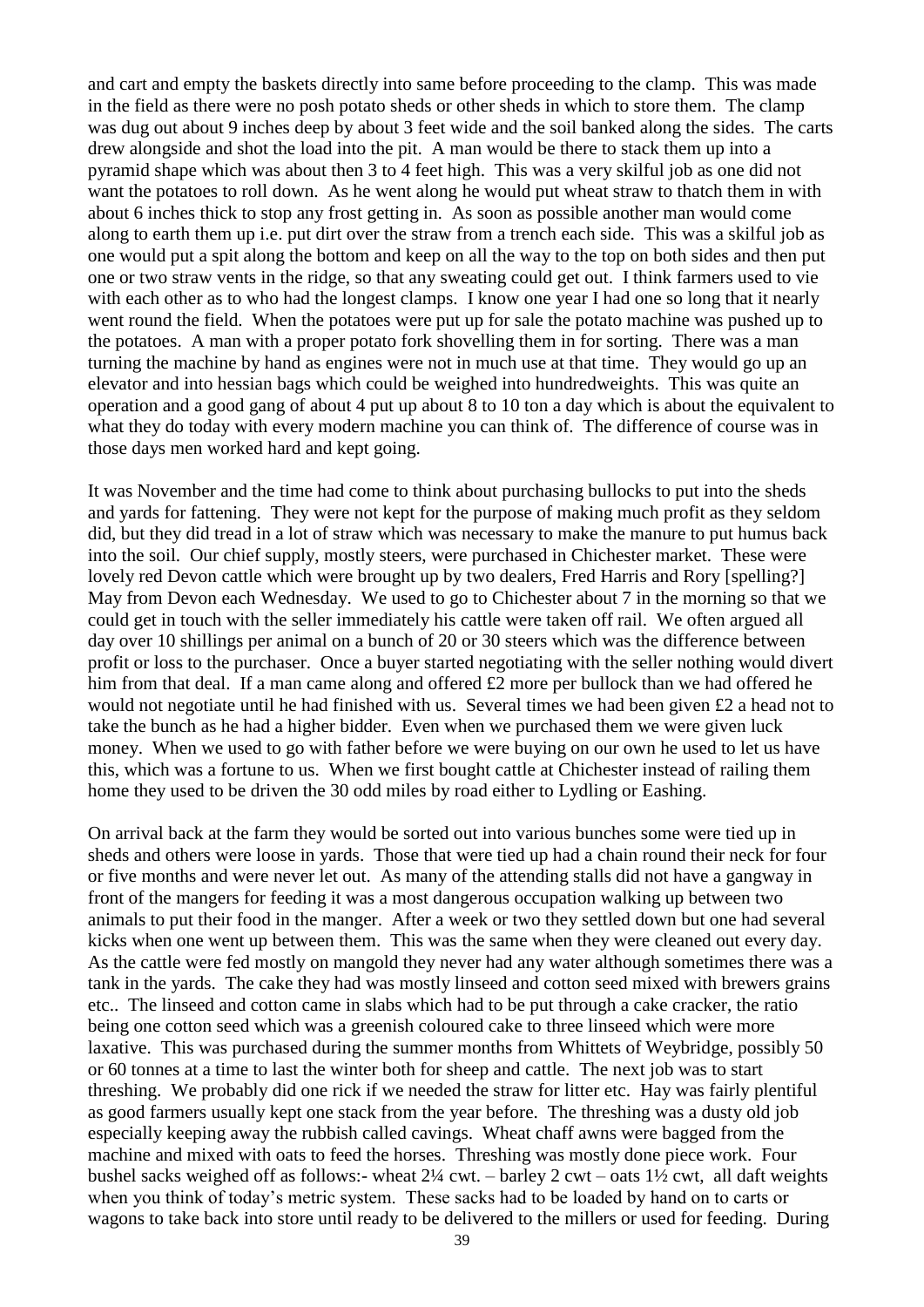and cart and empty the baskets directly into same before proceeding to the clamp. This was made in the field as there were no posh potato sheds or other sheds in which to store them. The clamp was dug out about 9 inches deep by about 3 feet wide and the soil banked along the sides. The carts drew alongside and shot the load into the pit. A man would be there to stack them up into a pyramid shape which was about then 3 to 4 feet high. This was a very skilful job as one did not want the potatoes to roll down. As he went along he would put wheat straw to thatch them in with about 6 inches thick to stop any frost getting in. As soon as possible another man would come along to earth them up i.e. put dirt over the straw from a trench each side. This was a skilful job as one would put a spit along the bottom and keep on all the way to the top on both sides and then put one or two straw vents in the ridge, so that any sweating could get out. I think farmers used to vie with each other as to who had the longest clamps. I know one year I had one so long that it nearly went round the field. When the potatoes were put up for sale the potato machine was pushed up to the potatoes. A man with a proper potato fork shovelling them in for sorting. There was a man turning the machine by hand as engines were not in much use at that time. They would go up an elevator and into hessian bags which could be weighed into hundredweights. This was quite an operation and a good gang of about 4 put up about 8 to 10 ton a day which is about the equivalent to what they do today with every modern machine you can think of. The difference of course was in those days men worked hard and kept going.

It was November and the time had come to think about purchasing bullocks to put into the sheds and yards for fattening. They were not kept for the purpose of making much profit as they seldom did, but they did tread in a lot of straw which was necessary to make the manure to put humus back into the soil. Our chief supply, mostly steers, were purchased in Chichester market. These were lovely red Devon cattle which were brought up by two dealers, Fred Harris and Rory [spelling?] May from Devon each Wednesday. We used to go to Chichester about 7 in the morning so that we could get in touch with the seller immediately his cattle were taken off rail. We often argued all day over 10 shillings per animal on a bunch of 20 or 30 steers which was the difference between profit or loss to the purchaser. Once a buyer started negotiating with the seller nothing would divert him from that deal. If a man came along and offered £2 more per bullock than we had offered he would not negotiate until he had finished with us. Several times we had been given £2 a head not to take the bunch as he had a higher bidder. Even when we purchased them we were given luck money. When we used to go with father before we were buying on our own he used to let us have this, which was a fortune to us. When we first bought cattle at Chichester instead of railing them home they used to be driven the 30 odd miles by road either to Lydling or Eashing.

On arrival back at the farm they would be sorted out into various bunches some were tied up in sheds and others were loose in yards. Those that were tied up had a chain round their neck for four or five months and were never let out. As many of the attending stalls did not have a gangway in front of the mangers for feeding it was a most dangerous occupation walking up between two animals to put their food in the manger. After a week or two they settled down but one had several kicks when one went up between them. This was the same when they were cleaned out every day. As the cattle were fed mostly on mangold they never had any water although sometimes there was a tank in the yards. The cake they had was mostly linseed and cotton seed mixed with brewers grains etc.. The linseed and cotton came in slabs which had to be put through a cake cracker, the ratio being one cotton seed which was a greenish coloured cake to three linseed which were more laxative. This was purchased during the summer months from Whittets of Weybridge, possibly 50 or 60 tonnes at a time to last the winter both for sheep and cattle. The next job was to start threshing. We probably did one rick if we needed the straw for litter etc. Hay was fairly plentiful as good farmers usually kept one stack from the year before. The threshing was a dusty old job especially keeping away the rubbish called cavings. Wheat chaff awns were bagged from the machine and mixed with oats to feed the horses. Threshing was mostly done piece work. Four bushel sacks weighed off as follows:- wheat 2¼ cwt. – barley 2 cwt – oats 1½ cwt, all daft weights when you think of today's metric system. These sacks had to be loaded by hand on to carts or wagons to take back into store until ready to be delivered to the millers or used for feeding. During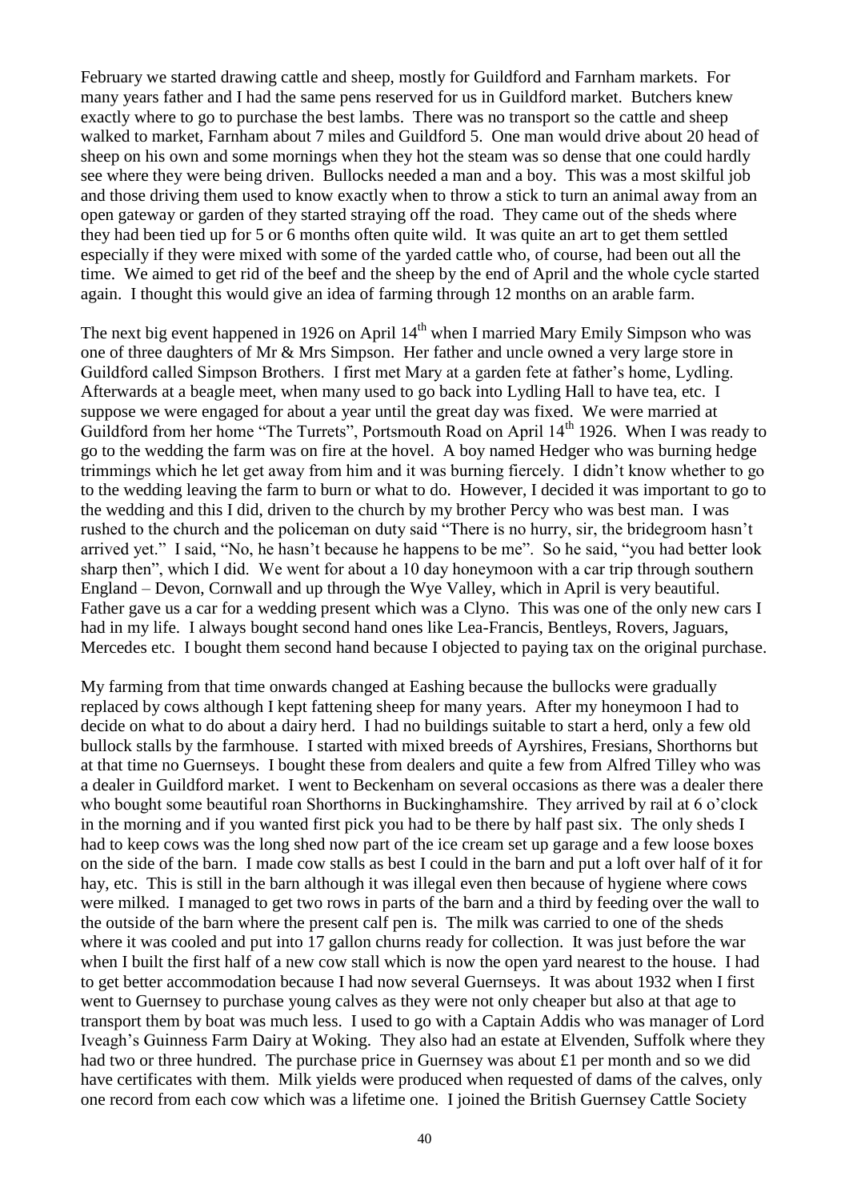February we started drawing cattle and sheep, mostly for Guildford and Farnham markets. For many years father and I had the same pens reserved for us in Guildford market. Butchers knew exactly where to go to purchase the best lambs. There was no transport so the cattle and sheep walked to market, Farnham about 7 miles and Guildford 5. One man would drive about 20 head of sheep on his own and some mornings when they hot the steam was so dense that one could hardly see where they were being driven. Bullocks needed a man and a boy. This was a most skilful job and those driving them used to know exactly when to throw a stick to turn an animal away from an open gateway or garden of they started straying off the road. They came out of the sheds where they had been tied up for 5 or 6 months often quite wild. It was quite an art to get them settled especially if they were mixed with some of the yarded cattle who, of course, had been out all the time. We aimed to get rid of the beef and the sheep by the end of April and the whole cycle started again. I thought this would give an idea of farming through 12 months on an arable farm.

The next big event happened in 1926 on April 14th when I married Mary Emily Simpson who was one of three daughters of Mr & Mrs Simpson. Her father and uncle owned a very large store in Guildford called Simpson Brothers. I first met Mary at a garden fete at father's home, Lydling. Afterwards at a beagle meet, when many used to go back into Lydling Hall to have tea, etc. I suppose we were engaged for about a year until the great day was fixed. We were married at Guildford from her home "The Turrets", Portsmouth Road on April 14th 1926. When I was ready to go to the wedding the farm was on fire at the hovel. A boy named Hedger who was burning hedge trimmings which he let get away from him and it was burning fiercely. I didn't know whether to go to the wedding leaving the farm to burn or what to do. However, I decided it was important to go to the wedding and this I did, driven to the church by my brother Percy who was best man. I was rushed to the church and the policeman on duty said "There is no hurry, sir, the bridegroom hasn't arrived yet." I said, "No, he hasn't because he happens to be me". So he said, "you had better look sharp then", which I did. We went for about a 10 day honeymoon with a car trip through southern England – Devon, Cornwall and up through the Wye Valley, which in April is very beautiful. Father gave us a car for a wedding present which was a Clyno. This was one of the only new cars I had in my life. I always bought second hand ones like Lea-Francis, Bentleys, Rovers, Jaguars, Mercedes etc. I bought them second hand because I objected to paying tax on the original purchase.

My farming from that time onwards changed at Eashing because the bullocks were gradually replaced by cows although I kept fattening sheep for many years. After my honeymoon I had to decide on what to do about a dairy herd. I had no buildings suitable to start a herd, only a few old bullock stalls by the farmhouse. I started with mixed breeds of Ayrshires, Fresians, Shorthorns but at that time no Guernseys. I bought these from dealers and quite a few from Alfred Tilley who was a dealer in Guildford market. I went to Beckenham on several occasions as there was a dealer there who bought some beautiful roan Shorthorns in Buckinghamshire. They arrived by rail at 6 o'clock in the morning and if you wanted first pick you had to be there by half past six. The only sheds I had to keep cows was the long shed now part of the ice cream set up garage and a few loose boxes on the side of the barn. I made cow stalls as best I could in the barn and put a loft over half of it for hay, etc. This is still in the barn although it was illegal even then because of hygiene where cows were milked. I managed to get two rows in parts of the barn and a third by feeding over the wall to the outside of the barn where the present calf pen is. The milk was carried to one of the sheds where it was cooled and put into 17 gallon churns ready for collection. It was just before the war when I built the first half of a new cow stall which is now the open yard nearest to the house. I had to get better accommodation because I had now several Guernseys. It was about 1932 when I first went to Guernsey to purchase young calves as they were not only cheaper but also at that age to transport them by boat was much less. I used to go with a Captain Addis who was manager of Lord Iveagh's Guinness Farm Dairy at Woking. They also had an estate at Elvenden, Suffolk where they had two or three hundred. The purchase price in Guernsey was about £1 per month and so we did have certificates with them. Milk yields were produced when requested of dams of the calves, only one record from each cow which was a lifetime one. I joined the British Guernsey Cattle Society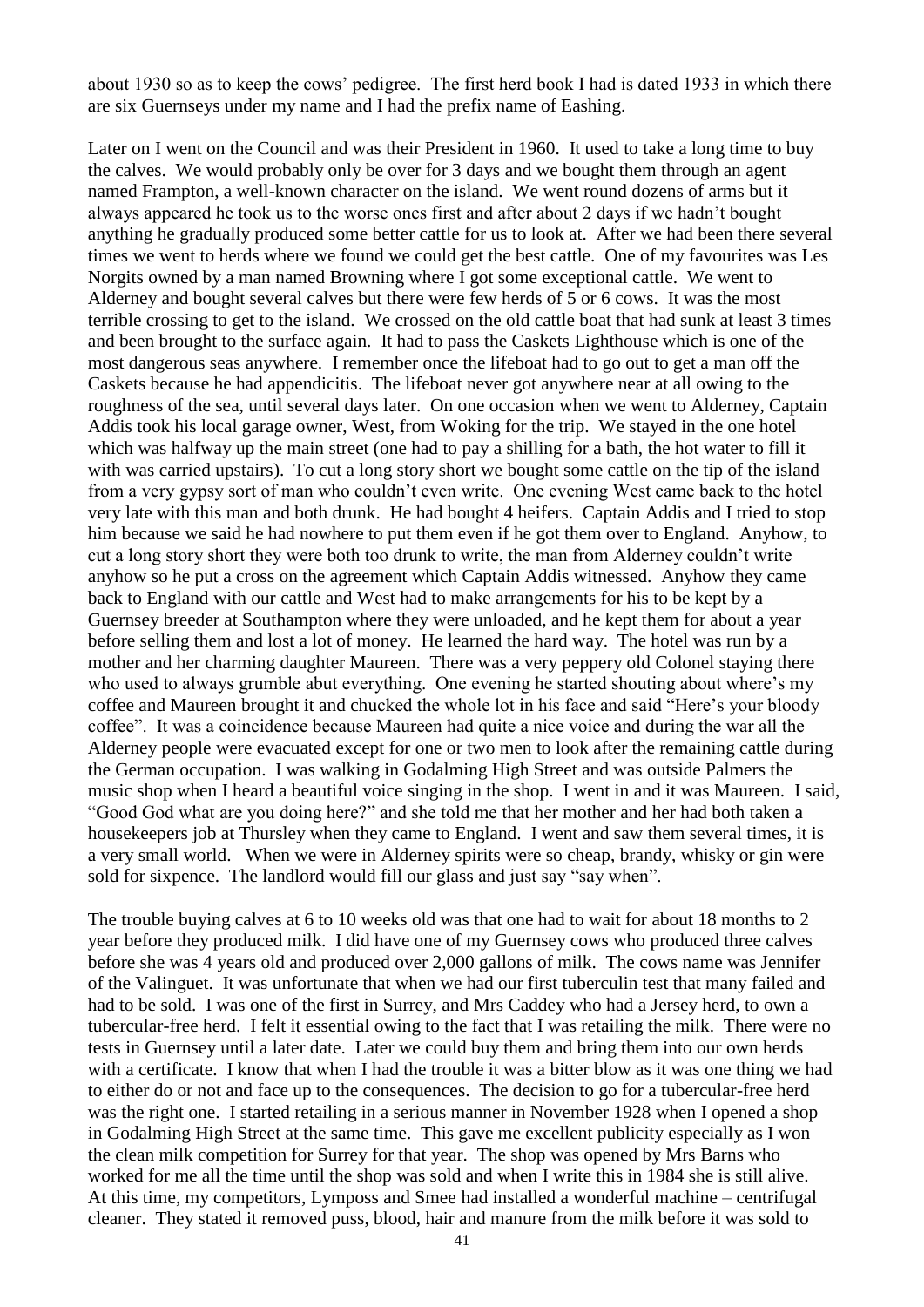about 1930 so as to keep the cows' pedigree. The first herd book I had is dated 1933 in which there are six Guernseys under my name and I had the prefix name of Eashing.

Later on I went on the Council and was their President in 1960. It used to take a long time to buy the calves. We would probably only be over for 3 days and we bought them through an agent named Frampton, a well-known character on the island. We went round dozens of arms but it always appeared he took us to the worse ones first and after about 2 days if we hadn't bought anything he gradually produced some better cattle for us to look at. After we had been there several times we went to herds where we found we could get the best cattle. One of my favourites was Les Norgits owned by a man named Browning where I got some exceptional cattle. We went to Alderney and bought several calves but there were few herds of 5 or 6 cows. It was the most terrible crossing to get to the island. We crossed on the old cattle boat that had sunk at least 3 times and been brought to the surface again. It had to pass the Caskets Lighthouse which is one of the most dangerous seas anywhere. I remember once the lifeboat had to go out to get a man off the Caskets because he had appendicitis. The lifeboat never got anywhere near at all owing to the roughness of the sea, until several days later. On one occasion when we went to Alderney, Captain Addis took his local garage owner, West, from Woking for the trip. We stayed in the one hotel which was halfway up the main street (one had to pay a shilling for a bath, the hot water to fill it with was carried upstairs). To cut a long story short we bought some cattle on the tip of the island from a very gypsy sort of man who couldn't even write. One evening West came back to the hotel very late with this man and both drunk. He had bought 4 heifers. Captain Addis and I tried to stop him because we said he had nowhere to put them even if he got them over to England. Anyhow, to cut a long story short they were both too drunk to write, the man from Alderney couldn't write anyhow so he put a cross on the agreement which Captain Addis witnessed. Anyhow they came back to England with our cattle and West had to make arrangements for his to be kept by a Guernsey breeder at Southampton where they were unloaded, and he kept them for about a year before selling them and lost a lot of money. He learned the hard way. The hotel was run by a mother and her charming daughter Maureen. There was a very peppery old Colonel staying there who used to always grumble abut everything. One evening he started shouting about where's my coffee and Maureen brought it and chucked the whole lot in his face and said "Here's your bloody coffee". It was a coincidence because Maureen had quite a nice voice and during the war all the Alderney people were evacuated except for one or two men to look after the remaining cattle during the German occupation. I was walking in Godalming High Street and was outside Palmers the music shop when I heard a beautiful voice singing in the shop. I went in and it was Maureen. I said, "Good God what are you doing here?" and she told me that her mother and her had both taken a housekeepers job at Thursley when they came to England. I went and saw them several times, it is a very small world. When we were in Alderney spirits were so cheap, brandy, whisky or gin were sold for sixpence. The landlord would fill our glass and just say "say when".

The trouble buying calves at 6 to 10 weeks old was that one had to wait for about 18 months to 2 year before they produced milk. I did have one of my Guernsey cows who produced three calves before she was 4 years old and produced over 2,000 gallons of milk. The cows name was Jennifer of the Valinguet. It was unfortunate that when we had our first tuberculin test that many failed and had to be sold. I was one of the first in Surrey, and Mrs Caddey who had a Jersey herd, to own a tubercular-free herd. I felt it essential owing to the fact that I was retailing the milk. There were no tests in Guernsey until a later date. Later we could buy them and bring them into our own herds with a certificate. I know that when I had the trouble it was a bitter blow as it was one thing we had to either do or not and face up to the consequences. The decision to go for a tubercular-free herd was the right one. I started retailing in a serious manner in November 1928 when I opened a shop in Godalming High Street at the same time. This gave me excellent publicity especially as I won the clean milk competition for Surrey for that year. The shop was opened by Mrs Barns who worked for me all the time until the shop was sold and when I write this in 1984 she is still alive. At this time, my competitors, Lymposs and Smee had installed a wonderful machine – centrifugal cleaner. They stated it removed puss, blood, hair and manure from the milk before it was sold to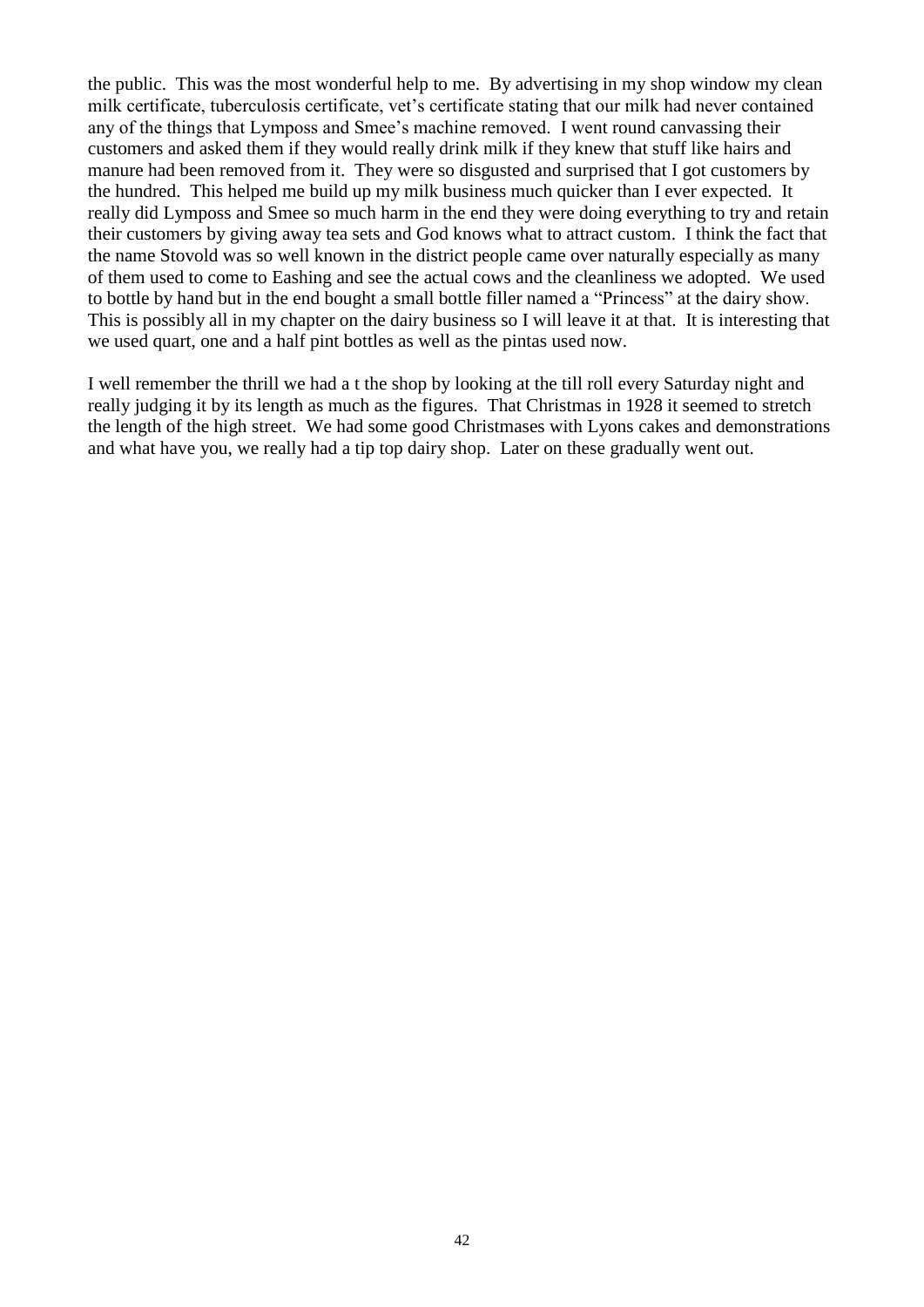the public. This was the most wonderful help to me. By advertising in my shop window my clean milk certificate, tuberculosis certificate, vet's certificate stating that our milk had never contained any of the things that Lymposs and Smee's machine removed. I went round canvassing their customers and asked them if they would really drink milk if they knew that stuff like hairs and manure had been removed from it. They were so disgusted and surprised that I got customers by the hundred. This helped me build up my milk business much quicker than I ever expected. It really did Lymposs and Smee so much harm in the end they were doing everything to try and retain their customers by giving away tea sets and God knows what to attract custom. I think the fact that the name Stovold was so well known in the district people came over naturally especially as many of them used to come to Eashing and see the actual cows and the cleanliness we adopted. We used to bottle by hand but in the end bought a small bottle filler named a "Princess" at the dairy show. This is possibly all in my chapter on the dairy business so I will leave it at that. It is interesting that we used quart, one and a half pint bottles as well as the pintas used now.

I well remember the thrill we had a t the shop by looking at the till roll every Saturday night and really judging it by its length as much as the figures. That Christmas in 1928 it seemed to stretch the length of the high street. We had some good Christmases with Lyons cakes and demonstrations and what have you, we really had a tip top dairy shop. Later on these gradually went out.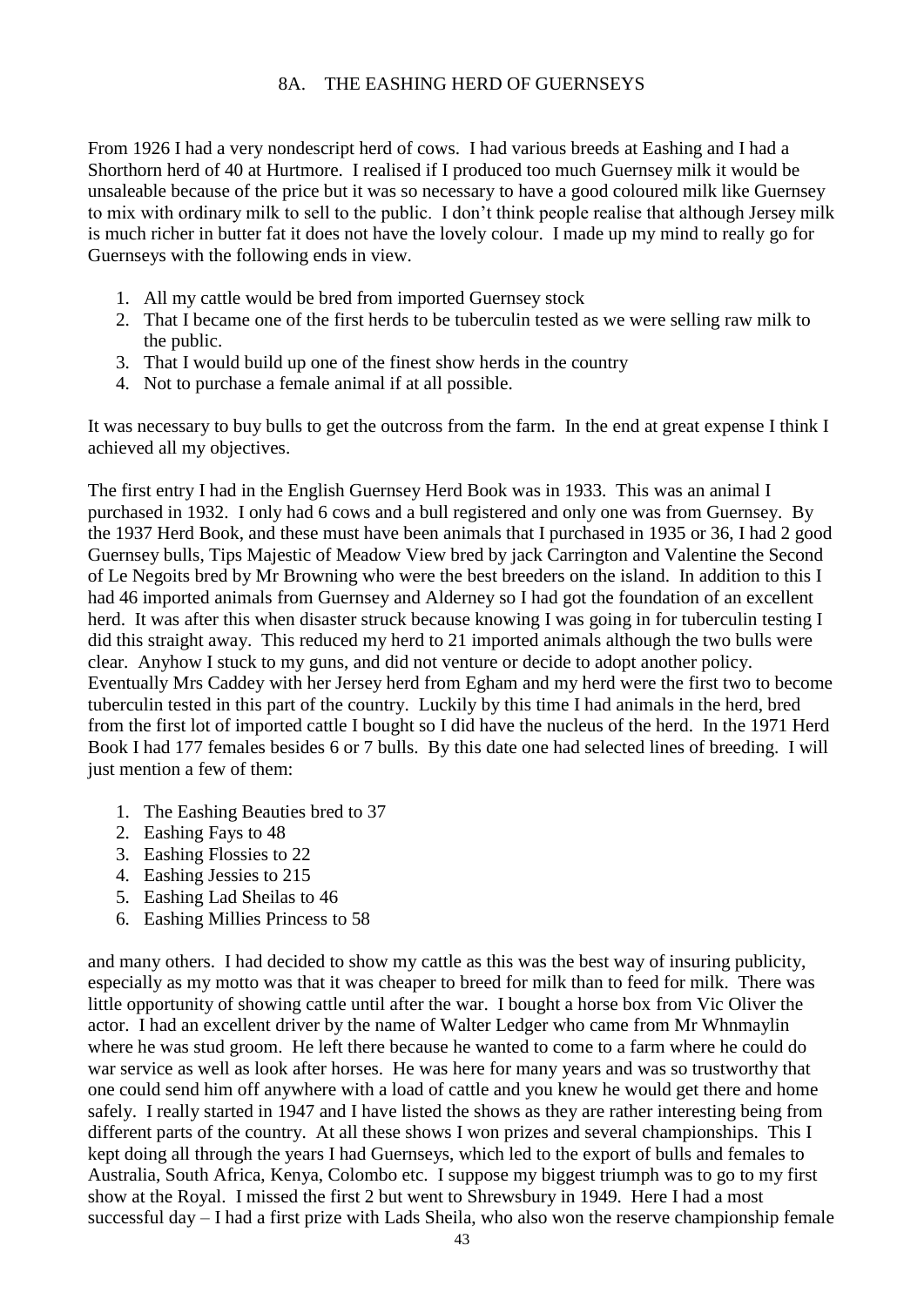## 8A. THE EASHING HERD OF GUERNSEYS

From 1926 I had a very nondescript herd of cows. I had various breeds at Eashing and I had a Shorthorn herd of 40 at Hurtmore. I realised if I produced too much Guernsey milk it would be unsaleable because of the price but it was so necessary to have a good coloured milk like Guernsey to mix with ordinary milk to sell to the public. I don't think people realise that although Jersey milk is much richer in butter fat it does not have the lovely colour. I made up my mind to really go for Guernseys with the following ends in view.

1. All my cattle would be bred from imported Guernsey stock
2. That I became one of the first herds to be tuberculin tested as we were selling raw milk to the public.
3. That I would build up one of the finest show herds in the country
4. Not to purchase a female animal if at all possible.

It was necessary to buy bulls to get the outcross from the farm. In the end at great expense I think I achieved all my objectives.

The first entry I had in the English Guernsey Herd Book was in 1933. This was an animal I purchased in 1932. I only had 6 cows and a bull registered and only one was from Guernsey. By the 1937 Herd Book, and these must have been animals that I purchased in 1935 or 36, I had 2 good Guernsey bulls, Tips Majestic of Meadow View bred by jack Carrington and Valentine the Second of Le Negoits bred by Mr Browning who were the best breeders on the island. In addition to this I had 46 imported animals from Guernsey and Alderney so I had got the foundation of an excellent herd. It was after this when disaster struck because knowing I was going in for tuberculin testing I did this straight away. This reduced my herd to 21 imported animals although the two bulls were clear. Anyhow I stuck to my guns, and did not venture or decide to adopt another policy. Eventually Mrs Caddey with her Jersey herd from Egham and my herd were the first two to become tuberculin tested in this part of the country. Luckily by this time I had animals in the herd, bred from the first lot of imported cattle I bought so I did have the nucleus of the herd. In the 1971 Herd Book I had 177 females besides 6 or 7 bulls. By this date one had selected lines of breeding. I will just mention a few of them:

1. The Eashing Beauties bred to 37
2. Eashing Fays to 48
3. Eashing Flossies to 22
4. Eashing Jessies to 215
5. Eashing Lad Sheilas to 46
6. Eashing Millies Princess to 58

and many others. I had decided to show my cattle as this was the best way of insuring publicity, especially as my motto was that it was cheaper to breed for milk than to feed for milk. There was little opportunity of showing cattle until after the war. I bought a horse box from Vic Oliver the actor. I had an excellent driver by the name of Walter Ledger who came from Mr Whnmaylin where he was stud groom. He left there because he wanted to come to a farm where he could do war service as well as look after horses. He was here for many years and was so trustworthy that one could send him off anywhere with a load of cattle and you knew he would get there and home safely. I really started in 1947 and I have listed the shows as they are rather interesting being from different parts of the country. At all these shows I won prizes and several championships. This I kept doing all through the years I had Guernseys, which led to the export of bulls and females to Australia, South Africa, Kenya, Colombo etc. I suppose my biggest triumph was to go to my first show at the Royal. I missed the first 2 but went to Shrewsbury in 1949. Here I had a most successful day – I had a first prize with Lads Sheila, who also won the reserve championship female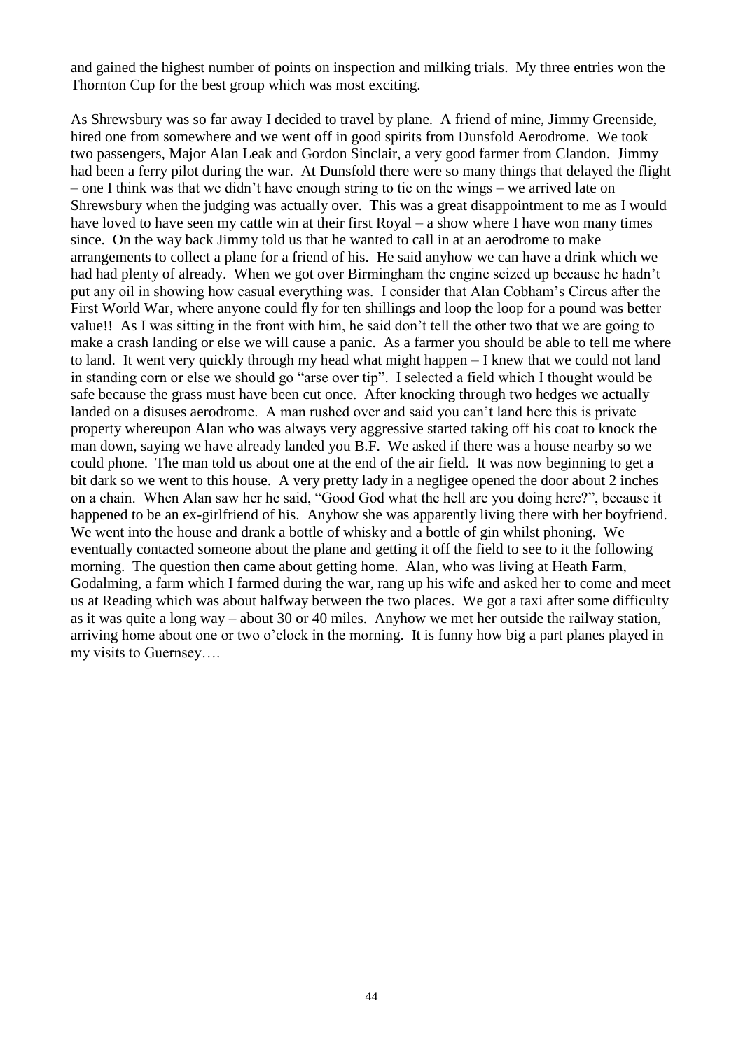and gained the highest number of points on inspection and milking trials. My three entries won the Thornton Cup for the best group which was most exciting.

As Shrewsbury was so far away I decided to travel by plane. A friend of mine, Jimmy Greenside, hired one from somewhere and we went off in good spirits from Dunsfold Aerodrome. We took two passengers, Major Alan Leak and Gordon Sinclair, a very good farmer from Clandon. Jimmy had been a ferry pilot during the war. At Dunsfold there were so many things that delayed the flight – one I think was that we didn't have enough string to tie on the wings – we arrived late on Shrewsbury when the judging was actually over. This was a great disappointment to me as I would have loved to have seen my cattle win at their first Royal – a show where I have won many times since. On the way back Jimmy told us that he wanted to call in at an aerodrome to make arrangements to collect a plane for a friend of his. He said anyhow we can have a drink which we had had plenty of already. When we got over Birmingham the engine seized up because he hadn't put any oil in showing how casual everything was. I consider that Alan Cobham's Circus after the First World War, where anyone could fly for ten shillings and loop the loop for a pound was better value!! As I was sitting in the front with him, he said don't tell the other two that we are going to make a crash landing or else we will cause a panic. As a farmer you should be able to tell me where to land. It went very quickly through my head what might happen – I knew that we could not land in standing corn or else we should go "arse over tip". I selected a field which I thought would be safe because the grass must have been cut once. After knocking through two hedges we actually landed on a disuses aerodrome. A man rushed over and said you can't land here this is private property whereupon Alan who was always very aggressive started taking off his coat to knock the man down, saying we have already landed you B.F. We asked if there was a house nearby so we could phone. The man told us about one at the end of the air field. It was now beginning to get a bit dark so we went to this house. A very pretty lady in a negligee opened the door about 2 inches on a chain. When Alan saw her he said, "Good God what the hell are you doing here?", because it happened to be an ex-girlfriend of his. Anyhow she was apparently living there with her boyfriend. We went into the house and drank a bottle of whisky and a bottle of gin whilst phoning. We eventually contacted someone about the plane and getting it off the field to see to it the following morning. The question then came about getting home. Alan, who was living at Heath Farm, Godalming, a farm which I farmed during the war, rang up his wife and asked her to come and meet us at Reading which was about halfway between the two places. We got a taxi after some difficulty as it was quite a long way – about 30 or 40 miles. Anyhow we met her outside the railway station, arriving home about one or two o'clock in the morning. It is funny how big a part planes played in my visits to Guernsey….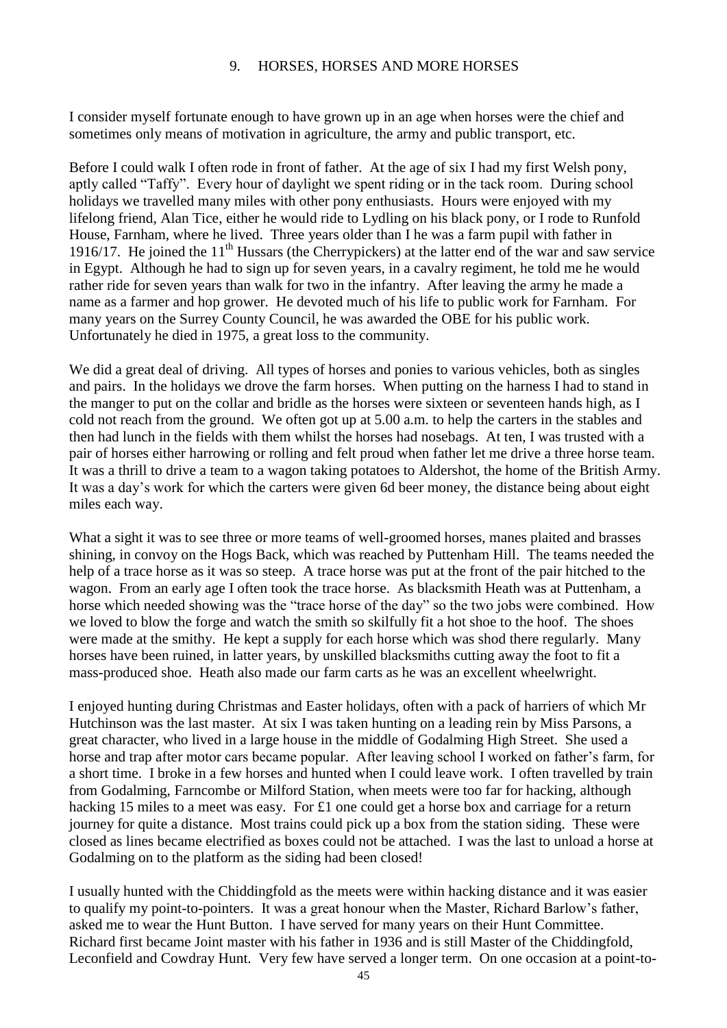## 9. HORSES, HORSES AND MORE HORSES

I consider myself fortunate enough to have grown up in an age when horses were the chief and sometimes only means of motivation in agriculture, the army and public transport, etc.

Before I could walk I often rode in front of father. At the age of six I had my first Welsh pony, aptly called "Taffy". Every hour of daylight we spent riding or in the tack room. During school holidays we travelled many miles with other pony enthusiasts. Hours were enjoyed with my lifelong friend, Alan Tice, either he would ride to Lydling on his black pony, or I rode to Runfold House, Farnham, where he lived. Three years older than I he was a farm pupil with father in 1916/17. He joined the 11th Hussars (the Cherrypickers) at the latter end of the war and saw service in Egypt. Although he had to sign up for seven years, in a cavalry regiment, he told me he would rather ride for seven years than walk for two in the infantry. After leaving the army he made a name as a farmer and hop grower. He devoted much of his life to public work for Farnham. For many years on the Surrey County Council, he was awarded the OBE for his public work. Unfortunately he died in 1975, a great loss to the community.

We did a great deal of driving. All types of horses and ponies to various vehicles, both as singles and pairs. In the holidays we drove the farm horses. When putting on the harness I had to stand in the manger to put on the collar and bridle as the horses were sixteen or seventeen hands high, as I cold not reach from the ground. We often got up at 5.00 a.m. to help the carters in the stables and then had lunch in the fields with them whilst the horses had nosebags. At ten, I was trusted with a pair of horses either harrowing or rolling and felt proud when father let me drive a three horse team. It was a thrill to drive a team to a wagon taking potatoes to Aldershot, the home of the British Army. It was a day's work for which the carters were given 6d beer money, the distance being about eight miles each way.

What a sight it was to see three or more teams of well-groomed horses, manes plaited and brasses shining, in convoy on the Hogs Back, which was reached by Puttenham Hill. The teams needed the help of a trace horse as it was so steep. A trace horse was put at the front of the pair hitched to the wagon. From an early age I often took the trace horse. As blacksmith Heath was at Puttenham, a horse which needed showing was the "trace horse of the day" so the two jobs were combined. How we loved to blow the forge and watch the smith so skilfully fit a hot shoe to the hoof. The shoes were made at the smithy. He kept a supply for each horse which was shod there regularly. Many horses have been ruined, in latter years, by unskilled blacksmiths cutting away the foot to fit a mass-produced shoe. Heath also made our farm carts as he was an excellent wheelwright.

I enjoyed hunting during Christmas and Easter holidays, often with a pack of harriers of which Mr Hutchinson was the last master. At six I was taken hunting on a leading rein by Miss Parsons, a great character, who lived in a large house in the middle of Godalming High Street. She used a horse and trap after motor cars became popular. After leaving school I worked on father's farm, for a short time. I broke in a few horses and hunted when I could leave work. I often travelled by train from Godalming, Farncombe or Milford Station, when meets were too far for hacking, although hacking 15 miles to a meet was easy. For £1 one could get a horse box and carriage for a return journey for quite a distance. Most trains could pick up a box from the station siding. These were closed as lines became electrified as boxes could not be attached. I was the last to unload a horse at Godalming on to the platform as the siding had been closed!

I usually hunted with the Chiddingfold as the meets were within hacking distance and it was easier to qualify my point-to-pointers. It was a great honour when the Master, Richard Barlow's father, asked me to wear the Hunt Button. I have served for many years on their Hunt Committee. Richard first became Joint master with his father in 1936 and is still Master of the Chiddingfold, Leconfield and Cowdray Hunt. Very few have served a longer term. On one occasion at a point-to-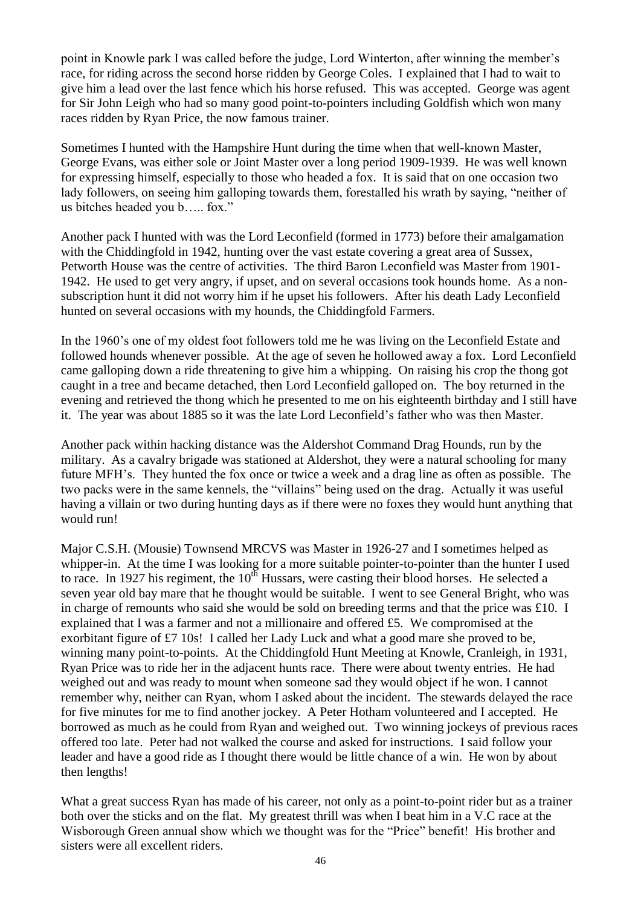point in Knowle park I was called before the judge, Lord Winterton, after winning the member's race, for riding across the second horse ridden by George Coles. I explained that I had to wait to give him a lead over the last fence which his horse refused. This was accepted. George was agent for Sir John Leigh who had so many good point-to-pointers including Goldfish which won many races ridden by Ryan Price, the now famous trainer.

Sometimes I hunted with the Hampshire Hunt during the time when that well-known Master, George Evans, was either sole or Joint Master over a long period 1909-1939. He was well known for expressing himself, especially to those who headed a fox. It is said that on one occasion two lady followers, on seeing him galloping towards them, forestalled his wrath by saying, "neither of us bitches headed you b….. fox."

Another pack I hunted with was the Lord Leconfield (formed in 1773) before their amalgamation with the Chiddingfold in 1942, hunting over the vast estate covering a great area of Sussex, Petworth House was the centre of activities. The third Baron Leconfield was Master from 1901-1942. He used to get very angry, if upset, and on several occasions took hounds home. As a non-subscription hunt it did not worry him if he upset his followers. After his death Lady Leconfield hunted on several occasions with my hounds, the Chiddingfold Farmers.

In the 1960's one of my oldest foot followers told me he was living on the Leconfield Estate and followed hounds whenever possible. At the age of seven he hollowed away a fox. Lord Leconfield came galloping down a ride threatening to give him a whipping. On raising his crop the thong got caught in a tree and became detached, then Lord Leconfield galloped on. The boy returned in the evening and retrieved the thong which he presented to me on his eighteenth birthday and I still have it. The year was about 1885 so it was the late Lord Leconfield's father who was then Master.

Another pack within hacking distance was the Aldershot Command Drag Hounds, run by the military. As a cavalry brigade was stationed at Aldershot, they were a natural schooling for many future MFH's. They hunted the fox once or twice a week and a drag line as often as possible. The two packs were in the same kennels, the "villains" being used on the drag. Actually it was useful having a villain or two during hunting days as if there were no foxes they would hunt anything that would run!

Major C.S.H. (Mousie) Townsend MRCVS was Master in 1926-27 and I sometimes helped as whipper-in. At the time I was looking for a more suitable pointer-to-pointer than the hunter I used to race. In 1927 his regiment, the 10th Hussars, were casting their blood horses. He selected a seven year old bay mare that he thought would be suitable. I went to see General Bright, who was in charge of remounts who said she would be sold on breeding terms and that the price was £10. I explained that I was a farmer and not a millionaire and offered £5. We compromised at the exorbitant figure of £7 10s! I called her Lady Luck and what a good mare she proved to be, winning many point-to-points. At the Chiddingfold Hunt Meeting at Knowle, Cranleigh, in 1931, Ryan Price was to ride her in the adjacent hunts race. There were about twenty entries. He had weighed out and was ready to mount when someone sad they would object if he won. I cannot remember why, neither can Ryan, whom I asked about the incident. The stewards delayed the race for five minutes for me to find another jockey. A Peter Hotham volunteered and I accepted. He borrowed as much as he could from Ryan and weighed out. Two winning jockeys of previous races offered too late. Peter had not walked the course and asked for instructions. I said follow your leader and have a good ride as I thought there would be little chance of a win. He won by about then lengths!

What a great success Ryan has made of his career, not only as a point-to-point rider but as a trainer both over the sticks and on the flat. My greatest thrill was when I beat him in a V.C race at the Wisborough Green annual show which we thought was for the "Price" benefit! His brother and sisters were all excellent riders.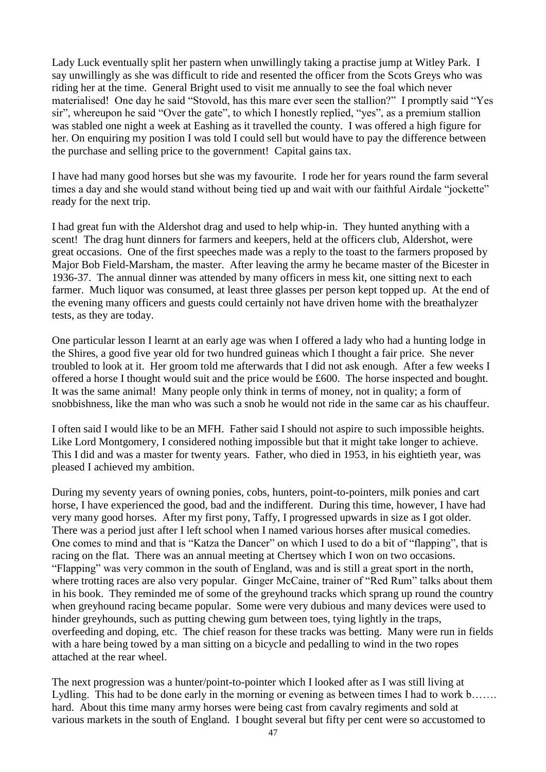Lady Luck eventually split her pastern when unwillingly taking a practise jump at Witley Park. I say unwillingly as she was difficult to ride and resented the officer from the Scots Greys who was riding her at the time. General Bright used to visit me annually to see the foal which never materialised! One day he said "Stovold, has this mare ever seen the stallion?" I promptly said "Yes sir", whereupon he said "Over the gate", to which I honestly replied, "yes", as a premium stallion was stabled one night a week at Eashing as it travelled the county. I was offered a high figure for her. On enquiring my position I was told I could sell but would have to pay the difference between the purchase and selling price to the government! Capital gains tax.

I have had many good horses but she was my favourite. I rode her for years round the farm several times a day and she would stand without being tied up and wait with our faithful Airdale "jockette" ready for the next trip.

I had great fun with the Aldershot drag and used to help whip-in. They hunted anything with a scent! The drag hunt dinners for farmers and keepers, held at the officers club, Aldershot, were great occasions. One of the first speeches made was a reply to the toast to the farmers proposed by Major Bob Field-Marsham, the master. After leaving the army he became master of the Bicester in 1936-37. The annual dinner was attended by many officers in mess kit, one sitting next to each farmer. Much liquor was consumed, at least three glasses per person kept topped up. At the end of the evening many officers and guests could certainly not have driven home with the breathalyzer tests, as they are today.

One particular lesson I learnt at an early age was when I offered a lady who had a hunting lodge in the Shires, a good five year old for two hundred guineas which I thought a fair price. She never troubled to look at it. Her groom told me afterwards that I did not ask enough. After a few weeks I offered a horse I thought would suit and the price would be £600. The horse inspected and bought. It was the same animal! Many people only think in terms of money, not in quality; a form of snobbishness, like the man who was such a snob he would not ride in the same car as his chauffeur.

I often said I would like to be an MFH. Father said I should not aspire to such impossible heights. Like Lord Montgomery, I considered nothing impossible but that it might take longer to achieve. This I did and was a master for twenty years. Father, who died in 1953, in his eightieth year, was pleased I achieved my ambition.

During my seventy years of owning ponies, cobs, hunters, point-to-pointers, milk ponies and cart horse, I have experienced the good, bad and the indifferent. During this time, however, I have had very many good horses. After my first pony, Taffy, I progressed upwards in size as I got older. There was a period just after I left school when I named various horses after musical comedies. One comes to mind and that is "Katza the Dancer" on which I used to do a bit of "flapping", that is racing on the flat. There was an annual meeting at Chertsey which I won on two occasions. "Flapping" was very common in the south of England, was and is still a great sport in the north, where trotting races are also very popular. Ginger McCaine, trainer of "Red Rum" talks about them in his book. They reminded me of some of the greyhound tracks which sprang up round the country when greyhound racing became popular. Some were very dubious and many devices were used to hinder greyhounds, such as putting chewing gum between toes, tying lightly in the traps, overfeeding and doping, etc. The chief reason for these tracks was betting. Many were run in fields with a hare being towed by a man sitting on a bicycle and pedalling to wind in the two ropes attached at the rear wheel.

The next progression was a hunter/point-to-pointer which I looked after as I was still living at Lydling. This had to be done early in the morning or evening as between times I had to work b……. hard. About this time many army horses were being cast from cavalry regiments and sold at various markets in the south of England. I bought several but fifty per cent were so accustomed to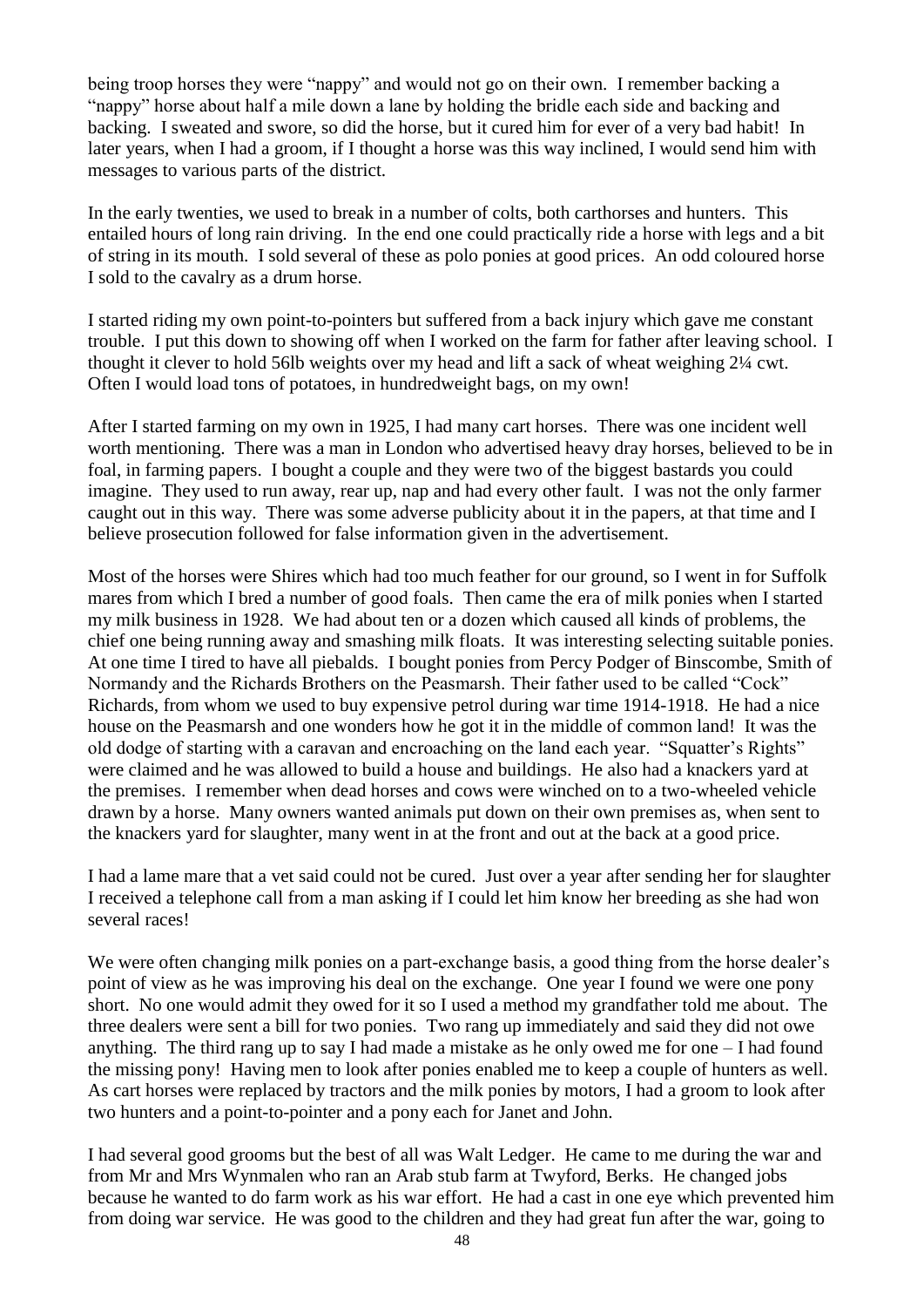being troop horses they were "nappy" and would not go on their own. I remember backing a "nappy" horse about half a mile down a lane by holding the bridle each side and backing and backing. I sweated and swore, so did the horse, but it cured him for ever of a very bad habit! In later years, when I had a groom, if I thought a horse was this way inclined, I would send him with messages to various parts of the district.

In the early twenties, we used to break in a number of colts, both carthorses and hunters. This entailed hours of long rain driving. In the end one could practically ride a horse with legs and a bit of string in its mouth. I sold several of these as polo ponies at good prices. An odd coloured horse I sold to the cavalry as a drum horse.

I started riding my own point-to-pointers but suffered from a back injury which gave me constant trouble. I put this down to showing off when I worked on the farm for father after leaving school. I thought it clever to hold 56lb weights over my head and lift a sack of wheat weighing 2¼ cwt. Often I would load tons of potatoes, in hundredweight bags, on my own!

After I started farming on my own in 1925, I had many cart horses. There was one incident well worth mentioning. There was a man in London who advertised heavy dray horses, believed to be in foal, in farming papers. I bought a couple and they were two of the biggest bastards you could imagine. They used to run away, rear up, nap and had every other fault. I was not the only farmer caught out in this way. There was some adverse publicity about it in the papers, at that time and I believe prosecution followed for false information given in the advertisement.

Most of the horses were Shires which had too much feather for our ground, so I went in for Suffolk mares from which I bred a number of good foals. Then came the era of milk ponies when I started my milk business in 1928. We had about ten or a dozen which caused all kinds of problems, the chief one being running away and smashing milk floats. It was interesting selecting suitable ponies. At one time I tired to have all piebalds. I bought ponies from Percy Podger of Binscombe, Smith of Normandy and the Richards Brothers on the Peasmarsh. Their father used to be called "Cock" Richards, from whom we used to buy expensive petrol during war time 1914-1918. He had a nice house on the Peasmarsh and one wonders how he got it in the middle of common land! It was the old dodge of starting with a caravan and encroaching on the land each year. "Squatter's Rights" were claimed and he was allowed to build a house and buildings. He also had a knackers yard at the premises. I remember when dead horses and cows were winched on to a two-wheeled vehicle drawn by a horse. Many owners wanted animals put down on their own premises as, when sent to the knackers yard for slaughter, many went in at the front and out at the back at a good price.

I had a lame mare that a vet said could not be cured. Just over a year after sending her for slaughter I received a telephone call from a man asking if I could let him know her breeding as she had won several races!

We were often changing milk ponies on a part-exchange basis, a good thing from the horse dealer's point of view as he was improving his deal on the exchange. One year I found we were one pony short. No one would admit they owed for it so I used a method my grandfather told me about. The three dealers were sent a bill for two ponies. Two rang up immediately and said they did not owe anything. The third rang up to say I had made a mistake as he only owed me for one – I had found the missing pony! Having men to look after ponies enabled me to keep a couple of hunters as well. As cart horses were replaced by tractors and the milk ponies by motors, I had a groom to look after two hunters and a point-to-pointer and a pony each for Janet and John.

I had several good grooms but the best of all was Walt Ledger. He came to me during the war and from Mr and Mrs Wynmalen who ran an Arab stub farm at Twyford, Berks. He changed jobs because he wanted to do farm work as his war effort. He had a cast in one eye which prevented him from doing war service. He was good to the children and they had great fun after the war, going to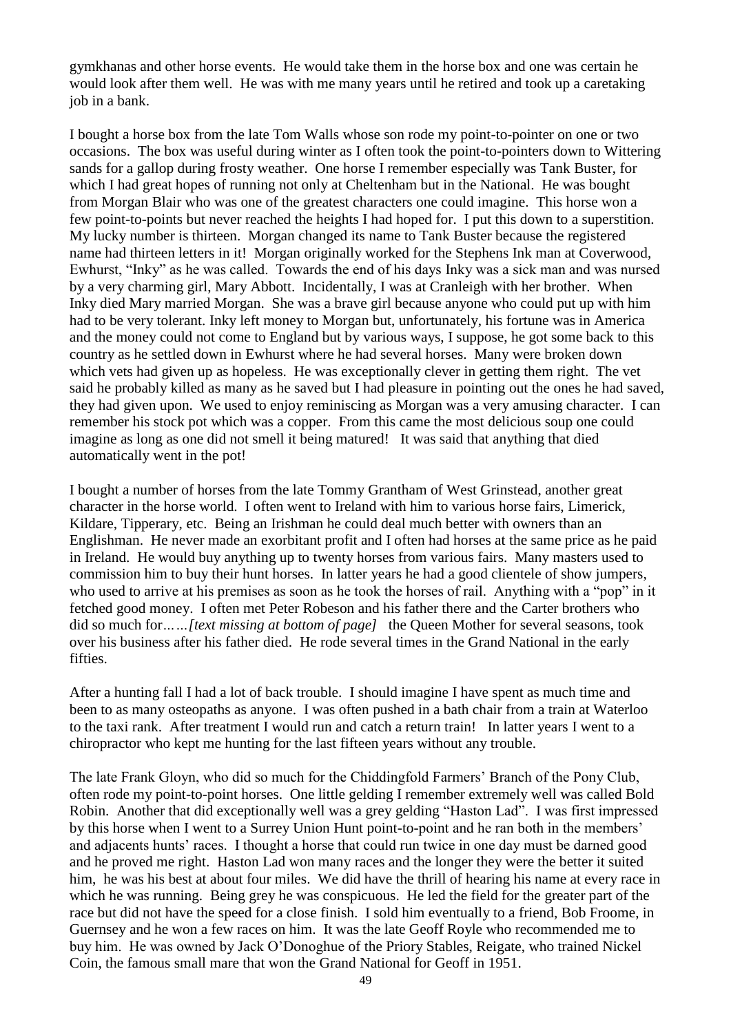gymkhanas and other horse events. He would take them in the horse box and one was certain he would look after them well. He was with me many years until he retired and took up a caretaking job in a bank.

I bought a horse box from the late Tom Walls whose son rode my point-to-pointer on one or two occasions. The box was useful during winter as I often took the point-to-pointers down to Wittering sands for a gallop during frosty weather. One horse I remember especially was Tank Buster, for which I had great hopes of running not only at Cheltenham but in the National. He was bought from Morgan Blair who was one of the greatest characters one could imagine. This horse won a few point-to-points but never reached the heights I had hoped for. I put this down to a superstition. My lucky number is thirteen. Morgan changed its name to Tank Buster because the registered name had thirteen letters in it! Morgan originally worked for the Stephens Ink man at Coverwood, Ewhurst, "Inky" as he was called. Towards the end of his days Inky was a sick man and was nursed by a very charming girl, Mary Abbott. Incidentally, I was at Cranleigh with her brother. When Inky died Mary married Morgan. She was a brave girl because anyone who could put up with him had to be very tolerant. Inky left money to Morgan but, unfortunately, his fortune was in America and the money could not come to England but by various ways, I suppose, he got some back to this country as he settled down in Ewhurst where he had several horses. Many were broken down which vets had given up as hopeless. He was exceptionally clever in getting them right. The vet said he probably killed as many as he saved but I had pleasure in pointing out the ones he had saved, they had given upon. We used to enjoy reminiscing as Morgan was a very amusing character. I can remember his stock pot which was a copper. From this came the most delicious soup one could imagine as long as one did not smell it being matured! It was said that anything that died automatically went in the pot!

I bought a number of horses from the late Tommy Grantham of West Grinstead, another great character in the horse world. I often went to Ireland with him to various horse fairs, Limerick, Kildare, Tipperary, etc. Being an Irishman he could deal much better with owners than an Englishman. He never made an exorbitant profit and I often had horses at the same price as he paid in Ireland. He would buy anything up to twenty horses from various fairs. Many masters used to commission him to buy their hunt horses. In latter years he had a good clientele of show jumpers, who used to arrive at his premises as soon as he took the horses of rail. Anything with a "pop" in it fetched good money. I often met Peter Robeson and his father there and the Carter brothers who did so much for*……[text missing at bottom of page]* the Queen Mother for several seasons, took over his business after his father died. He rode several times in the Grand National in the early fifties.

After a hunting fall I had a lot of back trouble. I should imagine I have spent as much time and been to as many osteopaths as anyone. I was often pushed in a bath chair from a train at Waterloo to the taxi rank. After treatment I would run and catch a return train! In latter years I went to a chiropractor who kept me hunting for the last fifteen years without any trouble.

The late Frank Gloyn, who did so much for the Chiddingfold Farmers' Branch of the Pony Club, often rode my point-to-point horses. One little gelding I remember extremely well was called Bold Robin. Another that did exceptionally well was a grey gelding "Haston Lad". I was first impressed by this horse when I went to a Surrey Union Hunt point-to-point and he ran both in the members' and adjacents hunts' races. I thought a horse that could run twice in one day must be darned good and he proved me right. Haston Lad won many races and the longer they were the better it suited him, he was his best at about four miles. We did have the thrill of hearing his name at every race in which he was running. Being grey he was conspicuous. He led the field for the greater part of the race but did not have the speed for a close finish. I sold him eventually to a friend, Bob Froome, in Guernsey and he won a few races on him. It was the late Geoff Royle who recommended me to buy him. He was owned by Jack O'Donoghue of the Priory Stables, Reigate, who trained Nickel Coin, the famous small mare that won the Grand National for Geoff in 1951.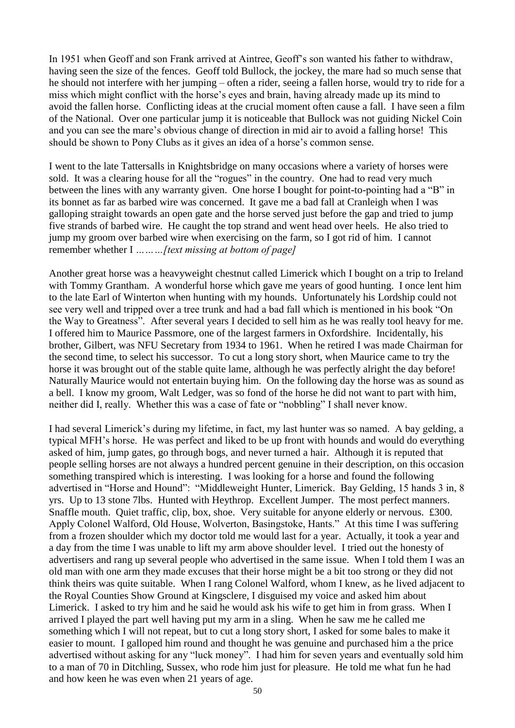In 1951 when Geoff and son Frank arrived at Aintree, Geoff's son wanted his father to withdraw, having seen the size of the fences. Geoff told Bullock, the jockey, the mare had so much sense that he should not interfere with her jumping – often a rider, seeing a fallen horse, would try to ride for a miss which might conflict with the horse's eyes and brain, having already made up its mind to avoid the fallen horse. Conflicting ideas at the crucial moment often cause a fall. I have seen a film of the National. Over one particular jump it is noticeable that Bullock was not guiding Nickel Coin and you can see the mare's obvious change of direction in mid air to avoid a falling horse! This should be shown to Pony Clubs as it gives an idea of a horse's common sense.

I went to the late Tattersalls in Knightsbridge on many occasions where a variety of horses were sold. It was a clearing house for all the "rogues" in the country. One had to read very much between the lines with any warranty given. One horse I bought for point-to-pointing had a "B" in its bonnet as far as barbed wire was concerned. It gave me a bad fall at Cranleigh when I was galloping straight towards an open gate and the horse served just before the gap and tried to jump five strands of barbed wire. He caught the top strand and went head over heels. He also tried to jump my groom over barbed wire when exercising on the farm, so I got rid of him. I cannot remember whether I *………[text missing at bottom of page]*

Another great horse was a heavyweight chestnut called Limerick which I bought on a trip to Ireland with Tommy Grantham. A wonderful horse which gave me years of good hunting. I once lent him to the late Earl of Winterton when hunting with my hounds. Unfortunately his Lordship could not see very well and tripped over a tree trunk and had a bad fall which is mentioned in his book "On the Way to Greatness". After several years I decided to sell him as he was really tool heavy for me. I offered him to Maurice Passmore, one of the largest farmers in Oxfordshire. Incidentally, his brother, Gilbert, was NFU Secretary from 1934 to 1961. When he retired I was made Chairman for the second time, to select his successor. To cut a long story short, when Maurice came to try the horse it was brought out of the stable quite lame, although he was perfectly alright the day before! Naturally Maurice would not entertain buying him. On the following day the horse was as sound as a bell. I know my groom, Walt Ledger, was so fond of the horse he did not want to part with him, neither did I, really. Whether this was a case of fate or "nobbling" I shall never know.

I had several Limerick's during my lifetime, in fact, my last hunter was so named. A bay gelding, a typical MFH's horse. He was perfect and liked to be up front with hounds and would do everything asked of him, jump gates, go through bogs, and never turned a hair. Although it is reputed that people selling horses are not always a hundred percent genuine in their description, on this occasion something transpired which is interesting. I was looking for a horse and found the following advertised in "Horse and Hound": "Middleweight Hunter, Limerick. Bay Gelding, 15 hands 3 in, 8 yrs. Up to 13 stone 7lbs. Hunted with Heythrop. Excellent Jumper. The most perfect manners. Snaffle mouth. Quiet traffic, clip, box, shoe. Very suitable for anyone elderly or nervous. £300. Apply Colonel Walford, Old House, Wolverton, Basingstoke, Hants." At this time I was suffering from a frozen shoulder which my doctor told me would last for a year. Actually, it took a year and a day from the time I was unable to lift my arm above shoulder level. I tried out the honesty of advertisers and rang up several people who advertised in the same issue. When I told them I was an old man with one arm they made excuses that their horse might be a bit too strong or they did not think theirs was quite suitable. When I rang Colonel Walford, whom I knew, as he lived adjacent to the Royal Counties Show Ground at Kingsclere, I disguised my voice and asked him about Limerick. I asked to try him and he said he would ask his wife to get him in from grass. When I arrived I played the part well having put my arm in a sling. When he saw me he called me something which I will not repeat, but to cut a long story short, I asked for some bales to make it easier to mount. I galloped him round and thought he was genuine and purchased him a the price advertised without asking for any "luck money". I had him for seven years and eventually sold him to a man of 70 in Ditchling, Sussex, who rode him just for pleasure. He told me what fun he had and how keen he was even when 21 years of age.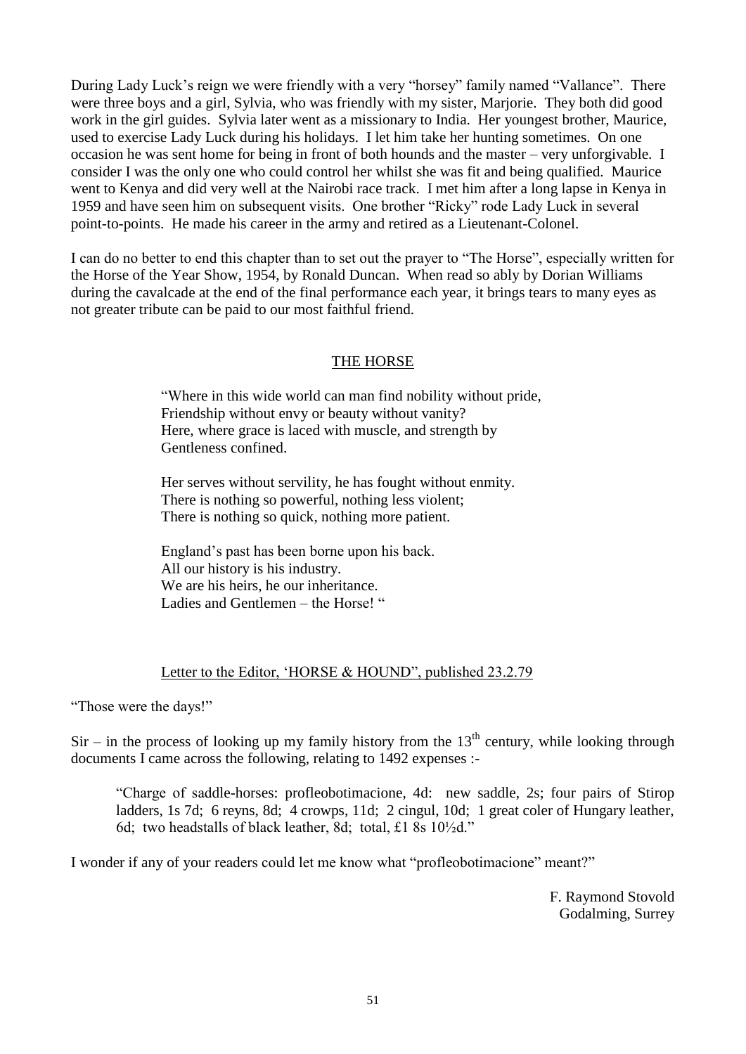During Lady Luck's reign we were friendly with a very "horsey" family named "Vallance". There were three boys and a girl, Sylvia, who was friendly with my sister, Marjorie. They both did good work in the girl guides. Sylvia later went as a missionary to India. Her youngest brother, Maurice, used to exercise Lady Luck during his holidays. I let him take her hunting sometimes. On one occasion he was sent home for being in front of both hounds and the master – very unforgivable. I consider I was the only one who could control her whilst she was fit and being qualified. Maurice went to Kenya and did very well at the Nairobi race track. I met him after a long lapse in Kenya in 1959 and have seen him on subsequent visits. One brother "Ricky" rode Lady Luck in several point-to-points. He made his career in the army and retired as a Lieutenant-Colonel.

I can do no better to end this chapter than to set out the prayer to "The Horse", especially written for the Horse of the Year Show, 1954, by Ronald Duncan. When read so ably by Dorian Williams during the cavalcade at the end of the final performance each year, it brings tears to many eyes as not greater tribute can be paid to our most faithful friend.

## THE HORSE

> "Where in this wide world can man find nobility without pride,
> Friendship without envy or beauty without vanity?
> Here, where grace is laced with muscle, and strength by
> Gentleness confined.
>
> Her serves without servility, he has fought without enmity.
> There is nothing so powerful, nothing less violent;
> There is nothing so quick, nothing more patient.
>
> England's past has been borne upon his back.
> All our history is his industry.
> We are his heirs, he our inheritance.
> Ladies and Gentlemen – the Horse! "

## Letter to the Editor, 'HORSE & HOUND", published 23.2.79

"Those were the days!"

Sir – in the process of looking up my family history from the 13th century, while looking through documents I came across the following, relating to 1492 expenses :-

> "Charge of saddle-horses: profleobotimacione, 4d: new saddle, 2s; four pairs of Stirop ladders, 1s 7d; 6 reyns, 8d; 4 crowps, 11d; 2 cingul, 10d; 1 great coler of Hungary leather, 6d; two headstalls of black leather, 8d; total, £1 8s 10½d."

I wonder if any of your readers could let me know what "profleobotimacione" meant?"

F. Raymond Stovold
Godalming, Surrey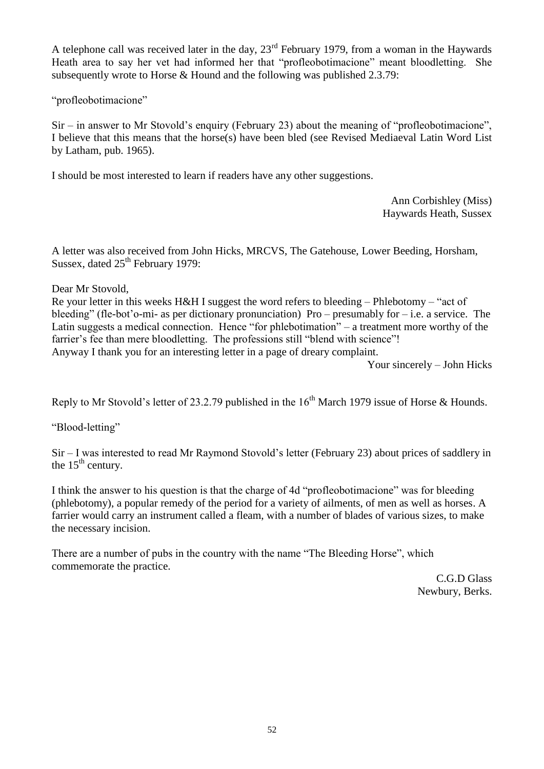A telephone call was received later in the day, 23rd February 1979, from a woman in the Haywards Heath area to say her vet had informed her that "profleobotimacione" meant bloodletting. She subsequently wrote to Horse & Hound and the following was published 2.3.79:

"profleobotimacione"

Sir – in answer to Mr Stovold's enquiry (February 23) about the meaning of "profleobotimacione", I believe that this means that the horse(s) have been bled (see Revised Mediaeval Latin Word List by Latham, pub. 1965).

I should be most interested to learn if readers have any other suggestions.

Ann Corbishley (Miss)
Haywards Heath, Sussex

A letter was also received from John Hicks, MRCVS, The Gatehouse, Lower Beeding, Horsham, Sussex, dated 25th February 1979:

Dear Mr Stovold,
Re your letter in this weeks H&H I suggest the word refers to bleeding – Phlebotomy – "act of bleeding" (fle-bot'o-mi- as per dictionary pronunciation) Pro – presumably for – i.e. a service. The Latin suggests a medical connection. Hence "for phlebotimation" – a treatment more worthy of the farrier's fee than mere bloodletting. The professions still "blend with science"!
Anyway I thank you for an interesting letter in a page of dreary complaint.

Your sincerely – John Hicks

Reply to Mr Stovold's letter of 23.2.79 published in the 16th March 1979 issue of Horse & Hounds.

"Blood-letting"

Sir – I was interested to read Mr Raymond Stovold's letter (February 23) about prices of saddlery in the 15th century.

I think the answer to his question is that the charge of 4d "profleobotimacione" was for bleeding (phlebotomy), a popular remedy of the period for a variety of ailments, of men as well as horses. A farrier would carry an instrument called a fleam, with a number of blades of various sizes, to make the necessary incision.

There are a number of pubs in the country with the name "The Bleeding Horse", which commemorate the practice.

C.G.D Glass
Newbury, Berks.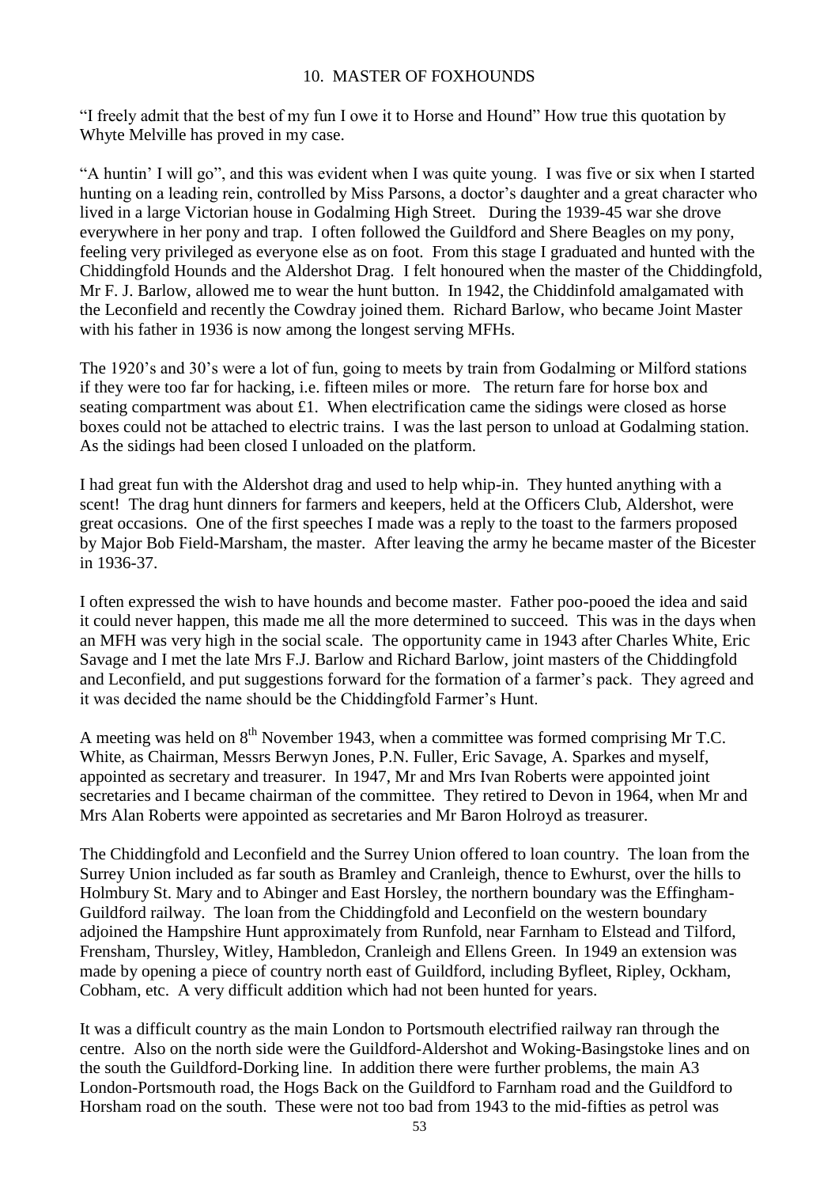## 10. MASTER OF FOXHOUNDS

"I freely admit that the best of my fun I owe it to Horse and Hound" How true this quotation by Whyte Melville has proved in my case.

"A huntin' I will go", and this was evident when I was quite young. I was five or six when I started hunting on a leading rein, controlled by Miss Parsons, a doctor's daughter and a great character who lived in a large Victorian house in Godalming High Street. During the 1939-45 war she drove everywhere in her pony and trap. I often followed the Guildford and Shere Beagles on my pony, feeling very privileged as everyone else as on foot. From this stage I graduated and hunted with the Chiddingfold Hounds and the Aldershot Drag. I felt honoured when the master of the Chiddingfold, Mr F. J. Barlow, allowed me to wear the hunt button. In 1942, the Chiddinfold amalgamated with the Leconfield and recently the Cowdray joined them. Richard Barlow, who became Joint Master with his father in 1936 is now among the longest serving MFHs.

The 1920's and 30's were a lot of fun, going to meets by train from Godalming or Milford stations if they were too far for hacking, i.e. fifteen miles or more. The return fare for horse box and seating compartment was about £1. When electrification came the sidings were closed as horse boxes could not be attached to electric trains. I was the last person to unload at Godalming station. As the sidings had been closed I unloaded on the platform.

I had great fun with the Aldershot drag and used to help whip-in. They hunted anything with a scent! The drag hunt dinners for farmers and keepers, held at the Officers Club, Aldershot, were great occasions. One of the first speeches I made was a reply to the toast to the farmers proposed by Major Bob Field-Marsham, the master. After leaving the army he became master of the Bicester in 1936-37.

I often expressed the wish to have hounds and become master. Father poo-pooed the idea and said it could never happen, this made me all the more determined to succeed. This was in the days when an MFH was very high in the social scale. The opportunity came in 1943 after Charles White, Eric Savage and I met the late Mrs F.J. Barlow and Richard Barlow, joint masters of the Chiddingfold and Leconfield, and put suggestions forward for the formation of a farmer's pack. They agreed and it was decided the name should be the Chiddingfold Farmer's Hunt.

A meeting was held on 8th November 1943, when a committee was formed comprising Mr T.C. White, as Chairman, Messrs Berwyn Jones, P.N. Fuller, Eric Savage, A. Sparkes and myself, appointed as secretary and treasurer. In 1947, Mr and Mrs Ivan Roberts were appointed joint secretaries and I became chairman of the committee. They retired to Devon in 1964, when Mr and Mrs Alan Roberts were appointed as secretaries and Mr Baron Holroyd as treasurer.

The Chiddingfold and Leconfield and the Surrey Union offered to loan country. The loan from the Surrey Union included as far south as Bramley and Cranleigh, thence to Ewhurst, over the hills to Holmbury St. Mary and to Abinger and East Horsley, the northern boundary was the Effingham-Guildford railway. The loan from the Chiddingfold and Leconfield on the western boundary adjoined the Hampshire Hunt approximately from Runfold, near Farnham to Elstead and Tilford, Frensham, Thursley, Witley, Hambledon, Cranleigh and Ellens Green. In 1949 an extension was made by opening a piece of country north east of Guildford, including Byfleet, Ripley, Ockham, Cobham, etc. A very difficult addition which had not been hunted for years.

It was a difficult country as the main London to Portsmouth electrified railway ran through the centre. Also on the north side were the Guildford-Aldershot and Woking-Basingstoke lines and on the south the Guildford-Dorking line. In addition there were further problems, the main A3 London-Portsmouth road, the Hogs Back on the Guildford to Farnham road and the Guildford to Horsham road on the south. These were not too bad from 1943 to the mid-fifties as petrol was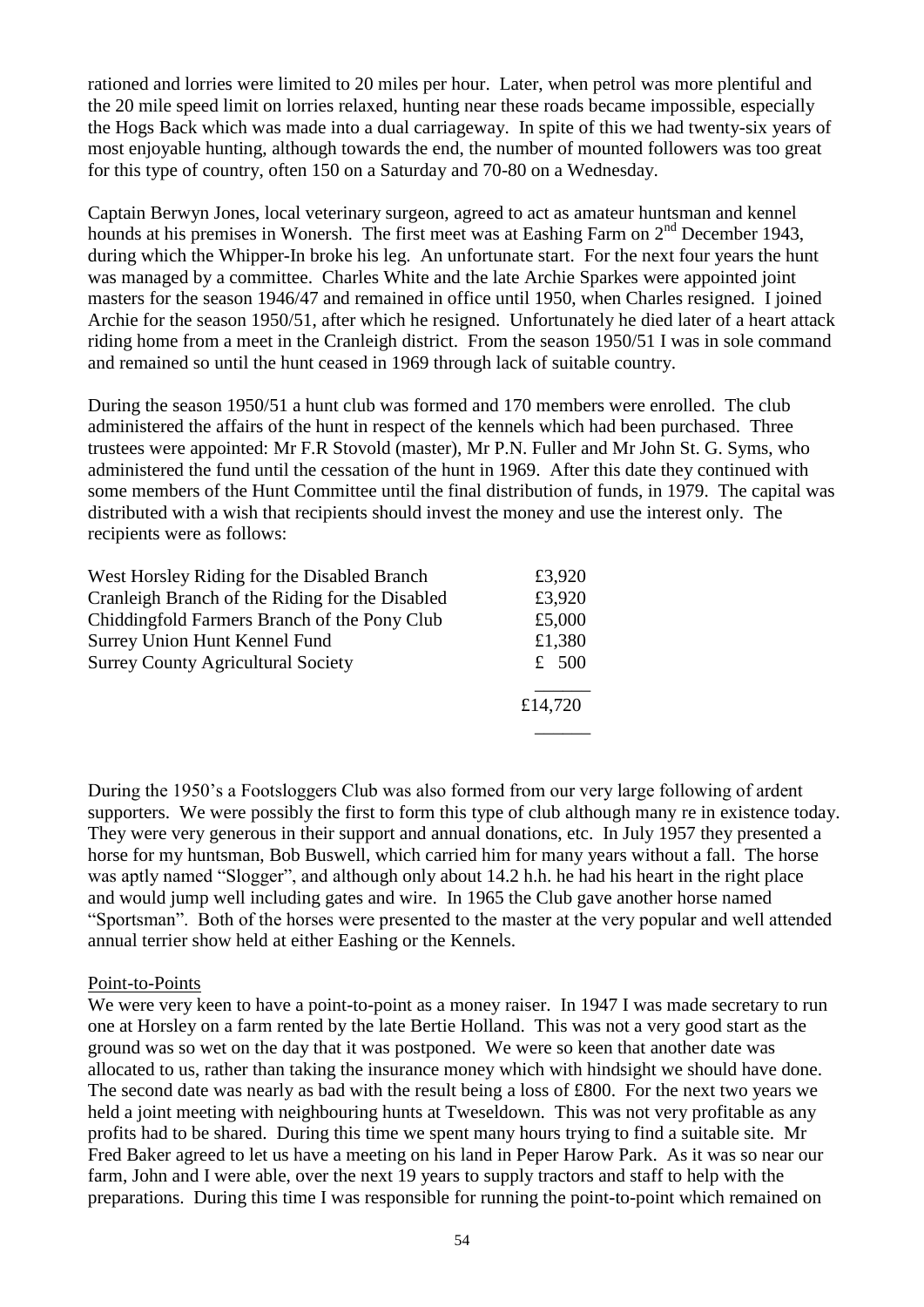rationed and lorries were limited to 20 miles per hour. Later, when petrol was more plentiful and the 20 mile speed limit on lorries relaxed, hunting near these roads became impossible, especially the Hogs Back which was made into a dual carriageway. In spite of this we had twenty-six years of most enjoyable hunting, although towards the end, the number of mounted followers was too great for this type of country, often 150 on a Saturday and 70-80 on a Wednesday.

Captain Berwyn Jones, local veterinary surgeon, agreed to act as amateur huntsman and kennel hounds at his premises in Wonersh. The first meet was at Eashing Farm on 2nd December 1943, during which the Whipper-In broke his leg. An unfortunate start. For the next four years the hunt was managed by a committee. Charles White and the late Archie Sparkes were appointed joint masters for the season 1946/47 and remained in office until 1950, when Charles resigned. I joined Archie for the season 1950/51, after which he resigned. Unfortunately he died later of a heart attack riding home from a meet in the Cranleigh district. From the season 1950/51 I was in sole command and remained so until the hunt ceased in 1969 through lack of suitable country.

During the season 1950/51 a hunt club was formed and 170 members were enrolled. The club administered the affairs of the hunt in respect of the kennels which had been purchased. Three trustees were appointed: Mr F.R Stovold (master), Mr P.N. Fuller and Mr John St. G. Syms, who administered the fund until the cessation of the hunt in 1969. After this date they continued with some members of the Hunt Committee until the final distribution of funds, in 1979. The capital was distributed with a wish that recipients should invest the money and use the interest only. The recipients were as follows:

| | |
|---|---|
| West Horsley Riding for the Disabled Branch | £3,920 |
| Cranleigh Branch of the Riding for the Disabled | £3,920 |
| Chiddingfold Farmers Branch of the Pony Club | £5,000 |
| Surrey Union Hunt Kennel Fund | £1,380 |
| Surrey County Agricultural Society | £ 500 |
| | £14,720 |

During the 1950's a Footsloggers Club was also formed from our very large following of ardent supporters. We were possibly the first to form this type of club although many re in existence today. They were very generous in their support and annual donations, etc. In July 1957 they presented a horse for my huntsman, Bob Buswell, which carried him for many years without a fall. The horse was aptly named "Slogger", and although only about 14.2 h.h. he had his heart in the right place and would jump well including gates and wire. In 1965 the Club gave another horse named "Sportsman". Both of the horses were presented to the master at the very popular and well attended annual terrier show held at either Eashing or the Kennels.

## Point-to-Points

We were very keen to have a point-to-point as a money raiser. In 1947 I was made secretary to run one at Horsley on a farm rented by the late Bertie Holland. This was not a very good start as the ground was so wet on the day that it was postponed. We were so keen that another date was allocated to us, rather than taking the insurance money which with hindsight we should have done. The second date was nearly as bad with the result being a loss of £800. For the next two years we held a joint meeting with neighbouring hunts at Tweseldown. This was not very profitable as any profits had to be shared. During this time we spent many hours trying to find a suitable site. Mr Fred Baker agreed to let us have a meeting on his land in Peper Harow Park. As it was so near our farm, John and I were able, over the next 19 years to supply tractors and staff to help with the preparations. During this time I was responsible for running the point-to-point which remained on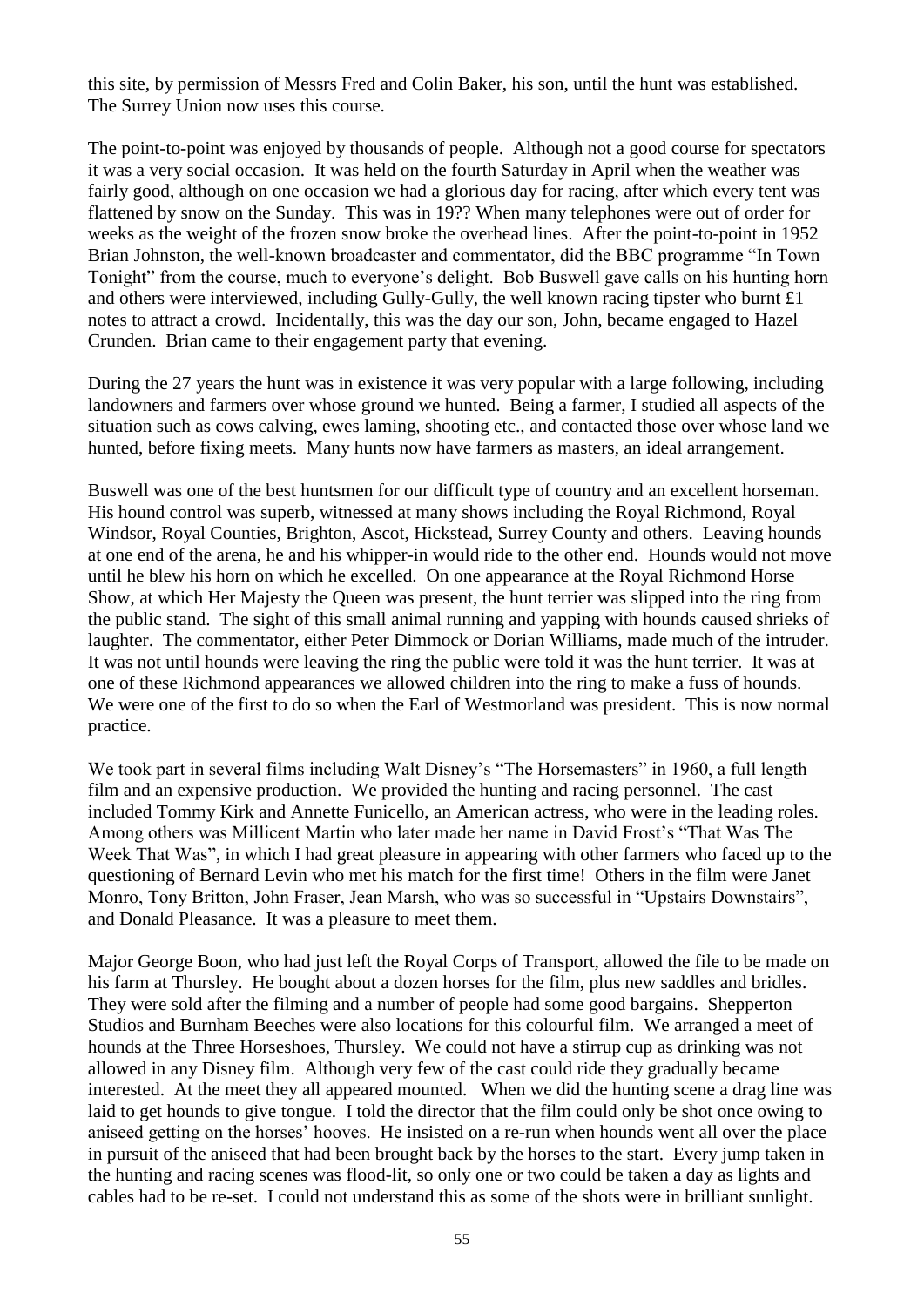this site, by permission of Messrs Fred and Colin Baker, his son, until the hunt was established. The Surrey Union now uses this course.

The point-to-point was enjoyed by thousands of people. Although not a good course for spectators it was a very social occasion. It was held on the fourth Saturday in April when the weather was fairly good, although on one occasion we had a glorious day for racing, after which every tent was flattened by snow on the Sunday. This was in 19?? When many telephones were out of order for weeks as the weight of the frozen snow broke the overhead lines. After the point-to-point in 1952 Brian Johnston, the well-known broadcaster and commentator, did the BBC programme "In Town Tonight" from the course, much to everyone's delight. Bob Buswell gave calls on his hunting horn and others were interviewed, including Gully-Gully, the well known racing tipster who burnt £1 notes to attract a crowd. Incidentally, this was the day our son, John, became engaged to Hazel Crunden. Brian came to their engagement party that evening.

During the 27 years the hunt was in existence it was very popular with a large following, including landowners and farmers over whose ground we hunted. Being a farmer, I studied all aspects of the situation such as cows calving, ewes laming, shooting etc., and contacted those over whose land we hunted, before fixing meets. Many hunts now have farmers as masters, an ideal arrangement.

Buswell was one of the best huntsmen for our difficult type of country and an excellent horseman. His hound control was superb, witnessed at many shows including the Royal Richmond, Royal Windsor, Royal Counties, Brighton, Ascot, Hickstead, Surrey County and others. Leaving hounds at one end of the arena, he and his whipper-in would ride to the other end. Hounds would not move until he blew his horn on which he excelled. On one appearance at the Royal Richmond Horse Show, at which Her Majesty the Queen was present, the hunt terrier was slipped into the ring from the public stand. The sight of this small animal running and yapping with hounds caused shrieks of laughter. The commentator, either Peter Dimmock or Dorian Williams, made much of the intruder. It was not until hounds were leaving the ring the public were told it was the hunt terrier. It was at one of these Richmond appearances we allowed children into the ring to make a fuss of hounds. We were one of the first to do so when the Earl of Westmorland was president. This is now normal practice.

We took part in several films including Walt Disney's "The Horsemasters" in 1960, a full length film and an expensive production. We provided the hunting and racing personnel. The cast included Tommy Kirk and Annette Funicello, an American actress, who were in the leading roles. Among others was Millicent Martin who later made her name in David Frost's "That Was The Week That Was", in which I had great pleasure in appearing with other farmers who faced up to the questioning of Bernard Levin who met his match for the first time! Others in the film were Janet Monro, Tony Britton, John Fraser, Jean Marsh, who was so successful in "Upstairs Downstairs", and Donald Pleasance. It was a pleasure to meet them.

Major George Boon, who had just left the Royal Corps of Transport, allowed the file to be made on his farm at Thursley. He bought about a dozen horses for the film, plus new saddles and bridles. They were sold after the filming and a number of people had some good bargains. Shepperton Studios and Burnham Beeches were also locations for this colourful film. We arranged a meet of hounds at the Three Horseshoes, Thursley. We could not have a stirrup cup as drinking was not allowed in any Disney film. Although very few of the cast could ride they gradually became interested. At the meet they all appeared mounted. When we did the hunting scene a drag line was laid to get hounds to give tongue. I told the director that the film could only be shot once owing to aniseed getting on the horses' hooves. He insisted on a re-run when hounds went all over the place in pursuit of the aniseed that had been brought back by the horses to the start. Every jump taken in the hunting and racing scenes was flood-lit, so only one or two could be taken a day as lights and cables had to be re-set. I could not understand this as some of the shots were in brilliant sunlight.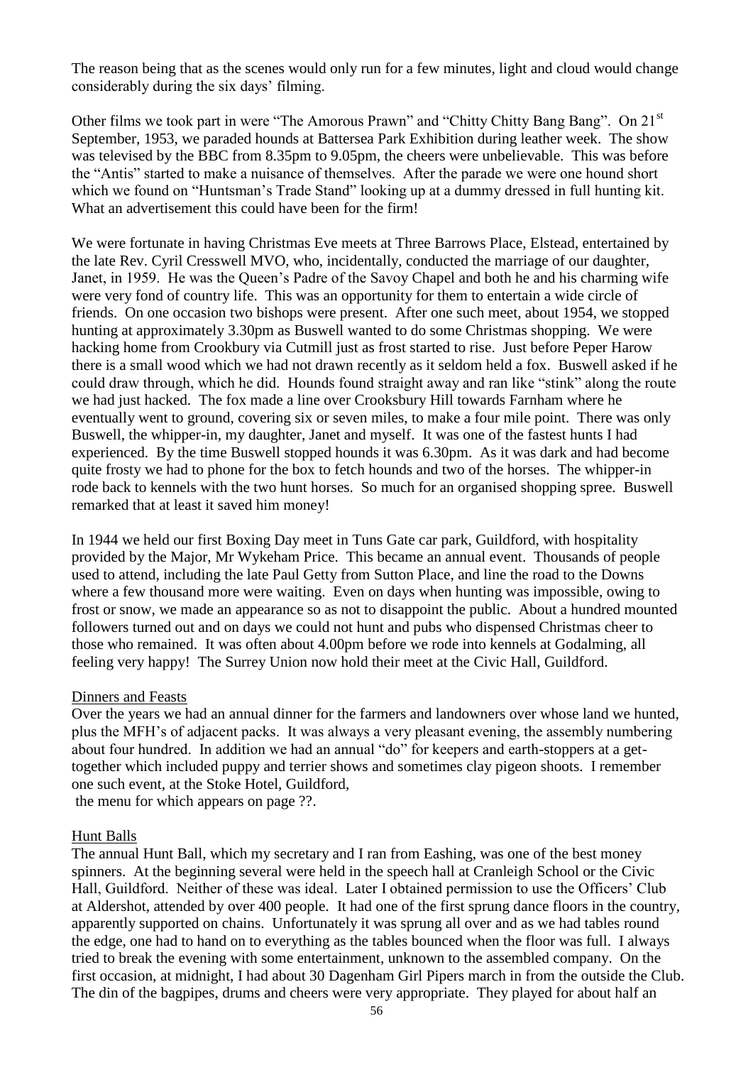The reason being that as the scenes would only run for a few minutes, light and cloud would change considerably during the six days' filming.

Other films we took part in were "The Amorous Prawn" and "Chitty Chitty Bang Bang". On 21st September, 1953, we paraded hounds at Battersea Park Exhibition during leather week. The show was televised by the BBC from 8.35pm to 9.05pm, the cheers were unbelievable. This was before the "Antis" started to make a nuisance of themselves. After the parade we were one hound short which we found on "Huntsman's Trade Stand" looking up at a dummy dressed in full hunting kit. What an advertisement this could have been for the firm!

We were fortunate in having Christmas Eve meets at Three Barrows Place, Elstead, entertained by the late Rev. Cyril Cresswell MVO, who, incidentally, conducted the marriage of our daughter, Janet, in 1959. He was the Queen's Padre of the Savoy Chapel and both he and his charming wife were very fond of country life. This was an opportunity for them to entertain a wide circle of friends. On one occasion two bishops were present. After one such meet, about 1954, we stopped hunting at approximately 3.30pm as Buswell wanted to do some Christmas shopping. We were hacking home from Crookbury via Cutmill just as frost started to rise. Just before Peper Harow there is a small wood which we had not drawn recently as it seldom held a fox. Buswell asked if he could draw through, which he did. Hounds found straight away and ran like "stink" along the route we had just hacked. The fox made a line over Crooksbury Hill towards Farnham where he eventually went to ground, covering six or seven miles, to make a four mile point. There was only Buswell, the whipper-in, my daughter, Janet and myself. It was one of the fastest hunts I had experienced. By the time Buswell stopped hounds it was 6.30pm. As it was dark and had become quite frosty we had to phone for the box to fetch hounds and two of the horses. The whipper-in rode back to kennels with the two hunt horses. So much for an organised shopping spree. Buswell remarked that at least it saved him money!

In 1944 we held our first Boxing Day meet in Tuns Gate car park, Guildford, with hospitality provided by the Major, Mr Wykeham Price. This became an annual event. Thousands of people used to attend, including the late Paul Getty from Sutton Place, and line the road to the Downs where a few thousand more were waiting. Even on days when hunting was impossible, owing to frost or snow, we made an appearance so as not to disappoint the public. About a hundred mounted followers turned out and on days we could not hunt and pubs who dispensed Christmas cheer to those who remained. It was often about 4.00pm before we rode into kennels at Godalming, all feeling very happy! The Surrey Union now hold their meet at the Civic Hall, Guildford.

Dinners and Feasts

Over the years we had an annual dinner for the farmers and landowners over whose land we hunted, plus the MFH's of adjacent packs. It was always a very pleasant evening, the assembly numbering about four hundred. In addition we had an annual "do" for keepers and earth-stoppers at a get-together which included puppy and terrier shows and sometimes clay pigeon shoots. I remember one such event, at the Stoke Hotel, Guildford,
the menu for which appears on page ??.

Hunt Balls

The annual Hunt Ball, which my secretary and I ran from Eashing, was one of the best money spinners. At the beginning several were held in the speech hall at Cranleigh School or the Civic Hall, Guildford. Neither of these was ideal. Later I obtained permission to use the Officers' Club at Aldershot, attended by over 400 people. It had one of the first sprung dance floors in the country, apparently supported on chains. Unfortunately it was sprung all over and as we had tables round the edge, one had to hand on to everything as the tables bounced when the floor was full. I always tried to break the evening with some entertainment, unknown to the assembled company. On the first occasion, at midnight, I had about 30 Dagenham Girl Pipers march in from the outside the Club. The din of the bagpipes, drums and cheers were very appropriate. They played for about half an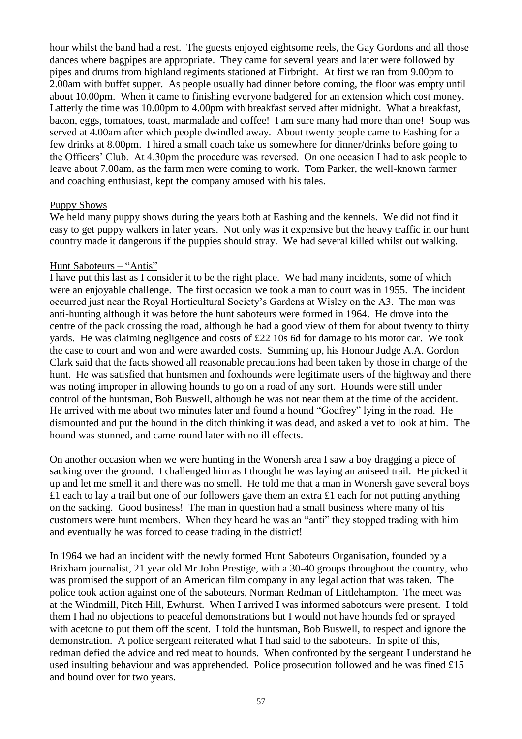hour whilst the band had a rest. The guests enjoyed eightsome reels, the Gay Gordons and all those dances where bagpipes are appropriate. They came for several years and later were followed by pipes and drums from highland regiments stationed at Firbright. At first we ran from 9.00pm to 2.00am with buffet supper. As people usually had dinner before coming, the floor was empty until about 10.00pm. When it came to finishing everyone badgered for an extension which cost money. Latterly the time was 10.00pm to 4.00pm with breakfast served after midnight. What a breakfast, bacon, eggs, tomatoes, toast, marmalade and coffee! I am sure many had more than one! Soup was served at 4.00am after which people dwindled away. About twenty people came to Eashing for a few drinks at 8.00pm. I hired a small coach take us somewhere for dinner/drinks before going to the Officers' Club. At 4.30pm the procedure was reversed. On one occasion I had to ask people to leave about 7.00am, as the farm men were coming to work. Tom Parker, the well-known farmer and coaching enthusiast, kept the company amused with his tales.

<u>Puppy Shows</u>

We held many puppy shows during the years both at Eashing and the kennels. We did not find it easy to get puppy walkers in later years. Not only was it expensive but the heavy traffic in our hunt country made it dangerous if the puppies should stray. We had several killed whilst out walking.

<u>Hunt Saboteurs – "Antis"</u>

I have put this last as I consider it to be the right place. We had many incidents, some of which were an enjoyable challenge. The first occasion we took a man to court was in 1955. The incident occurred just near the Royal Horticultural Society's Gardens at Wisley on the A3. The man was anti-hunting although it was before the hunt saboteurs were formed in 1964. He drove into the centre of the pack crossing the road, although he had a good view of them for about twenty to thirty yards. He was claiming negligence and costs of £22 10s 6d for damage to his motor car. We took the case to court and won and were awarded costs. Summing up, his Honour Judge A.A. Gordon Clark said that the facts showed all reasonable precautions had been taken by those in charge of the hunt. He was satisfied that huntsmen and foxhounds were legitimate users of the highway and there was noting improper in allowing hounds to go on a road of any sort. Hounds were still under control of the huntsman, Bob Buswell, although he was not near them at the time of the accident. He arrived with me about two minutes later and found a hound "Godfrey" lying in the road. He dismounted and put the hound in the ditch thinking it was dead, and asked a vet to look at him. The hound was stunned, and came round later with no ill effects.

On another occasion when we were hunting in the Wonersh area I saw a boy dragging a piece of sacking over the ground. I challenged him as I thought he was laying an aniseed trail. He picked it up and let me smell it and there was no smell. He told me that a man in Wonersh gave several boys £1 each to lay a trail but one of our followers gave them an extra £1 each for not putting anything on the sacking. Good business! The man in question had a small business where many of his customers were hunt members. When they heard he was an "anti" they stopped trading with him and eventually he was forced to cease trading in the district!

In 1964 we had an incident with the newly formed Hunt Saboteurs Organisation, founded by a Brixham journalist, 21 year old Mr John Prestige, with a 30-40 groups throughout the country, who was promised the support of an American film company in any legal action that was taken. The police took action against one of the saboteurs, Norman Redman of Littlehampton. The meet was at the Windmill, Pitch Hill, Ewhurst. When I arrived I was informed saboteurs were present. I told them I had no objections to peaceful demonstrations but I would not have hounds fed or sprayed with acetone to put them off the scent. I told the huntsman, Bob Buswell, to respect and ignore the demonstration. A police sergeant reiterated what I had said to the saboteurs. In spite of this, redman defied the advice and red meat to hounds. When confronted by the sergeant I understand he used insulting behaviour and was apprehended. Police prosecution followed and he was fined £15 and bound over for two years.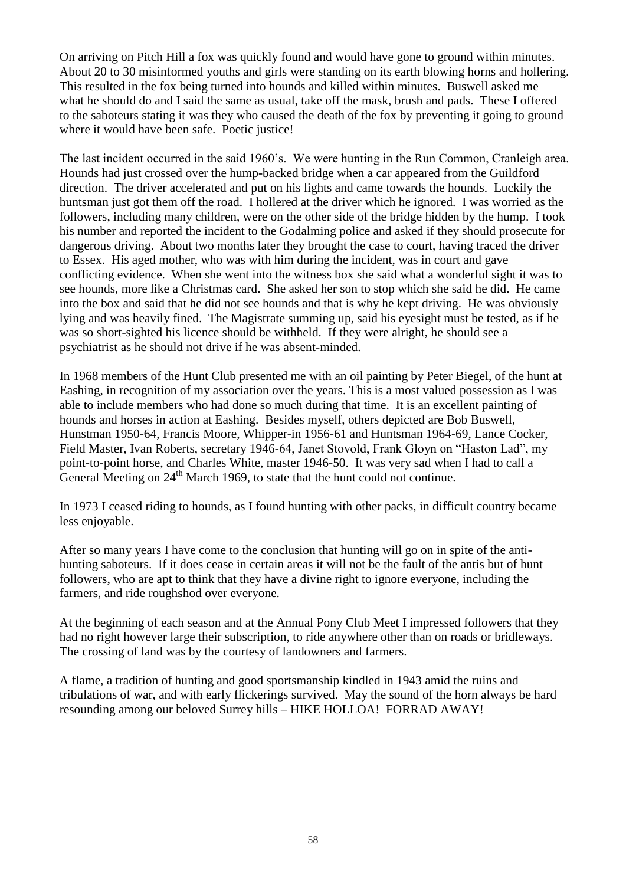On arriving on Pitch Hill a fox was quickly found and would have gone to ground within minutes. About 20 to 30 misinformed youths and girls were standing on its earth blowing horns and hollering. This resulted in the fox being turned into hounds and killed within minutes. Buswell asked me what he should do and I said the same as usual, take off the mask, brush and pads. These I offered to the saboteurs stating it was they who caused the death of the fox by preventing it going to ground where it would have been safe. Poetic justice!

The last incident occurred in the said 1960's. We were hunting in the Run Common, Cranleigh area. Hounds had just crossed over the hump-backed bridge when a car appeared from the Guildford direction. The driver accelerated and put on his lights and came towards the hounds. Luckily the huntsman just got them off the road. I hollered at the driver which he ignored. I was worried as the followers, including many children, were on the other side of the bridge hidden by the hump. I took his number and reported the incident to the Godalming police and asked if they should prosecute for dangerous driving. About two months later they brought the case to court, having traced the driver to Essex. His aged mother, who was with him during the incident, was in court and gave conflicting evidence. When she went into the witness box she said what a wonderful sight it was to see hounds, more like a Christmas card. She asked her son to stop which she said he did. He came into the box and said that he did not see hounds and that is why he kept driving. He was obviously lying and was heavily fined. The Magistrate summing up, said his eyesight must be tested, as if he was so short-sighted his licence should be withheld. If they were alright, he should see a psychiatrist as he should not drive if he was absent-minded.

In 1968 members of the Hunt Club presented me with an oil painting by Peter Biegel, of the hunt at Eashing, in recognition of my association over the years. This is a most valued possession as I was able to include members who had done so much during that time. It is an excellent painting of hounds and horses in action at Eashing. Besides myself, others depicted are Bob Buswell, Hunstman 1950-64, Francis Moore, Whipper-in 1956-61 and Huntsman 1964-69, Lance Cocker, Field Master, Ivan Roberts, secretary 1946-64, Janet Stovold, Frank Gloyn on "Haston Lad", my point-to-point horse, and Charles White, master 1946-50. It was very sad when I had to call a General Meeting on 24th March 1969, to state that the hunt could not continue.

In 1973 I ceased riding to hounds, as I found hunting with other packs, in difficult country became less enjoyable.

After so many years I have come to the conclusion that hunting will go on in spite of the anti-hunting saboteurs. If it does cease in certain areas it will not be the fault of the antis but of hunt followers, who are apt to think that they have a divine right to ignore everyone, including the farmers, and ride roughshod over everyone.

At the beginning of each season and at the Annual Pony Club Meet I impressed followers that they had no right however large their subscription, to ride anywhere other than on roads or bridleways. The crossing of land was by the courtesy of landowners and farmers.

A flame, a tradition of hunting and good sportsmanship kindled in 1943 amid the ruins and tribulations of war, and with early flickerings survived. May the sound of the horn always be hard resounding among our beloved Surrey hills – HIKE HOLLOA! FORRAD AWAY!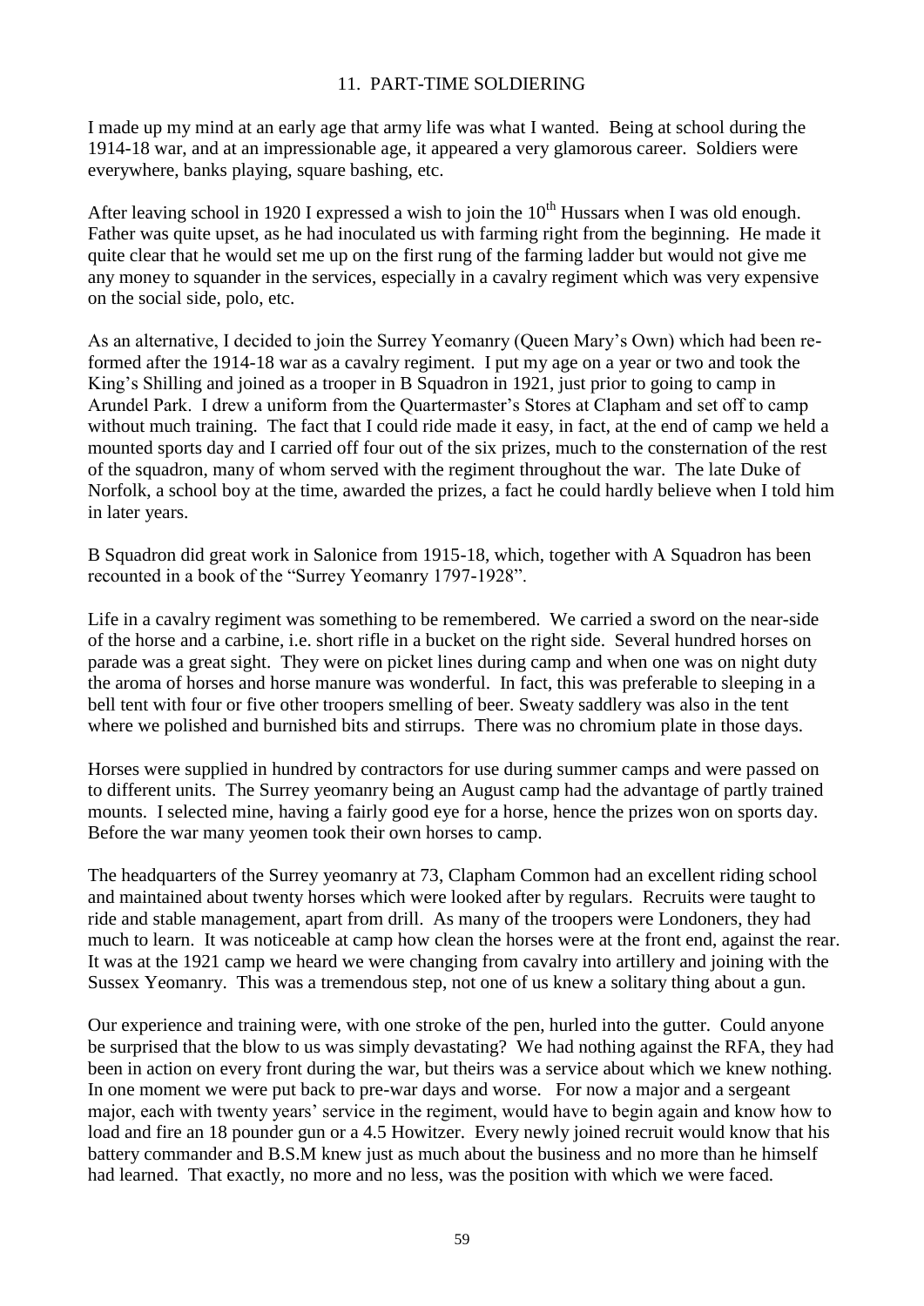## 11. PART-TIME SOLDIERING

I made up my mind at an early age that army life was what I wanted. Being at school during the 1914-18 war, and at an impressionable age, it appeared a very glamorous career. Soldiers were everywhere, banks playing, square bashing, etc.

After leaving school in 1920 I expressed a wish to join the 10th Hussars when I was old enough. Father was quite upset, as he had inoculated us with farming right from the beginning. He made it quite clear that he would set me up on the first rung of the farming ladder but would not give me any money to squander in the services, especially in a cavalry regiment which was very expensive on the social side, polo, etc.

As an alternative, I decided to join the Surrey Yeomanry (Queen Mary's Own) which had been re-formed after the 1914-18 war as a cavalry regiment. I put my age on a year or two and took the King's Shilling and joined as a trooper in B Squadron in 1921, just prior to going to camp in Arundel Park. I drew a uniform from the Quartermaster's Stores at Clapham and set off to camp without much training. The fact that I could ride made it easy, in fact, at the end of camp we held a mounted sports day and I carried off four out of the six prizes, much to the consternation of the rest of the squadron, many of whom served with the regiment throughout the war. The late Duke of Norfolk, a school boy at the time, awarded the prizes, a fact he could hardly believe when I told him in later years.

B Squadron did great work in Salonice from 1915-18, which, together with A Squadron has been recounted in a book of the "Surrey Yeomanry 1797-1928".

Life in a cavalry regiment was something to be remembered. We carried a sword on the near-side of the horse and a carbine, i.e. short rifle in a bucket on the right side. Several hundred horses on parade was a great sight. They were on picket lines during camp and when one was on night duty the aroma of horses and horse manure was wonderful. In fact, this was preferable to sleeping in a bell tent with four or five other troopers smelling of beer. Sweaty saddlery was also in the tent where we polished and burnished bits and stirrups. There was no chromium plate in those days.

Horses were supplied in hundred by contractors for use during summer camps and were passed on to different units. The Surrey yeomanry being an August camp had the advantage of partly trained mounts. I selected mine, having a fairly good eye for a horse, hence the prizes won on sports day. Before the war many yeomen took their own horses to camp.

The headquarters of the Surrey yeomanry at 73, Clapham Common had an excellent riding school and maintained about twenty horses which were looked after by regulars. Recruits were taught to ride and stable management, apart from drill. As many of the troopers were Londoners, they had much to learn. It was noticeable at camp how clean the horses were at the front end, against the rear. It was at the 1921 camp we heard we were changing from cavalry into artillery and joining with the Sussex Yeomanry. This was a tremendous step, not one of us knew a solitary thing about a gun.

Our experience and training were, with one stroke of the pen, hurled into the gutter. Could anyone be surprised that the blow to us was simply devastating? We had nothing against the RFA, they had been in action on every front during the war, but theirs was a service about which we knew nothing. In one moment we were put back to pre-war days and worse. For now a major and a sergeant major, each with twenty years' service in the regiment, would have to begin again and know how to load and fire an 18 pounder gun or a 4.5 Howitzer. Every newly joined recruit would know that his battery commander and B.S.M knew just as much about the business and no more than he himself had learned. That exactly, no more and no less, was the position with which we were faced.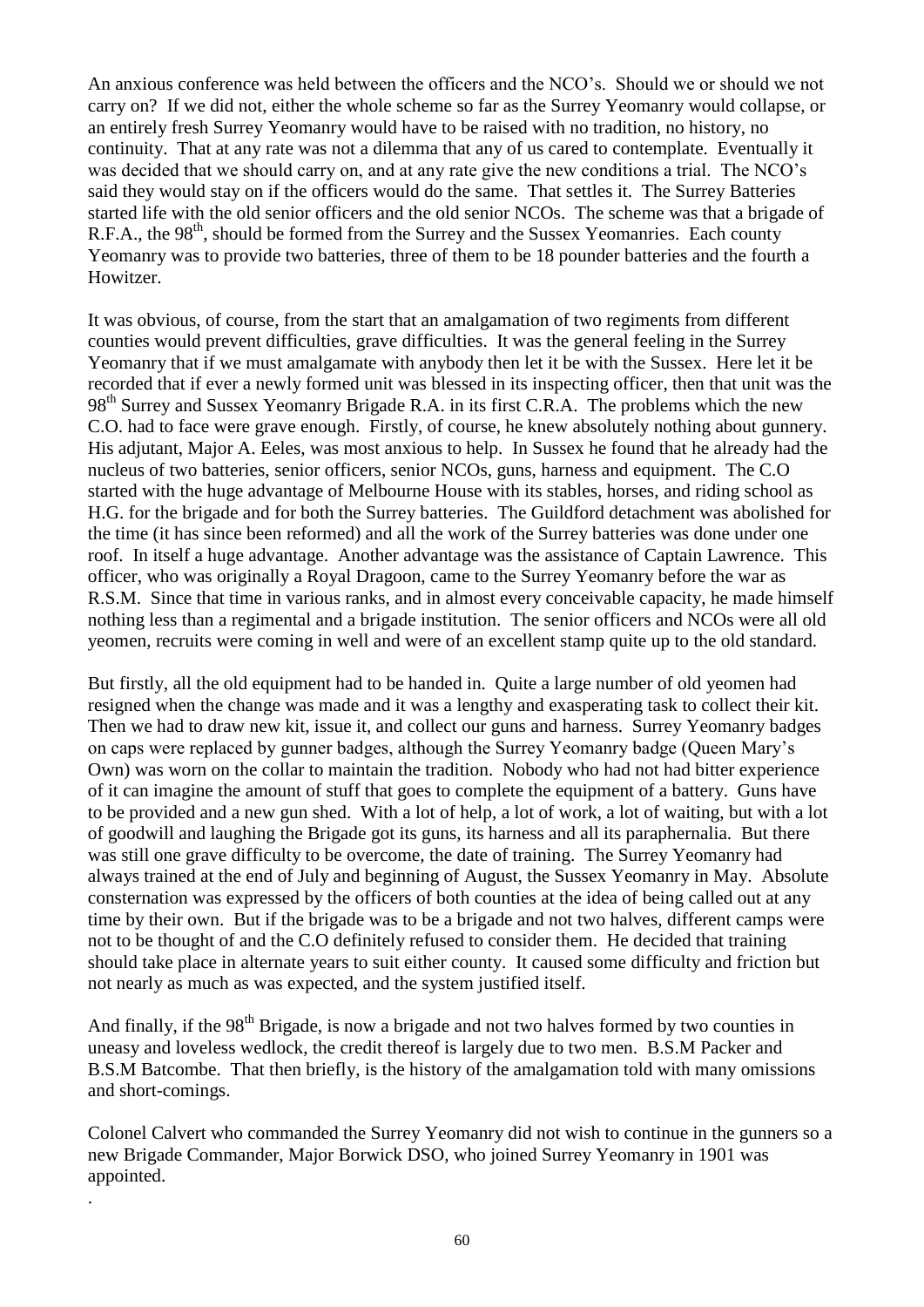An anxious conference was held between the officers and the NCO's. Should we or should we not carry on? If we did not, either the whole scheme so far as the Surrey Yeomanry would collapse, or an entirely fresh Surrey Yeomanry would have to be raised with no tradition, no history, no continuity. That at any rate was not a dilemma that any of us cared to contemplate. Eventually it was decided that we should carry on, and at any rate give the new conditions a trial. The NCO's said they would stay on if the officers would do the same. That settles it. The Surrey Batteries started life with the old senior officers and the old senior NCOs. The scheme was that a brigade of R.F.A., the 98th, should be formed from the Surrey and the Sussex Yeomanries. Each county Yeomanry was to provide two batteries, three of them to be 18 pounder batteries and the fourth a Howitzer.

It was obvious, of course, from the start that an amalgamation of two regiments from different counties would prevent difficulties, grave difficulties. It was the general feeling in the Surrey Yeomanry that if we must amalgamate with anybody then let it be with the Sussex. Here let it be recorded that if ever a newly formed unit was blessed in its inspecting officer, then that unit was the 98th Surrey and Sussex Yeomanry Brigade R.A. in its first C.R.A. The problems which the new C.O. had to face were grave enough. Firstly, of course, he knew absolutely nothing about gunnery. His adjutant, Major A. Eeles, was most anxious to help. In Sussex he found that he already had the nucleus of two batteries, senior officers, senior NCOs, guns, harness and equipment. The C.O started with the huge advantage of Melbourne House with its stables, horses, and riding school as H.G. for the brigade and for both the Surrey batteries. The Guildford detachment was abolished for the time (it has since been reformed) and all the work of the Surrey batteries was done under one roof. In itself a huge advantage. Another advantage was the assistance of Captain Lawrence. This officer, who was originally a Royal Dragoon, came to the Surrey Yeomanry before the war as R.S.M. Since that time in various ranks, and in almost every conceivable capacity, he made himself nothing less than a regimental and a brigade institution. The senior officers and NCOs were all old yeomen, recruits were coming in well and were of an excellent stamp quite up to the old standard.

But firstly, all the old equipment had to be handed in. Quite a large number of old yeomen had resigned when the change was made and it was a lengthy and exasperating task to collect their kit. Then we had to draw new kit, issue it, and collect our guns and harness. Surrey Yeomanry badges on caps were replaced by gunner badges, although the Surrey Yeomanry badge (Queen Mary's Own) was worn on the collar to maintain the tradition. Nobody who had not had bitter experience of it can imagine the amount of stuff that goes to complete the equipment of a battery. Guns have to be provided and a new gun shed. With a lot of help, a lot of work, a lot of waiting, but with a lot of goodwill and laughing the Brigade got its guns, its harness and all its paraphernalia. But there was still one grave difficulty to be overcome, the date of training. The Surrey Yeomanry had always trained at the end of July and beginning of August, the Sussex Yeomanry in May. Absolute consternation was expressed by the officers of both counties at the idea of being called out at any time by their own. But if the brigade was to be a brigade and not two halves, different camps were not to be thought of and the C.O definitely refused to consider them. He decided that training should take place in alternate years to suit either county. It caused some difficulty and friction but not nearly as much as was expected, and the system justified itself.

And finally, if the 98th Brigade, is now a brigade and not two halves formed by two counties in uneasy and loveless wedlock, the credit thereof is largely due to two men. B.S.M Packer and B.S.M Batcombe. That then briefly, is the history of the amalgamation told with many omissions and short-comings.

Colonel Calvert who commanded the Surrey Yeomanry did not wish to continue in the gunners so a new Brigade Commander, Major Borwick DSO, who joined Surrey Yeomanry in 1901 was appointed.

.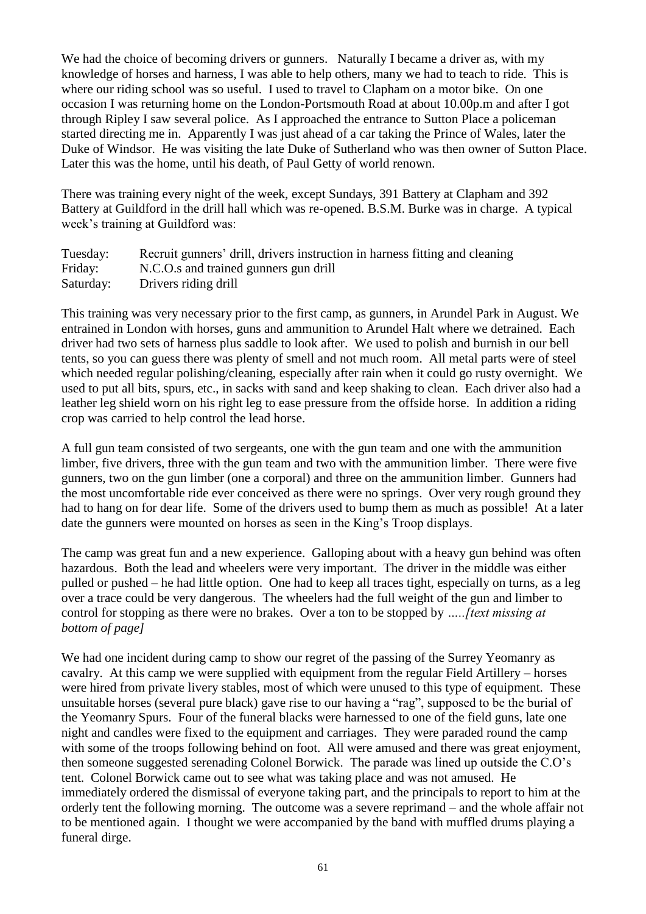We had the choice of becoming drivers or gunners. Naturally I became a driver as, with my knowledge of horses and harness, I was able to help others, many we had to teach to ride. This is where our riding school was so useful. I used to travel to Clapham on a motor bike. On one occasion I was returning home on the London-Portsmouth Road at about 10.00p.m and after I got through Ripley I saw several police. As I approached the entrance to Sutton Place a policeman started directing me in. Apparently I was just ahead of a car taking the Prince of Wales, later the Duke of Windsor. He was visiting the late Duke of Sutherland who was then owner of Sutton Place. Later this was the home, until his death, of Paul Getty of world renown.

There was training every night of the week, except Sundays, 391 Battery at Clapham and 392 Battery at Guildford in the drill hall which was re-opened. B.S.M. Burke was in charge. A typical week's training at Guildford was:

| | |
|---|---|
| Tuesday: | Recruit gunners' drill, drivers instruction in harness fitting and cleaning |
| Friday: | N.C.O.s and trained gunners gun drill |
| Saturday: | Drivers riding drill |

This training was very necessary prior to the first camp, as gunners, in Arundel Park in August. We entrained in London with horses, guns and ammunition to Arundel Halt where we detrained. Each driver had two sets of harness plus saddle to look after. We used to polish and burnish in our bell tents, so you can guess there was plenty of smell and not much room. All metal parts were of steel which needed regular polishing/cleaning, especially after rain when it could go rusty overnight. We used to put all bits, spurs, etc., in sacks with sand and keep shaking to clean. Each driver also had a leather leg shield worn on his right leg to ease pressure from the offside horse. In addition a riding crop was carried to help control the lead horse.

A full gun team consisted of two sergeants, one with the gun team and one with the ammunition limber, five drivers, three with the gun team and two with the ammunition limber. There were five gunners, two on the gun limber (one a corporal) and three on the ammunition limber. Gunners had the most uncomfortable ride ever conceived as there were no springs. Over very rough ground they had to hang on for dear life. Some of the drivers used to bump them as much as possible! At a later date the gunners were mounted on horses as seen in the King's Troop displays.

The camp was great fun and a new experience. Galloping about with a heavy gun behind was often hazardous. Both the lead and wheelers were very important. The driver in the middle was either pulled or pushed – he had little option. One had to keep all traces tight, especially on turns, as a leg over a trace could be very dangerous. The wheelers had the full weight of the gun and limber to control for stopping as there were no brakes. Over a ton to be stopped by *.....[text missing at bottom of page]*

We had one incident during camp to show our regret of the passing of the Surrey Yeomanry as cavalry. At this camp we were supplied with equipment from the regular Field Artillery – horses were hired from private livery stables, most of which were unused to this type of equipment. These unsuitable horses (several pure black) gave rise to our having a "rag", supposed to be the burial of the Yeomanry Spurs. Four of the funeral blacks were harnessed to one of the field guns, late one night and candles were fixed to the equipment and carriages. They were paraded round the camp with some of the troops following behind on foot. All were amused and there was great enjoyment, then someone suggested serenading Colonel Borwick. The parade was lined up outside the C.O's tent. Colonel Borwick came out to see what was taking place and was not amused. He immediately ordered the dismissal of everyone taking part, and the principals to report to him at the orderly tent the following morning. The outcome was a severe reprimand – and the whole affair not to be mentioned again. I thought we were accompanied by the band with muffled drums playing a funeral dirge.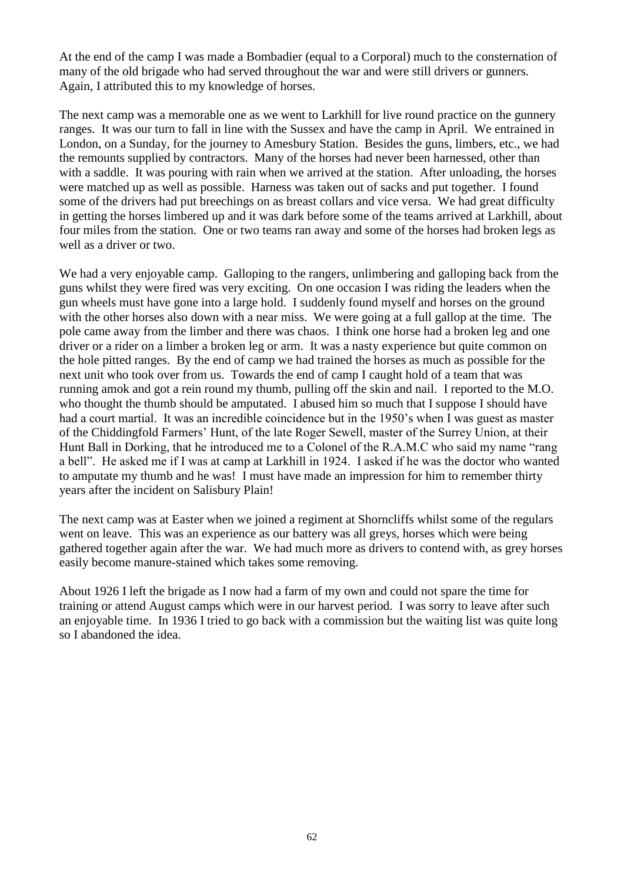At the end of the camp I was made a Bombadier (equal to a Corporal) much to the consternation of many of the old brigade who had served throughout the war and were still drivers or gunners. Again, I attributed this to my knowledge of horses.

The next camp was a memorable one as we went to Larkhill for live round practice on the gunnery ranges. It was our turn to fall in line with the Sussex and have the camp in April. We entrained in London, on a Sunday, for the journey to Amesbury Station. Besides the guns, limbers, etc., we had the remounts supplied by contractors. Many of the horses had never been harnessed, other than with a saddle. It was pouring with rain when we arrived at the station. After unloading, the horses were matched up as well as possible. Harness was taken out of sacks and put together. I found some of the drivers had put breechings on as breast collars and vice versa. We had great difficulty in getting the horses limbered up and it was dark before some of the teams arrived at Larkhill, about four miles from the station. One or two teams ran away and some of the horses had broken legs as well as a driver or two.

We had a very enjoyable camp. Galloping to the rangers, unlimbering and galloping back from the guns whilst they were fired was very exciting. On one occasion I was riding the leaders when the gun wheels must have gone into a large hold. I suddenly found myself and horses on the ground with the other horses also down with a near miss. We were going at a full gallop at the time. The pole came away from the limber and there was chaos. I think one horse had a broken leg and one driver or a rider on a limber a broken leg or arm. It was a nasty experience but quite common on the hole pitted ranges. By the end of camp we had trained the horses as much as possible for the next unit who took over from us. Towards the end of camp I caught hold of a team that was running amok and got a rein round my thumb, pulling off the skin and nail. I reported to the M.O. who thought the thumb should be amputated. I abused him so much that I suppose I should have had a court martial. It was an incredible coincidence but in the 1950's when I was guest as master of the Chiddingfold Farmers' Hunt, of the late Roger Sewell, master of the Surrey Union, at their Hunt Ball in Dorking, that he introduced me to a Colonel of the R.A.M.C who said my name "rang a bell". He asked me if I was at camp at Larkhill in 1924. I asked if he was the doctor who wanted to amputate my thumb and he was! I must have made an impression for him to remember thirty years after the incident on Salisbury Plain!

The next camp was at Easter when we joined a regiment at Shorncliffs whilst some of the regulars went on leave. This was an experience as our battery was all greys, horses which were being gathered together again after the war. We had much more as drivers to contend with, as grey horses easily become manure-stained which takes some removing.

About 1926 I left the brigade as I now had a farm of my own and could not spare the time for training or attend August camps which were in our harvest period. I was sorry to leave after such an enjoyable time. In 1936 I tried to go back with a commission but the waiting list was quite long so I abandoned the idea.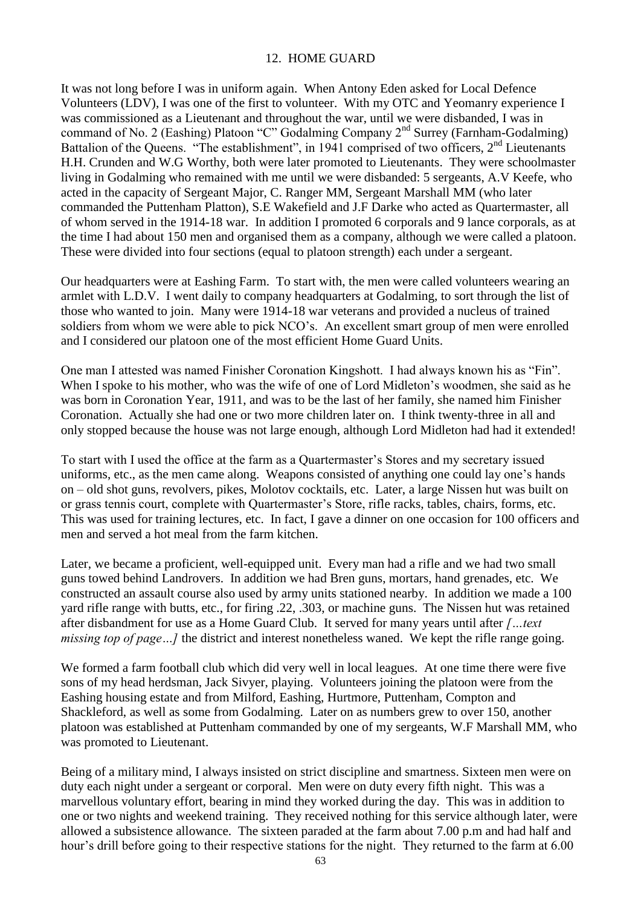## 12. HOME GUARD

It was not long before I was in uniform again. When Antony Eden asked for Local Defence Volunteers (LDV), I was one of the first to volunteer. With my OTC and Yeomanry experience I was commissioned as a Lieutenant and throughout the war, until we were disbanded, I was in command of No. 2 (Eashing) Platoon "C" Godalming Company 2nd Surrey (Farnham-Godalming) Battalion of the Queens. "The establishment", in 1941 comprised of two officers, 2nd Lieutenants H.H. Crunden and W.G Worthy, both were later promoted to Lieutenants. They were schoolmaster living in Godalming who remained with me until we were disbanded: 5 sergeants, A.V Keefe, who acted in the capacity of Sergeant Major, C. Ranger MM, Sergeant Marshall MM (who later commanded the Puttenham Platton), S.E Wakefield and J.F Darke who acted as Quartermaster, all of whom served in the 1914-18 war. In addition I promoted 6 corporals and 9 lance corporals, as at the time I had about 150 men and organised them as a company, although we were called a platoon. These were divided into four sections (equal to platoon strength) each under a sergeant.

Our headquarters were at Eashing Farm. To start with, the men were called volunteers wearing an armlet with L.D.V. I went daily to company headquarters at Godalming, to sort through the list of those who wanted to join. Many were 1914-18 war veterans and provided a nucleus of trained soldiers from whom we were able to pick NCO's. An excellent smart group of men were enrolled and I considered our platoon one of the most efficient Home Guard Units.

One man I attested was named Finisher Coronation Kingshott. I had always known his as "Fin". When I spoke to his mother, who was the wife of one of Lord Midleton's woodmen, she said as he was born in Coronation Year, 1911, and was to be the last of her family, she named him Finisher Coronation. Actually she had one or two more children later on. I think twenty-three in all and only stopped because the house was not large enough, although Lord Midleton had had it extended!

To start with I used the office at the farm as a Quartermaster's Stores and my secretary issued uniforms, etc., as the men came along. Weapons consisted of anything one could lay one's hands on – old shot guns, revolvers, pikes, Molotov cocktails, etc. Later, a large Nissen hut was built on or grass tennis court, complete with Quartermaster's Store, rifle racks, tables, chairs, forms, etc. This was used for training lectures, etc. In fact, I gave a dinner on one occasion for 100 officers and men and served a hot meal from the farm kitchen.

Later, we became a proficient, well-equipped unit. Every man had a rifle and we had two small guns towed behind Landrovers. In addition we had Bren guns, mortars, hand grenades, etc. We constructed an assault course also used by army units stationed nearby. In addition we made a 100 yard rifle range with butts, etc., for firing .22, .303, or machine guns. The Nissen hut was retained after disbandment for use as a Home Guard Club. It served for many years until after *[…text missing top of page…]* the district and interest nonetheless waned. We kept the rifle range going.

We formed a farm football club which did very well in local leagues. At one time there were five sons of my head herdsman, Jack Sivyer, playing. Volunteers joining the platoon were from the Eashing housing estate and from Milford, Eashing, Hurtmore, Puttenham, Compton and Shackleford, as well as some from Godalming. Later on as numbers grew to over 150, another platoon was established at Puttenham commanded by one of my sergeants, W.F Marshall MM, who was promoted to Lieutenant.

Being of a military mind, I always insisted on strict discipline and smartness. Sixteen men were on duty each night under a sergeant or corporal. Men were on duty every fifth night. This was a marvellous voluntary effort, bearing in mind they worked during the day. This was in addition to one or two nights and weekend training. They received nothing for this service although later, were allowed a subsistence allowance. The sixteen paraded at the farm about 7.00 p.m and had half and hour's drill before going to their respective stations for the night. They returned to the farm at 6.00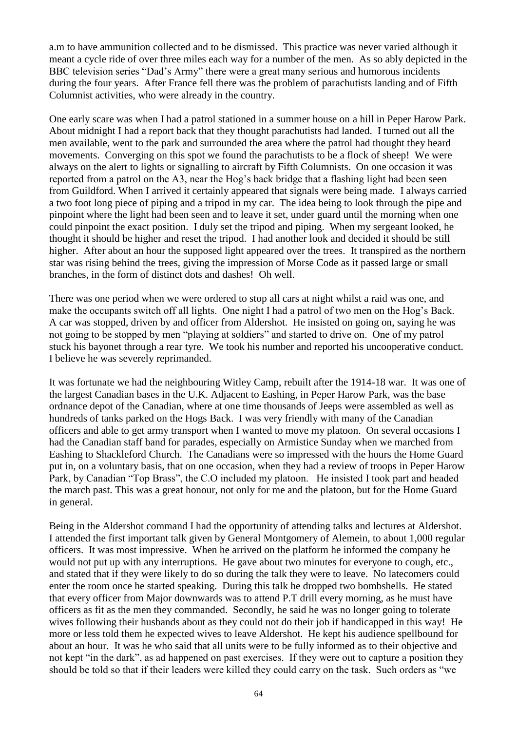a.m to have ammunition collected and to be dismissed. This practice was never varied although it meant a cycle ride of over three miles each way for a number of the men. As so ably depicted in the BBC television series "Dad's Army" there were a great many serious and humorous incidents during the four years. After France fell there was the problem of parachutists landing and of Fifth Columnist activities, who were already in the country.

One early scare was when I had a patrol stationed in a summer house on a hill in Peper Harow Park. About midnight I had a report back that they thought parachutists had landed. I turned out all the men available, went to the park and surrounded the area where the patrol had thought they heard movements. Converging on this spot we found the parachutists to be a flock of sheep! We were always on the alert to lights or signalling to aircraft by Fifth Columnists. On one occasion it was reported from a patrol on the A3, near the Hog's back bridge that a flashing light had been seen from Guildford. When I arrived it certainly appeared that signals were being made. I always carried a two foot long piece of piping and a tripod in my car. The idea being to look through the pipe and pinpoint where the light had been seen and to leave it set, under guard until the morning when one could pinpoint the exact position. I duly set the tripod and piping. When my sergeant looked, he thought it should be higher and reset the tripod. I had another look and decided it should be still higher. After about an hour the supposed light appeared over the trees. It transpired as the northern star was rising behind the trees, giving the impression of Morse Code as it passed large or small branches, in the form of distinct dots and dashes! Oh well.

There was one period when we were ordered to stop all cars at night whilst a raid was one, and make the occupants switch off all lights. One night I had a patrol of two men on the Hog's Back. A car was stopped, driven by and officer from Aldershot. He insisted on going on, saying he was not going to be stopped by men "playing at soldiers" and started to drive on. One of my patrol stuck his bayonet through a rear tyre. We took his number and reported his uncooperative conduct. I believe he was severely reprimanded.

It was fortunate we had the neighbouring Witley Camp, rebuilt after the 1914-18 war. It was one of the largest Canadian bases in the U.K. Adjacent to Eashing, in Peper Harow Park, was the base ordnance depot of the Canadian, where at one time thousands of Jeeps were assembled as well as hundreds of tanks parked on the Hogs Back. I was very friendly with many of the Canadian officers and able to get army transport when I wanted to move my platoon. On several occasions I had the Canadian staff band for parades, especially on Armistice Sunday when we marched from Eashing to Shackleford Church. The Canadians were so impressed with the hours the Home Guard put in, on a voluntary basis, that on one occasion, when they had a review of troops in Peper Harow Park, by Canadian "Top Brass", the C.O included my platoon. He insisted I took part and headed the march past. This was a great honour, not only for me and the platoon, but for the Home Guard in general.

Being in the Aldershot command I had the opportunity of attending talks and lectures at Aldershot. I attended the first important talk given by General Montgomery of Alemein, to about 1,000 regular officers. It was most impressive. When he arrived on the platform he informed the company he would not put up with any interruptions. He gave about two minutes for everyone to cough, etc., and stated that if they were likely to do so during the talk they were to leave. No latecomers could enter the room once he started speaking. During this talk he dropped two bombshells. He stated that every officer from Major downwards was to attend P.T drill every morning, as he must have officers as fit as the men they commanded. Secondly, he said he was no longer going to tolerate wives following their husbands about as they could not do their job if handicapped in this way! He more or less told them he expected wives to leave Aldershot. He kept his audience spellbound for about an hour. It was he who said that all units were to be fully informed as to their objective and not kept "in the dark", as ad happened on past exercises. If they were out to capture a position they should be told so that if their leaders were killed they could carry on the task. Such orders as "we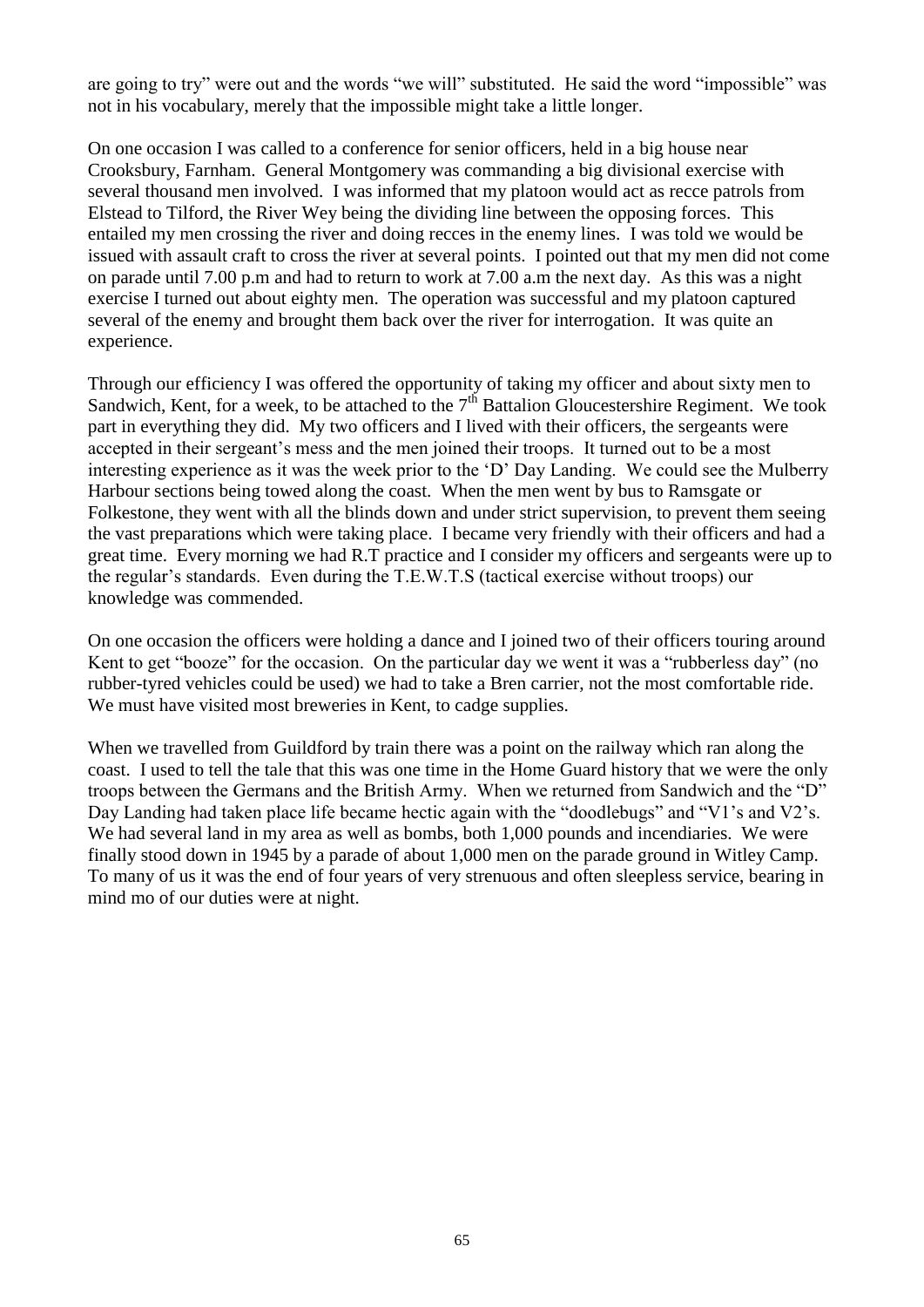are going to try" were out and the words "we will" substituted. He said the word "impossible" was not in his vocabulary, merely that the impossible might take a little longer.

On one occasion I was called to a conference for senior officers, held in a big house near Crooksbury, Farnham. General Montgomery was commanding a big divisional exercise with several thousand men involved. I was informed that my platoon would act as recce patrols from Elstead to Tilford, the River Wey being the dividing line between the opposing forces. This entailed my men crossing the river and doing recces in the enemy lines. I was told we would be issued with assault craft to cross the river at several points. I pointed out that my men did not come on parade until 7.00 p.m and had to return to work at 7.00 a.m the next day. As this was a night exercise I turned out about eighty men. The operation was successful and my platoon captured several of the enemy and brought them back over the river for interrogation. It was quite an experience.

Through our efficiency I was offered the opportunity of taking my officer and about sixty men to Sandwich, Kent, for a week, to be attached to the 7th Battalion Gloucestershire Regiment. We took part in everything they did. My two officers and I lived with their officers, the sergeants were accepted in their sergeant's mess and the men joined their troops. It turned out to be a most interesting experience as it was the week prior to the 'D' Day Landing. We could see the Mulberry Harbour sections being towed along the coast. When the men went by bus to Ramsgate or Folkestone, they went with all the blinds down and under strict supervision, to prevent them seeing the vast preparations which were taking place. I became very friendly with their officers and had a great time. Every morning we had R.T practice and I consider my officers and sergeants were up to the regular's standards. Even during the T.E.W.T.S (tactical exercise without troops) our knowledge was commended.

On one occasion the officers were holding a dance and I joined two of their officers touring around Kent to get "booze" for the occasion. On the particular day we went it was a "rubberless day" (no rubber-tyred vehicles could be used) we had to take a Bren carrier, not the most comfortable ride. We must have visited most breweries in Kent, to cadge supplies.

When we travelled from Guildford by train there was a point on the railway which ran along the coast. I used to tell the tale that this was one time in the Home Guard history that we were the only troops between the Germans and the British Army. When we returned from Sandwich and the "D" Day Landing had taken place life became hectic again with the "doodlebugs" and "V1's and V2's. We had several land in my area as well as bombs, both 1,000 pounds and incendiaries. We were finally stood down in 1945 by a parade of about 1,000 men on the parade ground in Witley Camp. To many of us it was the end of four years of very strenuous and often sleepless service, bearing in mind mo of our duties were at night.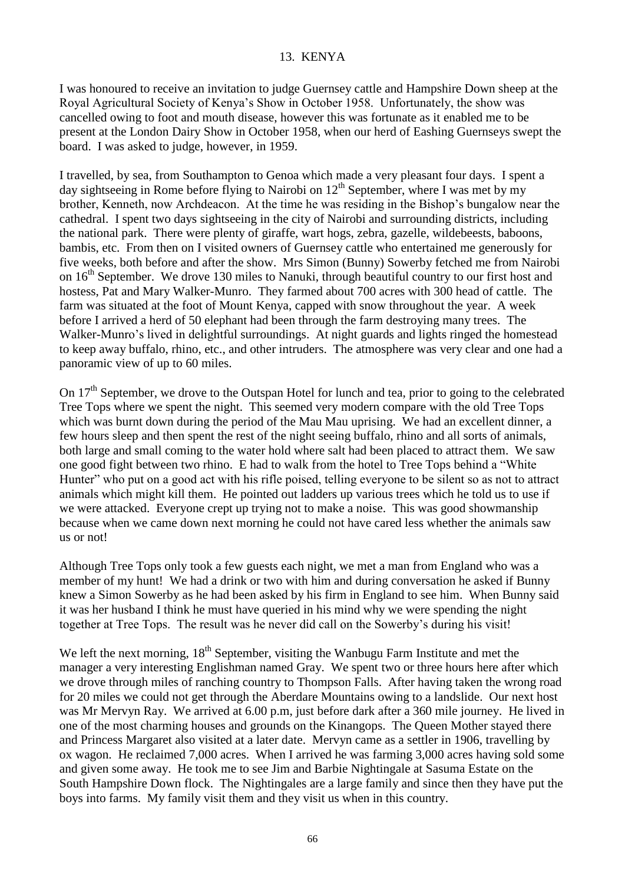## 13. KENYA

I was honoured to receive an invitation to judge Guernsey cattle and Hampshire Down sheep at the Royal Agricultural Society of Kenya's Show in October 1958. Unfortunately, the show was cancelled owing to foot and mouth disease, however this was fortunate as it enabled me to be present at the London Dairy Show in October 1958, when our herd of Eashing Guernseys swept the board. I was asked to judge, however, in 1959.

I travelled, by sea, from Southampton to Genoa which made a very pleasant four days. I spent a day sightseeing in Rome before flying to Nairobi on 12th September, where I was met by my brother, Kenneth, now Archdeacon. At the time he was residing in the Bishop's bungalow near the cathedral. I spent two days sightseeing in the city of Nairobi and surrounding districts, including the national park. There were plenty of giraffe, wart hogs, zebra, gazelle, wildebeests, baboons, bambis, etc. From then on I visited owners of Guernsey cattle who entertained me generously for five weeks, both before and after the show. Mrs Simon (Bunny) Sowerby fetched me from Nairobi on 16th September. We drove 130 miles to Nanuki, through beautiful country to our first host and hostess, Pat and Mary Walker-Munro. They farmed about 700 acres with 300 head of cattle. The farm was situated at the foot of Mount Kenya, capped with snow throughout the year. A week before I arrived a herd of 50 elephant had been through the farm destroying many trees. The Walker-Munro's lived in delightful surroundings. At night guards and lights ringed the homestead to keep away buffalo, rhino, etc., and other intruders. The atmosphere was very clear and one had a panoramic view of up to 60 miles.

On 17th September, we drove to the Outspan Hotel for lunch and tea, prior to going to the celebrated Tree Tops where we spent the night. This seemed very modern compare with the old Tree Tops which was burnt down during the period of the Mau Mau uprising. We had an excellent dinner, a few hours sleep and then spent the rest of the night seeing buffalo, rhino and all sorts of animals, both large and small coming to the water hold where salt had been placed to attract them. We saw one good fight between two rhino. E had to walk from the hotel to Tree Tops behind a "White Hunter" who put on a good act with his rifle poised, telling everyone to be silent so as not to attract animals which might kill them. He pointed out ladders up various trees which he told us to use if we were attacked. Everyone crept up trying not to make a noise. This was good showmanship because when we came down next morning he could not have cared less whether the animals saw us or not!

Although Tree Tops only took a few guests each night, we met a man from England who was a member of my hunt! We had a drink or two with him and during conversation he asked if Bunny knew a Simon Sowerby as he had been asked by his firm in England to see him. When Bunny said it was her husband I think he must have queried in his mind why we were spending the night together at Tree Tops. The result was he never did call on the Sowerby's during his visit!

We left the next morning, 18th September, visiting the Wanbugu Farm Institute and met the manager a very interesting Englishman named Gray. We spent two or three hours here after which we drove through miles of ranching country to Thompson Falls. After having taken the wrong road for 20 miles we could not get through the Aberdare Mountains owing to a landslide. Our next host was Mr Mervyn Ray. We arrived at 6.00 p.m, just before dark after a 360 mile journey. He lived in one of the most charming houses and grounds on the Kinangops. The Queen Mother stayed there and Princess Margaret also visited at a later date. Mervyn came as a settler in 1906, travelling by ox wagon. He reclaimed 7,000 acres. When I arrived he was farming 3,000 acres having sold some and given some away. He took me to see Jim and Barbie Nightingale at Sasuma Estate on the South Hampshire Down flock. The Nightingales are a large family and since then they have put the boys into farms. My family visit them and they visit us when in this country.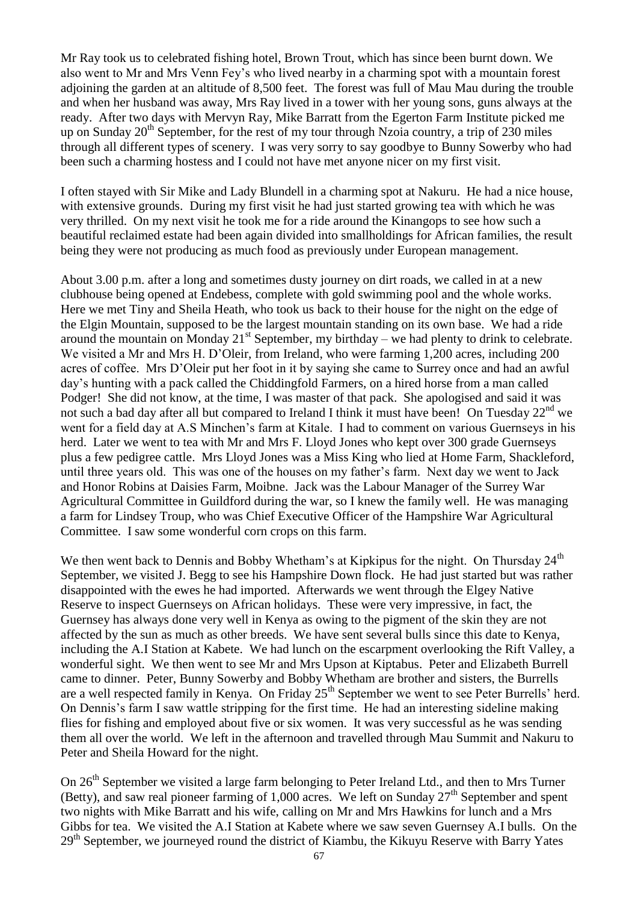Mr Ray took us to celebrated fishing hotel, Brown Trout, which has since been burnt down. We also went to Mr and Mrs Venn Fey's who lived nearby in a charming spot with a mountain forest adjoining the garden at an altitude of 8,500 feet. The forest was full of Mau Mau during the trouble and when her husband was away, Mrs Ray lived in a tower with her young sons, guns always at the ready. After two days with Mervyn Ray, Mike Barratt from the Egerton Farm Institute picked me up on Sunday 20th September, for the rest of my tour through Nzoia country, a trip of 230 miles through all different types of scenery. I was very sorry to say goodbye to Bunny Sowerby who had been such a charming hostess and I could not have met anyone nicer on my first visit.

I often stayed with Sir Mike and Lady Blundell in a charming spot at Nakuru. He had a nice house, with extensive grounds. During my first visit he had just started growing tea with which he was very thrilled. On my next visit he took me for a ride around the Kinangops to see how such a beautiful reclaimed estate had been again divided into smallholdings for African families, the result being they were not producing as much food as previously under European management.

About 3.00 p.m. after a long and sometimes dusty journey on dirt roads, we called in at a new clubhouse being opened at Endebess, complete with gold swimming pool and the whole works. Here we met Tiny and Sheila Heath, who took us back to their house for the night on the edge of the Elgin Mountain, supposed to be the largest mountain standing on its own base. We had a ride around the mountain on Monday 21st September, my birthday – we had plenty to drink to celebrate. We visited a Mr and Mrs H. D'Oleir, from Ireland, who were farming 1,200 acres, including 200 acres of coffee. Mrs D'Oleir put her foot in it by saying she came to Surrey once and had an awful day's hunting with a pack called the Chiddingfold Farmers, on a hired horse from a man called Podger! She did not know, at the time, I was master of that pack. She apologised and said it was not such a bad day after all but compared to Ireland I think it must have been! On Tuesday 22nd we went for a field day at A.S Minchen's farm at Kitale. I had to comment on various Guernseys in his herd. Later we went to tea with Mr and Mrs F. Lloyd Jones who kept over 300 grade Guernseys plus a few pedigree cattle. Mrs Lloyd Jones was a Miss King who lied at Home Farm, Shackleford, until three years old. This was one of the houses on my father's farm. Next day we went to Jack and Honor Robins at Daisies Farm, Moibne. Jack was the Labour Manager of the Surrey War Agricultural Committee in Guildford during the war, so I knew the family well. He was managing a farm for Lindsey Troup, who was Chief Executive Officer of the Hampshire War Agricultural Committee. I saw some wonderful corn crops on this farm.

We then went back to Dennis and Bobby Whetham's at Kipkipus for the night. On Thursday 24th September, we visited J. Begg to see his Hampshire Down flock. He had just started but was rather disappointed with the ewes he had imported. Afterwards we went through the Elgey Native Reserve to inspect Guernseys on African holidays. These were very impressive, in fact, the Guernsey has always done very well in Kenya as owing to the pigment of the skin they are not affected by the sun as much as other breeds. We have sent several bulls since this date to Kenya, including the A.I Station at Kabete. We had lunch on the escarpment overlooking the Rift Valley, a wonderful sight. We then went to see Mr and Mrs Upson at Kiptabus. Peter and Elizabeth Burrell came to dinner. Peter, Bunny Sowerby and Bobby Whetham are brother and sisters, the Burrells are a well respected family in Kenya. On Friday 25th September we went to see Peter Burrells' herd. On Dennis's farm I saw wattle stripping for the first time. He had an interesting sideline making flies for fishing and employed about five or six women. It was very successful as he was sending them all over the world. We left in the afternoon and travelled through Mau Summit and Nakuru to Peter and Sheila Howard for the night.

On 26th September we visited a large farm belonging to Peter Ireland Ltd., and then to Mrs Turner (Betty), and saw real pioneer farming of 1,000 acres. We left on Sunday 27th September and spent two nights with Mike Barratt and his wife, calling on Mr and Mrs Hawkins for lunch and a Mrs Gibbs for tea. We visited the A.I Station at Kabete where we saw seven Guernsey A.I bulls. On the 29th September, we journeyed round the district of Kiambu, the Kikuyu Reserve with Barry Yates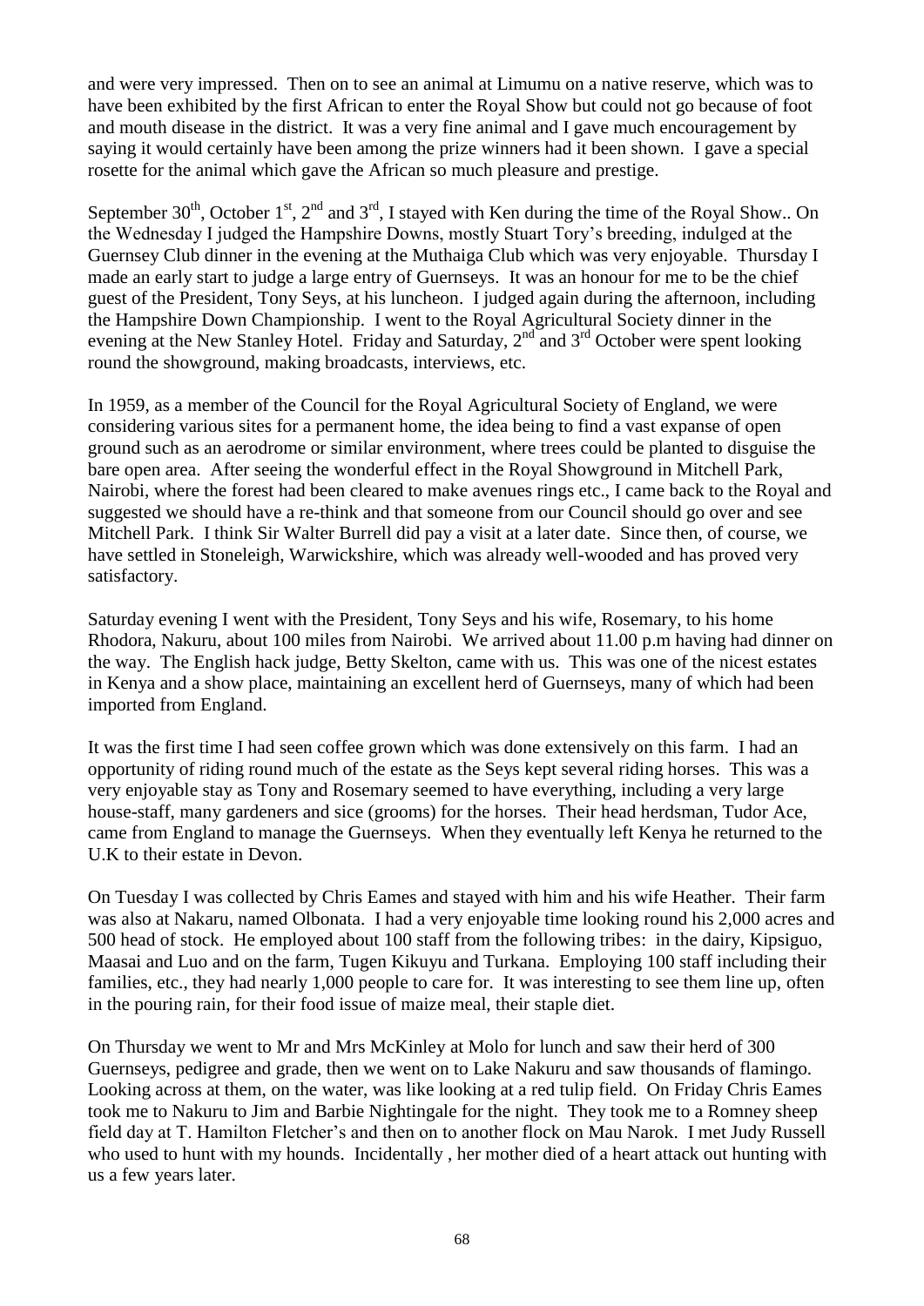and were very impressed. Then on to see an animal at Limumu on a native reserve, which was to have been exhibited by the first African to enter the Royal Show but could not go because of foot and mouth disease in the district. It was a very fine animal and I gave much encouragement by saying it would certainly have been among the prize winners had it been shown. I gave a special rosette for the animal which gave the African so much pleasure and prestige.

September 30th, October 1st, 2nd and 3rd, I stayed with Ken during the time of the Royal Show.. On the Wednesday I judged the Hampshire Downs, mostly Stuart Tory's breeding, indulged at the Guernsey Club dinner in the evening at the Muthaiga Club which was very enjoyable. Thursday I made an early start to judge a large entry of Guernseys. It was an honour for me to be the chief guest of the President, Tony Seys, at his luncheon. I judged again during the afternoon, including the Hampshire Down Championship. I went to the Royal Agricultural Society dinner in the evening at the New Stanley Hotel. Friday and Saturday, 2nd and 3rd October were spent looking round the showground, making broadcasts, interviews, etc.

In 1959, as a member of the Council for the Royal Agricultural Society of England, we were considering various sites for a permanent home, the idea being to find a vast expanse of open ground such as an aerodrome or similar environment, where trees could be planted to disguise the bare open area. After seeing the wonderful effect in the Royal Showground in Mitchell Park, Nairobi, where the forest had been cleared to make avenues rings etc., I came back to the Royal and suggested we should have a re-think and that someone from our Council should go over and see Mitchell Park. I think Sir Walter Burrell did pay a visit at a later date. Since then, of course, we have settled in Stoneleigh, Warwickshire, which was already well-wooded and has proved very satisfactory.

Saturday evening I went with the President, Tony Seys and his wife, Rosemary, to his home Rhodora, Nakuru, about 100 miles from Nairobi. We arrived about 11.00 p.m having had dinner on the way. The English hack judge, Betty Skelton, came with us. This was one of the nicest estates in Kenya and a show place, maintaining an excellent herd of Guernseys, many of which had been imported from England.

It was the first time I had seen coffee grown which was done extensively on this farm. I had an opportunity of riding round much of the estate as the Seys kept several riding horses. This was a very enjoyable stay as Tony and Rosemary seemed to have everything, including a very large house-staff, many gardeners and sice (grooms) for the horses. Their head herdsman, Tudor Ace, came from England to manage the Guernseys. When they eventually left Kenya he returned to the U.K to their estate in Devon.

On Tuesday I was collected by Chris Eames and stayed with him and his wife Heather. Their farm was also at Nakaru, named Olbonata. I had a very enjoyable time looking round his 2,000 acres and 500 head of stock. He employed about 100 staff from the following tribes: in the dairy, Kipsiguo, Maasai and Luo and on the farm, Tugen Kikuyu and Turkana. Employing 100 staff including their families, etc., they had nearly 1,000 people to care for. It was interesting to see them line up, often in the pouring rain, for their food issue of maize meal, their staple diet.

On Thursday we went to Mr and Mrs McKinley at Molo for lunch and saw their herd of 300 Guernseys, pedigree and grade, then we went on to Lake Nakuru and saw thousands of flamingo. Looking across at them, on the water, was like looking at a red tulip field. On Friday Chris Eames took me to Nakuru to Jim and Barbie Nightingale for the night. They took me to a Romney sheep field day at T. Hamilton Fletcher's and then on to another flock on Mau Narok. I met Judy Russell who used to hunt with my hounds. Incidentally , her mother died of a heart attack out hunting with us a few years later.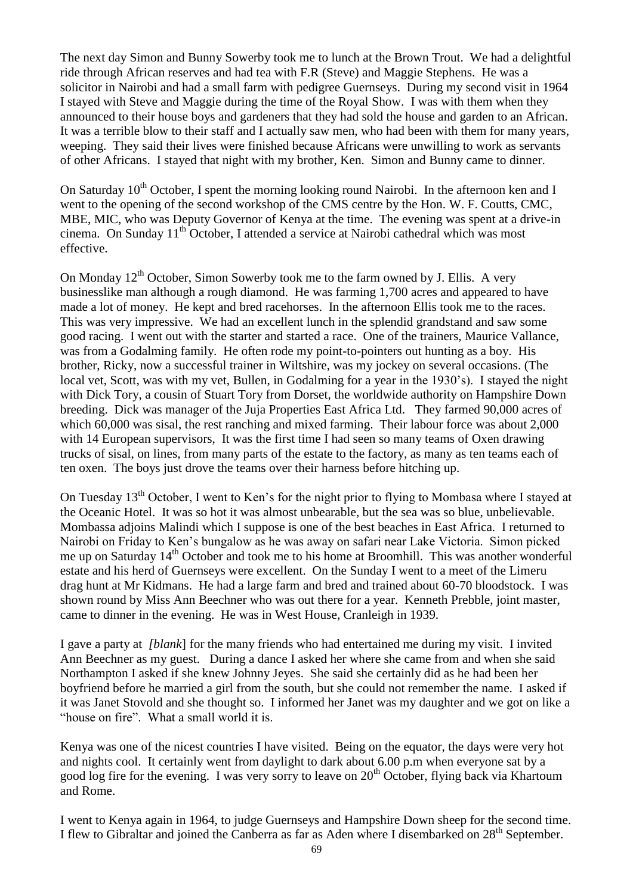The next day Simon and Bunny Sowerby took me to lunch at the Brown Trout. We had a delightful ride through African reserves and had tea with F.R (Steve) and Maggie Stephens. He was a solicitor in Nairobi and had a small farm with pedigree Guernseys. During my second visit in 1964 I stayed with Steve and Maggie during the time of the Royal Show. I was with them when they announced to their house boys and gardeners that they had sold the house and garden to an African. It was a terrible blow to their staff and I actually saw men, who had been with them for many years, weeping. They said their lives were finished because Africans were unwilling to work as servants of other Africans. I stayed that night with my brother, Ken. Simon and Bunny came to dinner.

On Saturday 10th October, I spent the morning looking round Nairobi. In the afternoon ken and I went to the opening of the second workshop of the CMS centre by the Hon. W. F. Coutts, CMC, MBE, MIC, who was Deputy Governor of Kenya at the time. The evening was spent at a drive-in cinema. On Sunday 11th October, I attended a service at Nairobi cathedral which was most effective.

On Monday 12th October, Simon Sowerby took me to the farm owned by J. Ellis. A very businesslike man although a rough diamond. He was farming 1,700 acres and appeared to have made a lot of money. He kept and bred racehorses. In the afternoon Ellis took me to the races. This was very impressive. We had an excellent lunch in the splendid grandstand and saw some good racing. I went out with the starter and started a race. One of the trainers, Maurice Vallance, was from a Godalming family. He often rode my point-to-pointers out hunting as a boy. His brother, Ricky, now a successful trainer in Wiltshire, was my jockey on several occasions. (The local vet, Scott, was with my vet, Bullen, in Godalming for a year in the 1930's). I stayed the night with Dick Tory, a cousin of Stuart Tory from Dorset, the worldwide authority on Hampshire Down breeding. Dick was manager of the Juja Properties East Africa Ltd. They farmed 90,000 acres of which 60,000 was sisal, the rest ranching and mixed farming. Their labour force was about 2,000 with 14 European supervisors, It was the first time I had seen so many teams of Oxen drawing trucks of sisal, on lines, from many parts of the estate to the factory, as many as ten teams each of ten oxen. The boys just drove the teams over their harness before hitching up.

On Tuesday 13th October, I went to Ken's for the night prior to flying to Mombasa where I stayed at the Oceanic Hotel. It was so hot it was almost unbearable, but the sea was so blue, unbelievable. Mombassa adjoins Malindi which I suppose is one of the best beaches in East Africa. I returned to Nairobi on Friday to Ken's bungalow as he was away on safari near Lake Victoria. Simon picked me up on Saturday 14th October and took me to his home at Broomhill. This was another wonderful estate and his herd of Guernseys were excellent. On the Sunday I went to a meet of the Limeru drag hunt at Mr Kidmans. He had a large farm and bred and trained about 60-70 bloodstock. I was shown round by Miss Ann Beechner who was out there for a year. Kenneth Prebble, joint master, came to dinner in the evening. He was in West House, Cranleigh in 1939.

I gave a party at *[blank*] for the many friends who had entertained me during my visit. I invited Ann Beechner as my guest. During a dance I asked her where she came from and when she said Northampton I asked if she knew Johnny Jeyes. She said she certainly did as he had been her boyfriend before he married a girl from the south, but she could not remember the name. I asked if it was Janet Stovold and she thought so. I informed her Janet was my daughter and we got on like a "house on fire". What a small world it is.

Kenya was one of the nicest countries I have visited. Being on the equator, the days were very hot and nights cool. It certainly went from daylight to dark about 6.00 p.m when everyone sat by a good log fire for the evening. I was very sorry to leave on 20th October, flying back via Khartoum and Rome.

I went to Kenya again in 1964, to judge Guernseys and Hampshire Down sheep for the second time. I flew to Gibraltar and joined the Canberra as far as Aden where I disembarked on 28th September.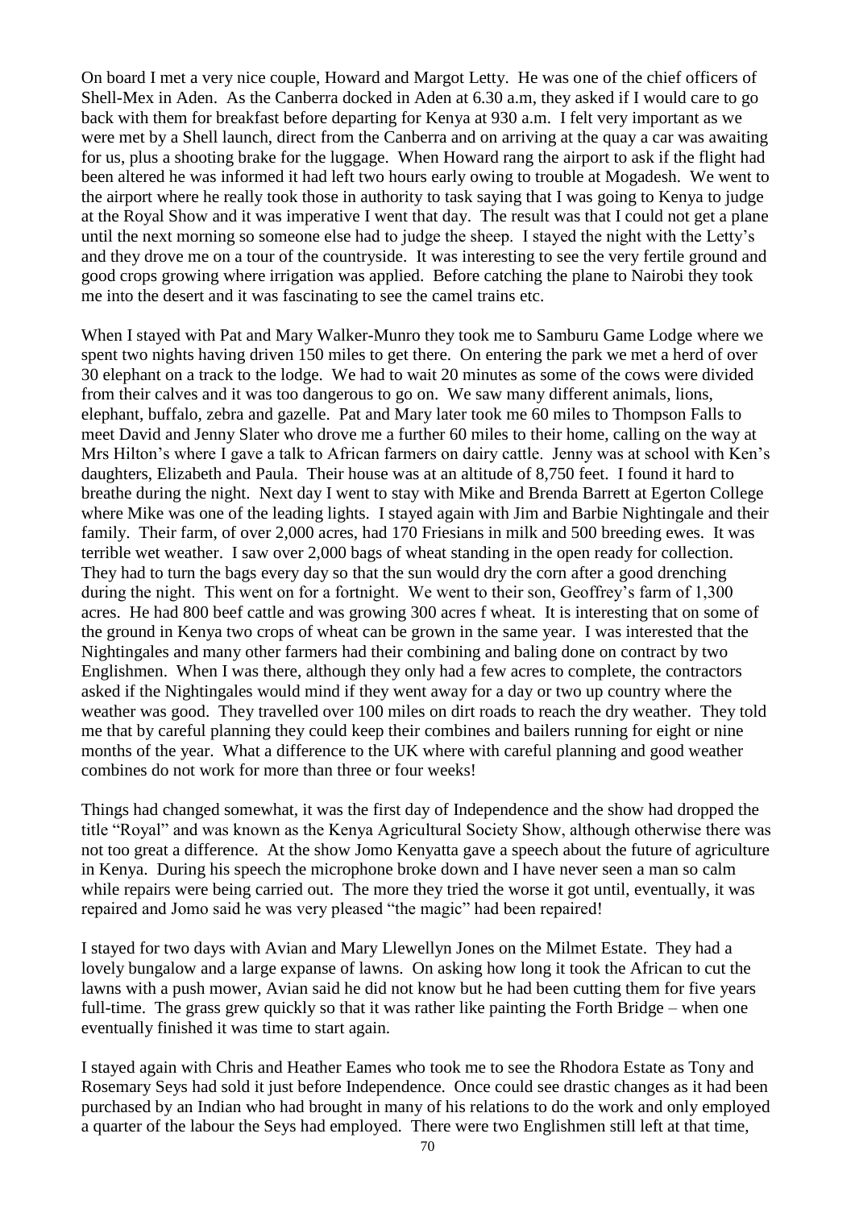On board I met a very nice couple, Howard and Margot Letty. He was one of the chief officers of Shell-Mex in Aden. As the Canberra docked in Aden at 6.30 a.m, they asked if I would care to go back with them for breakfast before departing for Kenya at 930 a.m. I felt very important as we were met by a Shell launch, direct from the Canberra and on arriving at the quay a car was awaiting for us, plus a shooting brake for the luggage. When Howard rang the airport to ask if the flight had been altered he was informed it had left two hours early owing to trouble at Mogadesh. We went to the airport where he really took those in authority to task saying that I was going to Kenya to judge at the Royal Show and it was imperative I went that day. The result was that I could not get a plane until the next morning so someone else had to judge the sheep. I stayed the night with the Letty's and they drove me on a tour of the countryside. It was interesting to see the very fertile ground and good crops growing where irrigation was applied. Before catching the plane to Nairobi they took me into the desert and it was fascinating to see the camel trains etc.

When I stayed with Pat and Mary Walker-Munro they took me to Samburu Game Lodge where we spent two nights having driven 150 miles to get there. On entering the park we met a herd of over 30 elephant on a track to the lodge. We had to wait 20 minutes as some of the cows were divided from their calves and it was too dangerous to go on. We saw many different animals, lions, elephant, buffalo, zebra and gazelle. Pat and Mary later took me 60 miles to Thompson Falls to meet David and Jenny Slater who drove me a further 60 miles to their home, calling on the way at Mrs Hilton's where I gave a talk to African farmers on dairy cattle. Jenny was at school with Ken's daughters, Elizabeth and Paula. Their house was at an altitude of 8,750 feet. I found it hard to breathe during the night. Next day I went to stay with Mike and Brenda Barrett at Egerton College where Mike was one of the leading lights. I stayed again with Jim and Barbie Nightingale and their family. Their farm, of over 2,000 acres, had 170 Friesians in milk and 500 breeding ewes. It was terrible wet weather. I saw over 2,000 bags of wheat standing in the open ready for collection. They had to turn the bags every day so that the sun would dry the corn after a good drenching during the night. This went on for a fortnight. We went to their son, Geoffrey's farm of 1,300 acres. He had 800 beef cattle and was growing 300 acres f wheat. It is interesting that on some of the ground in Kenya two crops of wheat can be grown in the same year. I was interested that the Nightingales and many other farmers had their combining and baling done on contract by two Englishmen. When I was there, although they only had a few acres to complete, the contractors asked if the Nightingales would mind if they went away for a day or two up country where the weather was good. They travelled over 100 miles on dirt roads to reach the dry weather. They told me that by careful planning they could keep their combines and bailers running for eight or nine months of the year. What a difference to the UK where with careful planning and good weather combines do not work for more than three or four weeks!

Things had changed somewhat, it was the first day of Independence and the show had dropped the title "Royal" and was known as the Kenya Agricultural Society Show, although otherwise there was not too great a difference. At the show Jomo Kenyatta gave a speech about the future of agriculture in Kenya. During his speech the microphone broke down and I have never seen a man so calm while repairs were being carried out. The more they tried the worse it got until, eventually, it was repaired and Jomo said he was very pleased "the magic" had been repaired!

I stayed for two days with Avian and Mary Llewellyn Jones on the Milmet Estate. They had a lovely bungalow and a large expanse of lawns. On asking how long it took the African to cut the lawns with a push mower, Avian said he did not know but he had been cutting them for five years full-time. The grass grew quickly so that it was rather like painting the Forth Bridge – when one eventually finished it was time to start again.

I stayed again with Chris and Heather Eames who took me to see the Rhodora Estate as Tony and Rosemary Seys had sold it just before Independence. Once could see drastic changes as it had been purchased by an Indian who had brought in many of his relations to do the work and only employed a quarter of the labour the Seys had employed. There were two Englishmen still left at that time,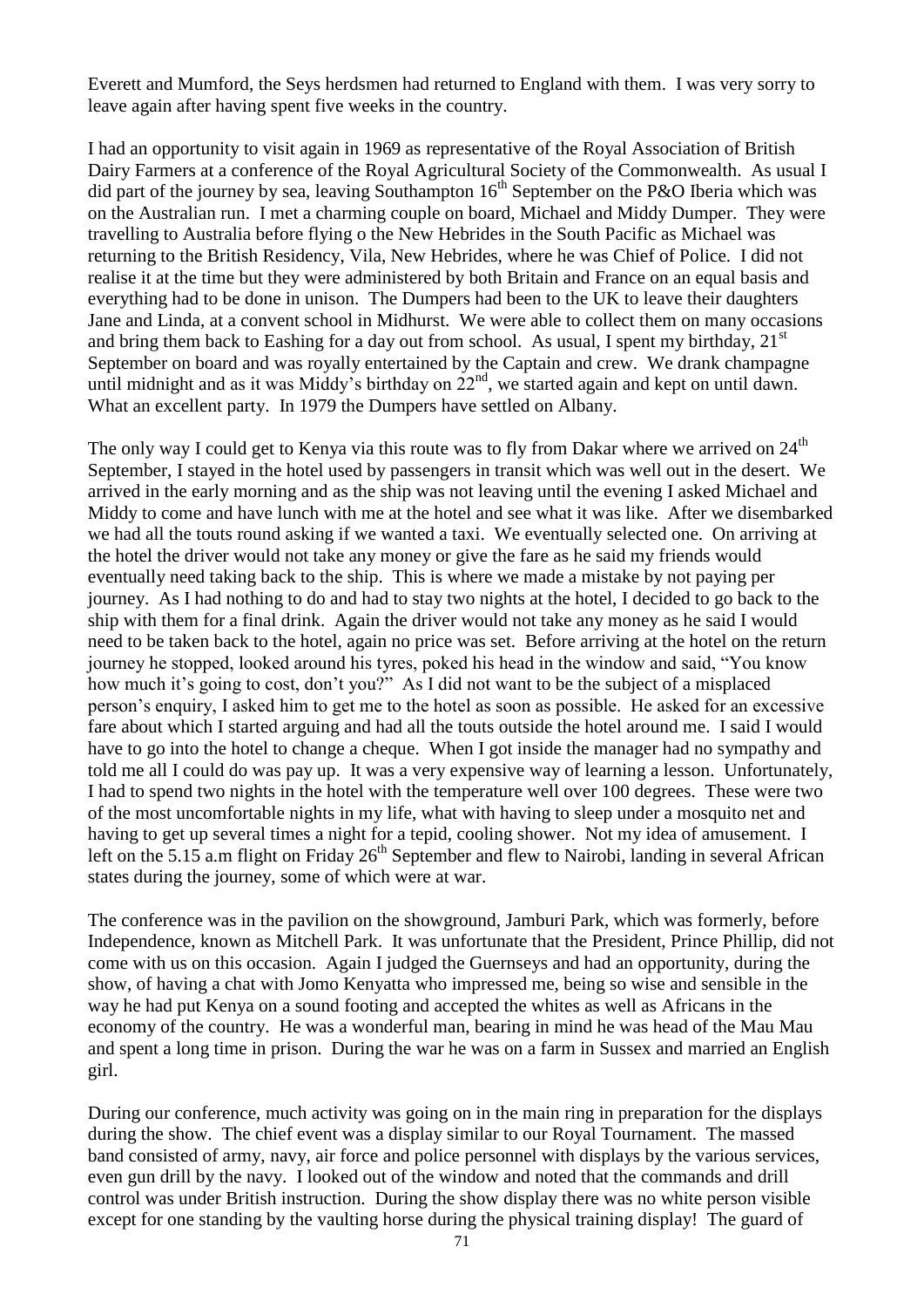Everett and Mumford, the Seys herdsmen had returned to England with them. I was very sorry to leave again after having spent five weeks in the country.

I had an opportunity to visit again in 1969 as representative of the Royal Association of British Dairy Farmers at a conference of the Royal Agricultural Society of the Commonwealth. As usual I did part of the journey by sea, leaving Southampton 16th September on the P&O Iberia which was on the Australian run. I met a charming couple on board, Michael and Middy Dumper. They were travelling to Australia before flying o the New Hebrides in the South Pacific as Michael was returning to the British Residency, Vila, New Hebrides, where he was Chief of Police. I did not realise it at the time but they were administered by both Britain and France on an equal basis and everything had to be done in unison. The Dumpers had been to the UK to leave their daughters Jane and Linda, at a convent school in Midhurst. We were able to collect them on many occasions and bring them back to Eashing for a day out from school. As usual, I spent my birthday, 21st September on board and was royally entertained by the Captain and crew. We drank champagne until midnight and as it was Middy's birthday on 22nd, we started again and kept on until dawn. What an excellent party. In 1979 the Dumpers have settled on Albany.

The only way I could get to Kenya via this route was to fly from Dakar where we arrived on 24th September, I stayed in the hotel used by passengers in transit which was well out in the desert. We arrived in the early morning and as the ship was not leaving until the evening I asked Michael and Middy to come and have lunch with me at the hotel and see what it was like. After we disembarked we had all the touts round asking if we wanted a taxi. We eventually selected one. On arriving at the hotel the driver would not take any money or give the fare as he said my friends would eventually need taking back to the ship. This is where we made a mistake by not paying per journey. As I had nothing to do and had to stay two nights at the hotel, I decided to go back to the ship with them for a final drink. Again the driver would not take any money as he said I would need to be taken back to the hotel, again no price was set. Before arriving at the hotel on the return journey he stopped, looked around his tyres, poked his head in the window and said, "You know how much it's going to cost, don't you?" As I did not want to be the subject of a misplaced person's enquiry, I asked him to get me to the hotel as soon as possible. He asked for an excessive fare about which I started arguing and had all the touts outside the hotel around me. I said I would have to go into the hotel to change a cheque. When I got inside the manager had no sympathy and told me all I could do was pay up. It was a very expensive way of learning a lesson. Unfortunately, I had to spend two nights in the hotel with the temperature well over 100 degrees. These were two of the most uncomfortable nights in my life, what with having to sleep under a mosquito net and having to get up several times a night for a tepid, cooling shower. Not my idea of amusement. I left on the 5.15 a.m flight on Friday 26th September and flew to Nairobi, landing in several African states during the journey, some of which were at war.

The conference was in the pavilion on the showground, Jamburi Park, which was formerly, before Independence, known as Mitchell Park. It was unfortunate that the President, Prince Phillip, did not come with us on this occasion. Again I judged the Guernseys and had an opportunity, during the show, of having a chat with Jomo Kenyatta who impressed me, being so wise and sensible in the way he had put Kenya on a sound footing and accepted the whites as well as Africans in the economy of the country. He was a wonderful man, bearing in mind he was head of the Mau Mau and spent a long time in prison. During the war he was on a farm in Sussex and married an English girl.

During our conference, much activity was going on in the main ring in preparation for the displays during the show. The chief event was a display similar to our Royal Tournament. The massed band consisted of army, navy, air force and police personnel with displays by the various services, even gun drill by the navy. I looked out of the window and noted that the commands and drill control was under British instruction. During the show display there was no white person visible except for one standing by the vaulting horse during the physical training display! The guard of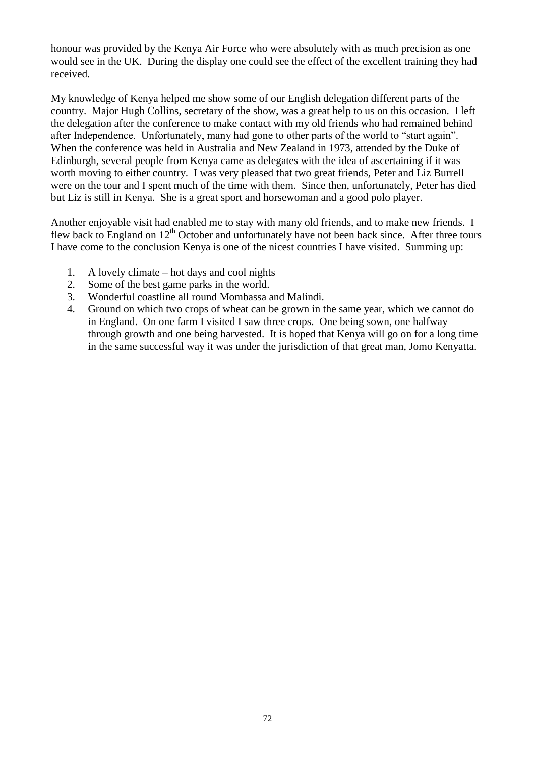honour was provided by the Kenya Air Force who were absolutely with as much precision as one would see in the UK. During the display one could see the effect of the excellent training they had received.

My knowledge of Kenya helped me show some of our English delegation different parts of the country. Major Hugh Collins, secretary of the show, was a great help to us on this occasion. I left the delegation after the conference to make contact with my old friends who had remained behind after Independence. Unfortunately, many had gone to other parts of the world to "start again". When the conference was held in Australia and New Zealand in 1973, attended by the Duke of Edinburgh, several people from Kenya came as delegates with the idea of ascertaining if it was worth moving to either country. I was very pleased that two great friends, Peter and Liz Burrell were on the tour and I spent much of the time with them. Since then, unfortunately, Peter has died but Liz is still in Kenya. She is a great sport and horsewoman and a good polo player.

Another enjoyable visit had enabled me to stay with many old friends, and to make new friends. I flew back to England on 12th October and unfortunately have not been back since. After three tours I have come to the conclusion Kenya is one of the nicest countries I have visited. Summing up:

1. A lovely climate – hot days and cool nights
2. Some of the best game parks in the world.
3. Wonderful coastline all round Mombassa and Malindi.
4. Ground on which two crops of wheat can be grown in the same year, which we cannot do in England. On one farm I visited I saw three crops. One being sown, one halfway through growth and one being harvested. It is hoped that Kenya will go on for a long time in the same successful way it was under the jurisdiction of that great man, Jomo Kenyatta.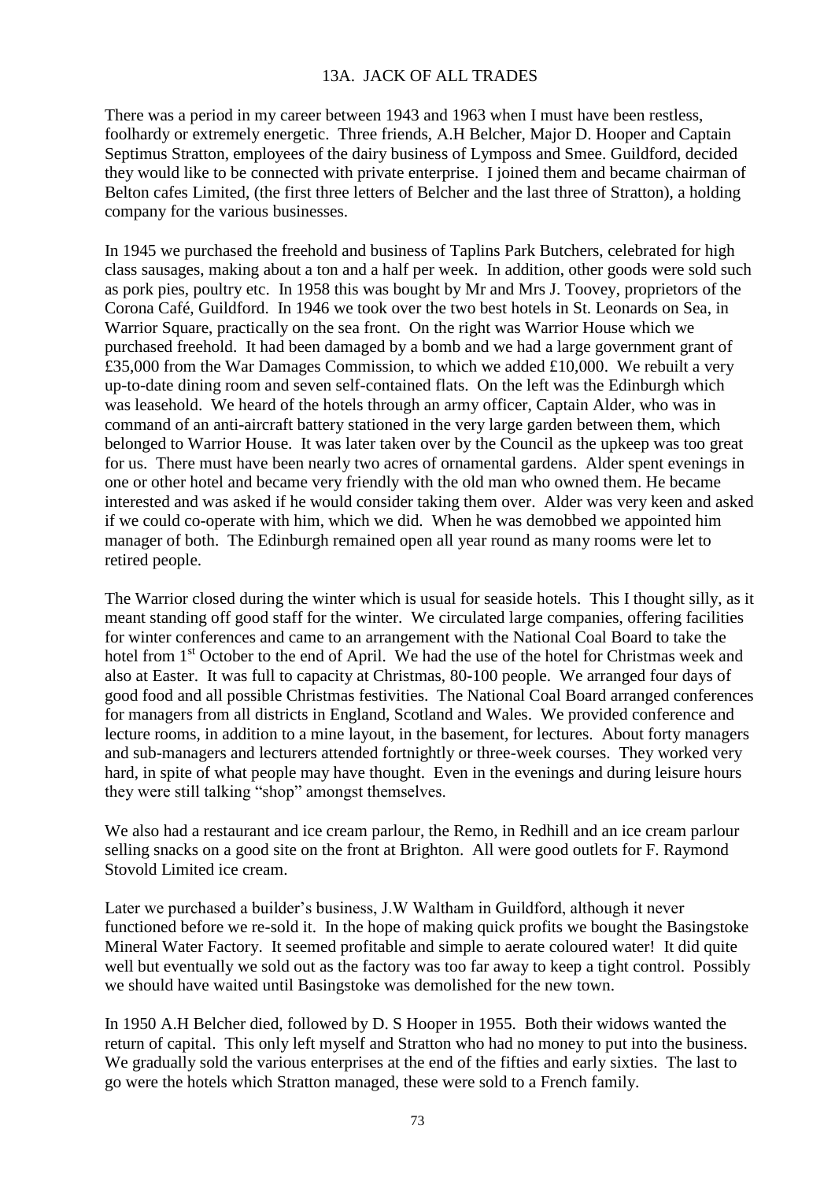## 13A. JACK OF ALL TRADES

There was a period in my career between 1943 and 1963 when I must have been restless, foolhardy or extremely energetic. Three friends, A.H Belcher, Major D. Hooper and Captain Septimus Stratton, employees of the dairy business of Lymposs and Smee. Guildford, decided they would like to be connected with private enterprise. I joined them and became chairman of Belton cafes Limited, (the first three letters of Belcher and the last three of Stratton), a holding company for the various businesses.

In 1945 we purchased the freehold and business of Taplins Park Butchers, celebrated for high class sausages, making about a ton and a half per week. In addition, other goods were sold such as pork pies, poultry etc. In 1958 this was bought by Mr and Mrs J. Toovey, proprietors of the Corona Café, Guildford. In 1946 we took over the two best hotels in St. Leonards on Sea, in Warrior Square, practically on the sea front. On the right was Warrior House which we purchased freehold. It had been damaged by a bomb and we had a large government grant of £35,000 from the War Damages Commission, to which we added £10,000. We rebuilt a very up-to-date dining room and seven self-contained flats. On the left was the Edinburgh which was leasehold. We heard of the hotels through an army officer, Captain Alder, who was in command of an anti-aircraft battery stationed in the very large garden between them, which belonged to Warrior House. It was later taken over by the Council as the upkeep was too great for us. There must have been nearly two acres of ornamental gardens. Alder spent evenings in one or other hotel and became very friendly with the old man who owned them. He became interested and was asked if he would consider taking them over. Alder was very keen and asked if we could co-operate with him, which we did. When he was demobbed we appointed him manager of both. The Edinburgh remained open all year round as many rooms were let to retired people.

The Warrior closed during the winter which is usual for seaside hotels. This I thought silly, as it meant standing off good staff for the winter. We circulated large companies, offering facilities for winter conferences and came to an arrangement with the National Coal Board to take the hotel from 1st October to the end of April. We had the use of the hotel for Christmas week and also at Easter. It was full to capacity at Christmas, 80-100 people. We arranged four days of good food and all possible Christmas festivities. The National Coal Board arranged conferences for managers from all districts in England, Scotland and Wales. We provided conference and lecture rooms, in addition to a mine layout, in the basement, for lectures. About forty managers and sub-managers and lecturers attended fortnightly or three-week courses. They worked very hard, in spite of what people may have thought. Even in the evenings and during leisure hours they were still talking "shop" amongst themselves.

We also had a restaurant and ice cream parlour, the Remo, in Redhill and an ice cream parlour selling snacks on a good site on the front at Brighton. All were good outlets for F. Raymond Stovold Limited ice cream.

Later we purchased a builder's business, J.W Waltham in Guildford, although it never functioned before we re-sold it. In the hope of making quick profits we bought the Basingstoke Mineral Water Factory. It seemed profitable and simple to aerate coloured water! It did quite well but eventually we sold out as the factory was too far away to keep a tight control. Possibly we should have waited until Basingstoke was demolished for the new town.

In 1950 A.H Belcher died, followed by D. S Hooper in 1955. Both their widows wanted the return of capital. This only left myself and Stratton who had no money to put into the business. We gradually sold the various enterprises at the end of the fifties and early sixties. The last to go were the hotels which Stratton managed, these were sold to a French family.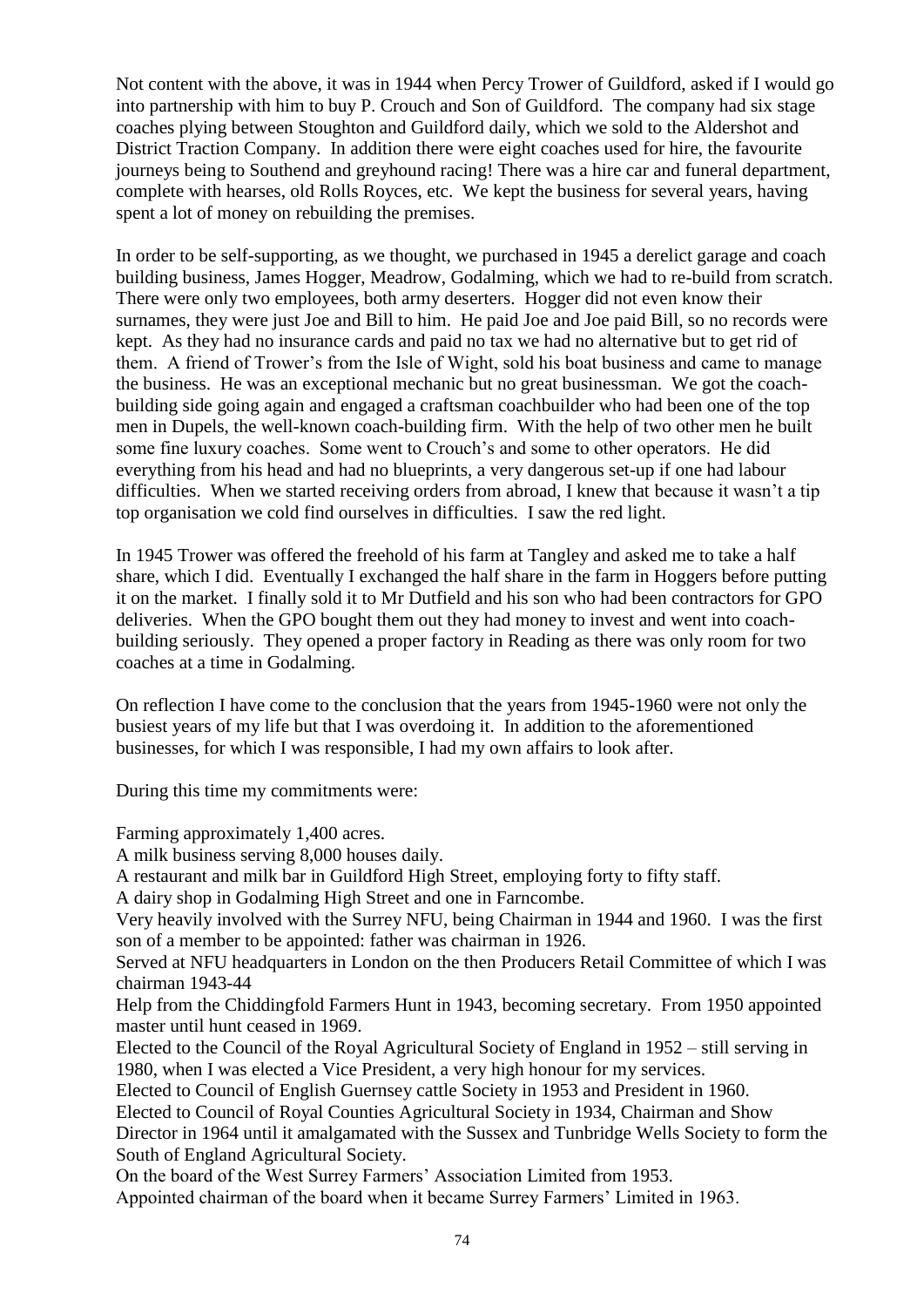Not content with the above, it was in 1944 when Percy Trower of Guildford, asked if I would go into partnership with him to buy P. Crouch and Son of Guildford. The company had six stage coaches plying between Stoughton and Guildford daily, which we sold to the Aldershot and District Traction Company. In addition there were eight coaches used for hire, the favourite journeys being to Southend and greyhound racing! There was a hire car and funeral department, complete with hearses, old Rolls Royces, etc. We kept the business for several years, having spent a lot of money on rebuilding the premises.

In order to be self-supporting, as we thought, we purchased in 1945 a derelict garage and coach building business, James Hogger, Meadrow, Godalming, which we had to re-build from scratch. There were only two employees, both army deserters. Hogger did not even know their surnames, they were just Joe and Bill to him. He paid Joe and Joe paid Bill, so no records were kept. As they had no insurance cards and paid no tax we had no alternative but to get rid of them. A friend of Trower's from the Isle of Wight, sold his boat business and came to manage the business. He was an exceptional mechanic but no great businessman. We got the coach-building side going again and engaged a craftsman coachbuilder who had been one of the top men in Dupels, the well-known coach-building firm. With the help of two other men he built some fine luxury coaches. Some went to Crouch's and some to other operators. He did everything from his head and had no blueprints, a very dangerous set-up if one had labour difficulties. When we started receiving orders from abroad, I knew that because it wasn't a tip top organisation we cold find ourselves in difficulties. I saw the red light.

In 1945 Trower was offered the freehold of his farm at Tangley and asked me to take a half share, which I did. Eventually I exchanged the half share in the farm in Hoggers before putting it on the market. I finally sold it to Mr Dutfield and his son who had been contractors for GPO deliveries. When the GPO bought them out they had money to invest and went into coach-building seriously. They opened a proper factory in Reading as there was only room for two coaches at a time in Godalming.

On reflection I have come to the conclusion that the years from 1945-1960 were not only the busiest years of my life but that I was overdoing it. In addition to the aforementioned businesses, for which I was responsible, I had my own affairs to look after.

During this time my commitments were:

Farming approximately 1,400 acres.
A milk business serving 8,000 houses daily.
A restaurant and milk bar in Guildford High Street, employing forty to fifty staff.
A dairy shop in Godalming High Street and one in Farncombe.
Very heavily involved with the Surrey NFU, being Chairman in 1944 and 1960. I was the first son of a member to be appointed: father was chairman in 1926.
Served at NFU headquarters in London on the then Producers Retail Committee of which I was chairman 1943-44
Help from the Chiddingfold Farmers Hunt in 1943, becoming secretary. From 1950 appointed master until hunt ceased in 1969.
Elected to the Council of the Royal Agricultural Society of England in 1952 – still serving in 1980, when I was elected a Vice President, a very high honour for my services.
Elected to Council of English Guernsey cattle Society in 1953 and President in 1960.
Elected to Council of Royal Counties Agricultural Society in 1934, Chairman and Show Director in 1964 until it amalgamated with the Sussex and Tunbridge Wells Society to form the South of England Agricultural Society.
On the board of the West Surrey Farmers' Association Limited from 1953.
Appointed chairman of the board when it became Surrey Farmers' Limited in 1963.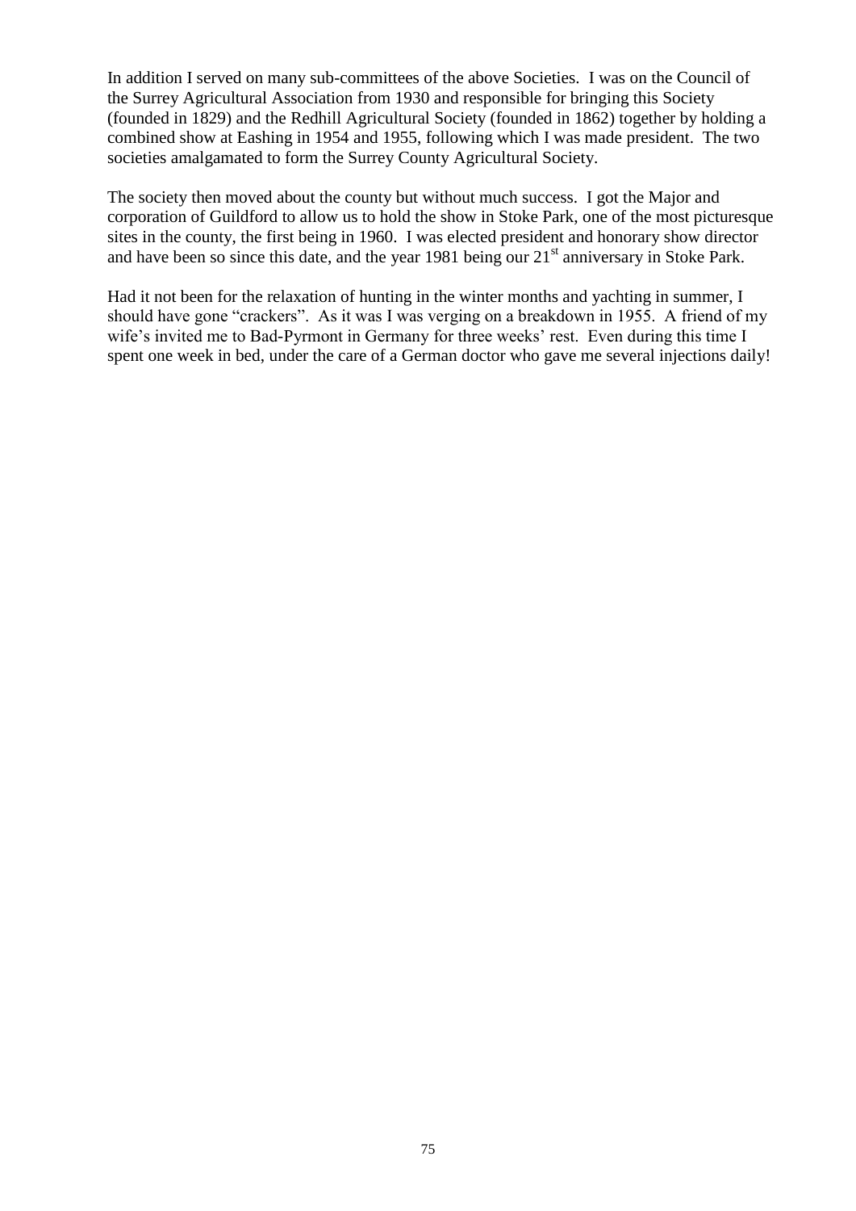In addition I served on many sub-committees of the above Societies. I was on the Council of the Surrey Agricultural Association from 1930 and responsible for bringing this Society (founded in 1829) and the Redhill Agricultural Society (founded in 1862) together by holding a combined show at Eashing in 1954 and 1955, following which I was made president. The two societies amalgamated to form the Surrey County Agricultural Society.

The society then moved about the county but without much success. I got the Major and corporation of Guildford to allow us to hold the show in Stoke Park, one of the most picturesque sites in the county, the first being in 1960. I was elected president and honorary show director and have been so since this date, and the year 1981 being our 21st anniversary in Stoke Park.

Had it not been for the relaxation of hunting in the winter months and yachting in summer, I should have gone "crackers". As it was I was verging on a breakdown in 1955. A friend of my wife's invited me to Bad-Pyrmont in Germany for three weeks' rest. Even during this time I spent one week in bed, under the care of a German doctor who gave me several injections daily!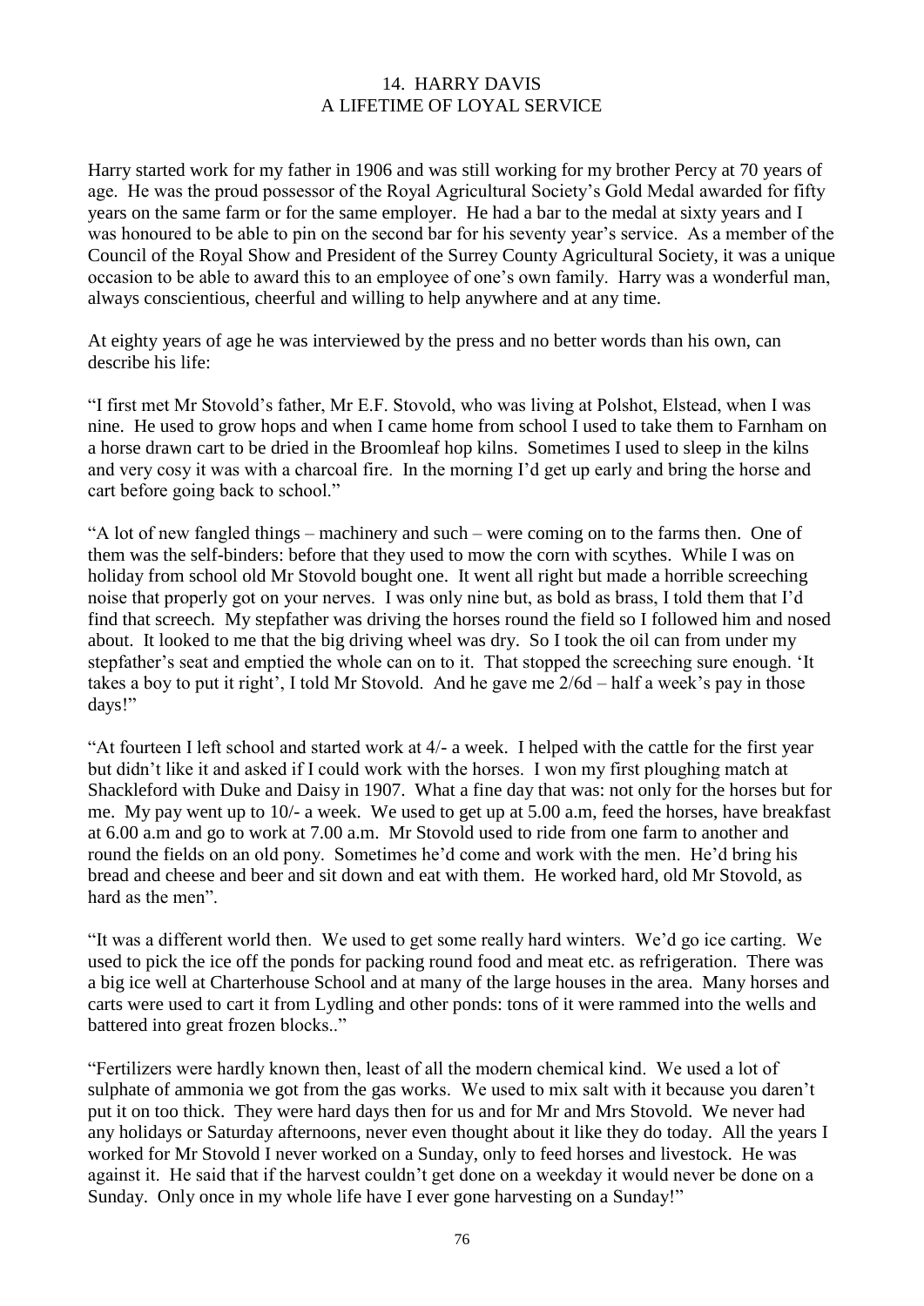# 14. HARRY DAVIS
# A LIFETIME OF LOYAL SERVICE

Harry started work for my father in 1906 and was still working for my brother Percy at 70 years of age. He was the proud possessor of the Royal Agricultural Society's Gold Medal awarded for fifty years on the same farm or for the same employer. He had a bar to the medal at sixty years and I was honoured to be able to pin on the second bar for his seventy year's service. As a member of the Council of the Royal Show and President of the Surrey County Agricultural Society, it was a unique occasion to be able to award this to an employee of one's own family. Harry was a wonderful man, always conscientious, cheerful and willing to help anywhere and at any time.

At eighty years of age he was interviewed by the press and no better words than his own, can describe his life:

"I first met Mr Stovold's father, Mr E.F. Stovold, who was living at Polshot, Elstead, when I was nine. He used to grow hops and when I came home from school I used to take them to Farnham on a horse drawn cart to be dried in the Broomleaf hop kilns. Sometimes I used to sleep in the kilns and very cosy it was with a charcoal fire. In the morning I'd get up early and bring the horse and cart before going back to school."

"A lot of new fangled things – machinery and such – were coming on to the farms then. One of them was the self-binders: before that they used to mow the corn with scythes. While I was on holiday from school old Mr Stovold bought one. It went all right but made a horrible screeching noise that properly got on your nerves. I was only nine but, as bold as brass, I told them that I'd find that screech. My stepfather was driving the horses round the field so I followed him and nosed about. It looked to me that the big driving wheel was dry. So I took the oil can from under my stepfather's seat and emptied the whole can on to it. That stopped the screeching sure enough. 'It takes a boy to put it right', I told Mr Stovold. And he gave me 2/6d – half a week's pay in those days!"

"At fourteen I left school and started work at 4/- a week. I helped with the cattle for the first year but didn't like it and asked if I could work with the horses. I won my first ploughing match at Shackleford with Duke and Daisy in 1907. What a fine day that was: not only for the horses but for me. My pay went up to 10/- a week. We used to get up at 5.00 a.m, feed the horses, have breakfast at 6.00 a.m and go to work at 7.00 a.m. Mr Stovold used to ride from one farm to another and round the fields on an old pony. Sometimes he'd come and work with the men. He'd bring his bread and cheese and beer and sit down and eat with them. He worked hard, old Mr Stovold, as hard as the men".

"It was a different world then. We used to get some really hard winters. We'd go ice carting. We used to pick the ice off the ponds for packing round food and meat etc. as refrigeration. There was a big ice well at Charterhouse School and at many of the large houses in the area. Many horses and carts were used to cart it from Lydling and other ponds: tons of it were rammed into the wells and battered into great frozen blocks.."

"Fertilizers were hardly known then, least of all the modern chemical kind. We used a lot of sulphate of ammonia we got from the gas works. We used to mix salt with it because you daren't put it on too thick. They were hard days then for us and for Mr and Mrs Stovold. We never had any holidays or Saturday afternoons, never even thought about it like they do today. All the years I worked for Mr Stovold I never worked on a Sunday, only to feed horses and livestock. He was against it. He said that if the harvest couldn't get done on a weekday it would never be done on a Sunday. Only once in my whole life have I ever gone harvesting on a Sunday!"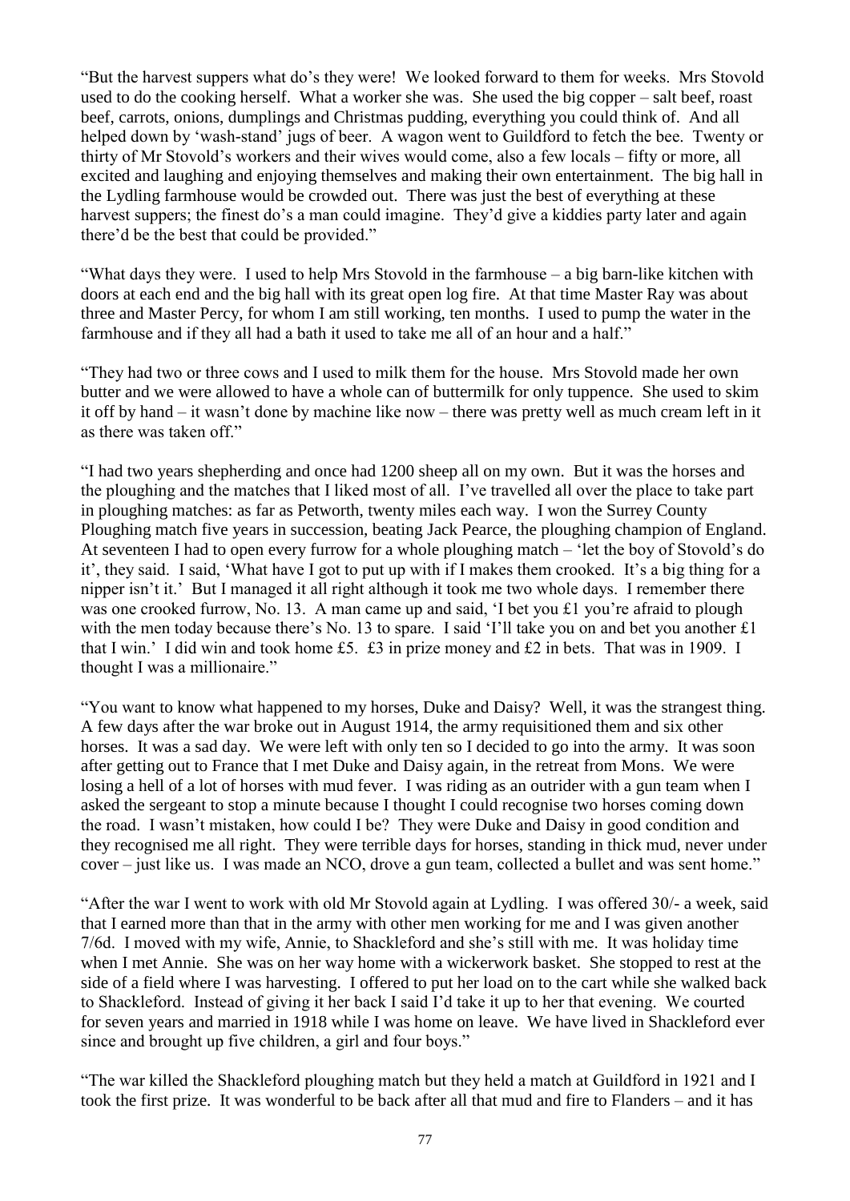"But the harvest suppers what do's they were! We looked forward to them for weeks. Mrs Stovold used to do the cooking herself. What a worker she was. She used the big copper – salt beef, roast beef, carrots, onions, dumplings and Christmas pudding, everything you could think of. And all helped down by 'wash-stand' jugs of beer. A wagon went to Guildford to fetch the bee. Twenty or thirty of Mr Stovold's workers and their wives would come, also a few locals – fifty or more, all excited and laughing and enjoying themselves and making their own entertainment. The big hall in the Lydling farmhouse would be crowded out. There was just the best of everything at these harvest suppers; the finest do's a man could imagine. They'd give a kiddies party later and again there'd be the best that could be provided."

"What days they were. I used to help Mrs Stovold in the farmhouse – a big barn-like kitchen with doors at each end and the big hall with its great open log fire. At that time Master Ray was about three and Master Percy, for whom I am still working, ten months. I used to pump the water in the farmhouse and if they all had a bath it used to take me all of an hour and a half."

"They had two or three cows and I used to milk them for the house. Mrs Stovold made her own butter and we were allowed to have a whole can of buttermilk for only tuppence. She used to skim it off by hand – it wasn't done by machine like now – there was pretty well as much cream left in it as there was taken off."

"I had two years shepherding and once had 1200 sheep all on my own. But it was the horses and the ploughing and the matches that I liked most of all. I've travelled all over the place to take part in ploughing matches: as far as Petworth, twenty miles each way. I won the Surrey County Ploughing match five years in succession, beating Jack Pearce, the ploughing champion of England. At seventeen I had to open every furrow for a whole ploughing match – 'let the boy of Stovold's do it', they said. I said, 'What have I got to put up with if I makes them crooked. It's a big thing for a nipper isn't it.' But I managed it all right although it took me two whole days. I remember there was one crooked furrow, No. 13. A man came up and said, 'I bet you £1 you're afraid to plough with the men today because there's No. 13 to spare. I said 'I'll take you on and bet you another £1 that I win.' I did win and took home £5. £3 in prize money and £2 in bets. That was in 1909. I thought I was a millionaire."

"You want to know what happened to my horses, Duke and Daisy? Well, it was the strangest thing. A few days after the war broke out in August 1914, the army requisitioned them and six other horses. It was a sad day. We were left with only ten so I decided to go into the army. It was soon after getting out to France that I met Duke and Daisy again, in the retreat from Mons. We were losing a hell of a lot of horses with mud fever. I was riding as an outrider with a gun team when I asked the sergeant to stop a minute because I thought I could recognise two horses coming down the road. I wasn't mistaken, how could I be? They were Duke and Daisy in good condition and they recognised me all right. They were terrible days for horses, standing in thick mud, never under cover – just like us. I was made an NCO, drove a gun team, collected a bullet and was sent home."

"After the war I went to work with old Mr Stovold again at Lydling. I was offered 30/- a week, said that I earned more than that in the army with other men working for me and I was given another 7/6d. I moved with my wife, Annie, to Shackleford and she's still with me. It was holiday time when I met Annie. She was on her way home with a wickerwork basket. She stopped to rest at the side of a field where I was harvesting. I offered to put her load on to the cart while she walked back to Shackleford. Instead of giving it her back I said I'd take it up to her that evening. We courted for seven years and married in 1918 while I was home on leave. We have lived in Shackleford ever since and brought up five children, a girl and four boys."

"The war killed the Shackleford ploughing match but they held a match at Guildford in 1921 and I took the first prize. It was wonderful to be back after all that mud and fire to Flanders – and it has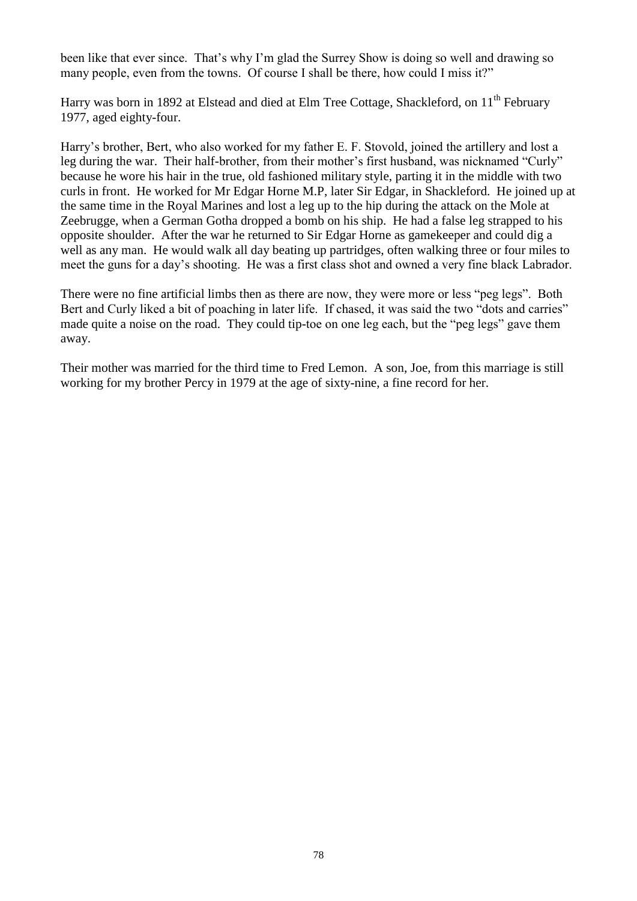been like that ever since. That's why I'm glad the Surrey Show is doing so well and drawing so many people, even from the towns. Of course I shall be there, how could I miss it?"

Harry was born in 1892 at Elstead and died at Elm Tree Cottage, Shackleford, on 11th February 1977, aged eighty-four.

Harry's brother, Bert, who also worked for my father E. F. Stovold, joined the artillery and lost a leg during the war. Their half-brother, from their mother's first husband, was nicknamed "Curly" because he wore his hair in the true, old fashioned military style, parting it in the middle with two curls in front. He worked for Mr Edgar Horne M.P, later Sir Edgar, in Shackleford. He joined up at the same time in the Royal Marines and lost a leg up to the hip during the attack on the Mole at Zeebrugge, when a German Gotha dropped a bomb on his ship. He had a false leg strapped to his opposite shoulder. After the war he returned to Sir Edgar Horne as gamekeeper and could dig a well as any man. He would walk all day beating up partridges, often walking three or four miles to meet the guns for a day's shooting. He was a first class shot and owned a very fine black Labrador.

There were no fine artificial limbs then as there are now, they were more or less "peg legs". Both Bert and Curly liked a bit of poaching in later life. If chased, it was said the two "dots and carries" made quite a noise on the road. They could tip-toe on one leg each, but the "peg legs" gave them away.

Their mother was married for the third time to Fred Lemon. A son, Joe, from this marriage is still working for my brother Percy in 1979 at the age of sixty-nine, a fine record for her.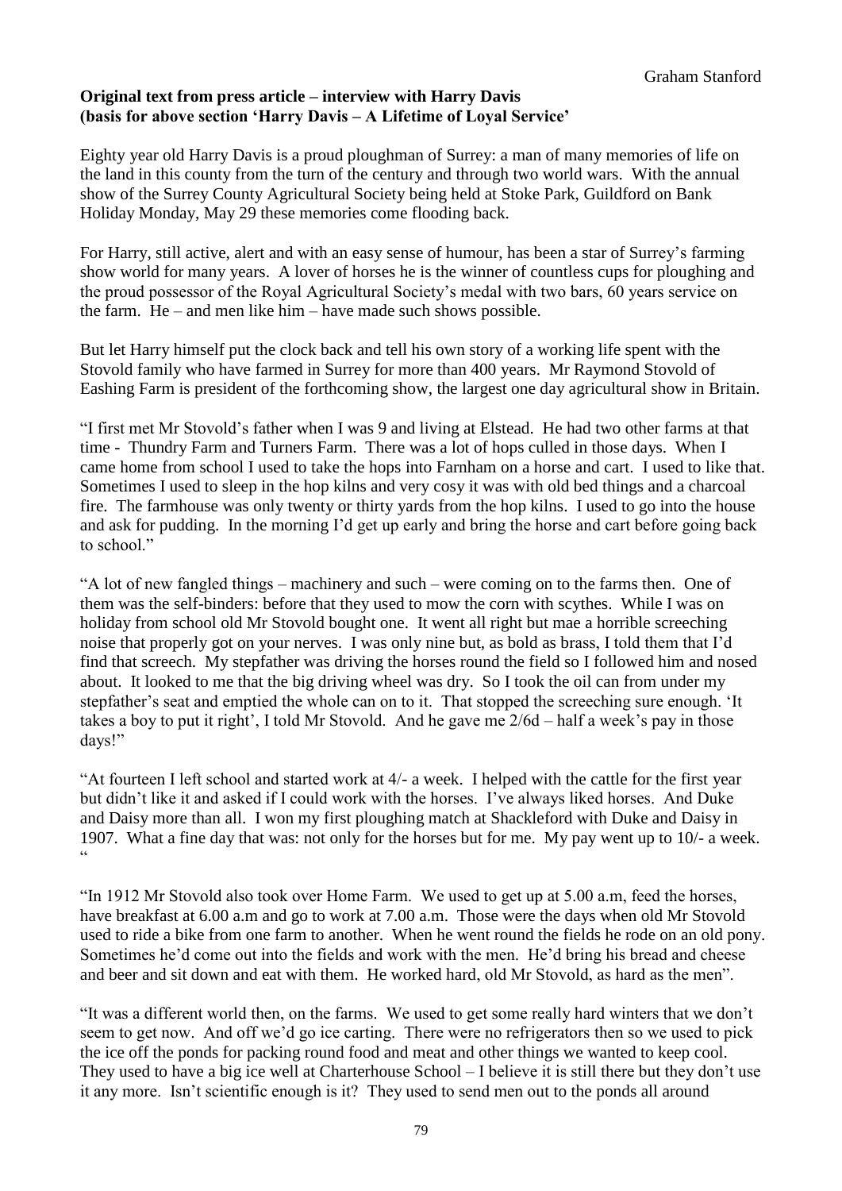Graham Stanford

**Original text from press article – interview with Harry Davis (basis for above section 'Harry Davis – A Lifetime of Loyal Service'**

Eighty year old Harry Davis is a proud ploughman of Surrey: a man of many memories of life on the land in this county from the turn of the century and through two world wars. With the annual show of the Surrey County Agricultural Society being held at Stoke Park, Guildford on Bank Holiday Monday, May 29 these memories come flooding back.

For Harry, still active, alert and with an easy sense of humour, has been a star of Surrey's farming show world for many years. A lover of horses he is the winner of countless cups for ploughing and the proud possessor of the Royal Agricultural Society's medal with two bars, 60 years service on the farm. He – and men like him – have made such shows possible.

But let Harry himself put the clock back and tell his own story of a working life spent with the Stovold family who have farmed in Surrey for more than 400 years. Mr Raymond Stovold of Eashing Farm is president of the forthcoming show, the largest one day agricultural show in Britain.

"I first met Mr Stovold's father when I was 9 and living at Elstead. He had two other farms at that time - Thundry Farm and Turners Farm. There was a lot of hops culled in those days. When I came home from school I used to take the hops into Farnham on a horse and cart. I used to like that. Sometimes I used to sleep in the hop kilns and very cosy it was with old bed things and a charcoal fire. The farmhouse was only twenty or thirty yards from the hop kilns. I used to go into the house and ask for pudding. In the morning I'd get up early and bring the horse and cart before going back to school."

"A lot of new fangled things – machinery and such – were coming on to the farms then. One of them was the self-binders: before that they used to mow the corn with scythes. While I was on holiday from school old Mr Stovold bought one. It went all right but mae a horrible screeching noise that properly got on your nerves. I was only nine but, as bold as brass, I told them that I'd find that screech. My stepfather was driving the horses round the field so I followed him and nosed about. It looked to me that the big driving wheel was dry. So I took the oil can from under my stepfather's seat and emptied the whole can on to it. That stopped the screeching sure enough. 'It takes a boy to put it right', I told Mr Stovold. And he gave me 2/6d – half a week's pay in those days!"

"At fourteen I left school and started work at 4/- a week. I helped with the cattle for the first year but didn't like it and asked if I could work with the horses. I've always liked horses. And Duke and Daisy more than all. I won my first ploughing match at Shackleford with Duke and Daisy in 1907. What a fine day that was: not only for the horses but for me. My pay went up to 10/- a week. "

"In 1912 Mr Stovold also took over Home Farm. We used to get up at 5.00 a.m, feed the horses, have breakfast at 6.00 a.m and go to work at 7.00 a.m. Those were the days when old Mr Stovold used to ride a bike from one farm to another. When he went round the fields he rode on an old pony. Sometimes he'd come out into the fields and work with the men. He'd bring his bread and cheese and beer and sit down and eat with them. He worked hard, old Mr Stovold, as hard as the men".

"It was a different world then, on the farms. We used to get some really hard winters that we don't seem to get now. And off we'd go ice carting. There were no refrigerators then so we used to pick the ice off the ponds for packing round food and meat and other things we wanted to keep cool. They used to have a big ice well at Charterhouse School – I believe it is still there but they don't use it any more. Isn't scientific enough is it? They used to send men out to the ponds all around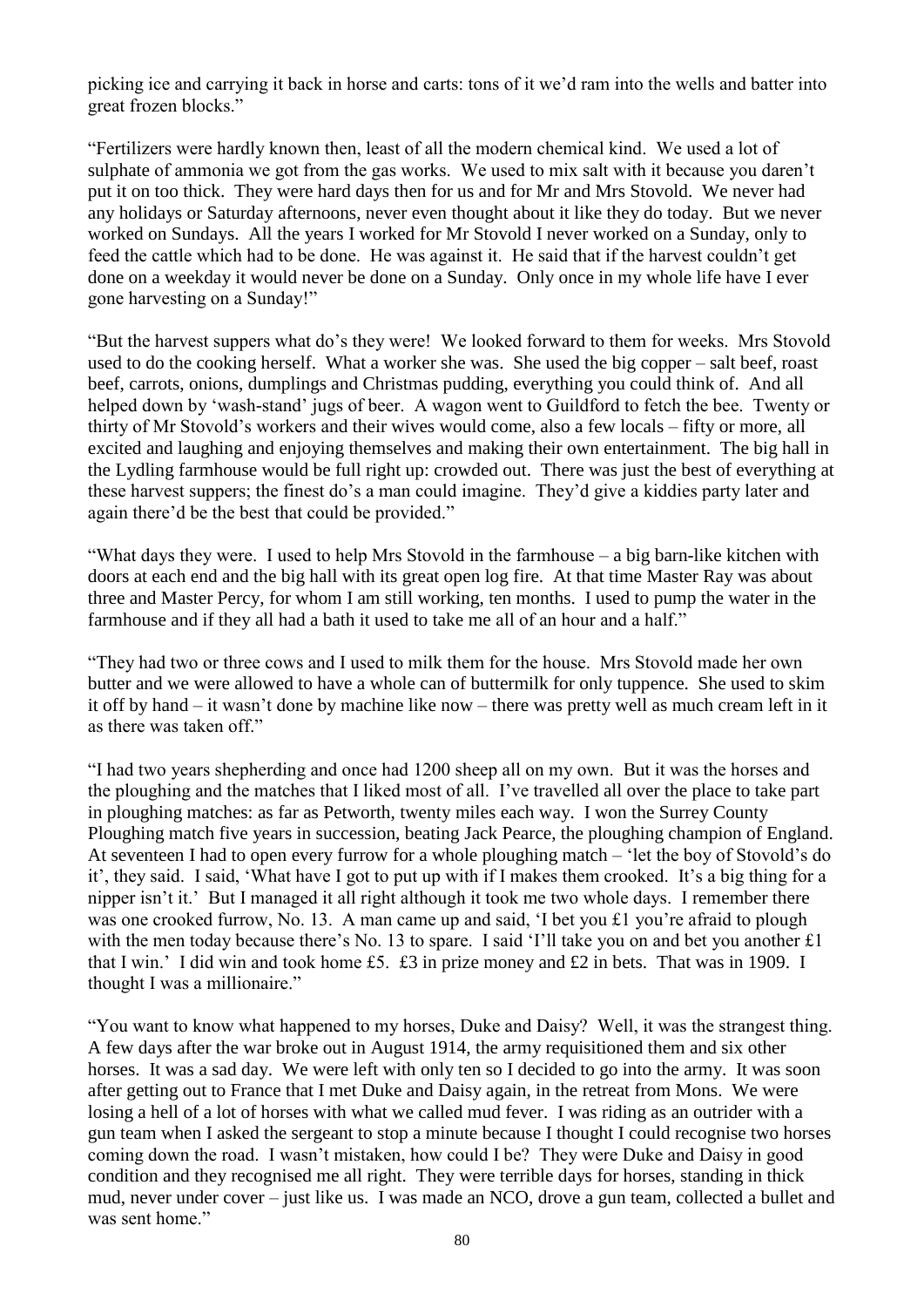picking ice and carrying it back in horse and carts: tons of it we'd ram into the wells and batter into great frozen blocks."

"Fertilizers were hardly known then, least of all the modern chemical kind. We used a lot of sulphate of ammonia we got from the gas works. We used to mix salt with it because you daren't put it on too thick. They were hard days then for us and for Mr and Mrs Stovold. We never had any holidays or Saturday afternoons, never even thought about it like they do today. But we never worked on Sundays. All the years I worked for Mr Stovold I never worked on a Sunday, only to feed the cattle which had to be done. He was against it. He said that if the harvest couldn't get done on a weekday it would never be done on a Sunday. Only once in my whole life have I ever gone harvesting on a Sunday!"

"But the harvest suppers what do's they were! We looked forward to them for weeks. Mrs Stovold used to do the cooking herself. What a worker she was. She used the big copper – salt beef, roast beef, carrots, onions, dumplings and Christmas pudding, everything you could think of. And all helped down by 'wash-stand' jugs of beer. A wagon went to Guildford to fetch the bee. Twenty or thirty of Mr Stovold's workers and their wives would come, also a few locals – fifty or more, all excited and laughing and enjoying themselves and making their own entertainment. The big hall in the Lydling farmhouse would be full right up: crowded out. There was just the best of everything at these harvest suppers; the finest do's a man could imagine. They'd give a kiddies party later and again there'd be the best that could be provided."

"What days they were. I used to help Mrs Stovold in the farmhouse – a big barn-like kitchen with doors at each end and the big hall with its great open log fire. At that time Master Ray was about three and Master Percy, for whom I am still working, ten months. I used to pump the water in the farmhouse and if they all had a bath it used to take me all of an hour and a half."

"They had two or three cows and I used to milk them for the house. Mrs Stovold made her own butter and we were allowed to have a whole can of buttermilk for only tuppence. She used to skim it off by hand – it wasn't done by machine like now – there was pretty well as much cream left in it as there was taken off."

"I had two years shepherding and once had 1200 sheep all on my own. But it was the horses and the ploughing and the matches that I liked most of all. I've travelled all over the place to take part in ploughing matches: as far as Petworth, twenty miles each way. I won the Surrey County Ploughing match five years in succession, beating Jack Pearce, the ploughing champion of England. At seventeen I had to open every furrow for a whole ploughing match – 'let the boy of Stovold's do it', they said. I said, 'What have I got to put up with if I makes them crooked. It's a big thing for a nipper isn't it.' But I managed it all right although it took me two whole days. I remember there was one crooked furrow, No. 13. A man came up and said, 'I bet you £1 you're afraid to plough with the men today because there's No. 13 to spare. I said 'I'll take you on and bet you another £1 that I win.' I did win and took home £5. £3 in prize money and £2 in bets. That was in 1909. I thought I was a millionaire."

"You want to know what happened to my horses, Duke and Daisy? Well, it was the strangest thing. A few days after the war broke out in August 1914, the army requisitioned them and six other horses. It was a sad day. We were left with only ten so I decided to go into the army. It was soon after getting out to France that I met Duke and Daisy again, in the retreat from Mons. We were losing a hell of a lot of horses with what we called mud fever. I was riding as an outrider with a gun team when I asked the sergeant to stop a minute because I thought I could recognise two horses coming down the road. I wasn't mistaken, how could I be? They were Duke and Daisy in good condition and they recognised me all right. They were terrible days for horses, standing in thick mud, never under cover – just like us. I was made an NCO, drove a gun team, collected a bullet and was sent home."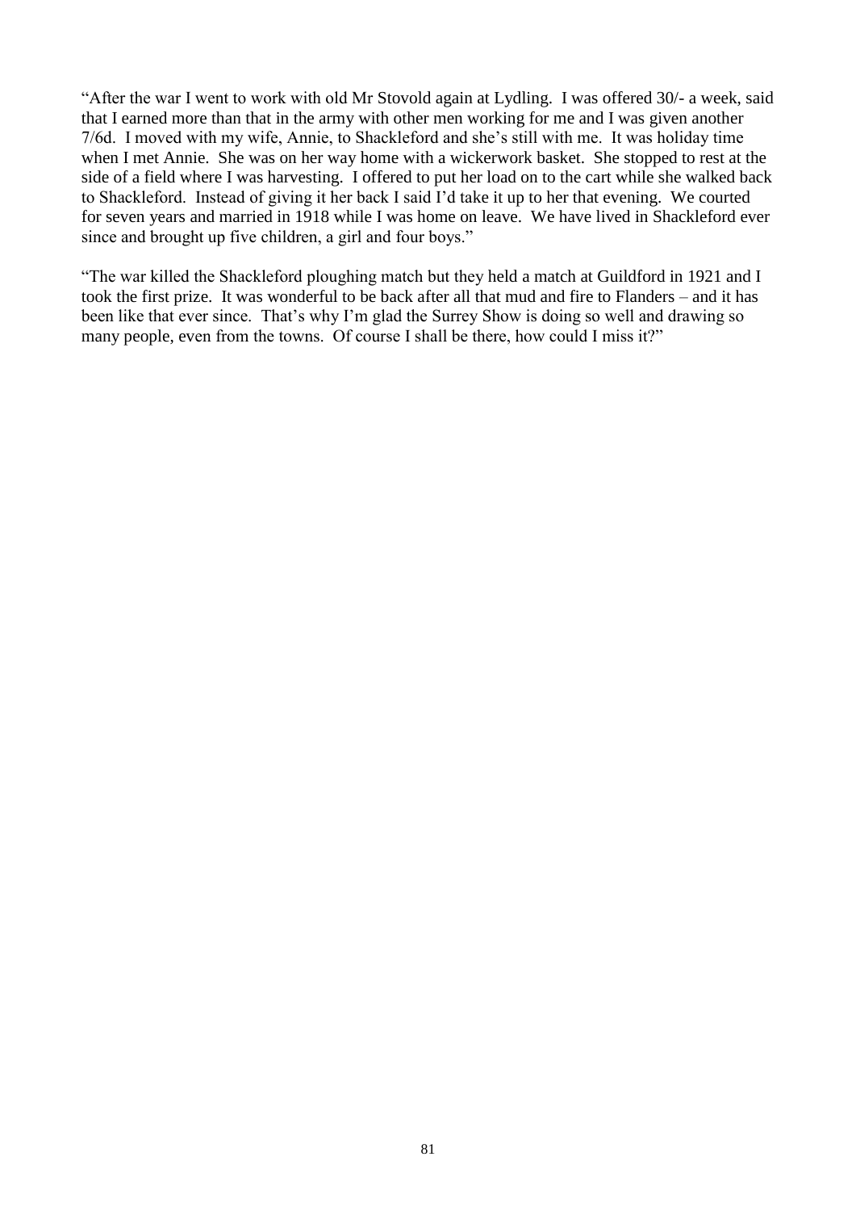"After the war I went to work with old Mr Stovold again at Lydling. I was offered 30/- a week, said that I earned more than that in the army with other men working for me and I was given another 7/6d. I moved with my wife, Annie, to Shackleford and she's still with me. It was holiday time when I met Annie. She was on her way home with a wickerwork basket. She stopped to rest at the side of a field where I was harvesting. I offered to put her load on to the cart while she walked back to Shackleford. Instead of giving it her back I said I'd take it up to her that evening. We courted for seven years and married in 1918 while I was home on leave. We have lived in Shackleford ever since and brought up five children, a girl and four boys."

"The war killed the Shackleford ploughing match but they held a match at Guildford in 1921 and I took the first prize. It was wonderful to be back after all that mud and fire to Flanders – and it has been like that ever since. That's why I'm glad the Surrey Show is doing so well and drawing so many people, even from the towns. Of course I shall be there, how could I miss it?"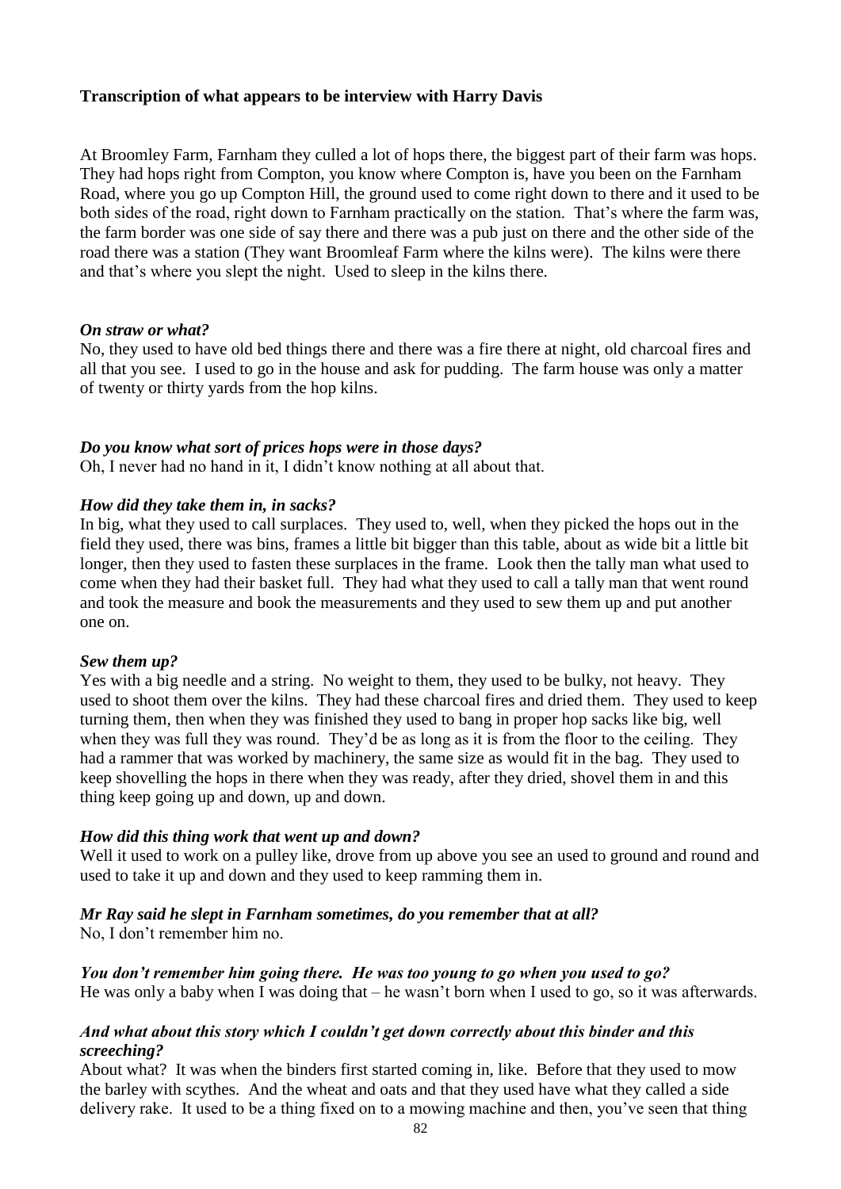**Transcription of what appears to be interview with Harry Davis**

At Broomley Farm, Farnham they culled a lot of hops there, the biggest part of their farm was hops. They had hops right from Compton, you know where Compton is, have you been on the Farnham Road, where you go up Compton Hill, the ground used to come right down to there and it used to be both sides of the road, right down to Farnham practically on the station. That's where the farm was, the farm border was one side of say there and there was a pub just on there and the other side of the road there was a station (They want Broomleaf Farm where the kilns were). The kilns were there and that's where you slept the night. Used to sleep in the kilns there.

***On straw or what?***

No, they used to have old bed things there and there was a fire there at night, old charcoal fires and all that you see. I used to go in the house and ask for pudding. The farm house was only a matter of twenty or thirty yards from the hop kilns.

***Do you know what sort of prices hops were in those days?***

Oh, I never had no hand in it, I didn't know nothing at all about that.

***How did they take them in, in sacks?***

In big, what they used to call surplaces. They used to, well, when they picked the hops out in the field they used, there was bins, frames a little bit bigger than this table, about as wide bit a little bit longer, then they used to fasten these surplaces in the frame. Look then the tally man what used to come when they had their basket full. They had what they used to call a tally man that went round and took the measure and book the measurements and they used to sew them up and put another one on.

***Sew them up?***

Yes with a big needle and a string. No weight to them, they used to be bulky, not heavy. They used to shoot them over the kilns. They had these charcoal fires and dried them. They used to keep turning them, then when they was finished they used to bang in proper hop sacks like big, well when they was full they was round. They'd be as long as it is from the floor to the ceiling. They had a rammer that was worked by machinery, the same size as would fit in the bag. They used to keep shovelling the hops in there when they was ready, after they dried, shovel them in and this thing keep going up and down, up and down.

***How did this thing work that went up and down?***

Well it used to work on a pulley like, drove from up above you see an used to ground and round and used to take it up and down and they used to keep ramming them in.

***Mr Ray said he slept in Farnham sometimes, do you remember that at all?***

No, I don't remember him no.

***You don't remember him going there. He was too young to go when you used to go?***

He was only a baby when I was doing that – he wasn't born when I used to go, so it was afterwards.

***And what about this story which I couldn't get down correctly about this binder and this screeching?***

About what? It was when the binders first started coming in, like. Before that they used to mow the barley with scythes. And the wheat and oats and that they used have what they called a side delivery rake. It used to be a thing fixed on to a mowing machine and then, you've seen that thing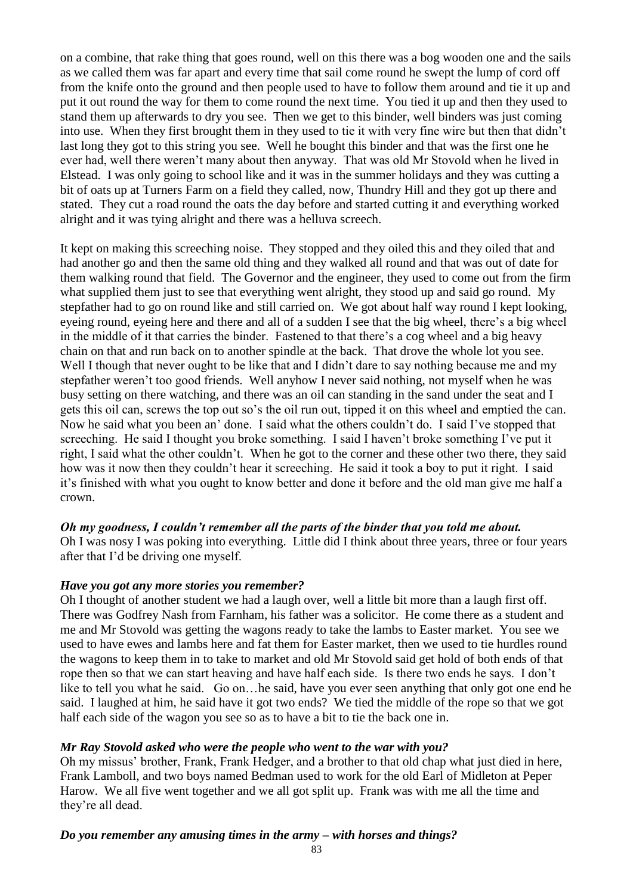on a combine, that rake thing that goes round, well on this there was a bog wooden one and the sails as we called them was far apart and every time that sail come round he swept the lump of cord off from the knife onto the ground and then people used to have to follow them around and tie it up and put it out round the way for them to come round the next time. You tied it up and then they used to stand them up afterwards to dry you see. Then we get to this binder, well binders was just coming into use. When they first brought them in they used to tie it with very fine wire but then that didn't last long they got to this string you see. Well he bought this binder and that was the first one he ever had, well there weren't many about then anyway. That was old Mr Stovold when he lived in Elstead. I was only going to school like and it was in the summer holidays and they was cutting a bit of oats up at Turners Farm on a field they called, now, Thundry Hill and they got up there and stated. They cut a road round the oats the day before and started cutting it and everything worked alright and it was tying alright and there was a helluva screech.

It kept on making this screeching noise. They stopped and they oiled this and they oiled that and had another go and then the same old thing and they walked all round and that was out of date for them walking round that field. The Governor and the engineer, they used to come out from the firm what supplied them just to see that everything went alright, they stood up and said go round. My stepfather had to go on round like and still carried on. We got about half way round I kept looking, eyeing round, eyeing here and there and all of a sudden I see that the big wheel, there's a big wheel in the middle of it that carries the binder. Fastened to that there's a cog wheel and a big heavy chain on that and run back on to another spindle at the back. That drove the whole lot you see. Well I though that never ought to be like that and I didn't dare to say nothing because me and my stepfather weren't too good friends. Well anyhow I never said nothing, not myself when he was busy setting on there watching, and there was an oil can standing in the sand under the seat and I gets this oil can, screws the top out so's the oil run out, tipped it on this wheel and emptied the can. Now he said what you been an' done. I said what the others couldn't do. I said I've stopped that screeching. He said I thought you broke something. I said I haven't broke something I've put it right, I said what the other couldn't. When he got to the corner and these other two there, they said how was it now then they couldn't hear it screeching. He said it took a boy to put it right. I said it's finished with what you ought to know better and done it before and the old man give me half a crown.

***Oh my goodness, I couldn't remember all the parts of the binder that you told me about.***
Oh I was nosy I was poking into everything. Little did I think about three years, three or four years after that I'd be driving one myself.

***Have you got any more stories you remember?***
Oh I thought of another student we had a laugh over, well a little bit more than a laugh first off. There was Godfrey Nash from Farnham, his father was a solicitor. He come there as a student and me and Mr Stovold was getting the wagons ready to take the lambs to Easter market. You see we used to have ewes and lambs here and fat them for Easter market, then we used to tie hurdles round the wagons to keep them in to take to market and old Mr Stovold said get hold of both ends of that rope then so that we can start heaving and have half each side. Is there two ends he says. I don't like to tell you what he said. Go on…he said, have you ever seen anything that only got one end he said. I laughed at him, he said have it got two ends? We tied the middle of the rope so that we got half each side of the wagon you see so as to have a bit to tie the back one in.

***Mr Ray Stovold asked who were the people who went to the war with you?***
Oh my missus' brother, Frank, Frank Hedger, and a brother to that old chap what just died in here, Frank Lamboll, and two boys named Bedman used to work for the old Earl of Midleton at Peper Harow. We all five went together and we all got split up. Frank was with me all the time and they're all dead.

***Do you remember any amusing times in the army – with horses and things?***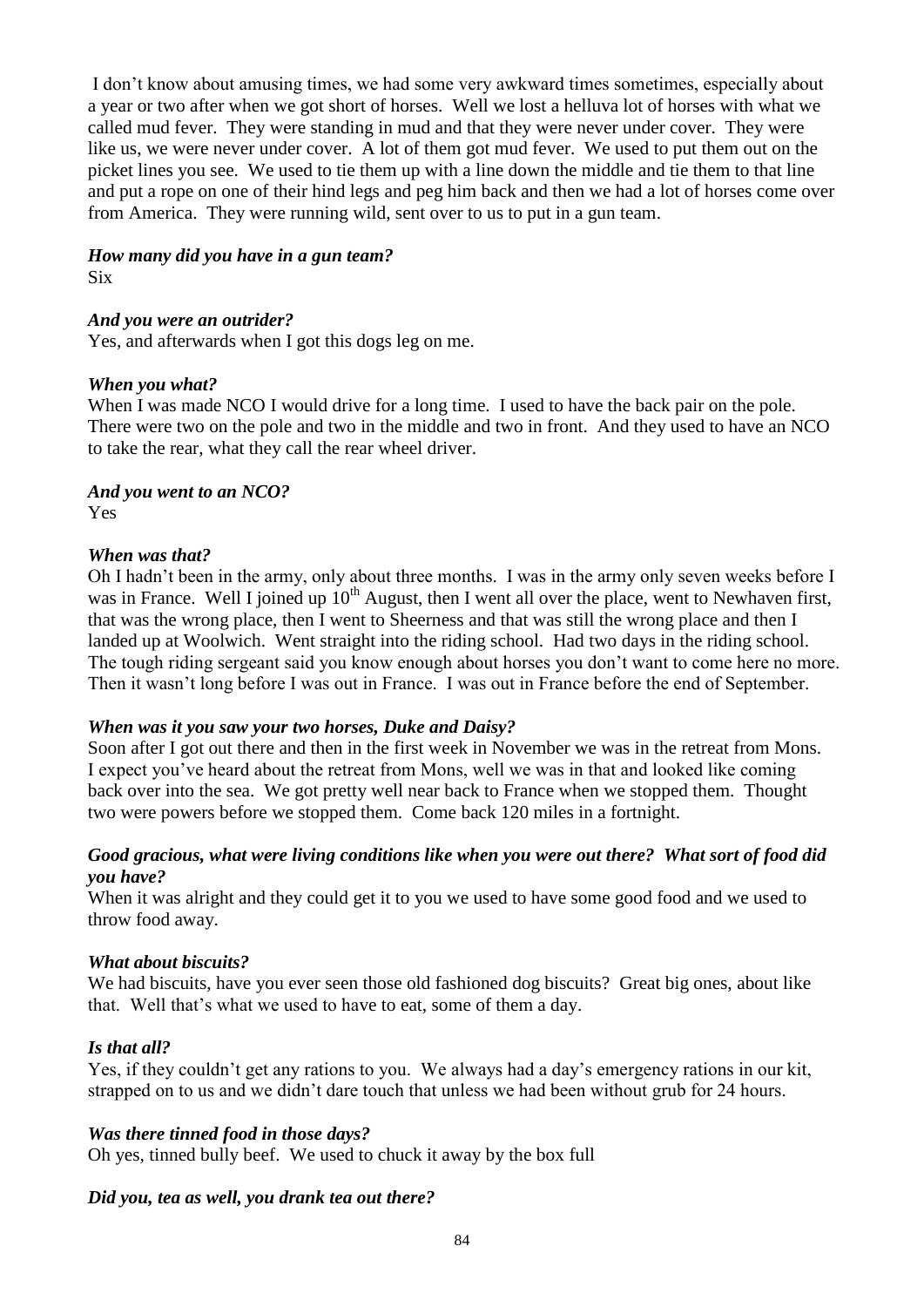I don't know about amusing times, we had some very awkward times sometimes, especially about a year or two after when we got short of horses. Well we lost a helluva lot of horses with what we called mud fever. They were standing in mud and that they were never under cover. They were like us, we were never under cover. A lot of them got mud fever. We used to put them out on the picket lines you see. We used to tie them up with a line down the middle and tie them to that line and put a rope on one of their hind legs and peg him back and then we had a lot of horses come over from America. They were running wild, sent over to us to put in a gun team.

***How many did you have in a gun team?***
Six

***And you were an outrider?***
Yes, and afterwards when I got this dogs leg on me.

***When you what?***
When I was made NCO I would drive for a long time. I used to have the back pair on the pole. There were two on the pole and two in the middle and two in front. And they used to have an NCO to take the rear, what they call the rear wheel driver.

***And you went to an NCO?***
Yes

***When was that?***
Oh I hadn't been in the army, only about three months. I was in the army only seven weeks before I was in France. Well I joined up 10th August, then I went all over the place, went to Newhaven first, that was the wrong place, then I went to Sheerness and that was still the wrong place and then I landed up at Woolwich. Went straight into the riding school. Had two days in the riding school. The tough riding sergeant said you know enough about horses you don't want to come here no more. Then it wasn't long before I was out in France. I was out in France before the end of September.

***When was it you saw your two horses, Duke and Daisy?***
Soon after I got out there and then in the first week in November we was in the retreat from Mons. I expect you've heard about the retreat from Mons, well we was in that and looked like coming back over into the sea. We got pretty well near back to France when we stopped them. Thought two were powers before we stopped them. Come back 120 miles in a fortnight.

***Good gracious, what were living conditions like when you were out there? What sort of food did you have?***
When it was alright and they could get it to you we used to have some good food and we used to throw food away.

***What about biscuits?***
We had biscuits, have you ever seen those old fashioned dog biscuits? Great big ones, about like that. Well that's what we used to have to eat, some of them a day.

***Is that all?***
Yes, if they couldn't get any rations to you. We always had a day's emergency rations in our kit, strapped on to us and we didn't dare touch that unless we had been without grub for 24 hours.

***Was there tinned food in those days?***
Oh yes, tinned bully beef. We used to chuck it away by the box full

***Did you, tea as well, you drank tea out there?***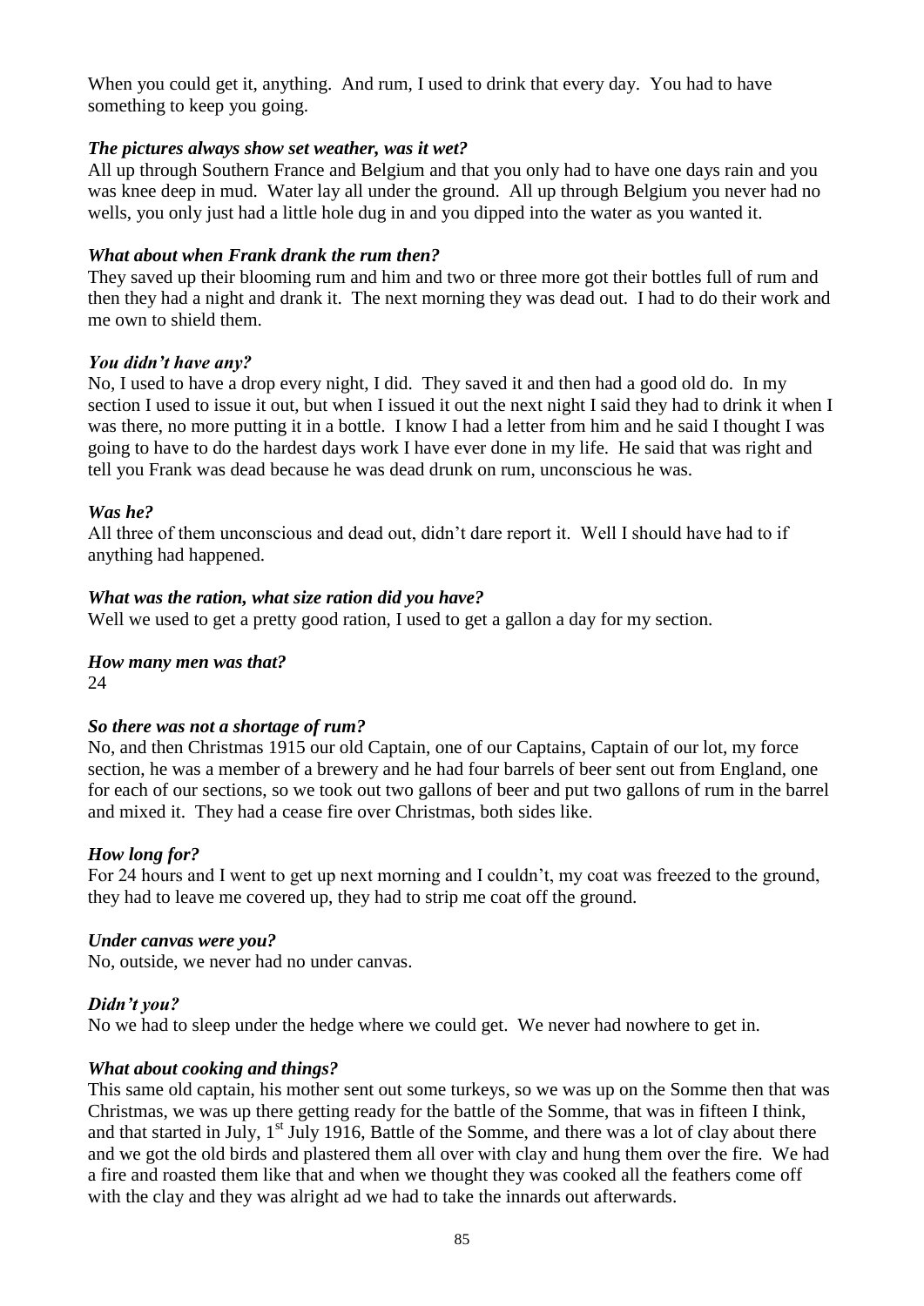When you could get it, anything. And rum, I used to drink that every day. You had to have something to keep you going.

***The pictures always show set weather, was it wet?***

All up through Southern France and Belgium and that you only had to have one days rain and you was knee deep in mud. Water lay all under the ground. All up through Belgium you never had no wells, you only just had a little hole dug in and you dipped into the water as you wanted it.

***What about when Frank drank the rum then?***

They saved up their blooming rum and him and two or three more got their bottles full of rum and then they had a night and drank it. The next morning they was dead out. I had to do their work and me own to shield them.

***You didn't have any?***

No, I used to have a drop every night, I did. They saved it and then had a good old do. In my section I used to issue it out, but when I issued it out the next night I said they had to drink it when I was there, no more putting it in a bottle. I know I had a letter from him and he said I thought I was going to have to do the hardest days work I have ever done in my life. He said that was right and tell you Frank was dead because he was dead drunk on rum, unconscious he was.

***Was he?***

All three of them unconscious and dead out, didn't dare report it. Well I should have had to if anything had happened.

***What was the ration, what size ration did you have?***

Well we used to get a pretty good ration, I used to get a gallon a day for my section.

***How many men was that?***

24

***So there was not a shortage of rum?***

No, and then Christmas 1915 our old Captain, one of our Captains, Captain of our lot, my force section, he was a member of a brewery and he had four barrels of beer sent out from England, one for each of our sections, so we took out two gallons of beer and put two gallons of rum in the barrel and mixed it. They had a cease fire over Christmas, both sides like.

***How long for?***

For 24 hours and I went to get up next morning and I couldn't, my coat was freezed to the ground, they had to leave me covered up, they had to strip me coat off the ground.

***Under canvas were you?***

No, outside, we never had no under canvas.

***Didn't you?***

No we had to sleep under the hedge where we could get. We never had nowhere to get in.

***What about cooking and things?***

This same old captain, his mother sent out some turkeys, so we was up on the Somme then that was Christmas, we was up there getting ready for the battle of the Somme, that was in fifteen I think, and that started in July, 1st July 1916, Battle of the Somme, and there was a lot of clay about there and we got the old birds and plastered them all over with clay and hung them over the fire. We had a fire and roasted them like that and when we thought they was cooked all the feathers come off with the clay and they was alright ad we had to take the innards out afterwards.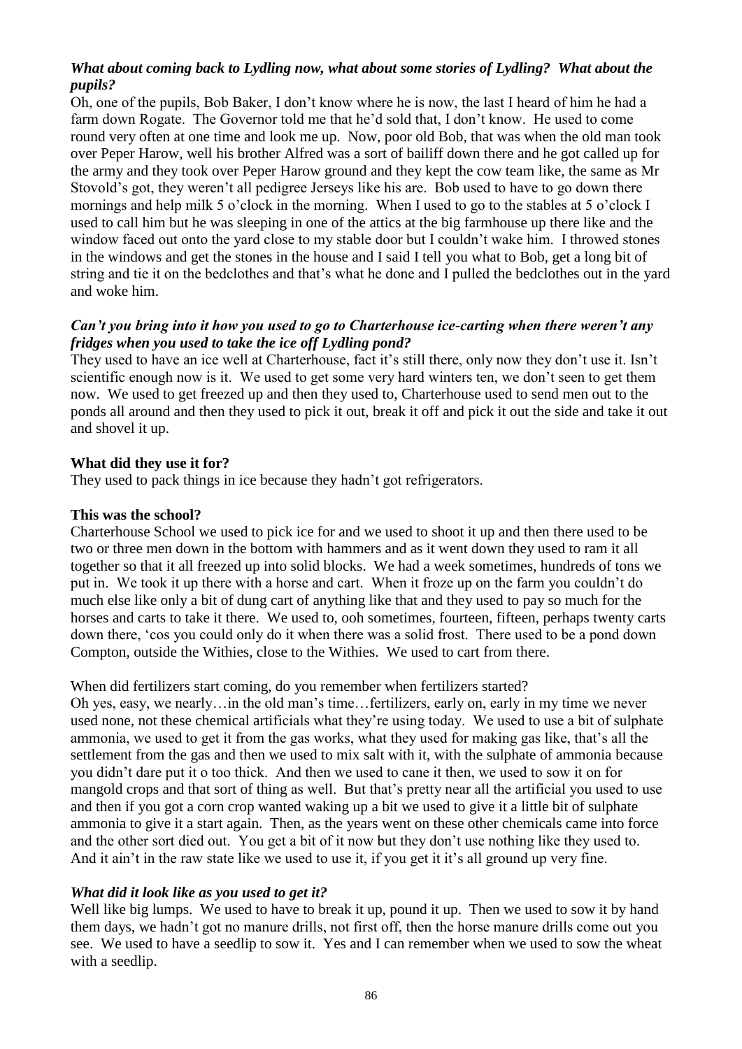***What about coming back to Lydling now, what about some stories of Lydling? What about the pupils?***

Oh, one of the pupils, Bob Baker, I don't know where he is now, the last I heard of him he had a farm down Rogate. The Governor told me that he'd sold that, I don't know. He used to come round very often at one time and look me up. Now, poor old Bob, that was when the old man took over Peper Harow, well his brother Alfred was a sort of bailiff down there and he got called up for the army and they took over Peper Harow ground and they kept the cow team like, the same as Mr Stovold's got, they weren't all pedigree Jerseys like his are. Bob used to have to go down there mornings and help milk 5 o'clock in the morning. When I used to go to the stables at 5 o'clock I used to call him but he was sleeping in one of the attics at the big farmhouse up there like and the window faced out onto the yard close to my stable door but I couldn't wake him. I throwed stones in the windows and get the stones in the house and I said I tell you what to Bob, get a long bit of string and tie it on the bedclothes and that's what he done and I pulled the bedclothes out in the yard and woke him.

***Can't you bring into it how you used to go to Charterhouse ice-carting when there weren't any fridges when you used to take the ice off Lydling pond?***

They used to have an ice well at Charterhouse, fact it's still there, only now they don't use it. Isn't scientific enough now is it. We used to get some very hard winters ten, we don't seen to get them now. We used to get freezed up and then they used to, Charterhouse used to send men out to the ponds all around and then they used to pick it out, break it off and pick it out the side and take it out and shovel it up.

**What did they use it for?**

They used to pack things in ice because they hadn't got refrigerators.

**This was the school?**

Charterhouse School we used to pick ice for and we used to shoot it up and then there used to be two or three men down in the bottom with hammers and as it went down they used to ram it all together so that it all freezed up into solid blocks. We had a week sometimes, hundreds of tons we put in. We took it up there with a horse and cart. When it froze up on the farm you couldn't do much else like only a bit of dung cart of anything like that and they used to pay so much for the horses and carts to take it there. We used to, ooh sometimes, fourteen, fifteen, perhaps twenty carts down there, 'cos you could only do it when there was a solid frost. There used to be a pond down Compton, outside the Withies, close to the Withies. We used to cart from there.

When did fertilizers start coming, do you remember when fertilizers started?

Oh yes, easy, we nearly…in the old man's time…fertilizers, early on, early in my time we never used none, not these chemical artificials what they're using today. We used to use a bit of sulphate ammonia, we used to get it from the gas works, what they used for making gas like, that's all the settlement from the gas and then we used to mix salt with it, with the sulphate of ammonia because you didn't dare put it o too thick. And then we used to cane it then, we used to sow it on for mangold crops and that sort of thing as well. But that's pretty near all the artificial you used to use and then if you got a corn crop wanted waking up a bit we used to give it a little bit of sulphate ammonia to give it a start again. Then, as the years went on these other chemicals came into force and the other sort died out. You get a bit of it now but they don't use nothing like they used to. And it ain't in the raw state like we used to use it, if you get it it's all ground up very fine.

***What did it look like as you used to get it?***

Well like big lumps. We used to have to break it up, pound it up. Then we used to sow it by hand them days, we hadn't got no manure drills, not first off, then the horse manure drills come out you see. We used to have a seedlip to sow it. Yes and I can remember when we used to sow the wheat with a seedlip.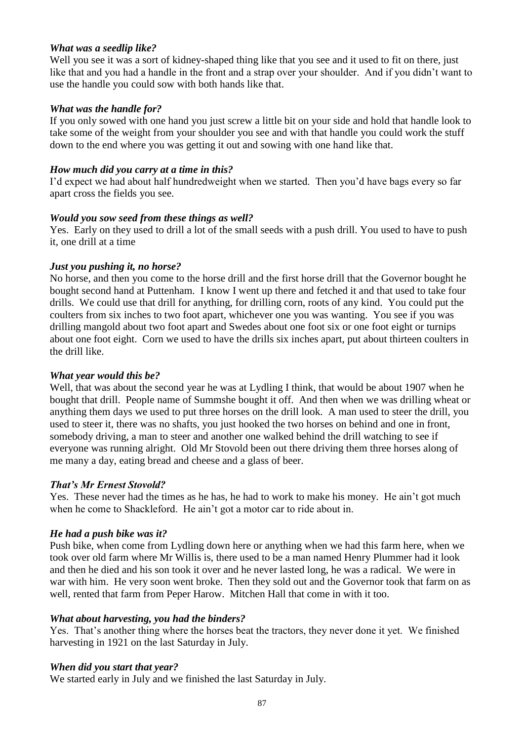*What was a seedlip like?*

Well you see it was a sort of kidney-shaped thing like that you see and it used to fit on there, just like that and you had a handle in the front and a strap over your shoulder. And if you didn't want to use the handle you could sow with both hands like that.

*What was the handle for?*

If you only sowed with one hand you just screw a little bit on your side and hold that handle look to take some of the weight from your shoulder you see and with that handle you could work the stuff down to the end where you was getting it out and sowing with one hand like that.

*How much did you carry at a time in this?*

I'd expect we had about half hundredweight when we started. Then you'd have bags every so far apart cross the fields you see.

*Would you sow seed from these things as well?*

Yes. Early on they used to drill a lot of the small seeds with a push drill. You used to have to push it, one drill at a time

*Just you pushing it, no horse?*

No horse, and then you come to the horse drill and the first horse drill that the Governor bought he bought second hand at Puttenham. I know I went up there and fetched it and that used to take four drills. We could use that drill for anything, for drilling corn, roots of any kind. You could put the coulters from six inches to two foot apart, whichever one you was wanting. You see if you was drilling mangold about two foot apart and Swedes about one foot six or one foot eight or turnips about one foot eight. Corn we used to have the drills six inches apart, put about thirteen coulters in the drill like.

*What year would this be?*

Well, that was about the second year he was at Lydling I think, that would be about 1907 when he bought that drill. People name of Summshe bought it off. And then when we was drilling wheat or anything them days we used to put three horses on the drill look. A man used to steer the drill, you used to steer it, there was no shafts, you just hooked the two horses on behind and one in front, somebody driving, a man to steer and another one walked behind the drill watching to see if everyone was running alright. Old Mr Stovold been out there driving them three horses along of me many a day, eating bread and cheese and a glass of beer.

*That's Mr Ernest Stovold?*

Yes. These never had the times as he has, he had to work to make his money. He ain't got much when he come to Shackleford. He ain't got a motor car to ride about in.

*He had a push bike was it?*

Push bike, when come from Lydling down here or anything when we had this farm here, when we took over old farm where Mr Willis is, there used to be a man named Henry Plummer had it look and then he died and his son took it over and he never lasted long, he was a radical. We were in war with him. He very soon went broke. Then they sold out and the Governor took that farm on as well, rented that farm from Peper Harow. Mitchen Hall that come in with it too.

*What about harvesting, you had the binders?*

Yes. That's another thing where the horses beat the tractors, they never done it yet. We finished harvesting in 1921 on the last Saturday in July.

*When did you start that year?*

We started early in July and we finished the last Saturday in July.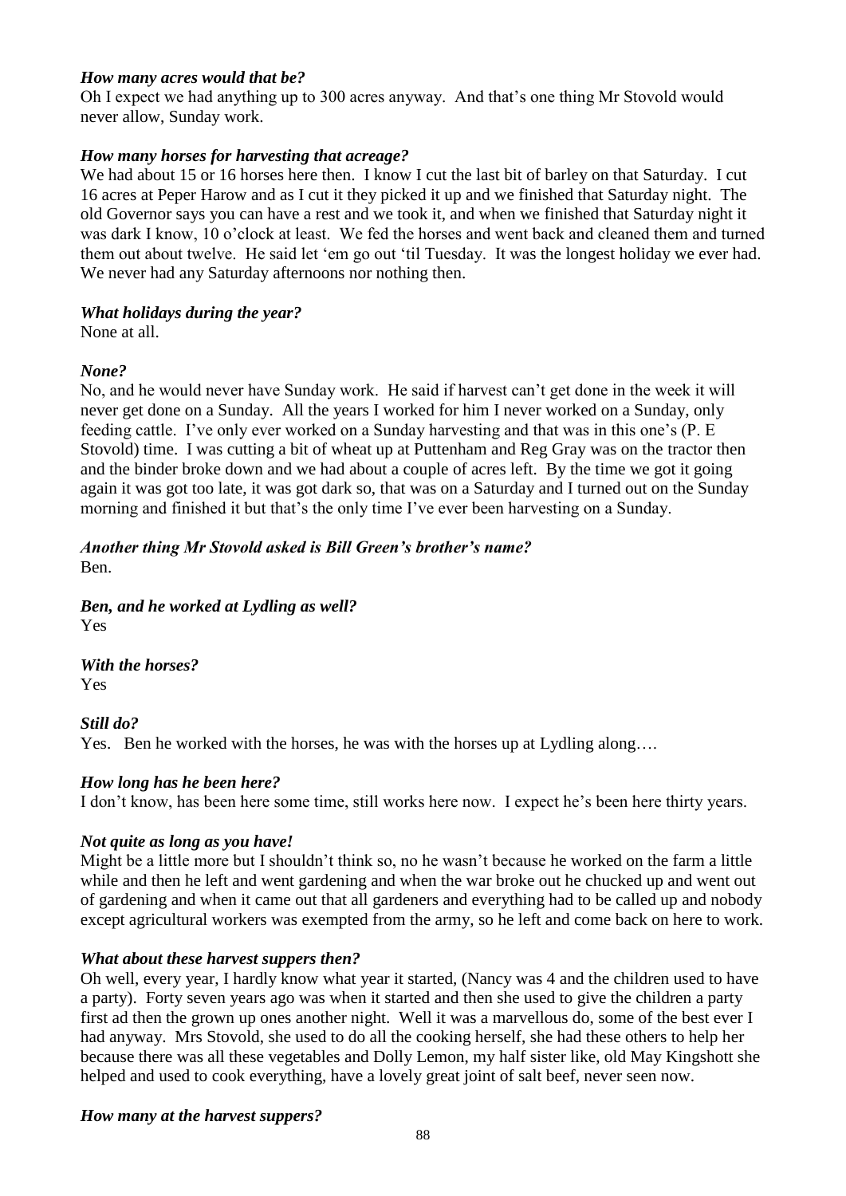*How many acres would that be?*
Oh I expect we had anything up to 300 acres anyway. And that's one thing Mr Stovold would never allow, Sunday work.

*How many horses for harvesting that acreage?*
We had about 15 or 16 horses here then. I know I cut the last bit of barley on that Saturday. I cut 16 acres at Peper Harow and as I cut it they picked it up and we finished that Saturday night. The old Governor says you can have a rest and we took it, and when we finished that Saturday night it was dark I know, 10 o'clock at least. We fed the horses and went back and cleaned them and turned them out about twelve. He said let 'em go out 'til Tuesday. It was the longest holiday we ever had. We never had any Saturday afternoons nor nothing then.

*What holidays during the year?*
None at all.

*None?*
No, and he would never have Sunday work. He said if harvest can't get done in the week it will never get done on a Sunday. All the years I worked for him I never worked on a Sunday, only feeding cattle. I've only ever worked on a Sunday harvesting and that was in this one's (P. E Stovold) time. I was cutting a bit of wheat up at Puttenham and Reg Gray was on the tractor then and the binder broke down and we had about a couple of acres left. By the time we got it going again it was got too late, it was got dark so, that was on a Saturday and I turned out on the Sunday morning and finished it but that's the only time I've ever been harvesting on a Sunday.

*Another thing Mr Stovold asked is Bill Green's brother's name?*
Ben.

*Ben, and he worked at Lydling as well?*
Yes

*With the horses?*
Yes

*Still do?*
Yes. Ben he worked with the horses, he was with the horses up at Lydling along….

*How long has he been here?*
I don't know, has been here some time, still works here now. I expect he's been here thirty years.

*Not quite as long as you have!*
Might be a little more but I shouldn't think so, no he wasn't because he worked on the farm a little while and then he left and went gardening and when the war broke out he chucked up and went out of gardening and when it came out that all gardeners and everything had to be called up and nobody except agricultural workers was exempted from the army, so he left and come back on here to work.

*What about these harvest suppers then?*
Oh well, every year, I hardly know what year it started, (Nancy was 4 and the children used to have a party). Forty seven years ago was when it started and then she used to give the children a party first ad then the grown up ones another night. Well it was a marvellous do, some of the best ever I had anyway. Mrs Stovold, she used to do all the cooking herself, she had these others to help her because there was all these vegetables and Dolly Lemon, my half sister like, old May Kingshott she helped and used to cook everything, have a lovely great joint of salt beef, never seen now.

*How many at the harvest suppers?*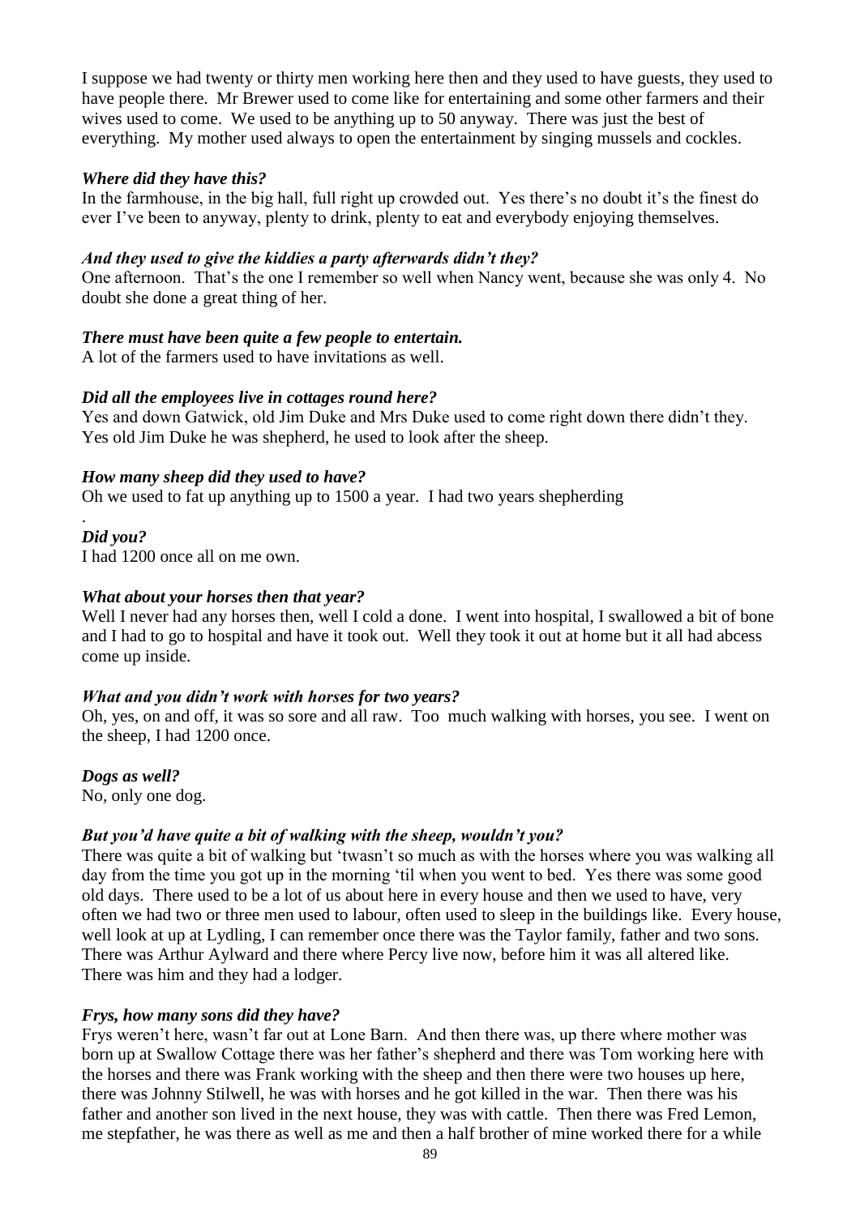I suppose we had twenty or thirty men working here then and they used to have guests, they used to have people there. Mr Brewer used to come like for entertaining and some other farmers and their wives used to come. We used to be anything up to 50 anyway. There was just the best of everything. My mother used always to open the entertainment by singing mussels and cockles.

***Where did they have this?***
In the farmhouse, in the big hall, full right up crowded out. Yes there's no doubt it's the finest do ever I've been to anyway, plenty to drink, plenty to eat and everybody enjoying themselves.

***And they used to give the kiddies a party afterwards didn't they?***
One afternoon. That's the one I remember so well when Nancy went, because she was only 4. No doubt she done a great thing of her.

***There must have been quite a few people to entertain.***
A lot of the farmers used to have invitations as well.

***Did all the employees live in cottages round here?***
Yes and down Gatwick, old Jim Duke and Mrs Duke used to come right down there didn't they. Yes old Jim Duke he was shepherd, he used to look after the sheep.

***How many sheep did they used to have?***
Oh we used to fat up anything up to 1500 a year. I had two years shepherding

.
***Did you?***
I had 1200 once all on me own.

***What about your horses then that year?***
Well I never had any horses then, well I cold a done. I went into hospital, I swallowed a bit of bone and I had to go to hospital and have it took out. Well they took it out at home but it all had abcess come up inside.

***What and you didn't work with horses for two years?***
Oh, yes, on and off, it was so sore and all raw. Too much walking with horses, you see. I went on the sheep, I had 1200 once.

***Dogs as well?***
No, only one dog.

***But you'd have quite a bit of walking with the sheep, wouldn't you?***
There was quite a bit of walking but 'twasn't so much as with the horses where you was walking all day from the time you got up in the morning 'til when you went to bed. Yes there was some good old days. There used to be a lot of us about here in every house and then we used to have, very often we had two or three men used to labour, often used to sleep in the buildings like. Every house, well look at up at Lydling, I can remember once there was the Taylor family, father and two sons. There was Arthur Aylward and there where Percy live now, before him it was all altered like. There was him and they had a lodger.

***Frys, how many sons did they have?***
Frys weren't here, wasn't far out at Lone Barn. And then there was, up there where mother was born up at Swallow Cottage there was her father's shepherd and there was Tom working here with the horses and there was Frank working with the sheep and then there were two houses up here, there was Johnny Stilwell, he was with horses and he got killed in the war. Then there was his father and another son lived in the next house, they was with cattle. Then there was Fred Lemon, me stepfather, he was there as well as me and then a half brother of mine worked there for a while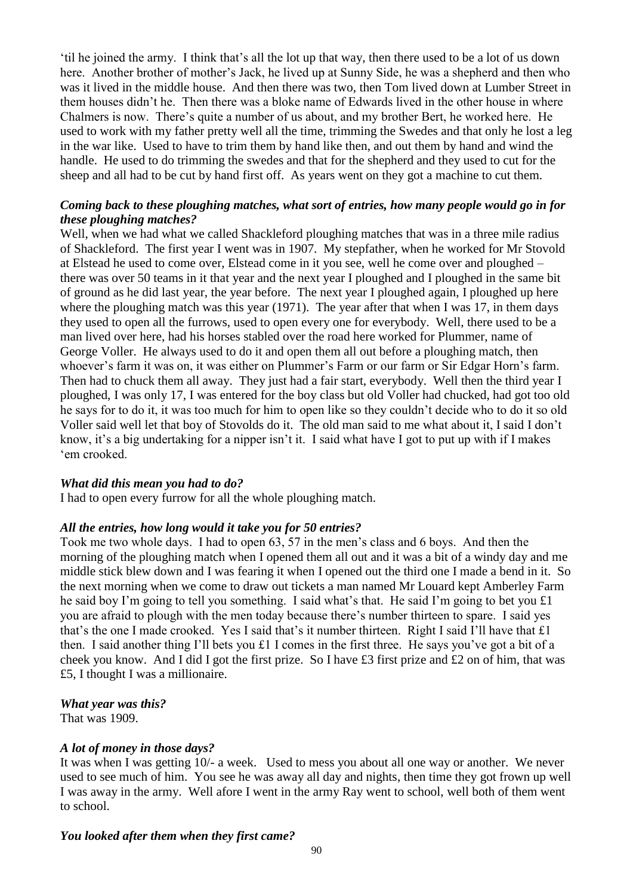'til he joined the army. I think that's all the lot up that way, then there used to be a lot of us down here. Another brother of mother's Jack, he lived up at Sunny Side, he was a shepherd and then who was it lived in the middle house. And then there was two, then Tom lived down at Lumber Street in them houses didn't he. Then there was a bloke name of Edwards lived in the other house in where Chalmers is now. There's quite a number of us about, and my brother Bert, he worked here. He used to work with my father pretty well all the time, trimming the Swedes and that only he lost a leg in the war like. Used to have to trim them by hand like then, and out them by hand and wind the handle. He used to do trimming the swedes and that for the shepherd and they used to cut for the sheep and all had to be cut by hand first off. As years went on they got a machine to cut them.

***Coming back to these ploughing matches, what sort of entries, how many people would go in for these ploughing matches?***

Well, when we had what we called Shackleford ploughing matches that was in a three mile radius of Shackleford. The first year I went was in 1907. My stepfather, when he worked for Mr Stovold at Elstead he used to come over, Elstead come in it you see, well he come over and ploughed – there was over 50 teams in it that year and the next year I ploughed and I ploughed in the same bit of ground as he did last year, the year before. The next year I ploughed again, I ploughed up here where the ploughing match was this year (1971). The year after that when I was 17, in them days they used to open all the furrows, used to open every one for everybody. Well, there used to be a man lived over here, had his horses stabled over the road here worked for Plummer, name of George Voller. He always used to do it and open them all out before a ploughing match, then whoever's farm it was on, it was either on Plummer's Farm or our farm or Sir Edgar Horn's farm. Then had to chuck them all away. They just had a fair start, everybody. Well then the third year I ploughed, I was only 17, I was entered for the boy class but old Voller had chucked, had got too old he says for to do it, it was too much for him to open like so they couldn't decide who to do it so old Voller said well let that boy of Stovolds do it. The old man said to me what about it, I said I don't know, it's a big undertaking for a nipper isn't it. I said what have I got to put up with if I makes 'em crooked.

***What did this mean you had to do?***

I had to open every furrow for all the whole ploughing match.

***All the entries, how long would it take you for 50 entries?***

Took me two whole days. I had to open 63, 57 in the men's class and 6 boys. And then the morning of the ploughing match when I opened them all out and it was a bit of a windy day and me middle stick blew down and I was fearing it when I opened out the third one I made a bend in it. So the next morning when we come to draw out tickets a man named Mr Louard kept Amberley Farm he said boy I'm going to tell you something. I said what's that. He said I'm going to bet you £1 you are afraid to plough with the men today because there's number thirteen to spare. I said yes that's the one I made crooked. Yes I said that's it number thirteen. Right I said I'll have that £1 then. I said another thing I'll bets you £1 I comes in the first three. He says you've got a bit of a cheek you know. And I did I got the first prize. So I have £3 first prize and £2 on of him, that was £5, I thought I was a millionaire.

***What year was this?***

That was 1909.

***A lot of money in those days?***

It was when I was getting 10/- a week. Used to mess you about all one way or another. We never used to see much of him. You see he was away all day and nights, then time they got frown up well I was away in the army. Well afore I went in the army Ray went to school, well both of them went to school.

***You looked after them when they first came?***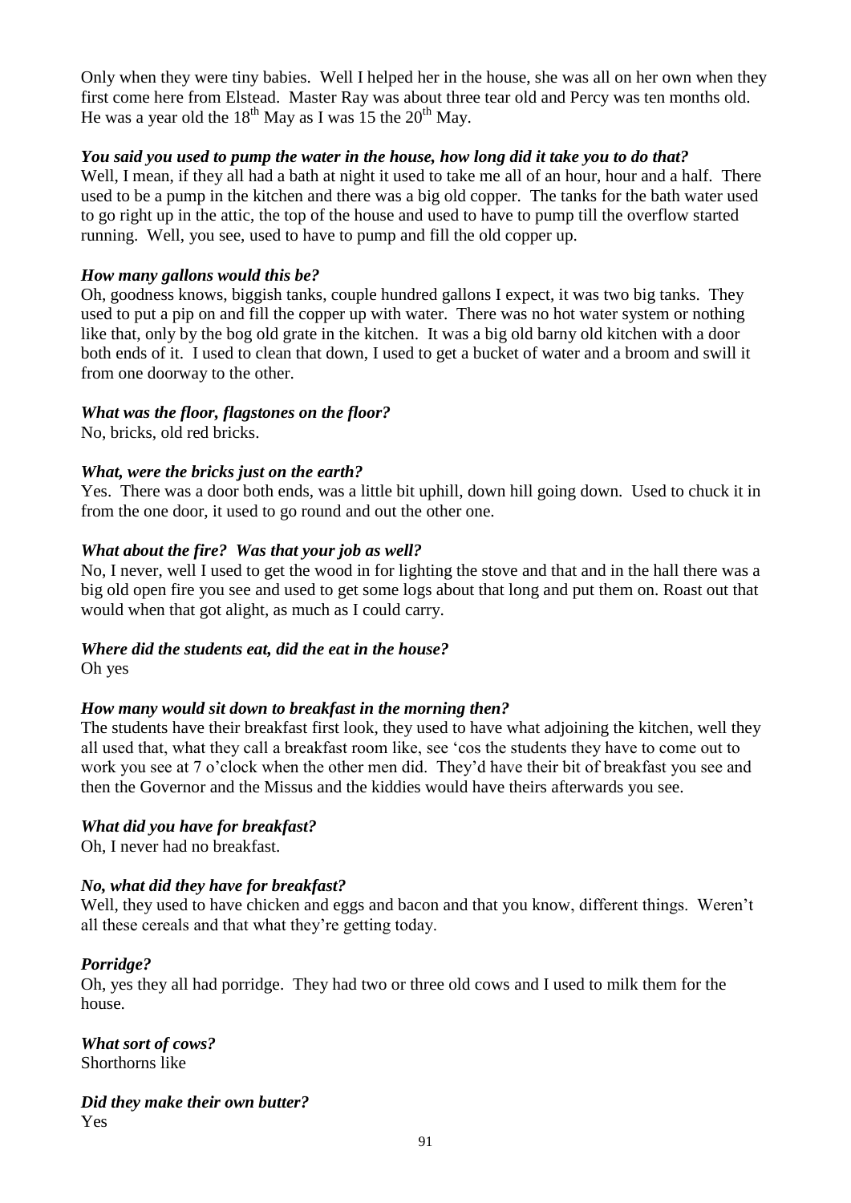Only when they were tiny babies. Well I helped her in the house, she was all on her own when they first come here from Elstead. Master Ray was about three tear old and Percy was ten months old. He was a year old the 18th May as I was 15 the 20th May.

***You said you used to pump the water in the house, how long did it take you to do that?***
Well, I mean, if they all had a bath at night it used to take me all of an hour, hour and a half. There used to be a pump in the kitchen and there was a big old copper. The tanks for the bath water used to go right up in the attic, the top of the house and used to have to pump till the overflow started running. Well, you see, used to have to pump and fill the old copper up.

***How many gallons would this be?***
Oh, goodness knows, biggish tanks, couple hundred gallons I expect, it was two big tanks. They used to put a pip on and fill the copper up with water. There was no hot water system or nothing like that, only by the bog old grate in the kitchen. It was a big old barny old kitchen with a door both ends of it. I used to clean that down, I used to get a bucket of water and a broom and swill it from one doorway to the other.

***What was the floor, flagstones on the floor?***
No, bricks, old red bricks.

***What, were the bricks just on the earth?***
Yes. There was a door both ends, was a little bit uphill, down hill going down. Used to chuck it in from the one door, it used to go round and out the other one.

***What about the fire? Was that your job as well?***
No, I never, well I used to get the wood in for lighting the stove and that and in the hall there was a big old open fire you see and used to get some logs about that long and put them on. Roast out that would when that got alight, as much as I could carry.

***Where did the students eat, did the eat in the house?***
Oh yes

***How many would sit down to breakfast in the morning then?***
The students have their breakfast first look, they used to have what adjoining the kitchen, well they all used that, what they call a breakfast room like, see 'cos the students they have to come out to work you see at 7 o'clock when the other men did. They'd have their bit of breakfast you see and then the Governor and the Missus and the kiddies would have theirs afterwards you see.

***What did you have for breakfast?***
Oh, I never had no breakfast.

***No, what did they have for breakfast?***
Well, they used to have chicken and eggs and bacon and that you know, different things. Weren't all these cereals and that what they're getting today.

***Porridge?***
Oh, yes they all had porridge. They had two or three old cows and I used to milk them for the house.

***What sort of cows?***
Shorthorns like

***Did they make their own butter?***
Yes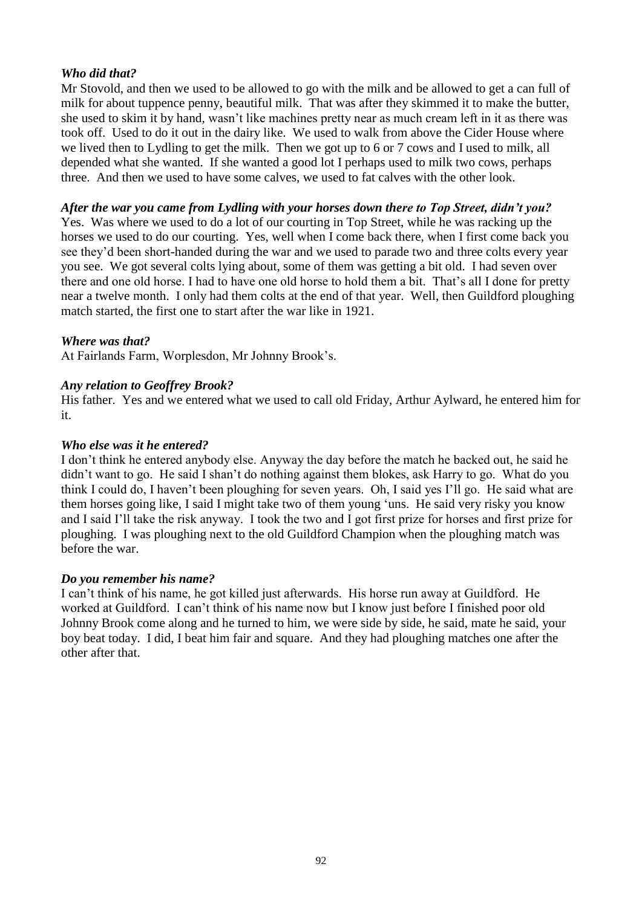***Who did that?***

Mr Stovold, and then we used to be allowed to go with the milk and be allowed to get a can full of milk for about tuppence penny, beautiful milk. That was after they skimmed it to make the butter, she used to skim it by hand, wasn't like machines pretty near as much cream left in it as there was took off. Used to do it out in the dairy like. We used to walk from above the Cider House where we lived then to Lydling to get the milk. Then we got up to 6 or 7 cows and I used to milk, all depended what she wanted. If she wanted a good lot I perhaps used to milk two cows, perhaps three. And then we used to have some calves, we used to fat calves with the other look.

***After the war you came from Lydling with your horses down there to Top Street, didn't you?***

Yes. Was where we used to do a lot of our courting in Top Street, while he was racking up the horses we used to do our courting. Yes, well when I come back there, when I first come back you see they'd been short-handed during the war and we used to parade two and three colts every year you see. We got several colts lying about, some of them was getting a bit old. I had seven over there and one old horse. I had to have one old horse to hold them a bit. That's all I done for pretty near a twelve month. I only had them colts at the end of that year. Well, then Guildford ploughing match started, the first one to start after the war like in 1921.

***Where was that?***

At Fairlands Farm, Worplesdon, Mr Johnny Brook's.

***Any relation to Geoffrey Brook?***

His father. Yes and we entered what we used to call old Friday, Arthur Aylward, he entered him for it.

***Who else was it he entered?***

I don't think he entered anybody else. Anyway the day before the match he backed out, he said he didn't want to go. He said I shan't do nothing against them blokes, ask Harry to go. What do you think I could do, I haven't been ploughing for seven years. Oh, I said yes I'll go. He said what are them horses going like, I said I might take two of them young 'uns. He said very risky you know and I said I'll take the risk anyway. I took the two and I got first prize for horses and first prize for ploughing. I was ploughing next to the old Guildford Champion when the ploughing match was before the war.

***Do you remember his name?***

I can't think of his name, he got killed just afterwards. His horse run away at Guildford. He worked at Guildford. I can't think of his name now but I know just before I finished poor old Johnny Brook come along and he turned to him, we were side by side, he said, mate he said, your boy beat today. I did, I beat him fair and square. And they had ploughing matches one after the other after that.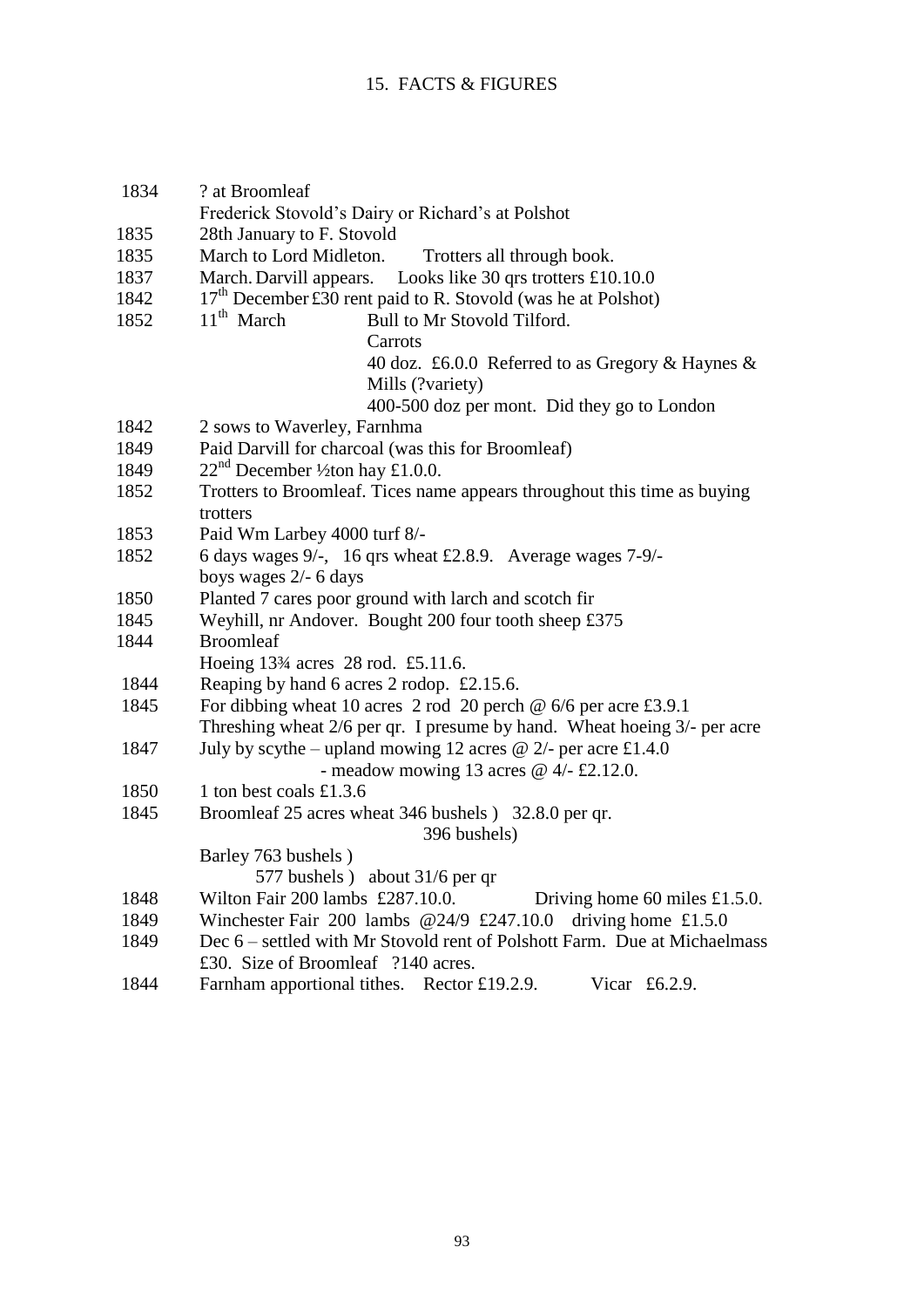# 15. FACTS & FIGURES

| | |
|---|---|
| 1834 | ? at Broomleaf |
| | Frederick Stovold's Dairy or Richard's at Polshot |
| 1835 | 28th January to F. Stovold |
| 1835 | March to Lord Midleton. Trotters all through book. |
| 1837 | March. Darvill appears. Looks like 30 qrs trotters £10.10.0 |
| 1842 | 17th December £30 rent paid to R. Stovold (was he at Polshot) |
| 1852 | 11th March Bull to Mr Stovold Tilford. |
| | Carrots |
| | 40 doz. £6.0.0 Referred to as Gregory & Haynes & Mills (?variety) |
| | 400-500 doz per mont. Did they go to London |
| 1842 | 2 sows to Waverley, Farnhma |
| 1849 | Paid Darvill for charcoal (was this for Broomleaf) |
| 1849 | 22nd December ½ton hay £1.0.0. |
| 1852 | Trotters to Broomleaf. Tices name appears throughout this time as buying trotters |
| 1853 | Paid Wm Larbey 4000 turf 8/- |
| 1852 | 6 days wages 9/-, 16 qrs wheat £2.8.9. Average wages 7-9/- |
| | boys wages 2/- 6 days |
| 1850 | Planted 7 cares poor ground with larch and scotch fir |
| 1845 | Weyhill, nr Andover. Bought 200 four tooth sheep £375 |
| 1844 | Broomleaf |
| | Hoeing 13¾ acres 28 rod. £5.11.6. |
| 1844 | Reaping by hand 6 acres 2 rodop. £2.15.6. |
| 1845 | For dibbing wheat 10 acres 2 rod 20 perch @ 6/6 per acre £3.9.1 |
| | Threshing wheat 2/6 per qr. I presume by hand. Wheat hoeing 3/- per acre |
| 1847 | July by scythe – upland mowing 12 acres @ 2/- per acre £1.4.0 |
| | - meadow mowing 13 acres @ 4/- £2.12.0. |
| 1850 | 1 ton best coals £1.3.6 |
| 1845 | Broomleaf 25 acres wheat 346 bushels ) 32.8.0 per qr. |
| | 396 bushels) |
| | Barley 763 bushels ) |
| | 577 bushels ) about 31/6 per qr |
| 1848 | Wilton Fair 200 lambs £287.10.0. Driving home 60 miles £1.5.0. |
| 1849 | Winchester Fair 200 lambs @24/9 £247.10.0 driving home £1.5.0 |
| 1849 | Dec 6 – settled with Mr Stovold rent of Polshott Farm. Due at Michaelmass £30. Size of Broomleaf ?140 acres. |
| 1844 | Farnham apportional tithes. Rector £19.2.9. Vicar £6.2.9. |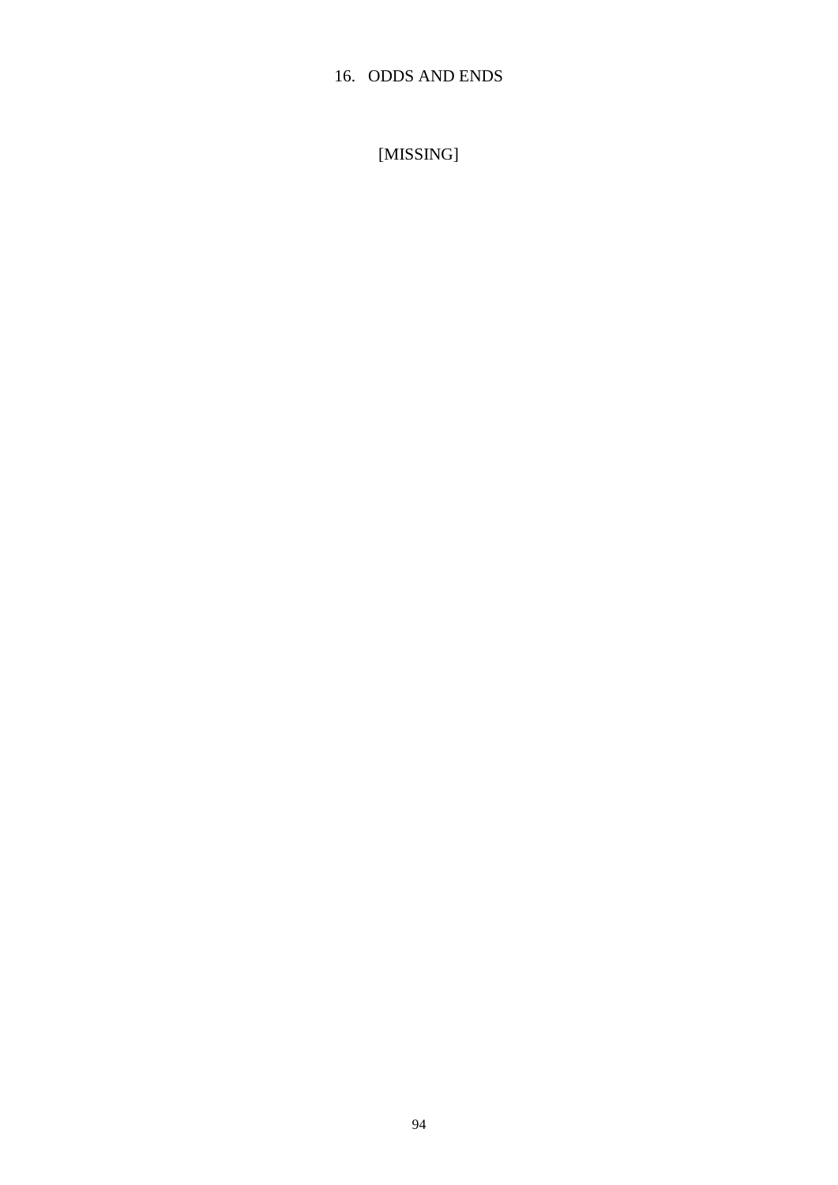# 16. ODDS AND ENDS

[MISSING]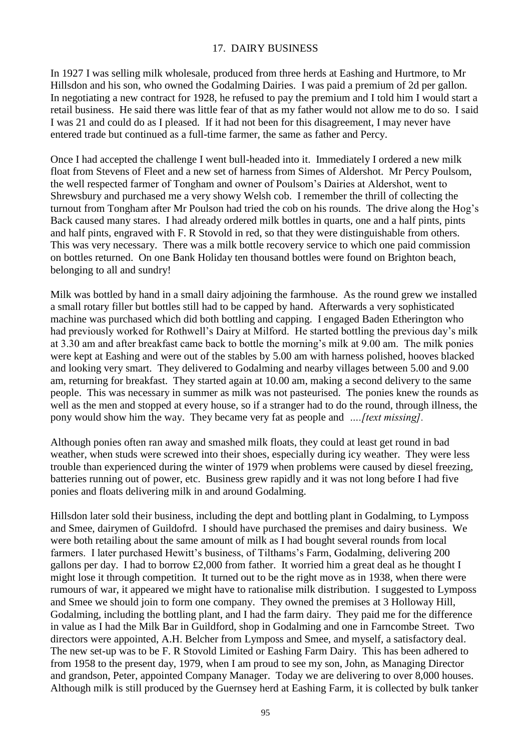## 17. DAIRY BUSINESS

In 1927 I was selling milk wholesale, produced from three herds at Eashing and Hurtmore, to Mr Hillsdon and his son, who owned the Godalming Dairies. I was paid a premium of 2d per gallon. In negotiating a new contract for 1928, he refused to pay the premium and I told him I would start a retail business. He said there was little fear of that as my father would not allow me to do so. I said I was 21 and could do as I pleased. If it had not been for this disagreement, I may never have entered trade but continued as a full-time farmer, the same as father and Percy.

Once I had accepted the challenge I went bull-headed into it. Immediately I ordered a new milk float from Stevens of Fleet and a new set of harness from Simes of Aldershot. Mr Percy Poulsom, the well respected farmer of Tongham and owner of Poulsom's Dairies at Aldershot, went to Shrewsbury and purchased me a very showy Welsh cob. I remember the thrill of collecting the turnout from Tongham after Mr Poulson had tried the cob on his rounds. The drive along the Hog's Back caused many stares. I had already ordered milk bottles in quarts, one and a half pints, pints and half pints, engraved with F. R Stovold in red, so that they were distinguishable from others. This was very necessary. There was a milk bottle recovery service to which one paid commission on bottles returned. On one Bank Holiday ten thousand bottles were found on Brighton beach, belonging to all and sundry!

Milk was bottled by hand in a small dairy adjoining the farmhouse. As the round grew we installed a small rotary filler but bottles still had to be capped by hand. Afterwards a very sophisticated machine was purchased which did both bottling and capping. I engaged Baden Etherington who had previously worked for Rothwell's Dairy at Milford. He started bottling the previous day's milk at 3.30 am and after breakfast came back to bottle the morning's milk at 9.00 am. The milk ponies were kept at Eashing and were out of the stables by 5.00 am with harness polished, hooves blacked and looking very smart. They delivered to Godalming and nearby villages between 5.00 and 9.00 am, returning for breakfast. They started again at 10.00 am, making a second delivery to the same people. This was necessary in summer as milk was not pasteurised. The ponies knew the rounds as well as the men and stopped at every house, so if a stranger had to do the round, through illness, the pony would show him the way. They became very fat as people and *….[text missing]*.

Although ponies often ran away and smashed milk floats, they could at least get round in bad weather, when studs were screwed into their shoes, especially during icy weather. They were less trouble than experienced during the winter of 1979 when problems were caused by diesel freezing, batteries running out of power, etc. Business grew rapidly and it was not long before I had five ponies and floats delivering milk in and around Godalming.

Hillsdon later sold their business, including the dept and bottling plant in Godalming, to Lymposs and Smee, dairymen of Guildofrd. I should have purchased the premises and dairy business. We were both retailing about the same amount of milk as I had bought several rounds from local farmers. I later purchased Hewitt's business, of Tilthams's Farm, Godalming, delivering 200 gallons per day. I had to borrow £2,000 from father. It worried him a great deal as he thought I might lose it through competition. It turned out to be the right move as in 1938, when there were rumours of war, it appeared we might have to rationalise milk distribution. I suggested to Lymposs and Smee we should join to form one company. They owned the premises at 3 Holloway Hill, Godalming, including the bottling plant, and I had the farm dairy. They paid me for the difference in value as I had the Milk Bar in Guildford, shop in Godalming and one in Farncombe Street. Two directors were appointed, A.H. Belcher from Lymposs and Smee, and myself, a satisfactory deal. The new set-up was to be F. R Stovold Limited or Eashing Farm Dairy. This has been adhered to from 1958 to the present day, 1979, when I am proud to see my son, John, as Managing Director and grandson, Peter, appointed Company Manager. Today we are delivering to over 8,000 houses. Although milk is still produced by the Guernsey herd at Eashing Farm, it is collected by bulk tanker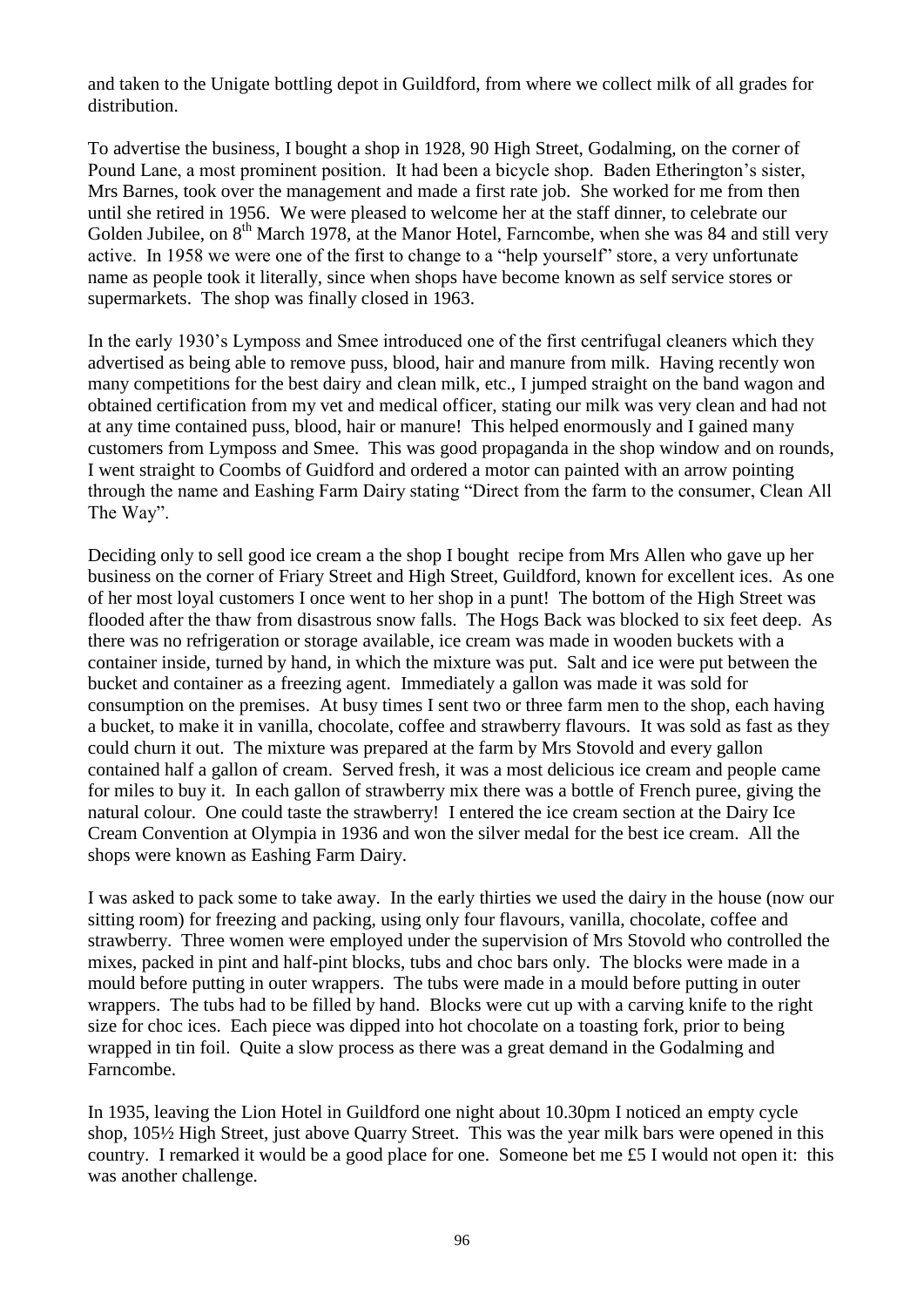and taken to the Unigate bottling depot in Guildford, from where we collect milk of all grades for distribution.

To advertise the business, I bought a shop in 1928, 90 High Street, Godalming, on the corner of Pound Lane, a most prominent position. It had been a bicycle shop. Baden Etherington's sister, Mrs Barnes, took over the management and made a first rate job. She worked for me from then until she retired in 1956. We were pleased to welcome her at the staff dinner, to celebrate our Golden Jubilee, on 8th March 1978, at the Manor Hotel, Farncombe, when she was 84 and still very active. In 1958 we were one of the first to change to a "help yourself" store, a very unfortunate name as people took it literally, since when shops have become known as self service stores or supermarkets. The shop was finally closed in 1963.

In the early 1930's Lymposs and Smee introduced one of the first centrifugal cleaners which they advertised as being able to remove puss, blood, hair and manure from milk. Having recently won many competitions for the best dairy and clean milk, etc., I jumped straight on the band wagon and obtained certification from my vet and medical officer, stating our milk was very clean and had not at any time contained puss, blood, hair or manure! This helped enormously and I gained many customers from Lymposs and Smee. This was good propaganda in the shop window and on rounds, I went straight to Coombs of Guidford and ordered a motor can painted with an arrow pointing through the name and Eashing Farm Dairy stating "Direct from the farm to the consumer, Clean All The Way".

Deciding only to sell good ice cream a the shop I bought recipe from Mrs Allen who gave up her business on the corner of Friary Street and High Street, Guildford, known for excellent ices. As one of her most loyal customers I once went to her shop in a punt! The bottom of the High Street was flooded after the thaw from disastrous snow falls. The Hogs Back was blocked to six feet deep. As there was no refrigeration or storage available, ice cream was made in wooden buckets with a container inside, turned by hand, in which the mixture was put. Salt and ice were put between the bucket and container as a freezing agent. Immediately a gallon was made it was sold for consumption on the premises. At busy times I sent two or three farm men to the shop, each having a bucket, to make it in vanilla, chocolate, coffee and strawberry flavours. It was sold as fast as they could churn it out. The mixture was prepared at the farm by Mrs Stovold and every gallon contained half a gallon of cream. Served fresh, it was a most delicious ice cream and people came for miles to buy it. In each gallon of strawberry mix there was a bottle of French puree, giving the natural colour. One could taste the strawberry! I entered the ice cream section at the Dairy Ice Cream Convention at Olympia in 1936 and won the silver medal for the best ice cream. All the shops were known as Eashing Farm Dairy.

I was asked to pack some to take away. In the early thirties we used the dairy in the house (now our sitting room) for freezing and packing, using only four flavours, vanilla, chocolate, coffee and strawberry. Three women were employed under the supervision of Mrs Stovold who controlled the mixes, packed in pint and half-pint blocks, tubs and choc bars only. The blocks were made in a mould before putting in outer wrappers. The tubs were made in a mould before putting in outer wrappers. The tubs had to be filled by hand. Blocks were cut up with a carving knife to the right size for choc ices. Each piece was dipped into hot chocolate on a toasting fork, prior to being wrapped in tin foil. Quite a slow process as there was a great demand in the Godalming and Farncombe.

In 1935, leaving the Lion Hotel in Guildford one night about 10.30pm I noticed an empty cycle shop, 105½ High Street, just above Quarry Street. This was the year milk bars were opened in this country. I remarked it would be a good place for one. Someone bet me £5 I would not open it: this was another challenge.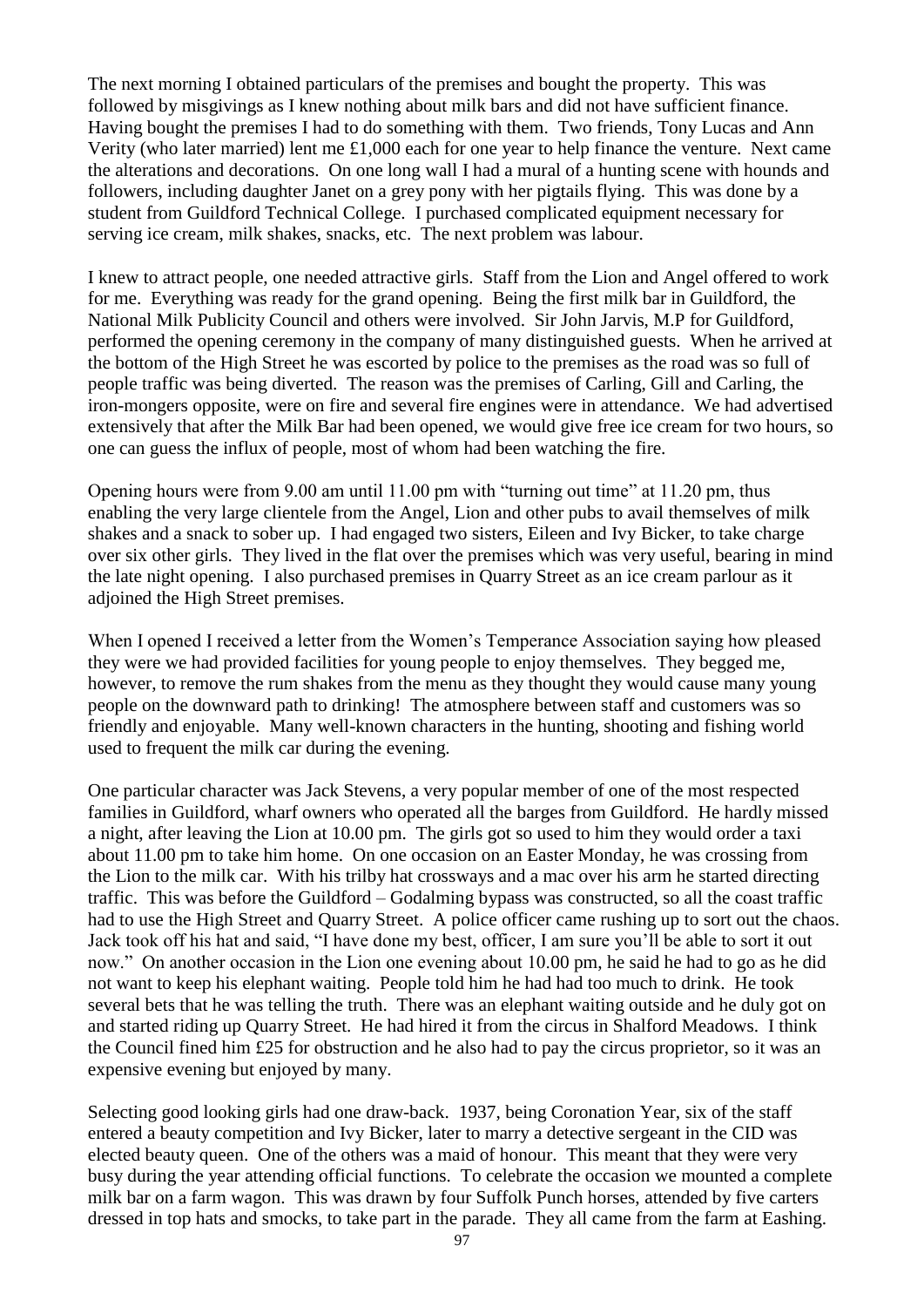The next morning I obtained particulars of the premises and bought the property. This was followed by misgivings as I knew nothing about milk bars and did not have sufficient finance. Having bought the premises I had to do something with them. Two friends, Tony Lucas and Ann Verity (who later married) lent me £1,000 each for one year to help finance the venture. Next came the alterations and decorations. On one long wall I had a mural of a hunting scene with hounds and followers, including daughter Janet on a grey pony with her pigtails flying. This was done by a student from Guildford Technical College. I purchased complicated equipment necessary for serving ice cream, milk shakes, snacks, etc. The next problem was labour.

I knew to attract people, one needed attractive girls. Staff from the Lion and Angel offered to work for me. Everything was ready for the grand opening. Being the first milk bar in Guildford, the National Milk Publicity Council and others were involved. Sir John Jarvis, M.P for Guildford, performed the opening ceremony in the company of many distinguished guests. When he arrived at the bottom of the High Street he was escorted by police to the premises as the road was so full of people traffic was being diverted. The reason was the premises of Carling, Gill and Carling, the iron-mongers opposite, were on fire and several fire engines were in attendance. We had advertised extensively that after the Milk Bar had been opened, we would give free ice cream for two hours, so one can guess the influx of people, most of whom had been watching the fire.

Opening hours were from 9.00 am until 11.00 pm with "turning out time" at 11.20 pm, thus enabling the very large clientele from the Angel, Lion and other pubs to avail themselves of milk shakes and a snack to sober up. I had engaged two sisters, Eileen and Ivy Bicker, to take charge over six other girls. They lived in the flat over the premises which was very useful, bearing in mind the late night opening. I also purchased premises in Quarry Street as an ice cream parlour as it adjoined the High Street premises.

When I opened I received a letter from the Women's Temperance Association saying how pleased they were we had provided facilities for young people to enjoy themselves. They begged me, however, to remove the rum shakes from the menu as they thought they would cause many young people on the downward path to drinking! The atmosphere between staff and customers was so friendly and enjoyable. Many well-known characters in the hunting, shooting and fishing world used to frequent the milk car during the evening.

One particular character was Jack Stevens, a very popular member of one of the most respected families in Guildford, wharf owners who operated all the barges from Guildford. He hardly missed a night, after leaving the Lion at 10.00 pm. The girls got so used to him they would order a taxi about 11.00 pm to take him home. On one occasion on an Easter Monday, he was crossing from the Lion to the milk car. With his trilby hat crossways and a mac over his arm he started directing traffic. This was before the Guildford – Godalming bypass was constructed, so all the coast traffic had to use the High Street and Quarry Street. A police officer came rushing up to sort out the chaos. Jack took off his hat and said, "I have done my best, officer, I am sure you'll be able to sort it out now." On another occasion in the Lion one evening about 10.00 pm, he said he had to go as he did not want to keep his elephant waiting. People told him he had had too much to drink. He took several bets that he was telling the truth. There was an elephant waiting outside and he duly got on and started riding up Quarry Street. He had hired it from the circus in Shalford Meadows. I think the Council fined him £25 for obstruction and he also had to pay the circus proprietor, so it was an expensive evening but enjoyed by many.

Selecting good looking girls had one draw-back. 1937, being Coronation Year, six of the staff entered a beauty competition and Ivy Bicker, later to marry a detective sergeant in the CID was elected beauty queen. One of the others was a maid of honour. This meant that they were very busy during the year attending official functions. To celebrate the occasion we mounted a complete milk bar on a farm wagon. This was drawn by four Suffolk Punch horses, attended by five carters dressed in top hats and smocks, to take part in the parade. They all came from the farm at Eashing.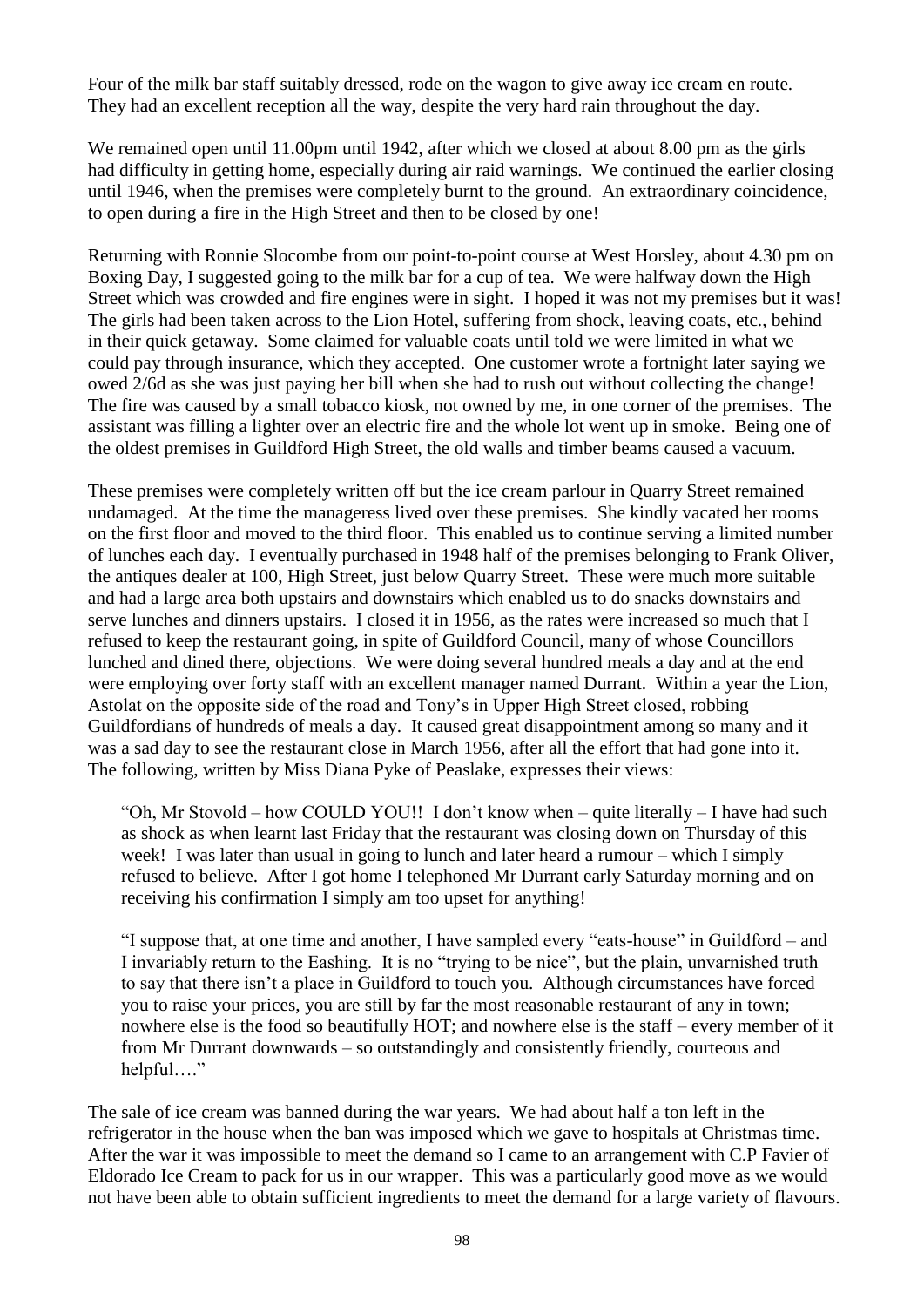Four of the milk bar staff suitably dressed, rode on the wagon to give away ice cream en route. They had an excellent reception all the way, despite the very hard rain throughout the day.

We remained open until 11.00pm until 1942, after which we closed at about 8.00 pm as the girls had difficulty in getting home, especially during air raid warnings. We continued the earlier closing until 1946, when the premises were completely burnt to the ground. An extraordinary coincidence, to open during a fire in the High Street and then to be closed by one!

Returning with Ronnie Slocombe from our point-to-point course at West Horsley, about 4.30 pm on Boxing Day, I suggested going to the milk bar for a cup of tea. We were halfway down the High Street which was crowded and fire engines were in sight. I hoped it was not my premises but it was! The girls had been taken across to the Lion Hotel, suffering from shock, leaving coats, etc., behind in their quick getaway. Some claimed for valuable coats until told we were limited in what we could pay through insurance, which they accepted. One customer wrote a fortnight later saying we owed 2/6d as she was just paying her bill when she had to rush out without collecting the change! The fire was caused by a small tobacco kiosk, not owned by me, in one corner of the premises. The assistant was filling a lighter over an electric fire and the whole lot went up in smoke. Being one of the oldest premises in Guildford High Street, the old walls and timber beams caused a vacuum.

These premises were completely written off but the ice cream parlour in Quarry Street remained undamaged. At the time the manageress lived over these premises. She kindly vacated her rooms on the first floor and moved to the third floor. This enabled us to continue serving a limited number of lunches each day. I eventually purchased in 1948 half of the premises belonging to Frank Oliver, the antiques dealer at 100, High Street, just below Quarry Street. These were much more suitable and had a large area both upstairs and downstairs which enabled us to do snacks downstairs and serve lunches and dinners upstairs. I closed it in 1956, as the rates were increased so much that I refused to keep the restaurant going, in spite of Guildford Council, many of whose Councillors lunched and dined there, objections. We were doing several hundred meals a day and at the end were employing over forty staff with an excellent manager named Durrant. Within a year the Lion, Astolat on the opposite side of the road and Tony's in Upper High Street closed, robbing Guildfordians of hundreds of meals a day. It caused great disappointment among so many and it was a sad day to see the restaurant close in March 1956, after all the effort that had gone into it. The following, written by Miss Diana Pyke of Peaslake, expresses their views:

> "Oh, Mr Stovold – how COULD YOU!! I don't know when – quite literally – I have had such as shock as when learnt last Friday that the restaurant was closing down on Thursday of this week! I was later than usual in going to lunch and later heard a rumour – which I simply refused to believe. After I got home I telephoned Mr Durrant early Saturday morning and on receiving his confirmation I simply am too upset for anything!
>
> "I suppose that, at one time and another, I have sampled every "eats-house" in Guildford – and I invariably return to the Eashing. It is no "trying to be nice", but the plain, unvarnished truth to say that there isn't a place in Guildford to touch you. Although circumstances have forced you to raise your prices, you are still by far the most reasonable restaurant of any in town; nowhere else is the food so beautifully HOT; and nowhere else is the staff – every member of it from Mr Durrant downwards – so outstandingly and consistently friendly, courteous and helpful…."

The sale of ice cream was banned during the war years. We had about half a ton left in the refrigerator in the house when the ban was imposed which we gave to hospitals at Christmas time. After the war it was impossible to meet the demand so I came to an arrangement with C.P Favier of Eldorado Ice Cream to pack for us in our wrapper. This was a particularly good move as we would not have been able to obtain sufficient ingredients to meet the demand for a large variety of flavours.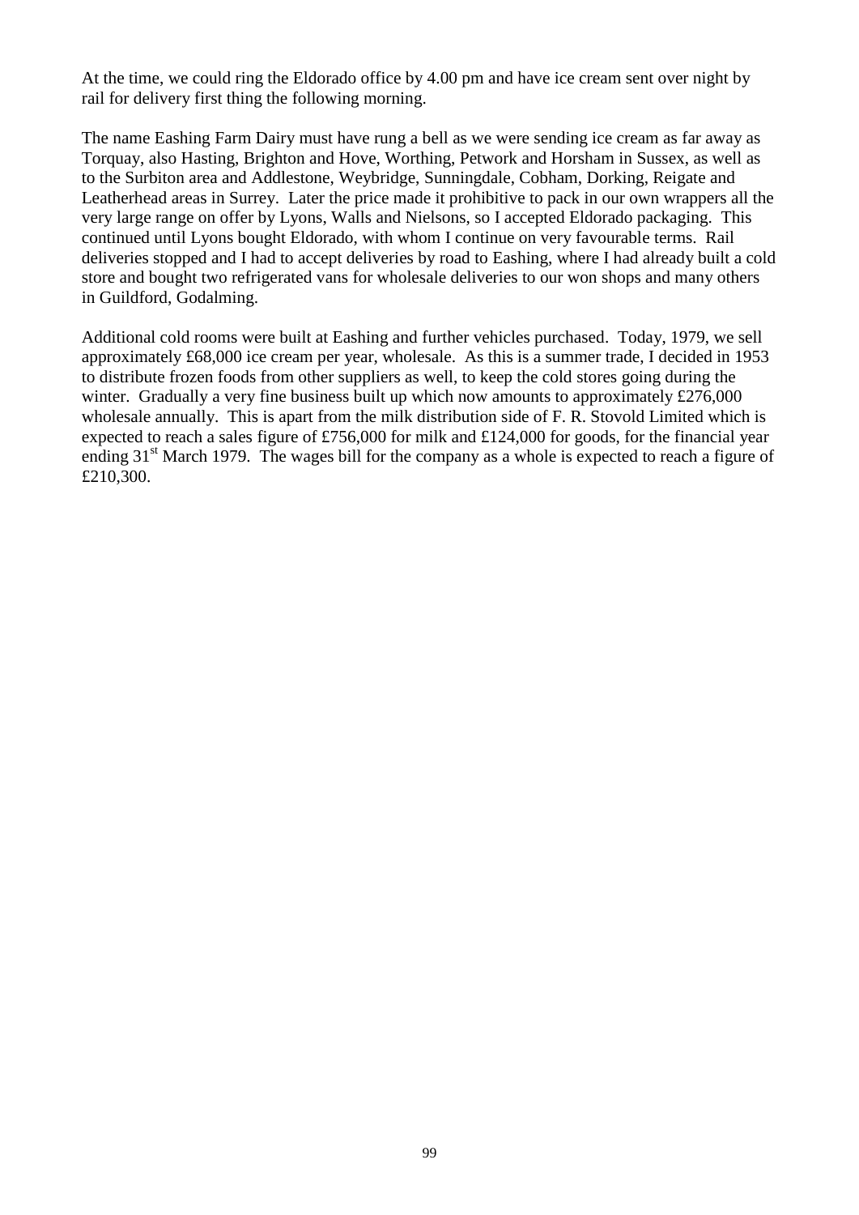At the time, we could ring the Eldorado office by 4.00 pm and have ice cream sent over night by rail for delivery first thing the following morning.

The name Eashing Farm Dairy must have rung a bell as we were sending ice cream as far away as Torquay, also Hasting, Brighton and Hove, Worthing, Petwork and Horsham in Sussex, as well as to the Surbiton area and Addlestone, Weybridge, Sunningdale, Cobham, Dorking, Reigate and Leatherhead areas in Surrey. Later the price made it prohibitive to pack in our own wrappers all the very large range on offer by Lyons, Walls and Nielsons, so I accepted Eldorado packaging. This continued until Lyons bought Eldorado, with whom I continue on very favourable terms. Rail deliveries stopped and I had to accept deliveries by road to Eashing, where I had already built a cold store and bought two refrigerated vans for wholesale deliveries to our won shops and many others in Guildford, Godalming.

Additional cold rooms were built at Eashing and further vehicles purchased. Today, 1979, we sell approximately £68,000 ice cream per year, wholesale. As this is a summer trade, I decided in 1953 to distribute frozen foods from other suppliers as well, to keep the cold stores going during the winter. Gradually a very fine business built up which now amounts to approximately £276,000 wholesale annually. This is apart from the milk distribution side of F. R. Stovold Limited which is expected to reach a sales figure of £756,000 for milk and £124,000 for goods, for the financial year ending 31st March 1979. The wages bill for the company as a whole is expected to reach a figure of £210,300.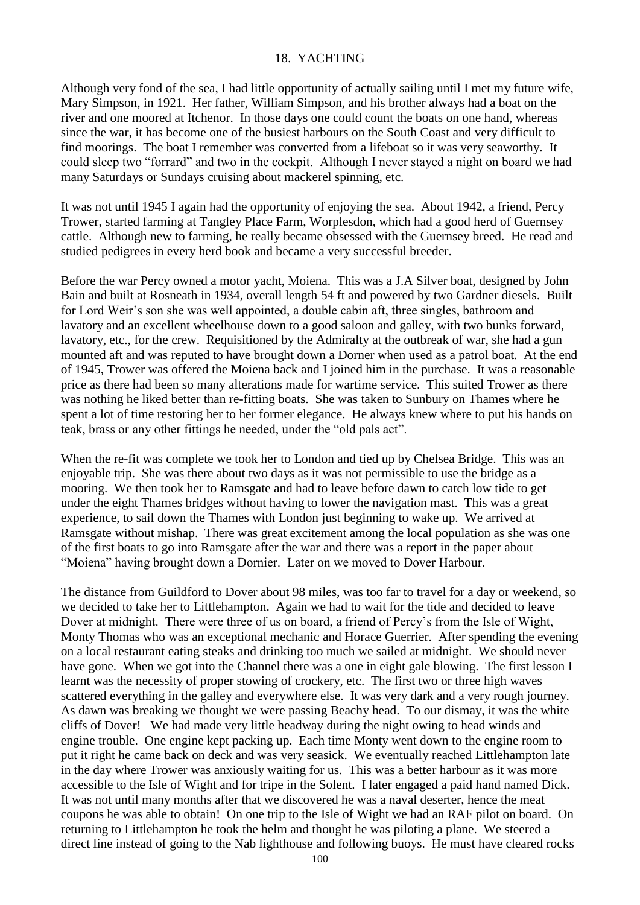## 18. YACHTING

Although very fond of the sea, I had little opportunity of actually sailing until I met my future wife, Mary Simpson, in 1921. Her father, William Simpson, and his brother always had a boat on the river and one moored at Itchenor. In those days one could count the boats on one hand, whereas since the war, it has become one of the busiest harbours on the South Coast and very difficult to find moorings. The boat I remember was converted from a lifeboat so it was very seaworthy. It could sleep two "forrard" and two in the cockpit. Although I never stayed a night on board we had many Saturdays or Sundays cruising about mackerel spinning, etc.

It was not until 1945 I again had the opportunity of enjoying the sea. About 1942, a friend, Percy Trower, started farming at Tangley Place Farm, Worplesdon, which had a good herd of Guernsey cattle. Although new to farming, he really became obsessed with the Guernsey breed. He read and studied pedigrees in every herd book and became a very successful breeder.

Before the war Percy owned a motor yacht, Moiena. This was a J.A Silver boat, designed by John Bain and built at Rosneath in 1934, overall length 54 ft and powered by two Gardner diesels. Built for Lord Weir's son she was well appointed, a double cabin aft, three singles, bathroom and lavatory and an excellent wheelhouse down to a good saloon and galley, with two bunks forward, lavatory, etc., for the crew. Requisitioned by the Admiralty at the outbreak of war, she had a gun mounted aft and was reputed to have brought down a Dorner when used as a patrol boat. At the end of 1945, Trower was offered the Moiena back and I joined him in the purchase. It was a reasonable price as there had been so many alterations made for wartime service. This suited Trower as there was nothing he liked better than re-fitting boats. She was taken to Sunbury on Thames where he spent a lot of time restoring her to her former elegance. He always knew where to put his hands on teak, brass or any other fittings he needed, under the "old pals act".

When the re-fit was complete we took her to London and tied up by Chelsea Bridge. This was an enjoyable trip. She was there about two days as it was not permissible to use the bridge as a mooring. We then took her to Ramsgate and had to leave before dawn to catch low tide to get under the eight Thames bridges without having to lower the navigation mast. This was a great experience, to sail down the Thames with London just beginning to wake up. We arrived at Ramsgate without mishap. There was great excitement among the local population as she was one of the first boats to go into Ramsgate after the war and there was a report in the paper about "Moiena" having brought down a Dornier. Later on we moved to Dover Harbour.

The distance from Guildford to Dover about 98 miles, was too far to travel for a day or weekend, so we decided to take her to Littlehampton. Again we had to wait for the tide and decided to leave Dover at midnight. There were three of us on board, a friend of Percy's from the Isle of Wight, Monty Thomas who was an exceptional mechanic and Horace Guerrier. After spending the evening on a local restaurant eating steaks and drinking too much we sailed at midnight. We should never have gone. When we got into the Channel there was a one in eight gale blowing. The first lesson I learnt was the necessity of proper stowing of crockery, etc. The first two or three high waves scattered everything in the galley and everywhere else. It was very dark and a very rough journey. As dawn was breaking we thought we were passing Beachy head. To our dismay, it was the white cliffs of Dover! We had made very little headway during the night owing to head winds and engine trouble. One engine kept packing up. Each time Monty went down to the engine room to put it right he came back on deck and was very seasick. We eventually reached Littlehampton late in the day where Trower was anxiously waiting for us. This was a better harbour as it was more accessible to the Isle of Wight and for tripe in the Solent. I later engaged a paid hand named Dick. It was not until many months after that we discovered he was a naval deserter, hence the meat coupons he was able to obtain! On one trip to the Isle of Wight we had an RAF pilot on board. On returning to Littlehampton he took the helm and thought he was piloting a plane. We steered a direct line instead of going to the Nab lighthouse and following buoys. He must have cleared rocks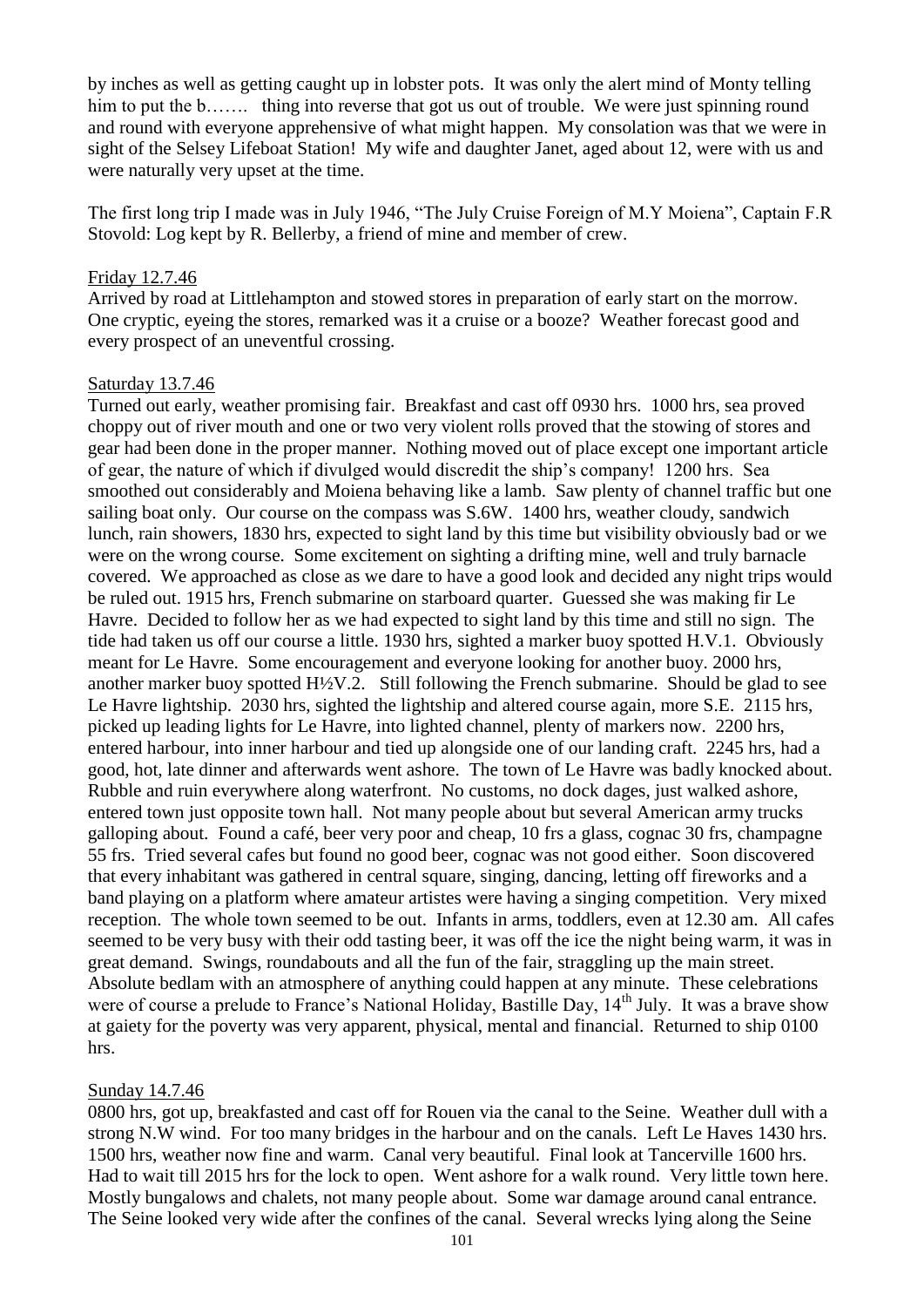by inches as well as getting caught up in lobster pots. It was only the alert mind of Monty telling him to put the b……. thing into reverse that got us out of trouble. We were just spinning round and round with everyone apprehensive of what might happen. My consolation was that we were in sight of the Selsey Lifeboat Station! My wife and daughter Janet, aged about 12, were with us and were naturally very upset at the time.

The first long trip I made was in July 1946, "The July Cruise Foreign of M.Y Moiena", Captain F.R Stovold: Log kept by R. Bellerby, a friend of mine and member of crew.

Friday 12.7.46

Arrived by road at Littlehampton and stowed stores in preparation of early start on the morrow. One cryptic, eyeing the stores, remarked was it a cruise or a booze? Weather forecast good and every prospect of an uneventful crossing.

Saturday 13.7.46

Turned out early, weather promising fair. Breakfast and cast off 0930 hrs. 1000 hrs, sea proved choppy out of river mouth and one or two very violent rolls proved that the stowing of stores and gear had been done in the proper manner. Nothing moved out of place except one important article of gear, the nature of which if divulged would discredit the ship's company! 1200 hrs. Sea smoothed out considerably and Moiena behaving like a lamb. Saw plenty of channel traffic but one sailing boat only. Our course on the compass was S.6W. 1400 hrs, weather cloudy, sandwich lunch, rain showers, 1830 hrs, expected to sight land by this time but visibility obviously bad or we were on the wrong course. Some excitement on sighting a drifting mine, well and truly barnacle covered. We approached as close as we dare to have a good look and decided any night trips would be ruled out. 1915 hrs, French submarine on starboard quarter. Guessed she was making fir Le Havre. Decided to follow her as we had expected to sight land by this time and still no sign. The tide had taken us off our course a little. 1930 hrs, sighted a marker buoy spotted H.V.1. Obviously meant for Le Havre. Some encouragement and everyone looking for another buoy. 2000 hrs, another marker buoy spotted H½V.2. Still following the French submarine. Should be glad to see Le Havre lightship. 2030 hrs, sighted the lightship and altered course again, more S.E. 2115 hrs, picked up leading lights for Le Havre, into lighted channel, plenty of markers now. 2200 hrs, entered harbour, into inner harbour and tied up alongside one of our landing craft. 2245 hrs, had a good, hot, late dinner and afterwards went ashore. The town of Le Havre was badly knocked about. Rubble and ruin everywhere along waterfront. No customs, no dock dages, just walked ashore, entered town just opposite town hall. Not many people about but several American army trucks galloping about. Found a café, beer very poor and cheap, 10 frs a glass, cognac 30 frs, champagne 55 frs. Tried several cafes but found no good beer, cognac was not good either. Soon discovered that every inhabitant was gathered in central square, singing, dancing, letting off fireworks and a band playing on a platform where amateur artistes were having a singing competition. Very mixed reception. The whole town seemed to be out. Infants in arms, toddlers, even at 12.30 am. All cafes seemed to be very busy with their odd tasting beer, it was off the ice the night being warm, it was in great demand. Swings, roundabouts and all the fun of the fair, straggling up the main street. Absolute bedlam with an atmosphere of anything could happen at any minute. These celebrations were of course a prelude to France's National Holiday, Bastille Day, 14th July. It was a brave show at gaiety for the poverty was very apparent, physical, mental and financial. Returned to ship 0100 hrs.

Sunday 14.7.46

0800 hrs, got up, breakfasted and cast off for Rouen via the canal to the Seine. Weather dull with a strong N.W wind. For too many bridges in the harbour and on the canals. Left Le Haves 1430 hrs. 1500 hrs, weather now fine and warm. Canal very beautiful. Final look at Tancerville 1600 hrs. Had to wait till 2015 hrs for the lock to open. Went ashore for a walk round. Very little town here. Mostly bungalows and chalets, not many people about. Some war damage around canal entrance. The Seine looked very wide after the confines of the canal. Several wrecks lying along the Seine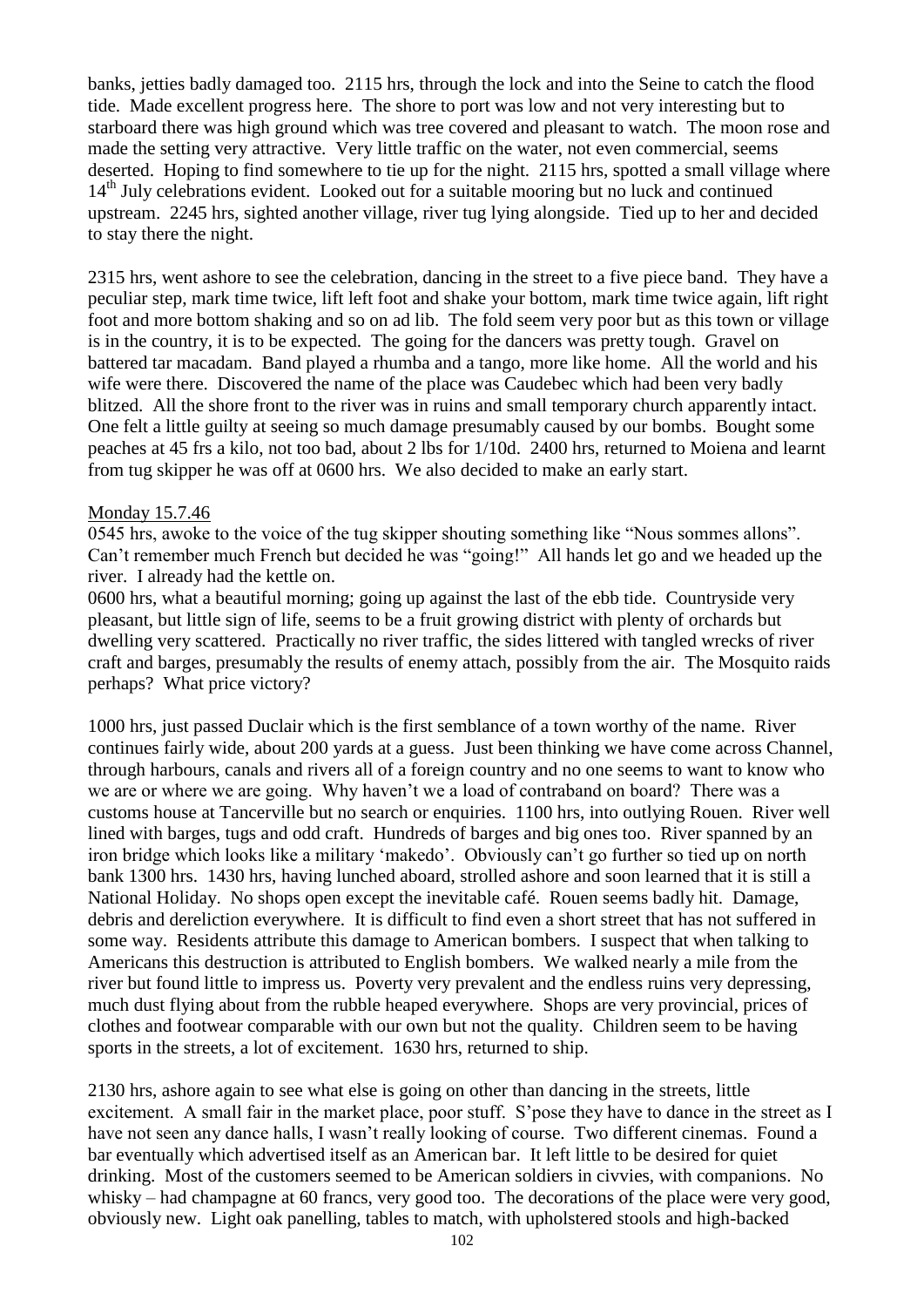banks, jetties badly damaged too. 2115 hrs, through the lock and into the Seine to catch the flood tide. Made excellent progress here. The shore to port was low and not very interesting but to starboard there was high ground which was tree covered and pleasant to watch. The moon rose and made the setting very attractive. Very little traffic on the water, not even commercial, seems deserted. Hoping to find somewhere to tie up for the night. 2115 hrs, spotted a small village where 14th July celebrations evident. Looked out for a suitable mooring but no luck and continued upstream. 2245 hrs, sighted another village, river tug lying alongside. Tied up to her and decided to stay there the night.

2315 hrs, went ashore to see the celebration, dancing in the street to a five piece band. They have a peculiar step, mark time twice, lift left foot and shake your bottom, mark time twice again, lift right foot and more bottom shaking and so on ad lib. The fold seem very poor but as this town or village is in the country, it is to be expected. The going for the dancers was pretty tough. Gravel on battered tar macadam. Band played a rhumba and a tango, more like home. All the world and his wife were there. Discovered the name of the place was Caudebec which had been very badly blitzed. All the shore front to the river was in ruins and small temporary church apparently intact. One felt a little guilty at seeing so much damage presumably caused by our bombs. Bought some peaches at 45 frs a kilo, not too bad, about 2 lbs for 1/10d. 2400 hrs, returned to Moiena and learnt from tug skipper he was off at 0600 hrs. We also decided to make an early start.

<u>Monday 15.7.46</u>

0545 hrs, awoke to the voice of the tug skipper shouting something like "Nous sommes allons". Can't remember much French but decided he was "going!" All hands let go and we headed up the river. I already had the kettle on.

0600 hrs, what a beautiful morning; going up against the last of the ebb tide. Countryside very pleasant, but little sign of life, seems to be a fruit growing district with plenty of orchards but dwelling very scattered. Practically no river traffic, the sides littered with tangled wrecks of river craft and barges, presumably the results of enemy attach, possibly from the air. The Mosquito raids perhaps? What price victory?

1000 hrs, just passed Duclair which is the first semblance of a town worthy of the name. River continues fairly wide, about 200 yards at a guess. Just been thinking we have come across Channel, through harbours, canals and rivers all of a foreign country and no one seems to want to know who we are or where we are going. Why haven't we a load of contraband on board? There was a customs house at Tancerville but no search or enquiries. 1100 hrs, into outlying Rouen. River well lined with barges, tugs and odd craft. Hundreds of barges and big ones too. River spanned by an iron bridge which looks like a military 'makedo'. Obviously can't go further so tied up on north bank 1300 hrs. 1430 hrs, having lunched aboard, strolled ashore and soon learned that it is still a National Holiday. No shops open except the inevitable café. Rouen seems badly hit. Damage, debris and dereliction everywhere. It is difficult to find even a short street that has not suffered in some way. Residents attribute this damage to American bombers. I suspect that when talking to Americans this destruction is attributed to English bombers. We walked nearly a mile from the river but found little to impress us. Poverty very prevalent and the endless ruins very depressing, much dust flying about from the rubble heaped everywhere. Shops are very provincial, prices of clothes and footwear comparable with our own but not the quality. Children seem to be having sports in the streets, a lot of excitement. 1630 hrs, returned to ship.

2130 hrs, ashore again to see what else is going on other than dancing in the streets, little excitement. A small fair in the market place, poor stuff. S'pose they have to dance in the street as I have not seen any dance halls, I wasn't really looking of course. Two different cinemas. Found a bar eventually which advertised itself as an American bar. It left little to be desired for quiet drinking. Most of the customers seemed to be American soldiers in civvies, with companions. No whisky – had champagne at 60 francs, very good too. The decorations of the place were very good, obviously new. Light oak panelling, tables to match, with upholstered stools and high-backed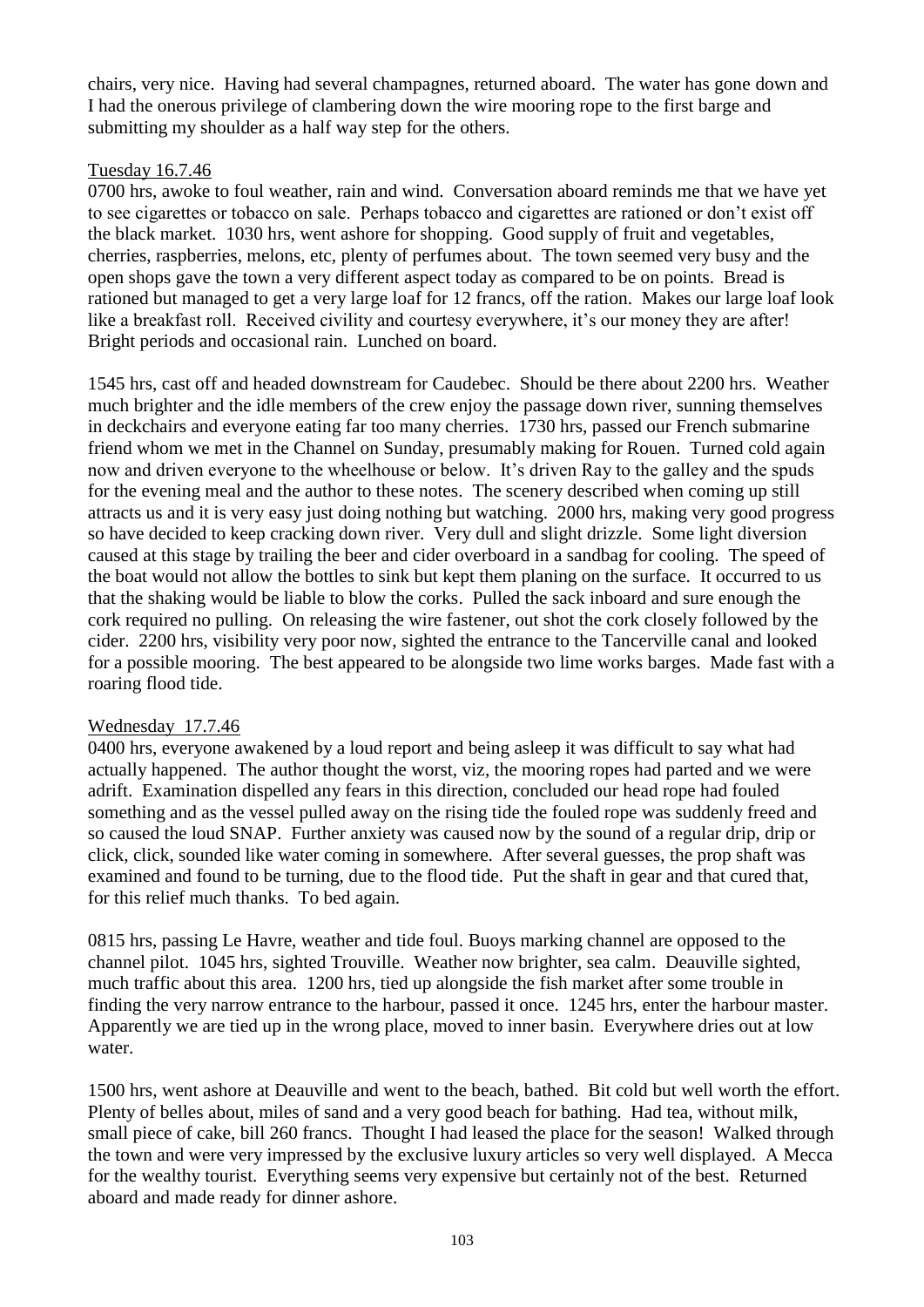chairs, very nice. Having had several champagnes, returned aboard. The water has gone down and I had the onerous privilege of clambering down the wire mooring rope to the first barge and submitting my shoulder as a half way step for the others.

Tuesday 16.7.46

0700 hrs, awoke to foul weather, rain and wind. Conversation aboard reminds me that we have yet to see cigarettes or tobacco on sale. Perhaps tobacco and cigarettes are rationed or don't exist off the black market. 1030 hrs, went ashore for shopping. Good supply of fruit and vegetables, cherries, raspberries, melons, etc, plenty of perfumes about. The town seemed very busy and the open shops gave the town a very different aspect today as compared to be on points. Bread is rationed but managed to get a very large loaf for 12 francs, off the ration. Makes our large loaf look like a breakfast roll. Received civility and courtesy everywhere, it's our money they are after! Bright periods and occasional rain. Lunched on board.

1545 hrs, cast off and headed downstream for Caudebec. Should be there about 2200 hrs. Weather much brighter and the idle members of the crew enjoy the passage down river, sunning themselves in deckchairs and everyone eating far too many cherries. 1730 hrs, passed our French submarine friend whom we met in the Channel on Sunday, presumably making for Rouen. Turned cold again now and driven everyone to the wheelhouse or below. It's driven Ray to the galley and the spuds for the evening meal and the author to these notes. The scenery described when coming up still attracts us and it is very easy just doing nothing but watching. 2000 hrs, making very good progress so have decided to keep cracking down river. Very dull and slight drizzle. Some light diversion caused at this stage by trailing the beer and cider overboard in a sandbag for cooling. The speed of the boat would not allow the bottles to sink but kept them planing on the surface. It occurred to us that the shaking would be liable to blow the corks. Pulled the sack inboard and sure enough the cork required no pulling. On releasing the wire fastener, out shot the cork closely followed by the cider. 2200 hrs, visibility very poor now, sighted the entrance to the Tancerville canal and looked for a possible mooring. The best appeared to be alongside two lime works barges. Made fast with a roaring flood tide.

Wednesday 17.7.46

0400 hrs, everyone awakened by a loud report and being asleep it was difficult to say what had actually happened. The author thought the worst, viz, the mooring ropes had parted and we were adrift. Examination dispelled any fears in this direction, concluded our head rope had fouled something and as the vessel pulled away on the rising tide the fouled rope was suddenly freed and so caused the loud SNAP. Further anxiety was caused now by the sound of a regular drip, drip or click, click, sounded like water coming in somewhere. After several guesses, the prop shaft was examined and found to be turning, due to the flood tide. Put the shaft in gear and that cured that, for this relief much thanks. To bed again.

0815 hrs, passing Le Havre, weather and tide foul. Buoys marking channel are opposed to the channel pilot. 1045 hrs, sighted Trouville. Weather now brighter, sea calm. Deauville sighted, much traffic about this area. 1200 hrs, tied up alongside the fish market after some trouble in finding the very narrow entrance to the harbour, passed it once. 1245 hrs, enter the harbour master. Apparently we are tied up in the wrong place, moved to inner basin. Everywhere dries out at low water.

1500 hrs, went ashore at Deauville and went to the beach, bathed. Bit cold but well worth the effort. Plenty of belles about, miles of sand and a very good beach for bathing. Had tea, without milk, small piece of cake, bill 260 francs. Thought I had leased the place for the season! Walked through the town and were very impressed by the exclusive luxury articles so very well displayed. A Mecca for the wealthy tourist. Everything seems very expensive but certainly not of the best. Returned aboard and made ready for dinner ashore.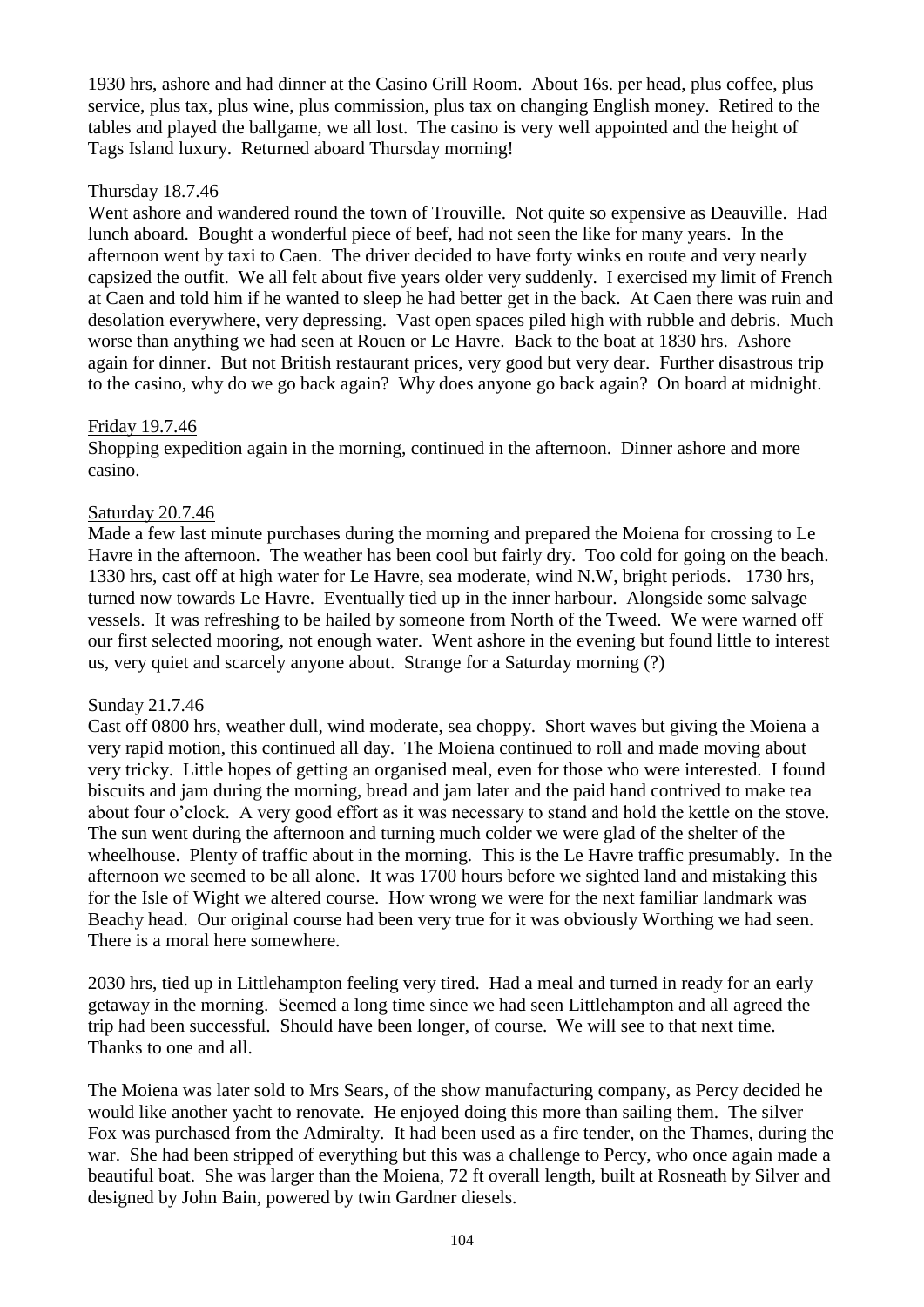1930 hrs, ashore and had dinner at the Casino Grill Room. About 16s. per head, plus coffee, plus service, plus tax, plus wine, plus commission, plus tax on changing English money. Retired to the tables and played the ballgame, we all lost. The casino is very well appointed and the height of Tags Island luxury. Returned aboard Thursday morning!

Thursday 18.7.46

Went ashore and wandered round the town of Trouville. Not quite so expensive as Deauville. Had lunch aboard. Bought a wonderful piece of beef, had not seen the like for many years. In the afternoon went by taxi to Caen. The driver decided to have forty winks en route and very nearly capsized the outfit. We all felt about five years older very suddenly. I exercised my limit of French at Caen and told him if he wanted to sleep he had better get in the back. At Caen there was ruin and desolation everywhere, very depressing. Vast open spaces piled high with rubble and debris. Much worse than anything we had seen at Rouen or Le Havre. Back to the boat at 1830 hrs. Ashore again for dinner. But not British restaurant prices, very good but very dear. Further disastrous trip to the casino, why do we go back again? Why does anyone go back again? On board at midnight.

Friday 19.7.46

Shopping expedition again in the morning, continued in the afternoon. Dinner ashore and more casino.

Saturday 20.7.46

Made a few last minute purchases during the morning and prepared the Moiena for crossing to Le Havre in the afternoon. The weather has been cool but fairly dry. Too cold for going on the beach. 1330 hrs, cast off at high water for Le Havre, sea moderate, wind N.W, bright periods. 1730 hrs, turned now towards Le Havre. Eventually tied up in the inner harbour. Alongside some salvage vessels. It was refreshing to be hailed by someone from North of the Tweed. We were warned off our first selected mooring, not enough water. Went ashore in the evening but found little to interest us, very quiet and scarcely anyone about. Strange for a Saturday morning (?)

Sunday 21.7.46

Cast off 0800 hrs, weather dull, wind moderate, sea choppy. Short waves but giving the Moiena a very rapid motion, this continued all day. The Moiena continued to roll and made moving about very tricky. Little hopes of getting an organised meal, even for those who were interested. I found biscuits and jam during the morning, bread and jam later and the paid hand contrived to make tea about four o'clock. A very good effort as it was necessary to stand and hold the kettle on the stove. The sun went during the afternoon and turning much colder we were glad of the shelter of the wheelhouse. Plenty of traffic about in the morning. This is the Le Havre traffic presumably. In the afternoon we seemed to be all alone. It was 1700 hours before we sighted land and mistaking this for the Isle of Wight we altered course. How wrong we were for the next familiar landmark was Beachy head. Our original course had been very true for it was obviously Worthing we had seen. There is a moral here somewhere.

2030 hrs, tied up in Littlehampton feeling very tired. Had a meal and turned in ready for an early getaway in the morning. Seemed a long time since we had seen Littlehampton and all agreed the trip had been successful. Should have been longer, of course. We will see to that next time. Thanks to one and all.

The Moiena was later sold to Mrs Sears, of the show manufacturing company, as Percy decided he would like another yacht to renovate. He enjoyed doing this more than sailing them. The silver Fox was purchased from the Admiralty. It had been used as a fire tender, on the Thames, during the war. She had been stripped of everything but this was a challenge to Percy, who once again made a beautiful boat. She was larger than the Moiena, 72 ft overall length, built at Rosneath by Silver and designed by John Bain, powered by twin Gardner diesels.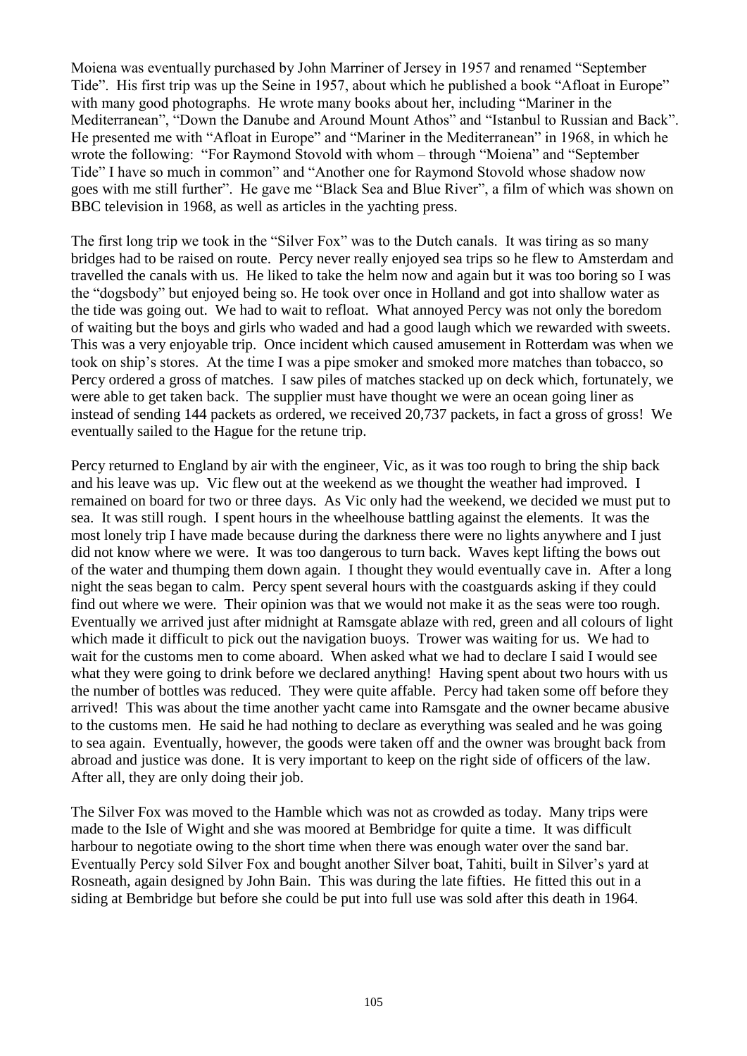Moiena was eventually purchased by John Marriner of Jersey in 1957 and renamed "September Tide". His first trip was up the Seine in 1957, about which he published a book "Afloat in Europe" with many good photographs. He wrote many books about her, including "Mariner in the Mediterranean", "Down the Danube and Around Mount Athos" and "Istanbul to Russian and Back". He presented me with "Afloat in Europe" and "Mariner in the Mediterranean" in 1968, in which he wrote the following: "For Raymond Stovold with whom – through "Moiena" and "September Tide" I have so much in common" and "Another one for Raymond Stovold whose shadow now goes with me still further". He gave me "Black Sea and Blue River", a film of which was shown on BBC television in 1968, as well as articles in the yachting press.

The first long trip we took in the "Silver Fox" was to the Dutch canals. It was tiring as so many bridges had to be raised on route. Percy never really enjoyed sea trips so he flew to Amsterdam and travelled the canals with us. He liked to take the helm now and again but it was too boring so I was the "dogsbody" but enjoyed being so. He took over once in Holland and got into shallow water as the tide was going out. We had to wait to refloat. What annoyed Percy was not only the boredom of waiting but the boys and girls who waded and had a good laugh which we rewarded with sweets. This was a very enjoyable trip. Once incident which caused amusement in Rotterdam was when we took on ship's stores. At the time I was a pipe smoker and smoked more matches than tobacco, so Percy ordered a gross of matches. I saw piles of matches stacked up on deck which, fortunately, we were able to get taken back. The supplier must have thought we were an ocean going liner as instead of sending 144 packets as ordered, we received 20,737 packets, in fact a gross of gross! We eventually sailed to the Hague for the retune trip.

Percy returned to England by air with the engineer, Vic, as it was too rough to bring the ship back and his leave was up. Vic flew out at the weekend as we thought the weather had improved. I remained on board for two or three days. As Vic only had the weekend, we decided we must put to sea. It was still rough. I spent hours in the wheelhouse battling against the elements. It was the most lonely trip I have made because during the darkness there were no lights anywhere and I just did not know where we were. It was too dangerous to turn back. Waves kept lifting the bows out of the water and thumping them down again. I thought they would eventually cave in. After a long night the seas began to calm. Percy spent several hours with the coastguards asking if they could find out where we were. Their opinion was that we would not make it as the seas were too rough. Eventually we arrived just after midnight at Ramsgate ablaze with red, green and all colours of light which made it difficult to pick out the navigation buoys. Trower was waiting for us. We had to wait for the customs men to come aboard. When asked what we had to declare I said I would see what they were going to drink before we declared anything! Having spent about two hours with us the number of bottles was reduced. They were quite affable. Percy had taken some off before they arrived! This was about the time another yacht came into Ramsgate and the owner became abusive to the customs men. He said he had nothing to declare as everything was sealed and he was going to sea again. Eventually, however, the goods were taken off and the owner was brought back from abroad and justice was done. It is very important to keep on the right side of officers of the law. After all, they are only doing their job.

The Silver Fox was moved to the Hamble which was not as crowded as today. Many trips were made to the Isle of Wight and she was moored at Bembridge for quite a time. It was difficult harbour to negotiate owing to the short time when there was enough water over the sand bar. Eventually Percy sold Silver Fox and bought another Silver boat, Tahiti, built in Silver's yard at Rosneath, again designed by John Bain. This was during the late fifties. He fitted this out in a siding at Bembridge but before she could be put into full use was sold after this death in 1964.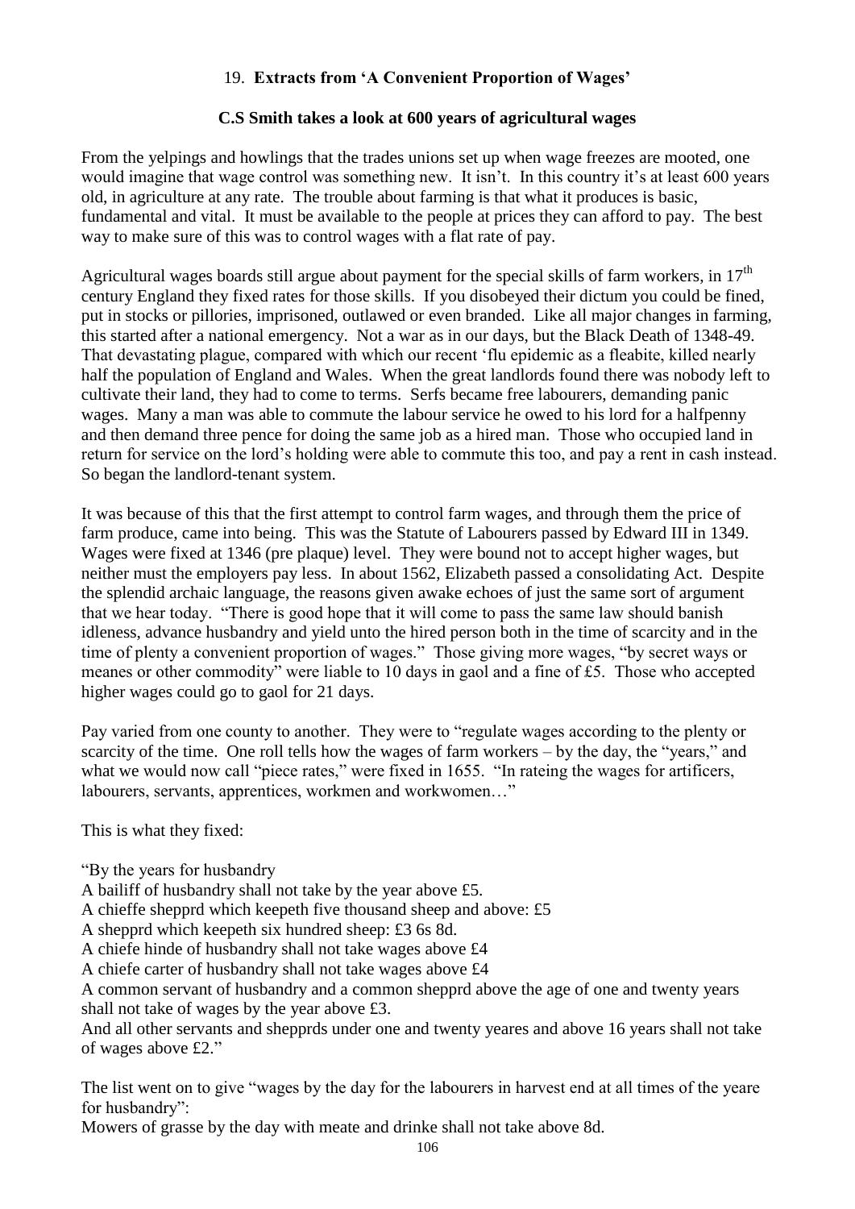## 19. **Extracts from 'A Convenient Proportion of Wages'**

### **C.S Smith takes a look at 600 years of agricultural wages**

From the yelpings and howlings that the trades unions set up when wage freezes are mooted, one would imagine that wage control was something new. It isn't. In this country it's at least 600 years old, in agriculture at any rate. The trouble about farming is that what it produces is basic, fundamental and vital. It must be available to the people at prices they can afford to pay. The best way to make sure of this was to control wages with a flat rate of pay.

Agricultural wages boards still argue about payment for the special skills of farm workers, in 17th century England they fixed rates for those skills. If you disobeyed their dictum you could be fined, put in stocks or pillories, imprisoned, outlawed or even branded. Like all major changes in farming, this started after a national emergency. Not a war as in our days, but the Black Death of 1348-49. That devastating plague, compared with which our recent 'flu epidemic as a fleabite, killed nearly half the population of England and Wales. When the great landlords found there was nobody left to cultivate their land, they had to come to terms. Serfs became free labourers, demanding panic wages. Many a man was able to commute the labour service he owed to his lord for a halfpenny and then demand three pence for doing the same job as a hired man. Those who occupied land in return for service on the lord's holding were able to commute this too, and pay a rent in cash instead. So began the landlord-tenant system.

It was because of this that the first attempt to control farm wages, and through them the price of farm produce, came into being. This was the Statute of Labourers passed by Edward III in 1349. Wages were fixed at 1346 (pre plaque) level. They were bound not to accept higher wages, but neither must the employers pay less. In about 1562, Elizabeth passed a consolidating Act. Despite the splendid archaic language, the reasons given awake echoes of just the same sort of argument that we hear today. "There is good hope that it will come to pass the same law should banish idleness, advance husbandry and yield unto the hired person both in the time of scarcity and in the time of plenty a convenient proportion of wages." Those giving more wages, "by secret ways or meanes or other commodity" were liable to 10 days in gaol and a fine of £5. Those who accepted higher wages could go to gaol for 21 days.

Pay varied from one county to another. They were to "regulate wages according to the plenty or scarcity of the time. One roll tells how the wages of farm workers – by the day, the "years," and what we would now call "piece rates," were fixed in 1655. "In rateing the wages for artificers, labourers, servants, apprentices, workmen and workwomen…"

This is what they fixed:

"By the years for husbandry
A bailiff of husbandry shall not take by the year above £5.
A chieffe shepprd which keepeth five thousand sheep and above: £5
A shepprd which keepeth six hundred sheep: £3 6s 8d.
A chiefe hinde of husbandry shall not take wages above £4
A chiefe carter of husbandry shall not take wages above £4
A common servant of husbandry and a common shepprd above the age of one and twenty years shall not take of wages by the year above £3.
And all other servants and shepprds under one and twenty yeares and above 16 years shall not take of wages above £2."

The list went on to give "wages by the day for the labourers in harvest end at all times of the yeare for husbandry":
Mowers of grasse by the day with meate and drinke shall not take above 8d.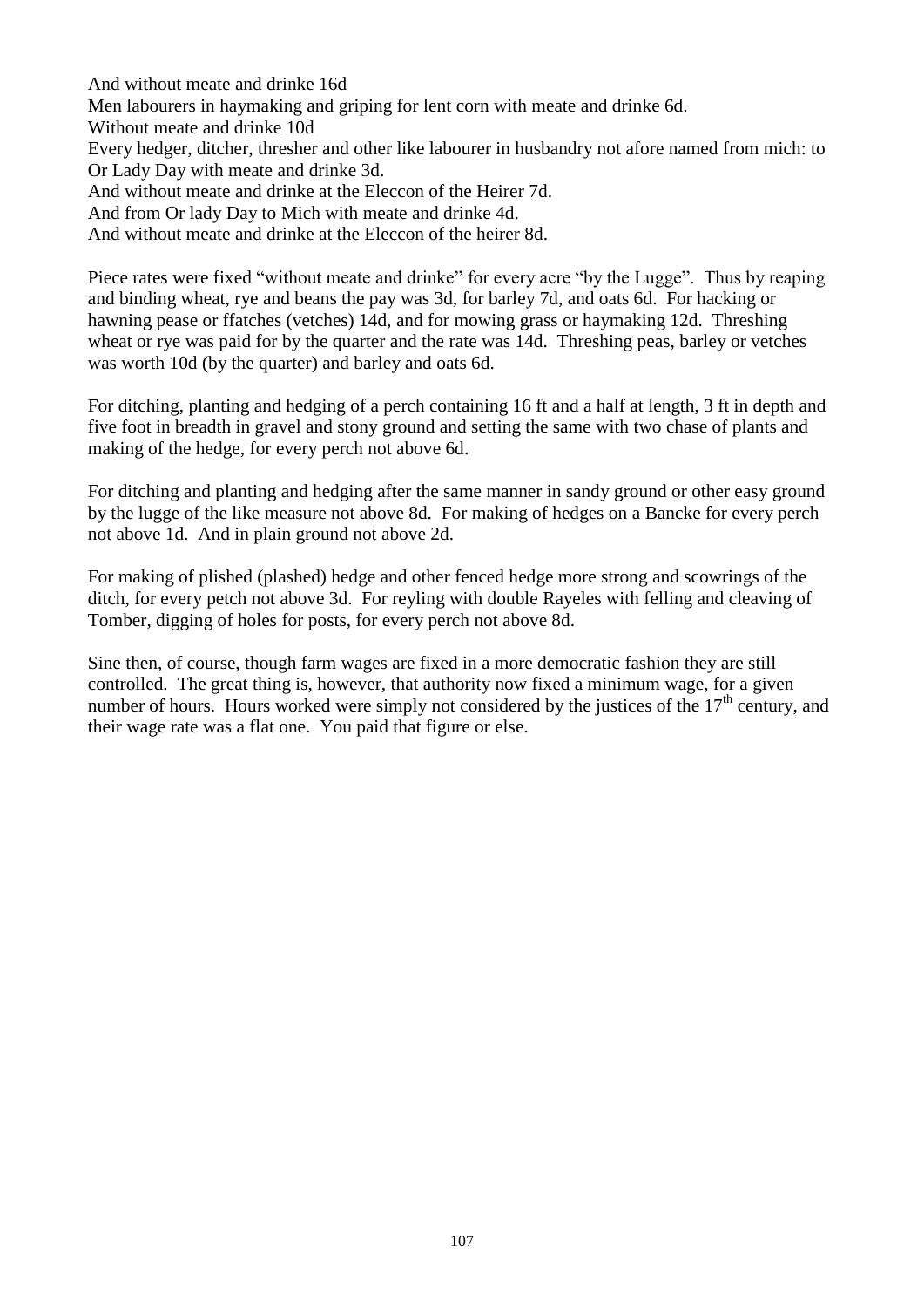And without meate and drinke 16d
Men labourers in haymaking and griping for lent corn with meate and drinke 6d.
Without meate and drinke 10d
Every hedger, ditcher, thresher and other like labourer in husbandry not afore named from mich: to Or Lady Day with meate and drinke 3d.
And without meate and drinke at the Eleccon of the Heirer 7d.
And from Or lady Day to Mich with meate and drinke 4d.
And without meate and drinke at the Eleccon of the heirer 8d.

Piece rates were fixed "without meate and drinke" for every acre "by the Lugge". Thus by reaping and binding wheat, rye and beans the pay was 3d, for barley 7d, and oats 6d. For hacking or hawning pease or ffatches (vetches) 14d, and for mowing grass or haymaking 12d. Threshing wheat or rye was paid for by the quarter and the rate was 14d. Threshing peas, barley or vetches was worth 10d (by the quarter) and barley and oats 6d.

For ditching, planting and hedging of a perch containing 16 ft and a half at length, 3 ft in depth and five foot in breadth in gravel and stony ground and setting the same with two chase of plants and making of the hedge, for every perch not above 6d.

For ditching and planting and hedging after the same manner in sandy ground or other easy ground by the lugge of the like measure not above 8d. For making of hedges on a Bancke for every perch not above 1d. And in plain ground not above 2d.

For making of plished (plashed) hedge and other fenced hedge more strong and scowrings of the ditch, for every petch not above 3d. For reyling with double Rayeles with felling and cleaving of Tomber, digging of holes for posts, for every perch not above 8d.

Sine then, of course, though farm wages are fixed in a more democratic fashion they are still controlled. The great thing is, however, that authority now fixed a minimum wage, for a given number of hours. Hours worked were simply not considered by the justices of the 17th century, and their wage rate was a flat one. You paid that figure or else.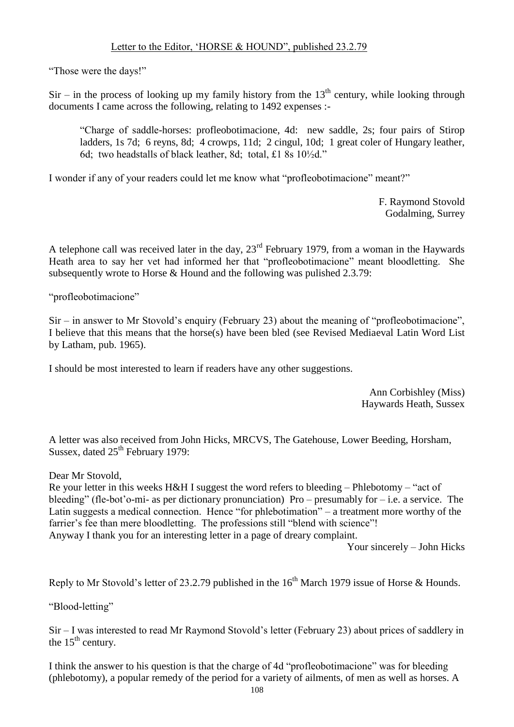Letter to the Editor, 'HORSE & HOUND", published 23.2.79

"Those were the days!"

Sir – in the process of looking up my family history from the 13th century, while looking through documents I came across the following, relating to 1492 expenses :-

> "Charge of saddle-horses: profleobotimacione, 4d: new saddle, 2s; four pairs of Stirop ladders, 1s 7d; 6 reyns, 8d; 4 crowps, 11d; 2 cingul, 10d; 1 great coler of Hungary leather, 6d; two headstalls of black leather, 8d; total, £1 8s 10½d."

I wonder if any of your readers could let me know what "profleobotimacione" meant?"

F. Raymond Stovold
Godalming, Surrey

A telephone call was received later in the day, 23rd February 1979, from a woman in the Haywards Heath area to say her vet had informed her that "profleobotimacione" meant bloodletting. She subsequently wrote to Horse & Hound and the following was pulished 2.3.79:

"profleobotimacione"

Sir – in answer to Mr Stovold's enquiry (February 23) about the meaning of "profleobotimacione", I believe that this means that the horse(s) have been bled (see Revised Mediaeval Latin Word List by Latham, pub. 1965).

I should be most interested to learn if readers have any other suggestions.

Ann Corbishley (Miss)
Haywards Heath, Sussex

A letter was also received from John Hicks, MRCVS, The Gatehouse, Lower Beeding, Horsham, Sussex, dated 25th February 1979:

Dear Mr Stovold,
Re your letter in this weeks H&H I suggest the word refers to bleeding – Phlebotomy – "act of bleeding" (fle-bot'o-mi- as per dictionary pronunciation) Pro – presumably for – i.e. a service. The Latin suggests a medical connection. Hence "for phlebotimation" – a treatment more worthy of the farrier's fee than mere bloodletting. The professions still "blend with science"!
Anyway I thank you for an interesting letter in a page of dreary complaint.

Your sincerely – John Hicks

Reply to Mr Stovold's letter of 23.2.79 published in the 16th March 1979 issue of Horse & Hounds.

"Blood-letting"

Sir – I was interested to read Mr Raymond Stovold's letter (February 23) about prices of saddlery in the 15th century.

I think the answer to his question is that the charge of 4d "profleobotimacione" was for bleeding (phlebotomy), a popular remedy of the period for a variety of ailments, of men as well as horses. A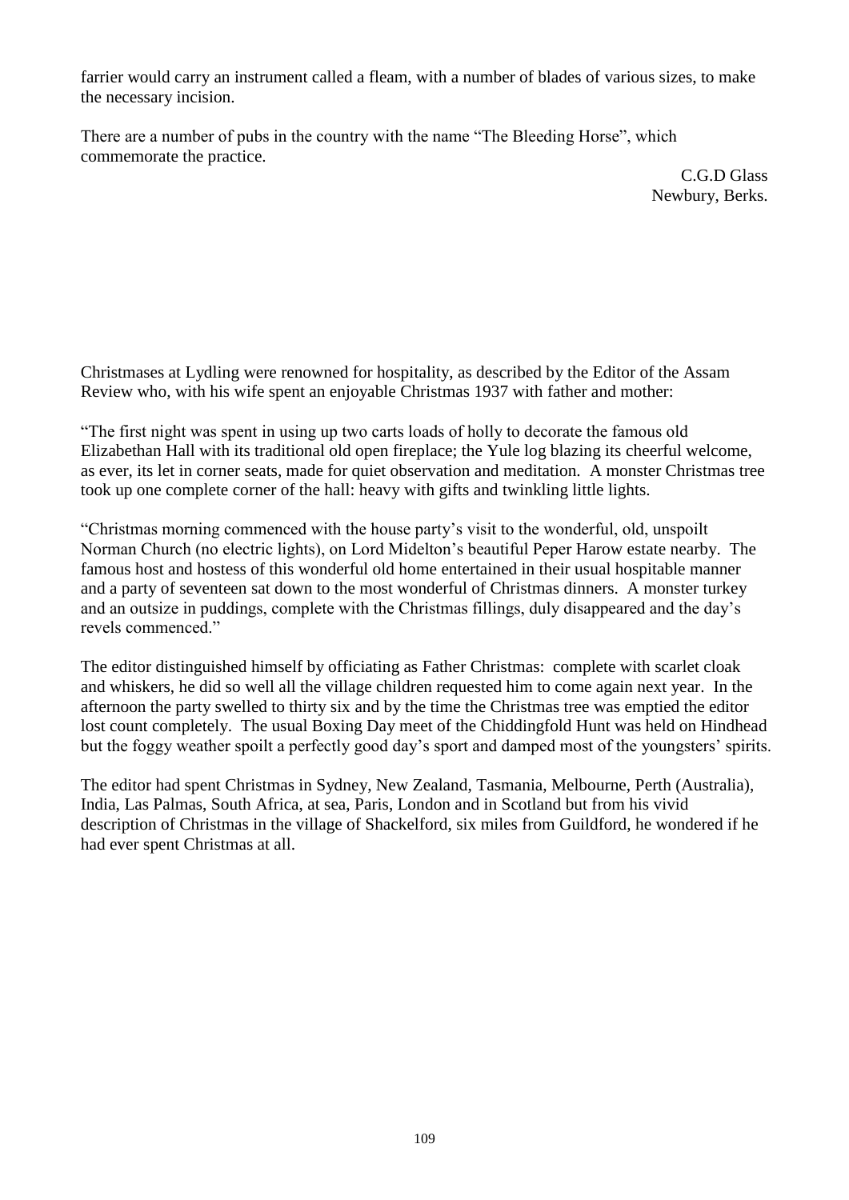farrier would carry an instrument called a fleam, with a number of blades of various sizes, to make the necessary incision.

There are a number of pubs in the country with the name "The Bleeding Horse", which commemorate the practice.

C.G.D Glass
Newbury, Berks.

Christmases at Lydling were renowned for hospitality, as described by the Editor of the Assam Review who, with his wife spent an enjoyable Christmas 1937 with father and mother:

"The first night was spent in using up two carts loads of holly to decorate the famous old Elizabethan Hall with its traditional old open fireplace; the Yule log blazing its cheerful welcome, as ever, its let in corner seats, made for quiet observation and meditation. A monster Christmas tree took up one complete corner of the hall: heavy with gifts and twinkling little lights.

"Christmas morning commenced with the house party's visit to the wonderful, old, unspoilt Norman Church (no electric lights), on Lord Midelton's beautiful Peper Harow estate nearby. The famous host and hostess of this wonderful old home entertained in their usual hospitable manner and a party of seventeen sat down to the most wonderful of Christmas dinners. A monster turkey and an outsize in puddings, complete with the Christmas fillings, duly disappeared and the day's revels commenced."

The editor distinguished himself by officiating as Father Christmas: complete with scarlet cloak and whiskers, he did so well all the village children requested him to come again next year. In the afternoon the party swelled to thirty six and by the time the Christmas tree was emptied the editor lost count completely. The usual Boxing Day meet of the Chiddingfold Hunt was held on Hindhead but the foggy weather spoilt a perfectly good day's sport and damped most of the youngsters' spirits.

The editor had spent Christmas in Sydney, New Zealand, Tasmania, Melbourne, Perth (Australia), India, Las Palmas, South Africa, at sea, Paris, London and in Scotland but from his vivid description of Christmas in the village of Shackelford, six miles from Guildford, he wondered if he had ever spent Christmas at all.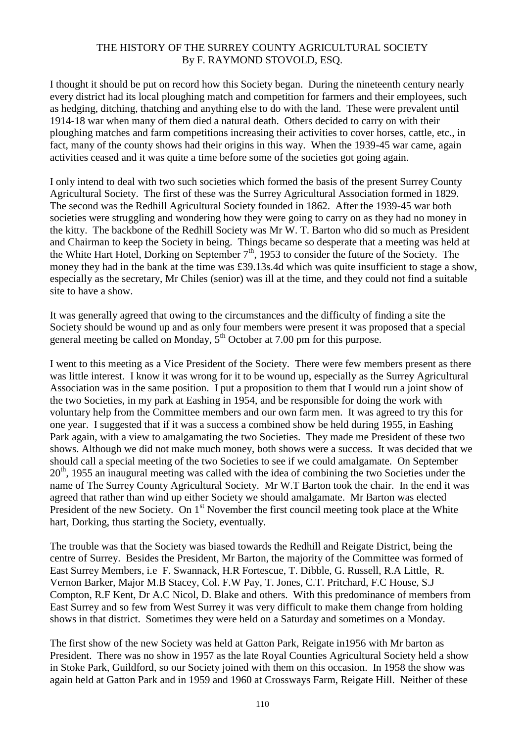# THE HISTORY OF THE SURREY COUNTY AGRICULTURAL SOCIETY
By F. RAYMOND STOVOLD, ESQ.

I thought it should be put on record how this Society began. During the nineteenth century nearly every district had its local ploughing match and competition for farmers and their employees, such as hedging, ditching, thatching and anything else to do with the land. These were prevalent until 1914-18 war when many of them died a natural death. Others decided to carry on with their ploughing matches and farm competitions increasing their activities to cover horses, cattle, etc., in fact, many of the county shows had their origins in this way. When the 1939-45 war came, again activities ceased and it was quite a time before some of the societies got going again.

I only intend to deal with two such societies which formed the basis of the present Surrey County Agricultural Society. The first of these was the Surrey Agricultural Association formed in 1829. The second was the Redhill Agricultural Society founded in 1862. After the 1939-45 war both societies were struggling and wondering how they were going to carry on as they had no money in the kitty. The backbone of the Redhill Society was Mr W. T. Barton who did so much as President and Chairman to keep the Society in being. Things became so desperate that a meeting was held at the White Hart Hotel, Dorking on September 7th, 1953 to consider the future of the Society. The money they had in the bank at the time was £39.13s.4d which was quite insufficient to stage a show, especially as the secretary, Mr Chiles (senior) was ill at the time, and they could not find a suitable site to have a show.

It was generally agreed that owing to the circumstances and the difficulty of finding a site the Society should be wound up and as only four members were present it was proposed that a special general meeting be called on Monday, 5th October at 7.00 pm for this purpose.

I went to this meeting as a Vice President of the Society. There were few members present as there was little interest. I know it was wrong for it to be wound up, especially as the Surrey Agricultural Association was in the same position. I put a proposition to them that I would run a joint show of the two Societies, in my park at Eashing in 1954, and be responsible for doing the work with voluntary help from the Committee members and our own farm men. It was agreed to try this for one year. I suggested that if it was a success a combined show be held during 1955, in Eashing Park again, with a view to amalgamating the two Societies. They made me President of these two shows. Although we did not make much money, both shows were a success. It was decided that we should call a special meeting of the two Societies to see if we could amalgamate. On September 20th, 1955 an inaugural meeting was called with the idea of combining the two Societies under the name of The Surrey County Agricultural Society. Mr W.T Barton took the chair. In the end it was agreed that rather than wind up either Society we should amalgamate. Mr Barton was elected President of the new Society. On 1st November the first council meeting took place at the White hart, Dorking, thus starting the Society, eventually.

The trouble was that the Society was biased towards the Redhill and Reigate District, being the centre of Surrey. Besides the President, Mr Barton, the majority of the Committee was formed of East Surrey Members, i.e F. Swannack, H.R Fortescue, T. Dibble, G. Russell, R.A Little, R. Vernon Barker, Major M.B Stacey, Col. F.W Pay, T. Jones, C.T. Pritchard, F.C House, S.J Compton, R.F Kent, Dr A.C Nicol, D. Blake and others. With this predominance of members from East Surrey and so few from West Surrey it was very difficult to make them change from holding shows in that district. Sometimes they were held on a Saturday and sometimes on a Monday.

The first show of the new Society was held at Gatton Park, Reigate in1956 with Mr barton as President. There was no show in 1957 as the late Royal Counties Agricultural Society held a show in Stoke Park, Guildford, so our Society joined with them on this occasion. In 1958 the show was again held at Gatton Park and in 1959 and 1960 at Crossways Farm, Reigate Hill. Neither of these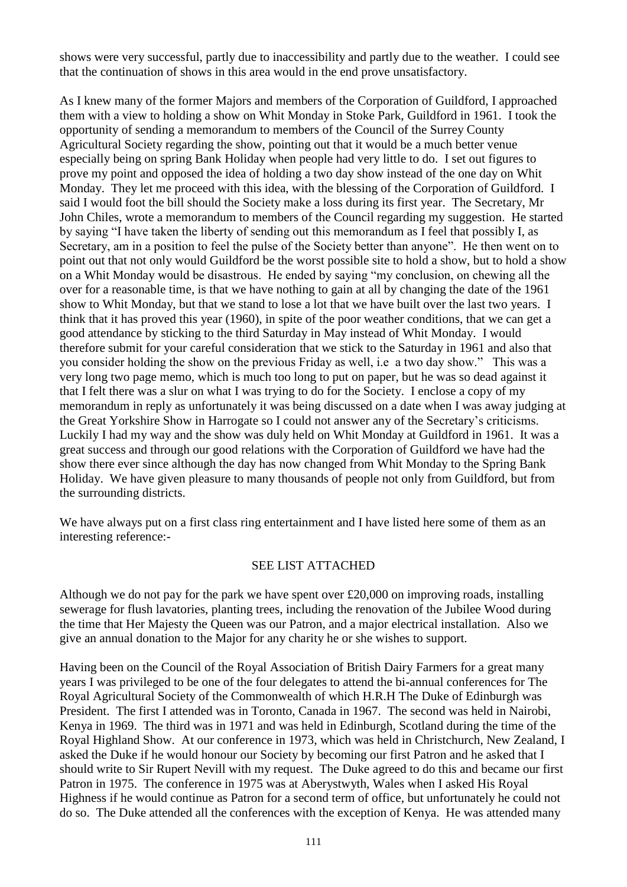shows were very successful, partly due to inaccessibility and partly due to the weather. I could see that the continuation of shows in this area would in the end prove unsatisfactory.

As I knew many of the former Majors and members of the Corporation of Guildford, I approached them with a view to holding a show on Whit Monday in Stoke Park, Guildford in 1961. I took the opportunity of sending a memorandum to members of the Council of the Surrey County Agricultural Society regarding the show, pointing out that it would be a much better venue especially being on spring Bank Holiday when people had very little to do. I set out figures to prove my point and opposed the idea of holding a two day show instead of the one day on Whit Monday. They let me proceed with this idea, with the blessing of the Corporation of Guildford. I said I would foot the bill should the Society make a loss during its first year. The Secretary, Mr John Chiles, wrote a memorandum to members of the Council regarding my suggestion. He started by saying "I have taken the liberty of sending out this memorandum as I feel that possibly I, as Secretary, am in a position to feel the pulse of the Society better than anyone". He then went on to point out that not only would Guildford be the worst possible site to hold a show, but to hold a show on a Whit Monday would be disastrous. He ended by saying "my conclusion, on chewing all the over for a reasonable time, is that we have nothing to gain at all by changing the date of the 1961 show to Whit Monday, but that we stand to lose a lot that we have built over the last two years. I think that it has proved this year (1960), in spite of the poor weather conditions, that we can get a good attendance by sticking to the third Saturday in May instead of Whit Monday. I would therefore submit for your careful consideration that we stick to the Saturday in 1961 and also that you consider holding the show on the previous Friday as well, i.e a two day show." This was a very long two page memo, which is much too long to put on paper, but he was so dead against it that I felt there was a slur on what I was trying to do for the Society. I enclose a copy of my memorandum in reply as unfortunately it was being discussed on a date when I was away judging at the Great Yorkshire Show in Harrogate so I could not answer any of the Secretary's criticisms. Luckily I had my way and the show was duly held on Whit Monday at Guildford in 1961. It was a great success and through our good relations with the Corporation of Guildford we have had the show there ever since although the day has now changed from Whit Monday to the Spring Bank Holiday. We have given pleasure to many thousands of people not only from Guildford, but from the surrounding districts.

We have always put on a first class ring entertainment and I have listed here some of them as an interesting reference:-

SEE LIST ATTACHED

Although we do not pay for the park we have spent over £20,000 on improving roads, installing sewerage for flush lavatories, planting trees, including the renovation of the Jubilee Wood during the time that Her Majesty the Queen was our Patron, and a major electrical installation. Also we give an annual donation to the Major for any charity he or she wishes to support.

Having been on the Council of the Royal Association of British Dairy Farmers for a great many years I was privileged to be one of the four delegates to attend the bi-annual conferences for The Royal Agricultural Society of the Commonwealth of which H.R.H The Duke of Edinburgh was President. The first I attended was in Toronto, Canada in 1967. The second was held in Nairobi, Kenya in 1969. The third was in 1971 and was held in Edinburgh, Scotland during the time of the Royal Highland Show. At our conference in 1973, which was held in Christchurch, New Zealand, I asked the Duke if he would honour our Society by becoming our first Patron and he asked that I should write to Sir Rupert Nevill with my request. The Duke agreed to do this and became our first Patron in 1975. The conference in 1975 was at Aberystwyth, Wales when I asked His Royal Highness if he would continue as Patron for a second term of office, but unfortunately he could not do so. The Duke attended all the conferences with the exception of Kenya. He was attended many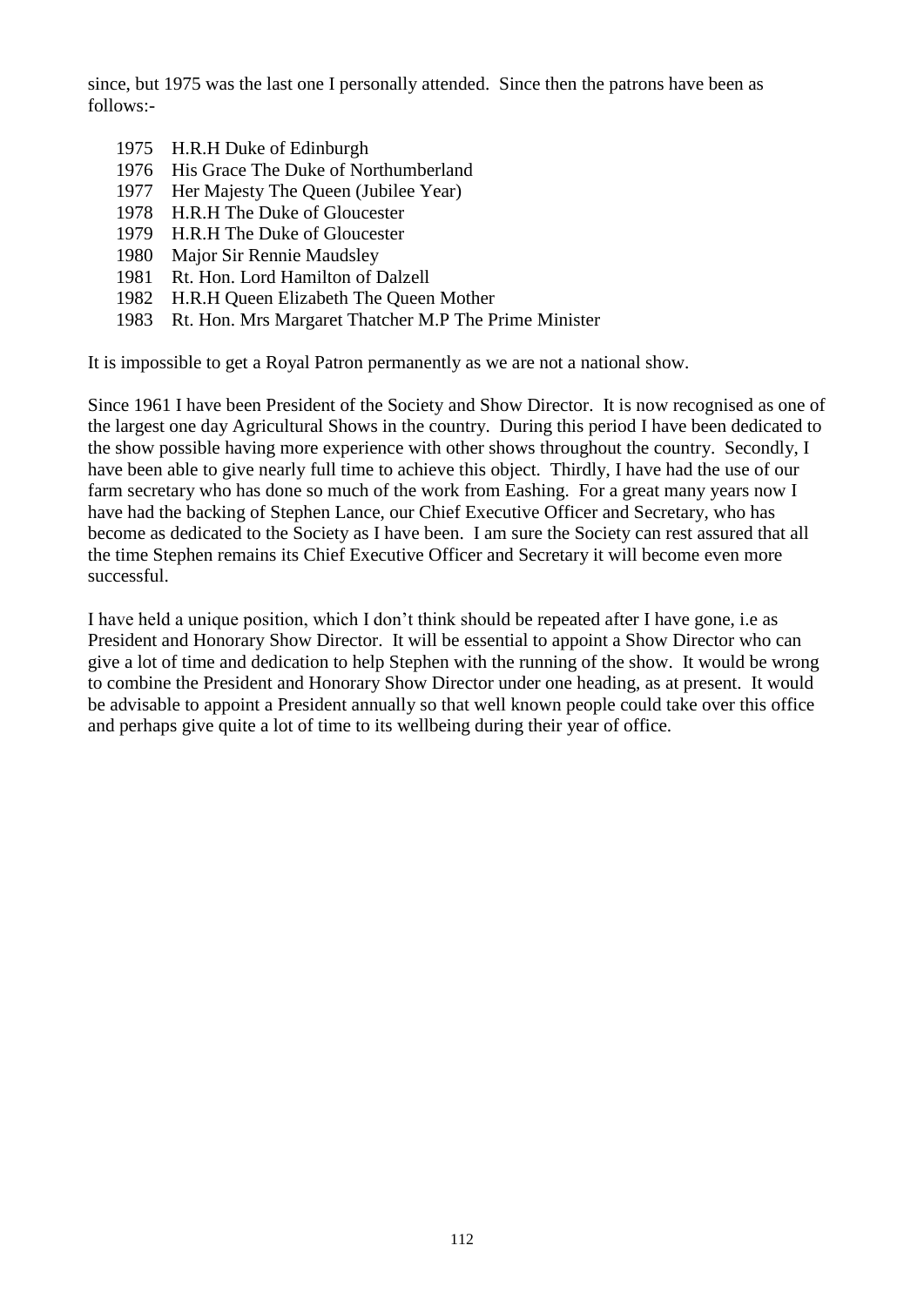since, but 1975 was the last one I personally attended. Since then the patrons have been as follows:-

1975 H.R.H Duke of Edinburgh
1976 His Grace The Duke of Northumberland
1977 Her Majesty The Queen (Jubilee Year)
1978 H.R.H The Duke of Gloucester
1979 H.R.H The Duke of Gloucester
1980 Major Sir Rennie Maudsley
1981 Rt. Hon. Lord Hamilton of Dalzell
1982 H.R.H Queen Elizabeth The Queen Mother
1983 Rt. Hon. Mrs Margaret Thatcher M.P The Prime Minister

It is impossible to get a Royal Patron permanently as we are not a national show.

Since 1961 I have been President of the Society and Show Director. It is now recognised as one of the largest one day Agricultural Shows in the country. During this period I have been dedicated to the show possible having more experience with other shows throughout the country. Secondly, I have been able to give nearly full time to achieve this object. Thirdly, I have had the use of our farm secretary who has done so much of the work from Eashing. For a great many years now I have had the backing of Stephen Lance, our Chief Executive Officer and Secretary, who has become as dedicated to the Society as I have been. I am sure the Society can rest assured that all the time Stephen remains its Chief Executive Officer and Secretary it will become even more successful.

I have held a unique position, which I don't think should be repeated after I have gone, i.e as President and Honorary Show Director. It will be essential to appoint a Show Director who can give a lot of time and dedication to help Stephen with the running of the show. It would be wrong to combine the President and Honorary Show Director under one heading, as at present. It would be advisable to appoint a President annually so that well known people could take over this office and perhaps give quite a lot of time to its wellbeing during their year of office.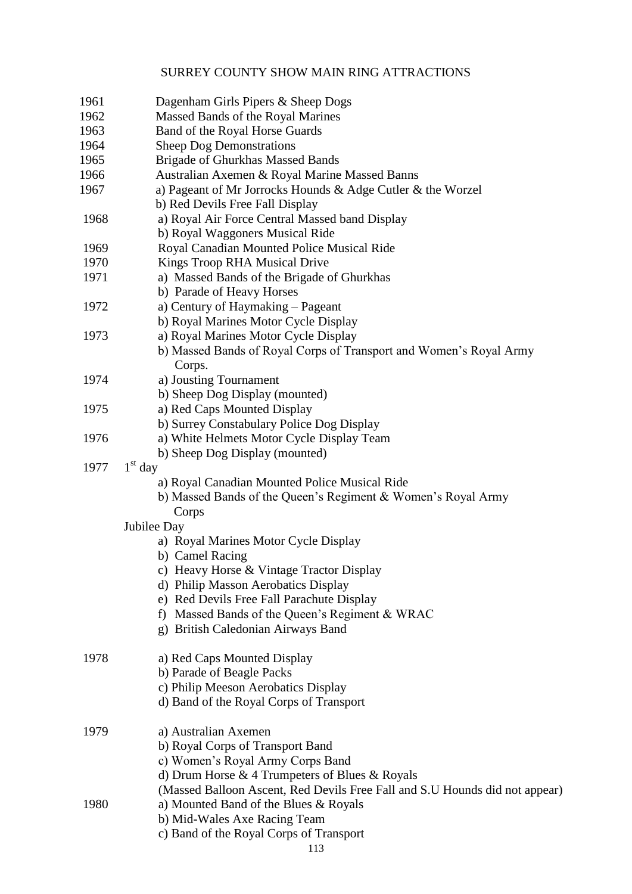# SURREY COUNTY SHOW MAIN RING ATTRACTIONS

1961 Dagenham Girls Pipers & Sheep Dogs

1962 Massed Bands of the Royal Marines

1963 Band of the Royal Horse Guards

1964 Sheep Dog Demonstrations

1965 Brigade of Ghurkhas Massed Bands

1966 Australian Axemen & Royal Marine Massed Banns

1967
- a) Pageant of Mr Jorrocks Hounds & Adge Cutler & the Worzel
- b) Red Devils Free Fall Display

1968
- a) Royal Air Force Central Massed band Display
- b) Royal Waggoners Musical Ride

1969 Royal Canadian Mounted Police Musical Ride

1970 Kings Troop RHA Musical Drive

1971
- a) Massed Bands of the Brigade of Ghurkhas
- b) Parade of Heavy Horses

1972
- a) Century of Haymaking – Pageant
- b) Royal Marines Motor Cycle Display

1973
- a) Royal Marines Motor Cycle Display
- b) Massed Bands of Royal Corps of Transport and Women's Royal Army Corps.

1974
- a) Jousting Tournament
- b) Sheep Dog Display (mounted)

1975
- a) Red Caps Mounted Display
- b) Surrey Constabulary Police Dog Display

1976
- a) White Helmets Motor Cycle Display Team
- b) Sheep Dog Display (mounted)

1977 1st day
- a) Royal Canadian Mounted Police Musical Ride
- b) Massed Bands of the Queen's Regiment & Women's Royal Army Corps

Jubilee Day
- a) Royal Marines Motor Cycle Display
- b) Camel Racing
- c) Heavy Horse & Vintage Tractor Display
- d) Philip Masson Aerobatics Display
- e) Red Devils Free Fall Parachute Display
- f) Massed Bands of the Queen's Regiment & WRAC
- g) British Caledonian Airways Band

1978
- a) Red Caps Mounted Display
- b) Parade of Beagle Packs
- c) Philip Meeson Aerobatics Display
- d) Band of the Royal Corps of Transport

1979
- a) Australian Axemen
- b) Royal Corps of Transport Band
- c) Women's Royal Army Corps Band
- d) Drum Horse & 4 Trumpeters of Blues & Royals

(Massed Balloon Ascent, Red Devils Free Fall and S.U Hounds did not appear)

1980
- a) Mounted Band of the Blues & Royals
- b) Mid-Wales Axe Racing Team
- c) Band of the Royal Corps of Transport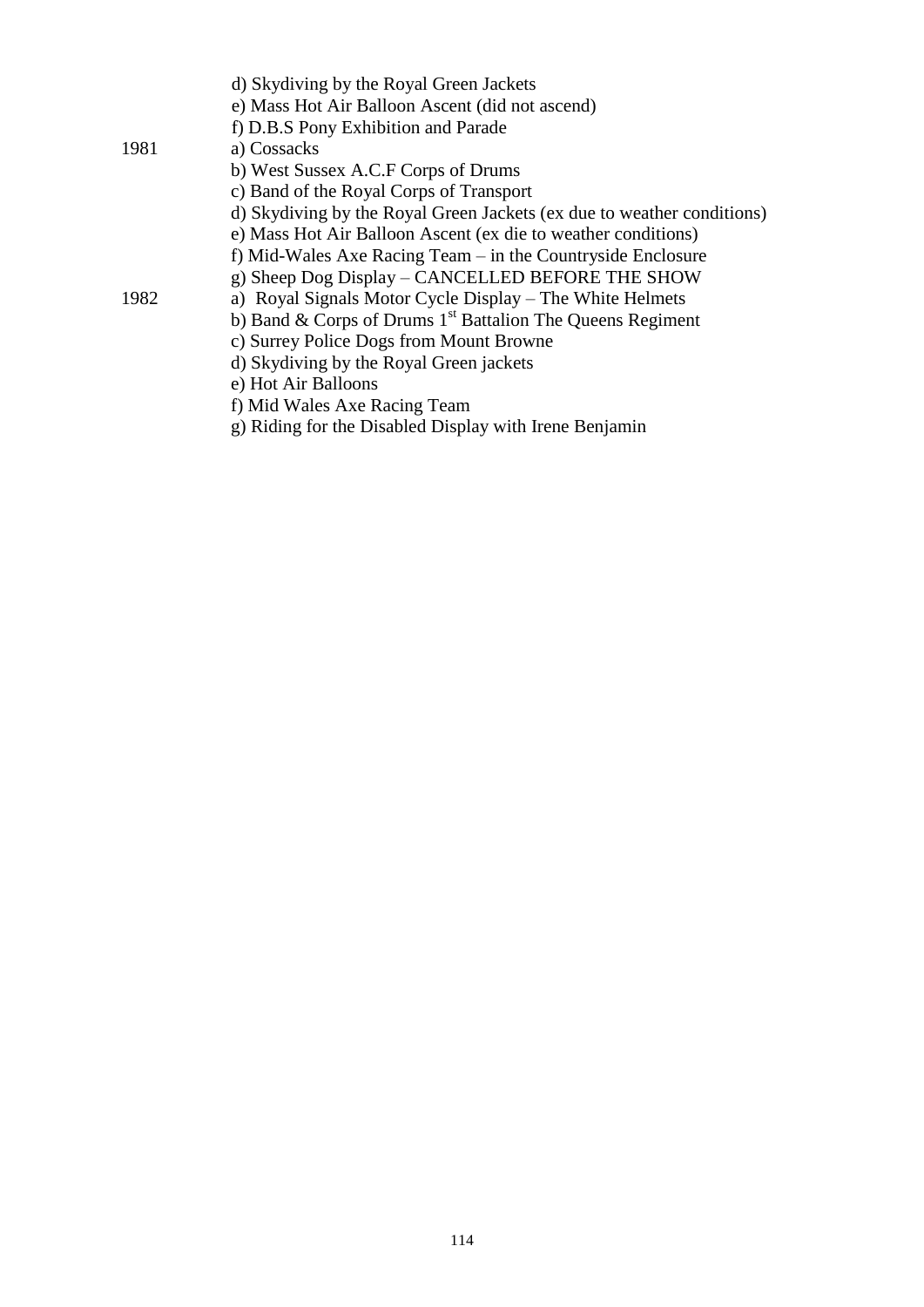d) Skydiving by the Royal Green Jackets
e) Mass Hot Air Balloon Ascent (did not ascend)
f) D.B.S Pony Exhibition and Parade

1981
a) Cossacks
b) West Sussex A.C.F Corps of Drums
c) Band of the Royal Corps of Transport
d) Skydiving by the Royal Green Jackets (ex due to weather conditions)
e) Mass Hot Air Balloon Ascent (ex die to weather conditions)
f) Mid-Wales Axe Racing Team – in the Countryside Enclosure
g) Sheep Dog Display – CANCELLED BEFORE THE SHOW

1982
a) Royal Signals Motor Cycle Display – The White Helmets
b) Band & Corps of Drums 1st Battalion The Queens Regiment
c) Surrey Police Dogs from Mount Browne
d) Skydiving by the Royal Green jackets
e) Hot Air Balloons
f) Mid Wales Axe Racing Team
g) Riding for the Disabled Display with Irene Benjamin